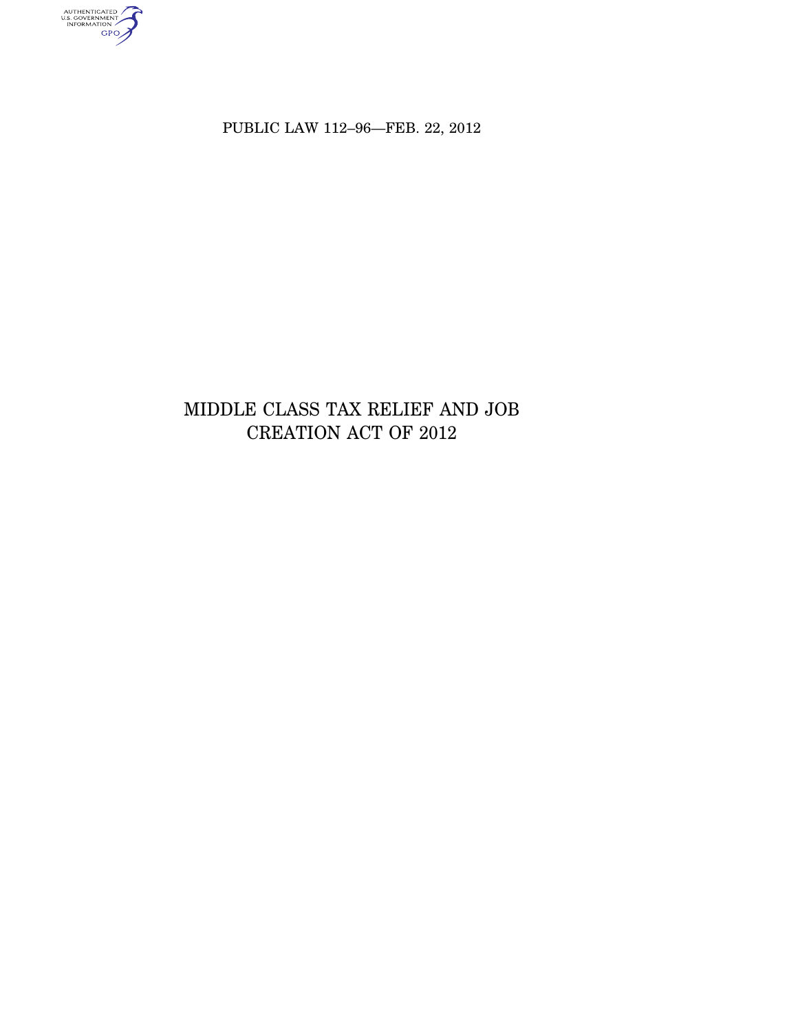PUBLIC LAW 112–96—FEB. 22, 2012

# MIDDLE CLASS TAX RELIEF AND JOB CREATION ACT OF 2012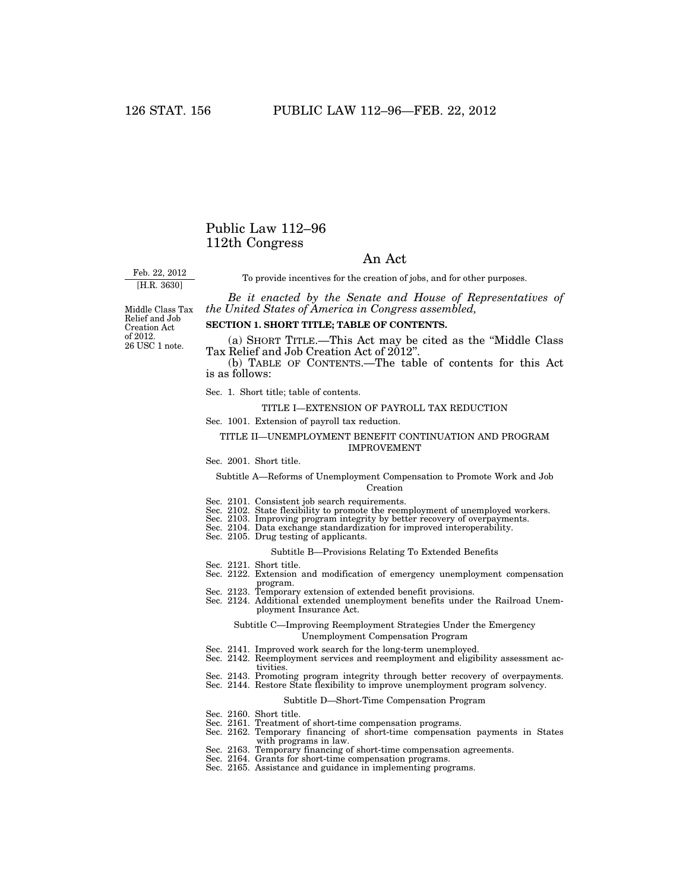# Public Law 112–96
# 112th Congress

## An Act

Feb. 22, 2012
[H.R. 3630]

To provide incentives for the creation of jobs, and for other purposes.

*Be it enacted by the Senate and House of Representatives of the United States of America in Congress assembled,*

Middle Class Tax Relief and Job Creation Act of 2012.
26 USC 1 note.

**SECTION 1. SHORT TITLE; TABLE OF CONTENTS.**

(a) SHORT TITLE.—This Act may be cited as the "Middle Class Tax Relief and Job Creation Act of 2012".

(b) TABLE OF CONTENTS.—The table of contents for this Act is as follows:

Sec. 1. Short title; table of contents.

TITLE I—EXTENSION OF PAYROLL TAX REDUCTION

Sec. 1001. Extension of payroll tax reduction.

TITLE II—UNEMPLOYMENT BENEFIT CONTINUATION AND PROGRAM IMPROVEMENT

Sec. 2001. Short title.

Subtitle A—Reforms of Unemployment Compensation to Promote Work and Job Creation

Sec. 2101. Consistent job search requirements.
Sec. 2102. State flexibility to promote the reemployment of unemployed workers.
Sec. 2103. Improving program integrity by better recovery of overpayments.
Sec. 2104. Data exchange standardization for improved interoperability.
Sec. 2105. Drug testing of applicants.

Subtitle B—Provisions Relating To Extended Benefits

Sec. 2121. Short title.
Sec. 2122. Extension and modification of emergency unemployment compensation program.
Sec. 2123. Temporary extension of extended benefit provisions.
Sec. 2124. Additional extended unemployment benefits under the Railroad Unemployment Insurance Act.

Subtitle C—Improving Reemployment Strategies Under the Emergency Unemployment Compensation Program

Sec. 2141. Improved work search for the long-term unemployed.
Sec. 2142. Reemployment services and reemployment and eligibility assessment activities.
Sec. 2143. Promoting program integrity through better recovery of overpayments.
Sec. 2144. Restore State flexibility to improve unemployment program solvency.

Subtitle D—Short-Time Compensation Program

Sec. 2160. Short title.
Sec. 2161. Treatment of short-time compensation programs.
Sec. 2162. Temporary financing of short-time compensation payments in States with programs in law.
Sec. 2163. Temporary financing of short-time compensation agreements.
Sec. 2164. Grants for short-time compensation programs.
Sec. 2165. Assistance and guidance in implementing programs.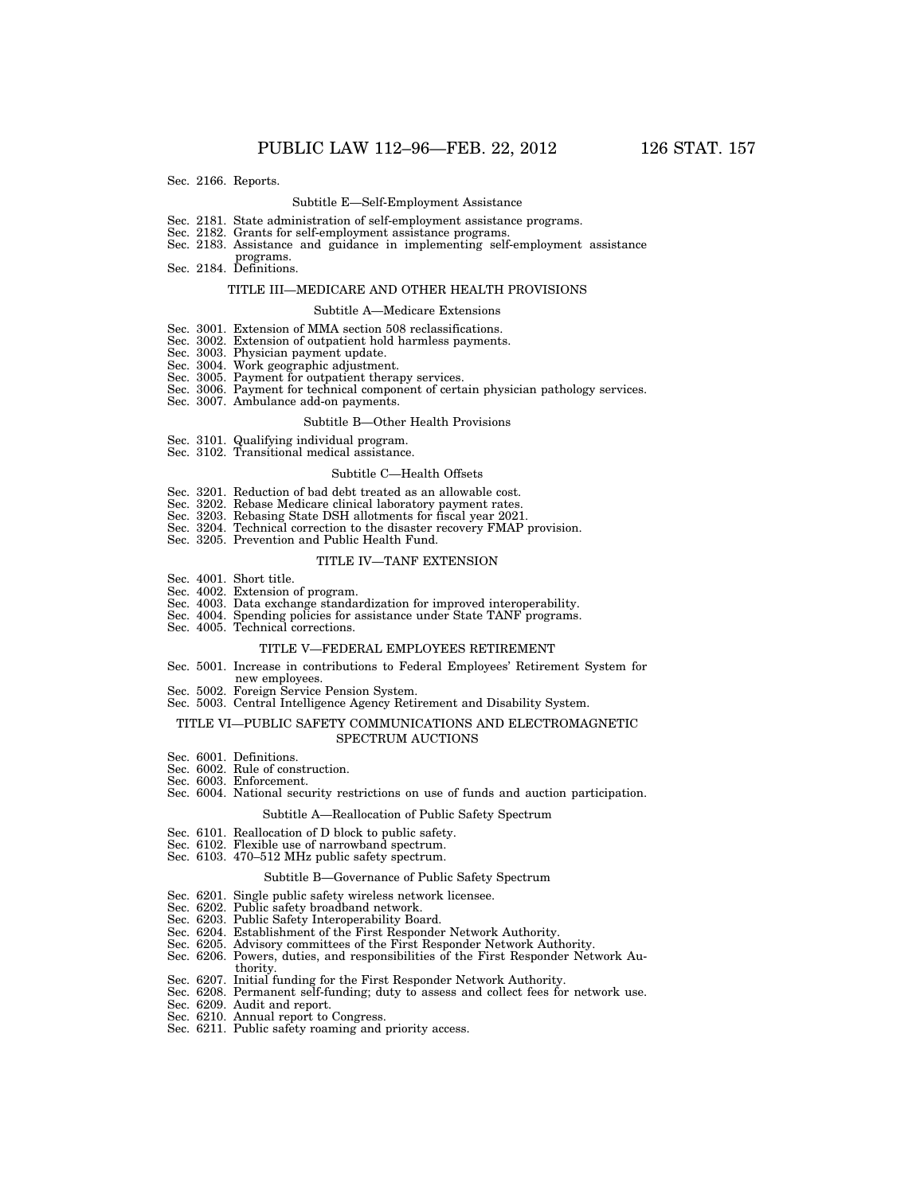Sec. 2166. Reports.

Subtitle E—Self-Employment Assistance

Sec. 2181. State administration of self-employment assistance programs.
Sec. 2182. Grants for self-employment assistance programs.
Sec. 2183. Assistance and guidance in implementing self-employment assistance programs.
Sec. 2184. Definitions.

TITLE III—MEDICARE AND OTHER HEALTH PROVISIONS

Subtitle A—Medicare Extensions

Sec. 3001. Extension of MMA section 508 reclassifications.
Sec. 3002. Extension of outpatient hold harmless payments.
Sec. 3003. Physician payment update.
Sec. 3004. Work geographic adjustment.
Sec. 3005. Payment for outpatient therapy services.
Sec. 3006. Payment for technical component of certain physician pathology services.
Sec. 3007. Ambulance add-on payments.

Subtitle B—Other Health Provisions

Sec. 3101. Qualifying individual program.
Sec. 3102. Transitional medical assistance.

Subtitle C—Health Offsets

Sec. 3201. Reduction of bad debt treated as an allowable cost.
Sec. 3202. Rebase Medicare clinical laboratory payment rates.
Sec. 3203. Rebasing State DSH allotments for fiscal year 2021.
Sec. 3204. Technical correction to the disaster recovery FMAP provision.
Sec. 3205. Prevention and Public Health Fund.

TITLE IV—TANF EXTENSION

Sec. 4001. Short title.
Sec. 4002. Extension of program.
Sec. 4003. Data exchange standardization for improved interoperability.
Sec. 4004. Spending policies for assistance under State TANF programs.
Sec. 4005. Technical corrections.

TITLE V—FEDERAL EMPLOYEES RETIREMENT

Sec. 5001. Increase in contributions to Federal Employees' Retirement System for new employees.
Sec. 5002. Foreign Service Pension System.
Sec. 5003. Central Intelligence Agency Retirement and Disability System.

TITLE VI—PUBLIC SAFETY COMMUNICATIONS AND ELECTROMAGNETIC SPECTRUM AUCTIONS

Sec. 6001. Definitions.
Sec. 6002. Rule of construction.
Sec. 6003. Enforcement.
Sec. 6004. National security restrictions on use of funds and auction participation.

Subtitle A—Reallocation of Public Safety Spectrum

Sec. 6101. Reallocation of D block to public safety.
Sec. 6102. Flexible use of narrowband spectrum.
Sec. 6103. 470–512 MHz public safety spectrum.

Subtitle B—Governance of Public Safety Spectrum

Sec. 6201. Single public safety wireless network licensee.
Sec. 6202. Public safety broadband network.
Sec. 6203. Public Safety Interoperability Board.
Sec. 6204. Establishment of the First Responder Network Authority.
Sec. 6205. Advisory committees of the First Responder Network Authority.
Sec. 6206. Powers, duties, and responsibilities of the First Responder Network Authority.
Sec. 6207. Initial funding for the First Responder Network Authority.
Sec. 6208. Permanent self-funding; duty to assess and collect fees for network use.
Sec. 6209. Audit and report.
Sec. 6210. Annual report to Congress.
Sec. 6211. Public safety roaming and priority access.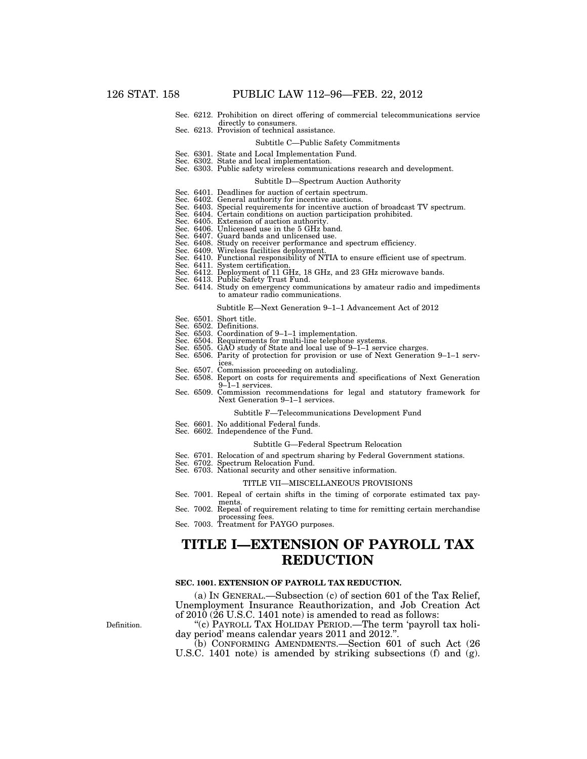Sec. 6212. Prohibition on direct offering of commercial telecommunications service directly to consumers.
Sec. 6213. Provision of technical assistance.

Subtitle C—Public Safety Commitments

Sec. 6301. State and Local Implementation Fund.
Sec. 6302. State and local implementation.
Sec. 6303. Public safety wireless communications research and development.

Subtitle D—Spectrum Auction Authority

Sec. 6401. Deadlines for auction of certain spectrum.
Sec. 6402. General authority for incentive auctions.
Sec. 6403. Special requirements for incentive auction of broadcast TV spectrum.
Sec. 6404. Certain conditions on auction participation prohibited.
Sec. 6405. Extension of auction authority.
Sec. 6406. Unlicensed use in the 5 GHz band.
Sec. 6407. Guard bands and unlicensed use.
Sec. 6408. Study on receiver performance and spectrum efficiency.
Sec. 6409. Wireless facilities deployment.
Sec. 6410. Functional responsibility of NTIA to ensure efficient use of spectrum.
Sec. 6411. System certification.
Sec. 6412. Deployment of 11 GHz, 18 GHz, and 23 GHz microwave bands.
Sec. 6413. Public Safety Trust Fund.
Sec. 6414. Study on emergency communications by amateur radio and impediments to amateur radio communications.

Subtitle E—Next Generation 9–1–1 Advancement Act of 2012

Sec. 6501. Short title.
Sec. 6502. Definitions.
Sec. 6503. Coordination of 9–1–1 implementation.
Sec. 6504. Requirements for multi-line telephone systems.
Sec. 6505. GAO study of State and local use of 9–1–1 service charges.
Sec. 6506. Parity of protection for provision or use of Next Generation 9–1–1 services.
Sec. 6507. Commission proceeding on autodialing.
Sec. 6508. Report on costs for requirements and specifications of Next Generation 9–1–1 services.
Sec. 6509. Commission recommendations for legal and statutory framework for Next Generation 9–1–1 services.

Subtitle F—Telecommunications Development Fund

Sec. 6601. No additional Federal funds.
Sec. 6602. Independence of the Fund.

Subtitle G—Federal Spectrum Relocation

Sec. 6701. Relocation of and spectrum sharing by Federal Government stations.
Sec. 6702. Spectrum Relocation Fund.
Sec. 6703. National security and other sensitive information.

TITLE VII—MISCELLANEOUS PROVISIONS

Sec. 7001. Repeal of certain shifts in the timing of corporate estimated tax payments.
Sec. 7002. Repeal of requirement relating to time for remitting certain merchandise processing fees.
Sec. 7003. Treatment for PAYGO purposes.

# TITLE I—EXTENSION OF PAYROLL TAX REDUCTION

**SEC. 1001. EXTENSION OF PAYROLL TAX REDUCTION.**

(a) IN GENERAL.—Subsection (c) of section 601 of the Tax Relief, Unemployment Insurance Reauthorization, and Job Creation Act of 2010 (26 U.S.C. 1401 note) is amended to read as follows:

Definition.

"(c) PAYROLL TAX HOLIDAY PERIOD.—The term 'payroll tax holiday period' means calendar years 2011 and 2012.".

(b) CONFORMING AMENDMENTS.—Section 601 of such Act (26 U.S.C. 1401 note) is amended by striking subsections (f) and (g).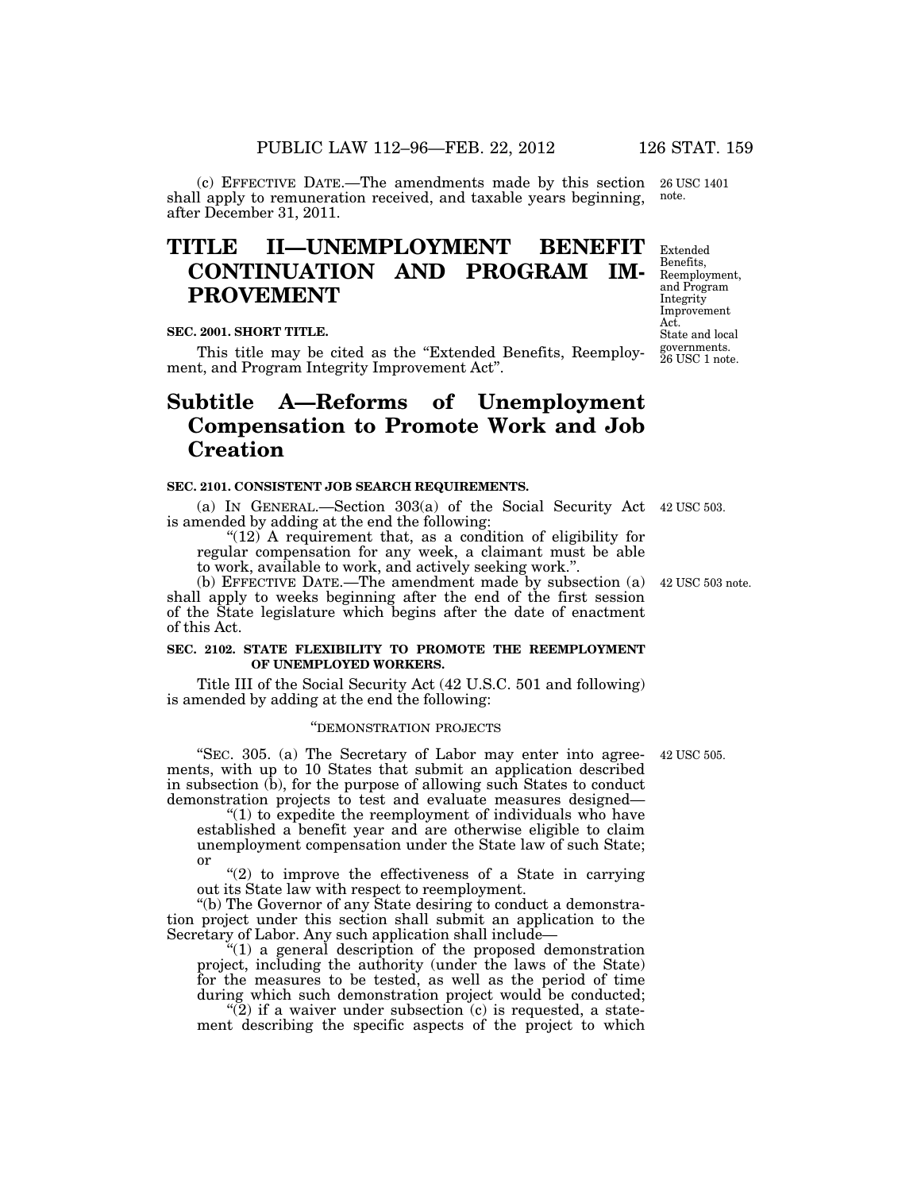(c) EFFECTIVE DATE.—The amendments made by this section shall apply to remuneration received, and taxable years beginning, after December 31, 2011.

26 USC 1401 note.

# TITLE II—UNEMPLOYMENT BENEFIT CONTINUATION AND PROGRAM IMPROVEMENT

Extended Benefits, Reemployment, and Program Integrity Improvement Act. State and local governments. 26 USC 1 note.

**SEC. 2001. SHORT TITLE.**

This title may be cited as the "Extended Benefits, Reemployment, and Program Integrity Improvement Act".

## Subtitle A—Reforms of Unemployment Compensation to Promote Work and Job Creation

**SEC. 2101. CONSISTENT JOB SEARCH REQUIREMENTS.**

(a) IN GENERAL.—Section 303(a) of the Social Security Act is amended by adding at the end the following:

42 USC 503.

"(12) A requirement that, as a condition of eligibility for regular compensation for any week, a claimant must be able to work, available to work, and actively seeking work.".

(b) EFFECTIVE DATE.—The amendment made by subsection (a) shall apply to weeks beginning after the end of the first session of the State legislature which begins after the date of enactment of this Act.

42 USC 503 note.

**SEC. 2102. STATE FLEXIBILITY TO PROMOTE THE REEMPLOYMENT OF UNEMPLOYED WORKERS.**

Title III of the Social Security Act (42 U.S.C. 501 and following) is amended by adding at the end the following:

"DEMONSTRATION PROJECTS

"SEC. 305. (a) The Secretary of Labor may enter into agreements, with up to 10 States that submit an application described in subsection (b), for the purpose of allowing such States to conduct demonstration projects to test and evaluate measures designed—

42 USC 505.

"(1) to expedite the reemployment of individuals who have established a benefit year and are otherwise eligible to claim unemployment compensation under the State law of such State; or

"(2) to improve the effectiveness of a State in carrying out its State law with respect to reemployment.

"(b) The Governor of any State desiring to conduct a demonstration project under this section shall submit an application to the Secretary of Labor. Any such application shall include—

"(1) a general description of the proposed demonstration project, including the authority (under the laws of the State) for the measures to be tested, as well as the period of time during which such demonstration project would be conducted;

"(2) if a waiver under subsection (c) is requested, a statement describing the specific aspects of the project to which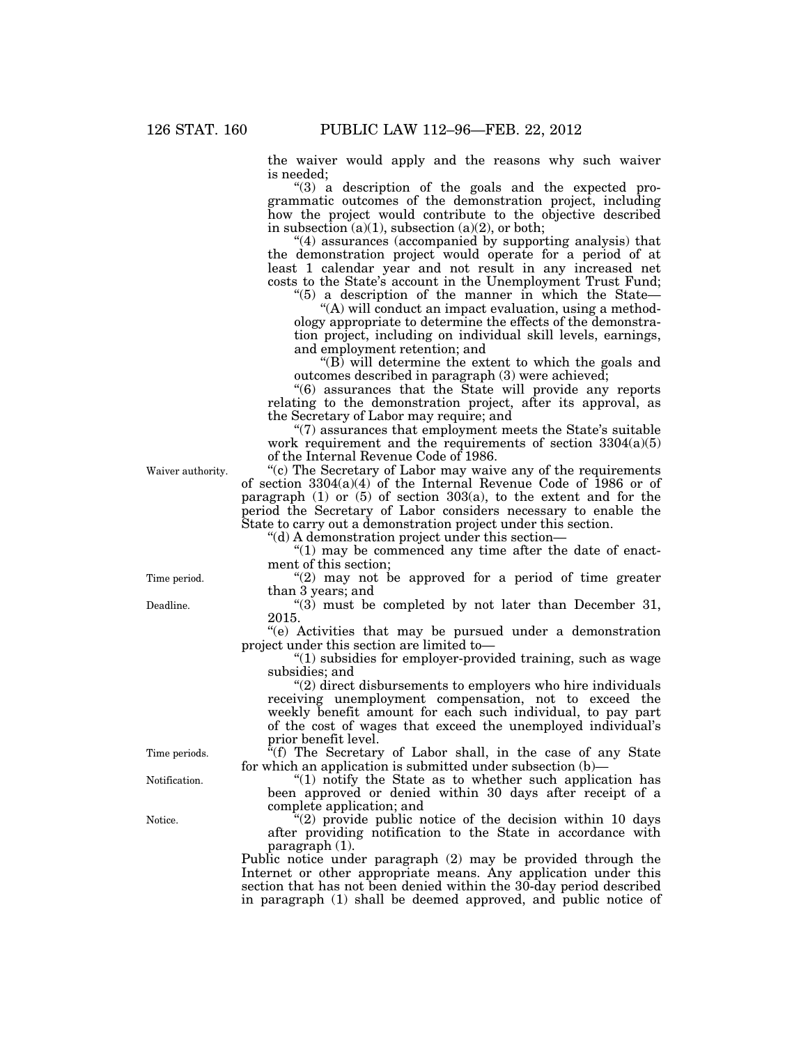the waiver would apply and the reasons why such waiver is needed;

"(3) a description of the goals and the expected programmatic outcomes of the demonstration project, including how the project would contribute to the objective described in subsection (a)(1), subsection (a)(2), or both;

"(4) assurances (accompanied by supporting analysis) that the demonstration project would operate for a period of at least 1 calendar year and not result in any increased net costs to the State's account in the Unemployment Trust Fund;

"(5) a description of the manner in which the State—

"(A) will conduct an impact evaluation, using a methodology appropriate to determine the effects of the demonstration project, including on individual skill levels, earnings, and employment retention; and

"(B) will determine the extent to which the goals and outcomes described in paragraph (3) were achieved;

"(6) assurances that the State will provide any reports relating to the demonstration project, after its approval, as the Secretary of Labor may require; and

"(7) assurances that employment meets the State's suitable work requirement and the requirements of section 3304(a)(5) of the Internal Revenue Code of 1986.

Waiver authority.

"(c) The Secretary of Labor may waive any of the requirements of section 3304(a)(4) of the Internal Revenue Code of 1986 or of paragraph (1) or (5) of section 303(a), to the extent and for the period the Secretary of Labor considers necessary to enable the State to carry out a demonstration project under this section.

"(d) A demonstration project under this section—

"(1) may be commenced any time after the date of enactment of this section;

Time period.

"(2) may not be approved for a period of time greater than 3 years; and

Deadline.

"(3) must be completed by not later than December 31, 2015.

"(e) Activities that may be pursued under a demonstration project under this section are limited to—

"(1) subsidies for employer-provided training, such as wage subsidies; and

"(2) direct disbursements to employers who hire individuals receiving unemployment compensation, not to exceed the weekly benefit amount for each such individual, to pay part of the cost of wages that exceed the unemployed individual's prior benefit level.

Time periods.

"(f) The Secretary of Labor shall, in the case of any State for which an application is submitted under subsection (b)—

Notification.

"(1) notify the State as to whether such application has been approved or denied within 30 days after receipt of a complete application; and

Notice.

"(2) provide public notice of the decision within 10 days after providing notification to the State in accordance with paragraph (1).

Public notice under paragraph (2) may be provided through the Internet or other appropriate means. Any application under this section that has not been denied within the 30-day period described in paragraph (1) shall be deemed approved, and public notice of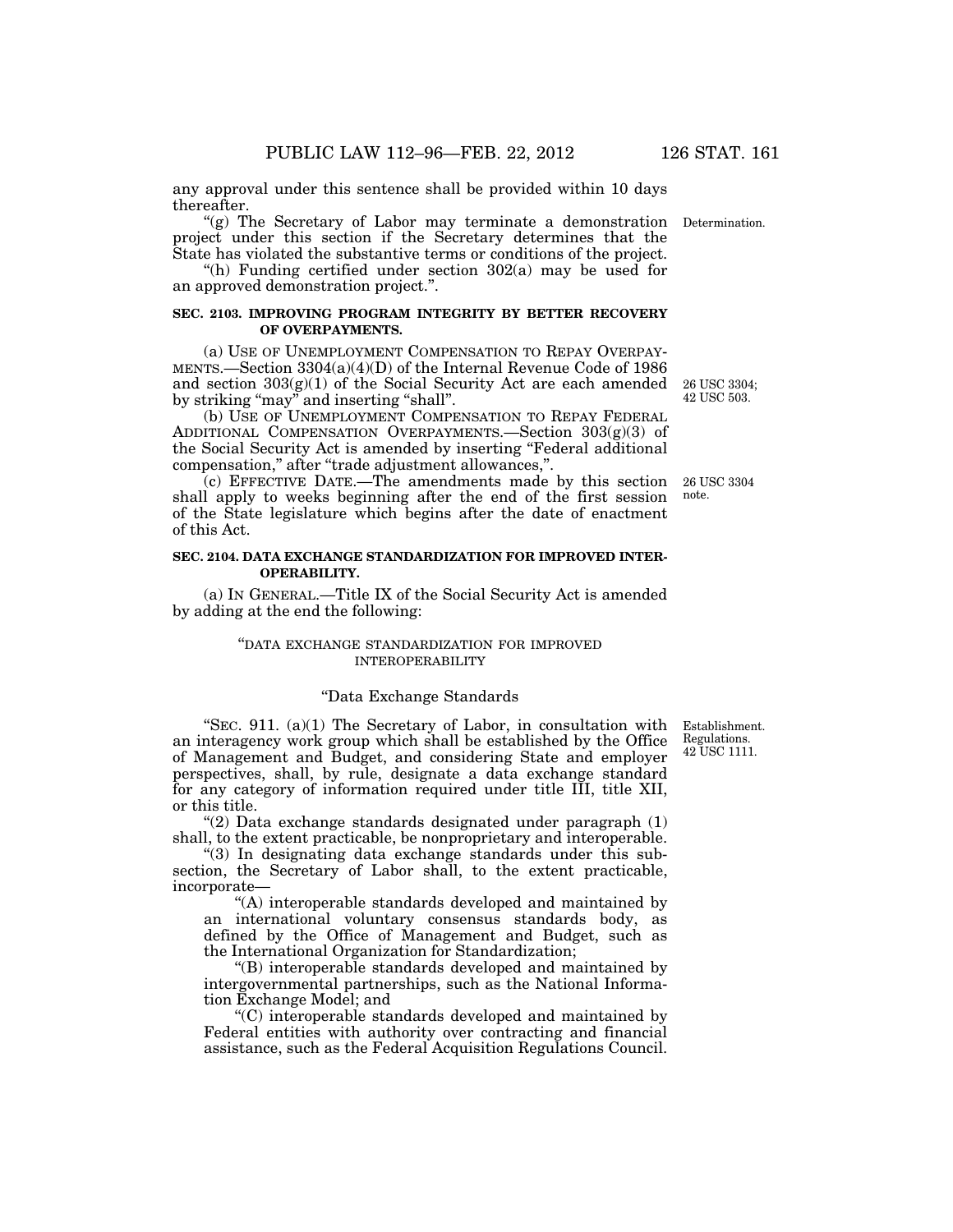any approval under this sentence shall be provided within 10 days thereafter.

"(g) The Secretary of Labor may terminate a demonstration project under this section if the Secretary determines that the State has violated the substantive terms or conditions of the project.

Determination.

"(h) Funding certified under section 302(a) may be used for an approved demonstration project.".

**SEC. 2103. IMPROVING PROGRAM INTEGRITY BY BETTER RECOVERY OF OVERPAYMENTS.**

(a) USE OF UNEMPLOYMENT COMPENSATION TO REPAY OVERPAYMENTS.—Section 3304(a)(4)(D) of the Internal Revenue Code of 1986 and section 303(g)(1) of the Social Security Act are each amended by striking "may" and inserting "shall".

26 USC 3304; 42 USC 503.

(b) USE OF UNEMPLOYMENT COMPENSATION TO REPAY FEDERAL ADDITIONAL COMPENSATION OVERPAYMENTS.—Section 303(g)(3) of the Social Security Act is amended by inserting "Federal additional compensation," after "trade adjustment allowances,".

(c) EFFECTIVE DATE.—The amendments made by this section shall apply to weeks beginning after the end of the first session of the State legislature which begins after the date of enactment of this Act.

26 USC 3304 note.

**SEC. 2104. DATA EXCHANGE STANDARDIZATION FOR IMPROVED INTEROPERABILITY.**

(a) IN GENERAL.—Title IX of the Social Security Act is amended by adding at the end the following:

"DATA EXCHANGE STANDARDIZATION FOR IMPROVED INTEROPERABILITY

"Data Exchange Standards

"SEC. 911. (a)(1) The Secretary of Labor, in consultation with an interagency work group which shall be established by the Office of Management and Budget, and considering State and employer perspectives, shall, by rule, designate a data exchange standard for any category of information required under title III, title XII, or this title.

Establishment. Regulations. 42 USC 1111.

"(2) Data exchange standards designated under paragraph (1) shall, to the extent practicable, be nonproprietary and interoperable.

"(3) In designating data exchange standards under this subsection, the Secretary of Labor shall, to the extent practicable, incorporate—

"(A) interoperable standards developed and maintained by an international voluntary consensus standards body, as defined by the Office of Management and Budget, such as the International Organization for Standardization;

"(B) interoperable standards developed and maintained by intergovernmental partnerships, such as the National Information Exchange Model; and

"(C) interoperable standards developed and maintained by Federal entities with authority over contracting and financial assistance, such as the Federal Acquisition Regulations Council.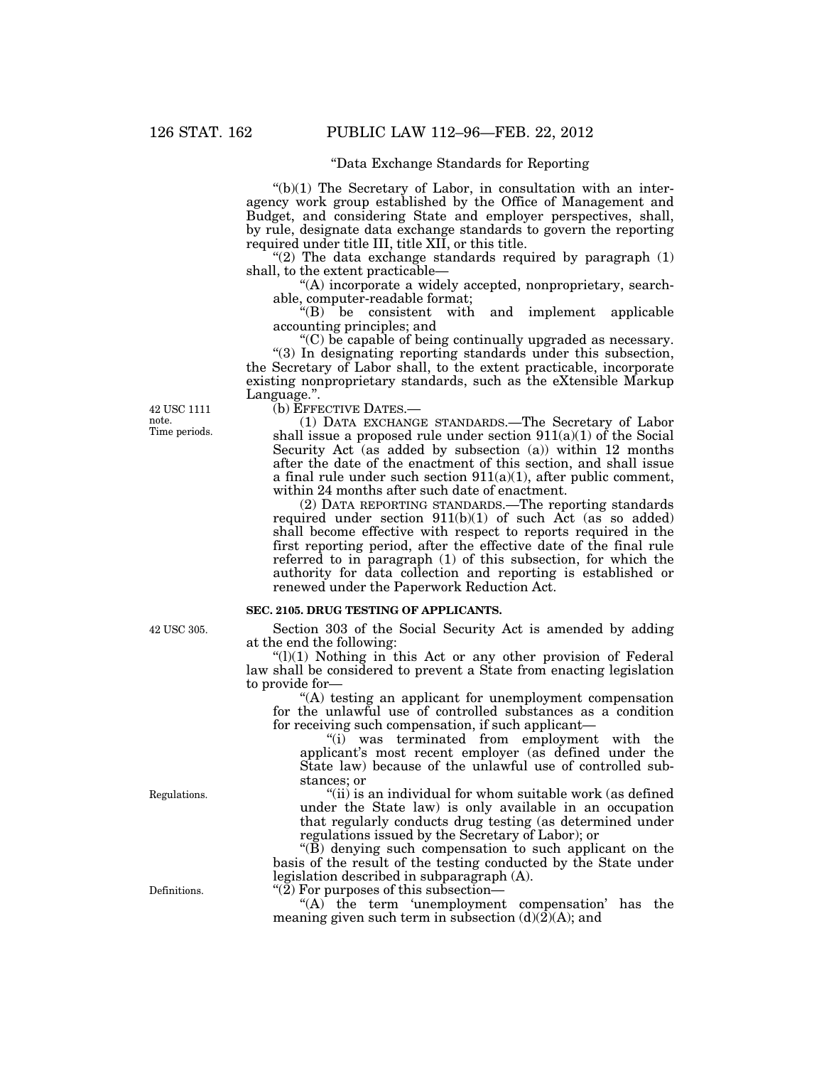"Data Exchange Standards for Reporting

"(b)(1) The Secretary of Labor, in consultation with an interagency work group established by the Office of Management and Budget, and considering State and employer perspectives, shall, by rule, designate data exchange standards to govern the reporting required under title III, title XII, or this title.

"(2) The data exchange standards required by paragraph (1) shall, to the extent practicable—

"(A) incorporate a widely accepted, nonproprietary, searchable, computer-readable format;

"(B) be consistent with and implement applicable accounting principles; and

"(C) be capable of being continually upgraded as necessary.

"(3) In designating reporting standards under this subsection, the Secretary of Labor shall, to the extent practicable, incorporate existing nonproprietary standards, such as the eXtensible Markup Language.".

42 USC 1111 note. Time periods.

(b) EFFECTIVE DATES.—

(1) DATA EXCHANGE STANDARDS.—The Secretary of Labor shall issue a proposed rule under section 911(a)(1) of the Social Security Act (as added by subsection (a)) within 12 months after the date of the enactment of this section, and shall issue a final rule under such section 911(a)(1), after public comment, within 24 months after such date of enactment.

(2) DATA REPORTING STANDARDS.—The reporting standards required under section 911(b)(1) of such Act (as so added) shall become effective with respect to reports required in the first reporting period, after the effective date of the final rule referred to in paragraph (1) of this subsection, for which the authority for data collection and reporting is established or renewed under the Paperwork Reduction Act.

**SEC. 2105. DRUG TESTING OF APPLICANTS.**

42 USC 305.

Section 303 of the Social Security Act is amended by adding at the end the following:

"(l)(1) Nothing in this Act or any other provision of Federal law shall be considered to prevent a State from enacting legislation to provide for—

"(A) testing an applicant for unemployment compensation for the unlawful use of controlled substances as a condition for receiving such compensation, if such applicant—

"(i) was terminated from employment with the applicant's most recent employer (as defined under the State law) because of the unlawful use of controlled substances; or

Regulations.

"(ii) is an individual for whom suitable work (as defined under the State law) is only available in an occupation that regularly conducts drug testing (as determined under regulations issued by the Secretary of Labor); or

"(B) denying such compensation to such applicant on the basis of the result of the testing conducted by the State under legislation described in subparagraph (A).

Definitions.

"(2) For purposes of this subsection—

"(A) the term 'unemployment compensation' has the meaning given such term in subsection (d)(2)(A); and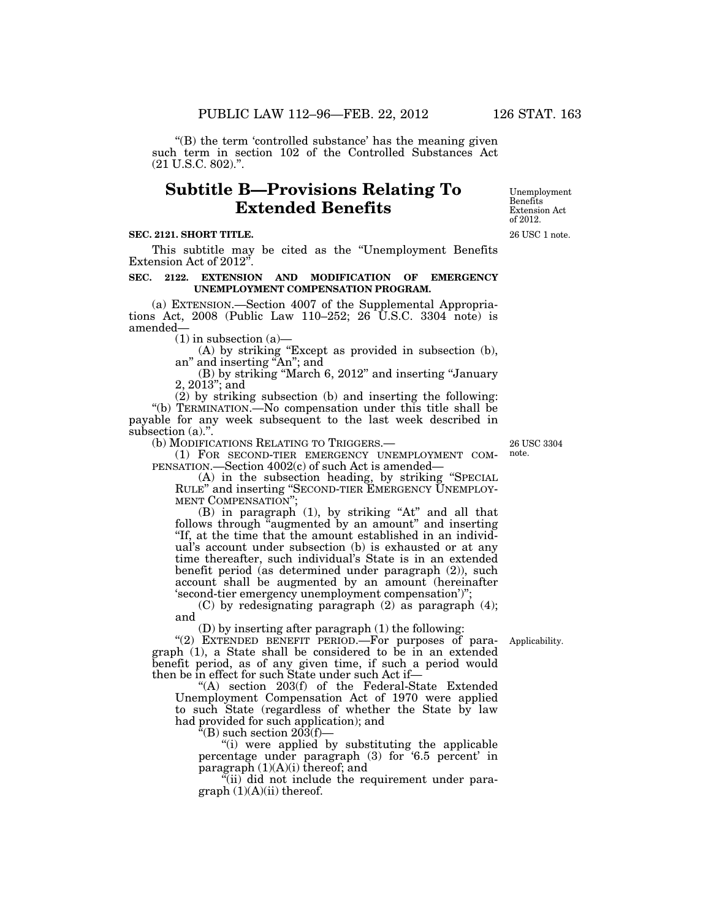"(B) the term 'controlled substance' has the meaning given such term in section 102 of the Controlled Substances Act (21 U.S.C. 802).".

## Subtitle B—Provisions Relating To Extended Benefits

Unemployment Benefits Extension Act of 2012.

26 USC 1 note.

**SEC. 2121. SHORT TITLE.**

This subtitle may be cited as the "Unemployment Benefits Extension Act of 2012".

**SEC. 2122. EXTENSION AND MODIFICATION OF EMERGENCY UNEMPLOYMENT COMPENSATION PROGRAM.**

(a) EXTENSION.—Section 4007 of the Supplemental Appropriations Act, 2008 (Public Law 110–252; 26 U.S.C. 3304 note) is amended—

(1) in subsection (a)—

(A) by striking "Except as provided in subsection (b), an" and inserting "An"; and

(B) by striking "March 6, 2012" and inserting "January 2, 2013"; and

(2) by striking subsection (b) and inserting the following:

"(b) TERMINATION.—No compensation under this title shall be payable for any week subsequent to the last week described in subsection (a).".

(b) MODIFICATIONS RELATING TO TRIGGERS.—

26 USC 3304 note.

(1) FOR SECOND-TIER EMERGENCY UNEMPLOYMENT COMPENSATION.—Section 4002(c) of such Act is amended—

(A) in the subsection heading, by striking "SPECIAL RULE" and inserting "SECOND-TIER EMERGENCY UNEMPLOYMENT COMPENSATION";

(B) in paragraph (1), by striking "At" and all that follows through "augmented by an amount" and inserting "If, at the time that the amount established in an individual's account under subsection (b) is exhausted or at any time thereafter, such individual's State is in an extended benefit period (as determined under paragraph (2)), such account shall be augmented by an amount (hereinafter 'second-tier emergency unemployment compensation')";

(C) by redesignating paragraph (2) as paragraph (4); and

(D) by inserting after paragraph (1) the following:

Applicability.

"(2) EXTENDED BENEFIT PERIOD.—For purposes of paragraph (1), a State shall be considered to be in an extended benefit period, as of any given time, if such a period would then be in effect for such State under such Act if—

"(A) section 203(f) of the Federal-State Extended Unemployment Compensation Act of 1970 were applied to such State (regardless of whether the State by law had provided for such application); and

"(B) such section 203(f)—

"(i) were applied by substituting the applicable percentage under paragraph (3) for '6.5 percent' in paragraph (1)(A)(i) thereof; and

"(ii) did not include the requirement under paragraph (1)(A)(ii) thereof.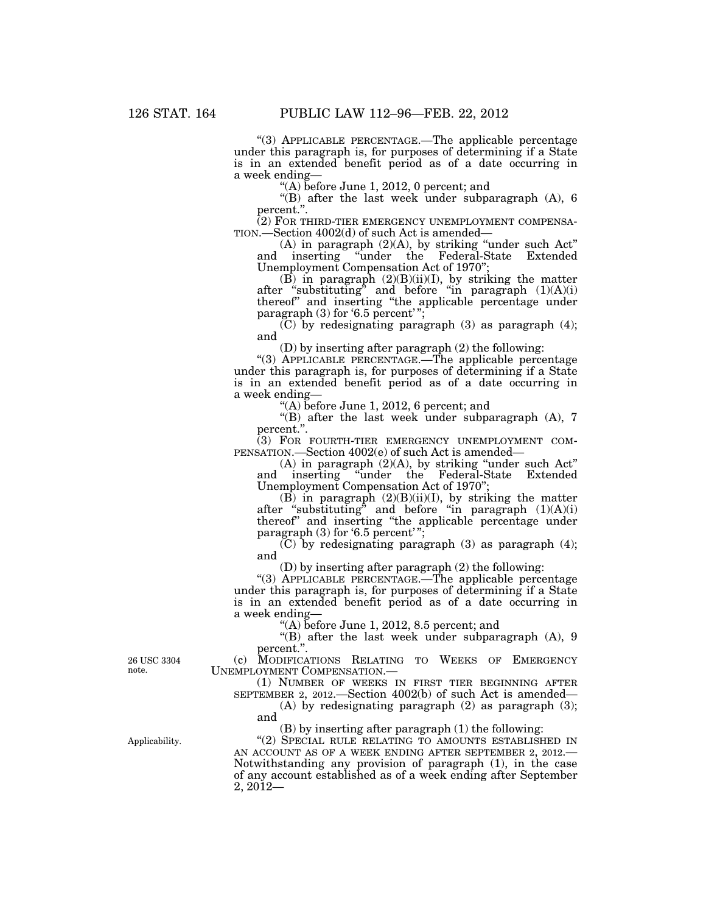"(3) APPLICABLE PERCENTAGE.—The applicable percentage under this paragraph is, for purposes of determining if a State is in an extended benefit period as of a date occurring in a week ending—

"(A) before June 1, 2012, 0 percent; and

"(B) after the last week under subparagraph (A), 6 percent.".

(2) FOR THIRD-TIER EMERGENCY UNEMPLOYMENT COMPENSATION.—Section 4002(d) of such Act is amended—

(A) in paragraph (2)(A), by striking "under such Act" and inserting "under the Federal-State Extended Unemployment Compensation Act of 1970";

(B) in paragraph (2)(B)(ii)(I), by striking the matter after "substituting" and before "in paragraph (1)(A)(i) thereof" and inserting "the applicable percentage under paragraph (3) for '6.5 percent' ";

(C) by redesignating paragraph (3) as paragraph (4); and

(D) by inserting after paragraph (2) the following:

"(3) APPLICABLE PERCENTAGE.—The applicable percentage under this paragraph is, for purposes of determining if a State is in an extended benefit period as of a date occurring in a week ending—

"(A) before June 1, 2012, 6 percent; and

"(B) after the last week under subparagraph (A), 7 percent.".

(3) FOR FOURTH-TIER EMERGENCY UNEMPLOYMENT COMPENSATION.—Section 4002(e) of such Act is amended—

(A) in paragraph (2)(A), by striking "under such Act" and inserting "under the Federal-State Extended Unemployment Compensation Act of 1970";

(B) in paragraph (2)(B)(ii)(I), by striking the matter after "substituting" and before "in paragraph (1)(A)(i) thereof" and inserting "the applicable percentage under paragraph (3) for '6.5 percent' ";

(C) by redesignating paragraph (3) as paragraph (4); and

(D) by inserting after paragraph (2) the following:

"(3) APPLICABLE PERCENTAGE.—The applicable percentage under this paragraph is, for purposes of determining if a State is in an extended benefit period as of a date occurring in a week ending—

"(A) before June 1, 2012, 8.5 percent; and

"(B) after the last week under subparagraph (A), 9 percent.".

26 USC 3304 note.

(c) MODIFICATIONS RELATING TO WEEKS OF EMERGENCY UNEMPLOYMENT COMPENSATION.—

(1) NUMBER OF WEEKS IN FIRST TIER BEGINNING AFTER SEPTEMBER 2, 2012.—Section 4002(b) of such Act is amended—

(A) by redesignating paragraph (2) as paragraph (3); and

(B) by inserting after paragraph (1) the following:

Applicability.

"(2) SPECIAL RULE RELATING TO AMOUNTS ESTABLISHED IN AN ACCOUNT AS OF A WEEK ENDING AFTER SEPTEMBER 2, 2012.—Notwithstanding any provision of paragraph (1), in the case of any account established as of a week ending after September 2, 2012—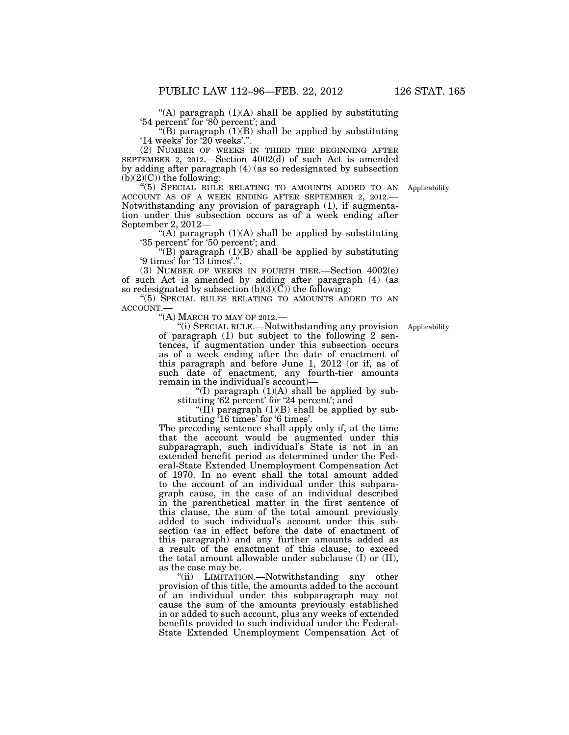"(A) paragraph (1)(A) shall be applied by substituting '54 percent' for '80 percent'; and

"(B) paragraph (1)(B) shall be applied by substituting '14 weeks' for '20 weeks'.".

(2) NUMBER OF WEEKS IN THIRD TIER BEGINNING AFTER SEPTEMBER 2, 2012.—Section 4002(d) of such Act is amended by adding after paragraph (4) (as so redesignated by subsection (b)(2)(C)) the following:

"(5) SPECIAL RULE RELATING TO AMOUNTS ADDED TO AN ACCOUNT AS OF A WEEK ENDING AFTER SEPTEMBER 2, 2012.—Notwithstanding any provision of paragraph (1), if augmentation under this subsection occurs as of a week ending after September 2, 2012—

Applicability.

"(A) paragraph (1)(A) shall be applied by substituting '35 percent' for '50 percent'; and

"(B) paragraph (1)(B) shall be applied by substituting '9 times' for '13 times'.".

(3) NUMBER OF WEEKS IN FOURTH TIER.—Section 4002(e) of such Act is amended by adding after paragraph (4) (as so redesignated by subsection (b)(3)(C)) the following:

"(5) SPECIAL RULES RELATING TO AMOUNTS ADDED TO AN ACCOUNT.—

"(A) MARCH TO MAY OF 2012.—

"(i) SPECIAL RULE.—Notwithstanding any provision of paragraph (1) but subject to the following 2 sentences, if augmentation under this subsection occurs as of a week ending after the date of enactment of this paragraph and before June 1, 2012 (or if, as of such date of enactment, any fourth-tier amounts remain in the individual's account)—

Applicability.

"(I) paragraph (1)(A) shall be applied by substituting '62 percent' for '24 percent'; and

"(II) paragraph (1)(B) shall be applied by substituting '16 times' for '6 times'.

The preceding sentence shall apply only if, at the time that the account would be augmented under this subparagraph, such individual's State is not in an extended benefit period as determined under the Federal-State Extended Unemployment Compensation Act of 1970. In no event shall the total amount added to the account of an individual under this subparagraph cause, in the case of an individual described in the parenthetical matter in the first sentence of this clause, the sum of the total amount previously added to such individual's account under this subsection (as in effect before the date of enactment of this paragraph) and any further amounts added as a result of the enactment of this clause, to exceed the total amount allowable under subclause (I) or (II), as the case may be.

"(ii) LIMITATION.—Notwithstanding any other provision of this title, the amounts added to the account of an individual under this subparagraph may not cause the sum of the amounts previously established in or added to such account, plus any weeks of extended benefits provided to such individual under the Federal-State Extended Unemployment Compensation Act of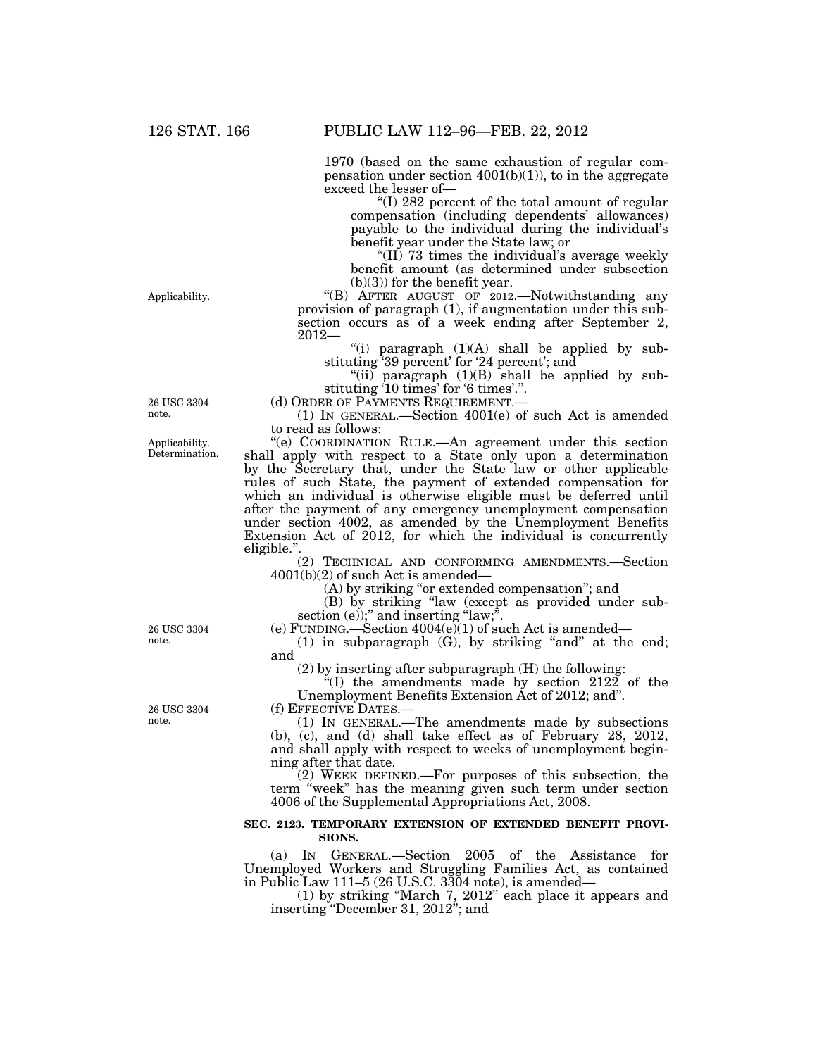1970 (based on the same exhaustion of regular compensation under section 4001(b)(1)), to in the aggregate exceed the lesser of—

"(I) 282 percent of the total amount of regular compensation (including dependents' allowances) payable to the individual during the individual's benefit year under the State law; or

"(II) 73 times the individual's average weekly benefit amount (as determined under subsection (b)(3)) for the benefit year.

Applicability.

"(B) AFTER AUGUST OF 2012.—Notwithstanding any provision of paragraph (1), if augmentation under this subsection occurs as of a week ending after September 2, 2012—

"(i) paragraph (1)(A) shall be applied by substituting '39 percent' for '24 percent'; and

"(ii) paragraph (1)(B) shall be applied by substituting '10 times' for '6 times'.".

26 USC 3304 note.

(d) ORDER OF PAYMENTS REQUIREMENT.—

(1) IN GENERAL.—Section 4001(e) of such Act is amended to read as follows:

Applicability. Determination.

"(e) COORDINATION RULE.—An agreement under this section shall apply with respect to a State only upon a determination by the Secretary that, under the State law or other applicable rules of such State, the payment of extended compensation for which an individual is otherwise eligible must be deferred until after the payment of any emergency unemployment compensation under section 4002, as amended by the Unemployment Benefits Extension Act of 2012, for which the individual is concurrently eligible.".

(2) TECHNICAL AND CONFORMING AMENDMENTS.—Section 4001(b)(2) of such Act is amended—

(A) by striking "or extended compensation"; and

(B) by striking "law (except as provided under subsection (e));" and inserting "law;".

26 USC 3304 note.

(e) FUNDING.—Section 4004(e)(1) of such Act is amended—

(1) in subparagraph (G), by striking "and" at the end; and

(2) by inserting after subparagraph (H) the following:

"(I) the amendments made by section 2122 of the Unemployment Benefits Extension Act of 2012; and".

26 USC 3304 note.

(f) EFFECTIVE DATES.—

(1) IN GENERAL.—The amendments made by subsections (b), (c), and (d) shall take effect as of February 28, 2012, and shall apply with respect to weeks of unemployment beginning after that date.

(2) WEEK DEFINED.—For purposes of this subsection, the term "week" has the meaning given such term under section 4006 of the Supplemental Appropriations Act, 2008.

**SEC. 2123. TEMPORARY EXTENSION OF EXTENDED BENEFIT PROVISIONS.**

(a) IN GENERAL.—Section 2005 of the Assistance for Unemployed Workers and Struggling Families Act, as contained in Public Law 111–5 (26 U.S.C. 3304 note), is amended—

(1) by striking "March 7, 2012" each place it appears and inserting "December 31, 2012"; and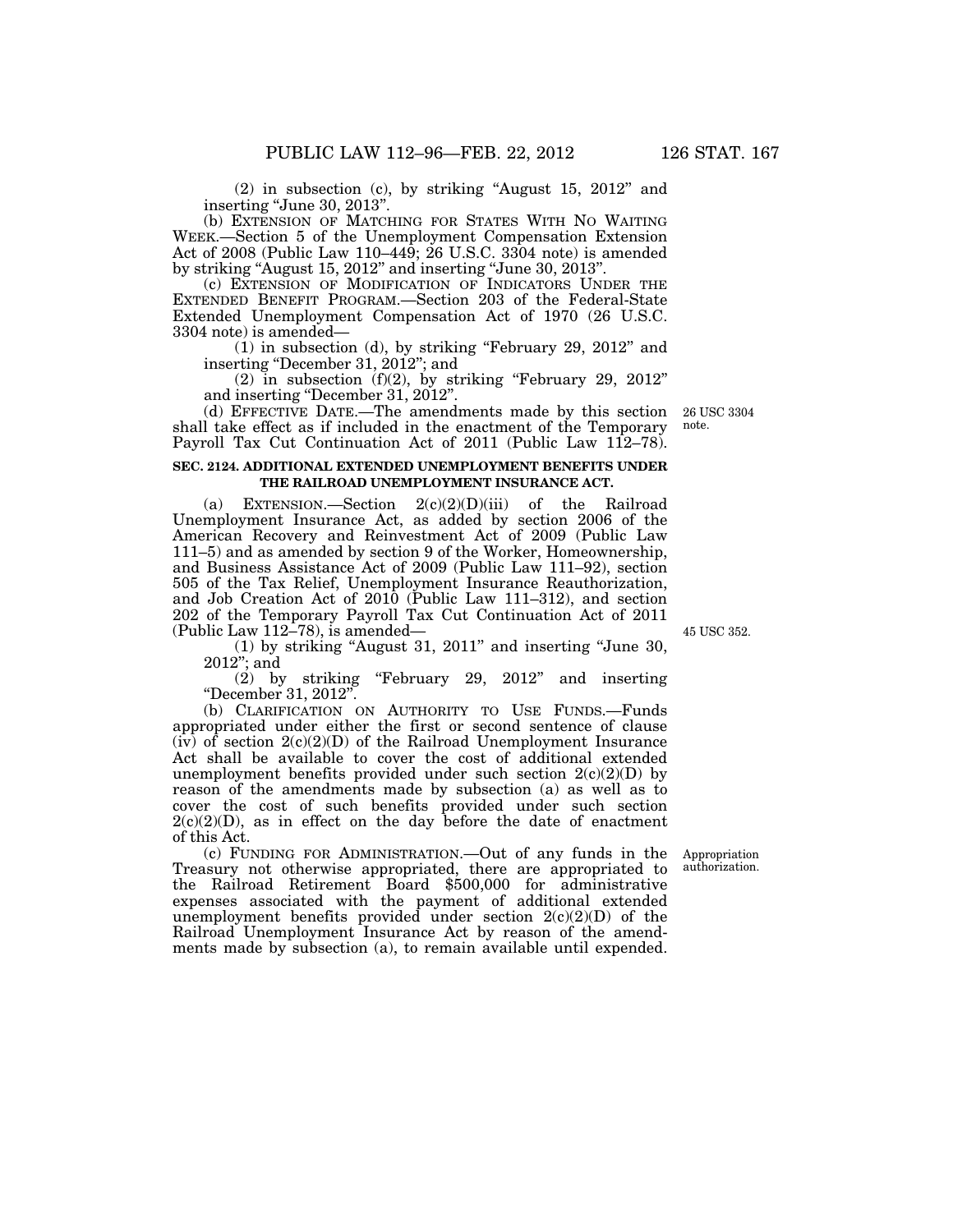(2) in subsection (c), by striking "August 15, 2012" and inserting "June 30, 2013".

(b) EXTENSION OF MATCHING FOR STATES WITH NO WAITING WEEK.—Section 5 of the Unemployment Compensation Extension Act of 2008 (Public Law 110–449; 26 U.S.C. 3304 note) is amended by striking "August 15, 2012" and inserting "June 30, 2013".

(c) EXTENSION OF MODIFICATION OF INDICATORS UNDER THE EXTENDED BENEFIT PROGRAM.—Section 203 of the Federal-State Extended Unemployment Compensation Act of 1970 (26 U.S.C. 3304 note) is amended—

(1) in subsection (d), by striking "February 29, 2012" and inserting "December 31, 2012"; and

(2) in subsection (f)(2), by striking "February 29, 2012" and inserting "December 31, 2012".

(d) EFFECTIVE DATE.—The amendments made by this section shall take effect as if included in the enactment of the Temporary Payroll Tax Cut Continuation Act of 2011 (Public Law 112–78).

26 USC 3304 note.

### SEC. 2124. ADDITIONAL EXTENDED UNEMPLOYMENT BENEFITS UNDER THE RAILROAD UNEMPLOYMENT INSURANCE ACT.

(a) EXTENSION.—Section 2(c)(2)(D)(iii) of the Railroad Unemployment Insurance Act, as added by section 2006 of the American Recovery and Reinvestment Act of 2009 (Public Law 111–5) and as amended by section 9 of the Worker, Homeownership, and Business Assistance Act of 2009 (Public Law 111–92), section 505 of the Tax Relief, Unemployment Insurance Reauthorization, and Job Creation Act of 2010 (Public Law 111–312), and section 202 of the Temporary Payroll Tax Cut Continuation Act of 2011 (Public Law 112–78), is amended—

45 USC 352.

(1) by striking "August 31, 2011" and inserting "June 30, 2012"; and

(2) by striking "February 29, 2012" and inserting "December 31, 2012".

(b) CLARIFICATION ON AUTHORITY TO USE FUNDS.—Funds appropriated under either the first or second sentence of clause (iv) of section 2(c)(2)(D) of the Railroad Unemployment Insurance Act shall be available to cover the cost of additional extended unemployment benefits provided under such section 2(c)(2)(D) by reason of the amendments made by subsection (a) as well as to cover the cost of such benefits provided under such section 2(c)(2)(D), as in effect on the day before the date of enactment of this Act.

(c) FUNDING FOR ADMINISTRATION.—Out of any funds in the Treasury not otherwise appropriated, there are appropriated to the Railroad Retirement Board $500,000 for administrative expenses associated with the payment of additional extended unemployment benefits provided under section 2(c)(2)(D) of the Railroad Unemployment Insurance Act by reason of the amendments made by subsection (a), to remain available until expended.

Appropriation authorization.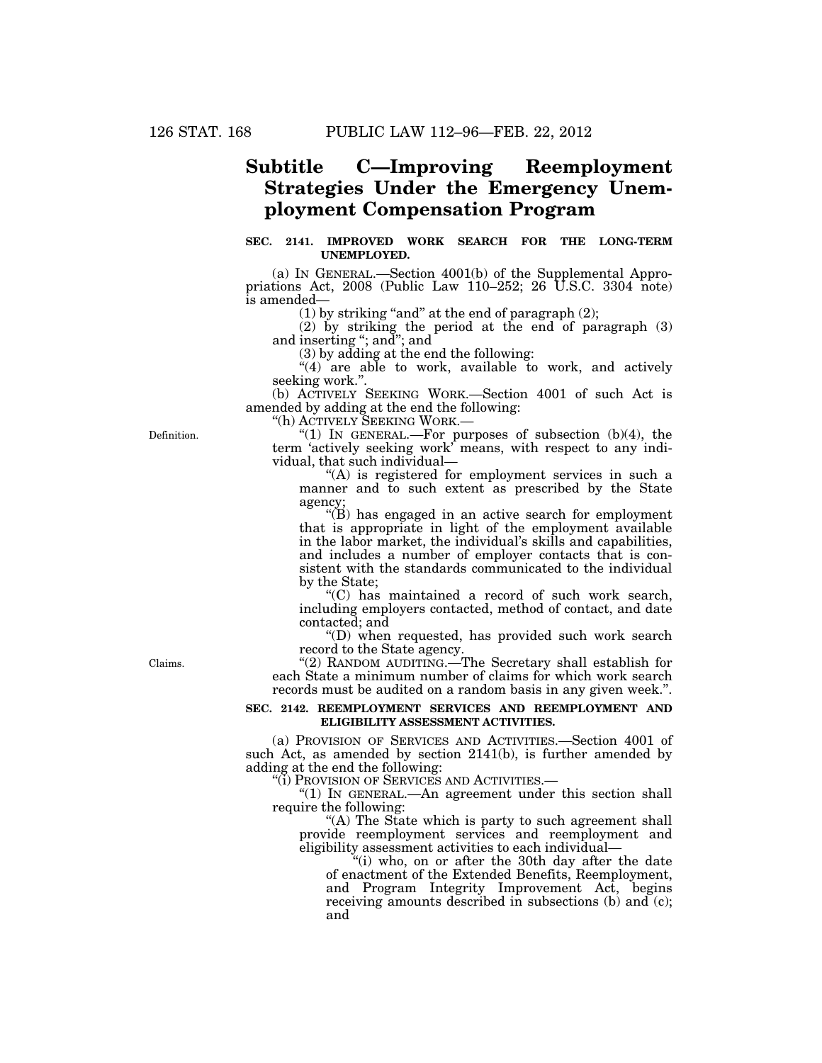## Subtitle C—Improving Reemployment Strategies Under the Emergency Unemployment Compensation Program

**SEC. 2141. IMPROVED WORK SEARCH FOR THE LONG-TERM UNEMPLOYED.**

(a) IN GENERAL.—Section 4001(b) of the Supplemental Appropriations Act, 2008 (Public Law 110–252; 26 U.S.C. 3304 note) is amended—

(1) by striking "and" at the end of paragraph (2);

(2) by striking the period at the end of paragraph (3) and inserting "; and"; and

(3) by adding at the end the following:

"(4) are able to work, available to work, and actively seeking work.".

(b) ACTIVELY SEEKING WORK.—Section 4001 of such Act is amended by adding at the end the following:

"(h) ACTIVELY SEEKING WORK.—

Definition.

"(1) IN GENERAL.—For purposes of subsection (b)(4), the term 'actively seeking work' means, with respect to any individual, that such individual—

"(A) is registered for employment services in such a manner and to such extent as prescribed by the State agency;

"(B) has engaged in an active search for employment that is appropriate in light of the employment available in the labor market, the individual's skills and capabilities, and includes a number of employer contacts that is consistent with the standards communicated to the individual by the State;

"(C) has maintained a record of such work search, including employers contacted, method of contact, and date contacted; and

"(D) when requested, has provided such work search record to the State agency.

Claims.

"(2) RANDOM AUDITING.—The Secretary shall establish for each State a minimum number of claims for which work search records must be audited on a random basis in any given week.".

**SEC. 2142. REEMPLOYMENT SERVICES AND REEMPLOYMENT AND ELIGIBILITY ASSESSMENT ACTIVITIES.**

(a) PROVISION OF SERVICES AND ACTIVITIES.—Section 4001 of such Act, as amended by section 2141(b), is further amended by adding at the end the following:

"(i) PROVISION OF SERVICES AND ACTIVITIES.—

"(1) IN GENERAL.—An agreement under this section shall require the following:

"(A) The State which is party to such agreement shall provide reemployment services and reemployment and eligibility assessment activities to each individual—

"(i) who, on or after the 30th day after the date of enactment of the Extended Benefits, Reemployment, and Program Integrity Improvement Act, begins receiving amounts described in subsections (b) and (c); and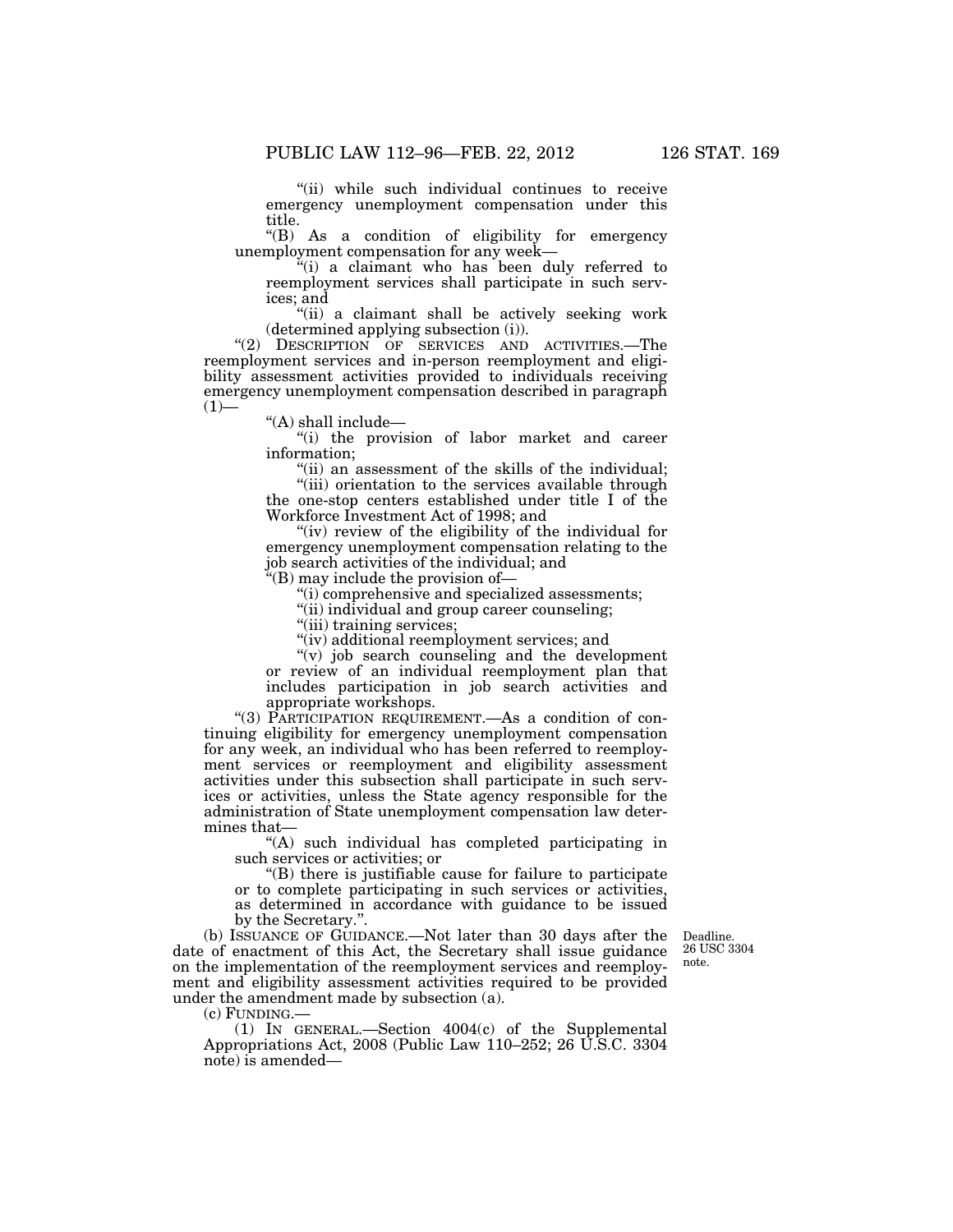"(ii) while such individual continues to receive emergency unemployment compensation under this title.

"(B) As a condition of eligibility for emergency unemployment compensation for any week—

"(i) a claimant who has been duly referred to reemployment services shall participate in such services; and

"(ii) a claimant shall be actively seeking work (determined applying subsection (i)).

"(2) DESCRIPTION OF SERVICES AND ACTIVITIES.—The reemployment services and in-person reemployment and eligibility assessment activities provided to individuals receiving emergency unemployment compensation described in paragraph (1)—

"(A) shall include—

"(i) the provision of labor market and career information;

"(ii) an assessment of the skills of the individual;

"(iii) orientation to the services available through the one-stop centers established under title I of the Workforce Investment Act of 1998; and

"(iv) review of the eligibility of the individual for emergency unemployment compensation relating to the job search activities of the individual; and

"(B) may include the provision of—

"(i) comprehensive and specialized assessments;

"(ii) individual and group career counseling;

"(iii) training services;

"(iv) additional reemployment services; and

"(v) job search counseling and the development or review of an individual reemployment plan that includes participation in job search activities and appropriate workshops.

"(3) PARTICIPATION REQUIREMENT.—As a condition of continuing eligibility for emergency unemployment compensation for any week, an individual who has been referred to reemployment services or reemployment and eligibility assessment activities under this subsection shall participate in such services or activities, unless the State agency responsible for the administration of State unemployment compensation law determines that—

"(A) such individual has completed participating in such services or activities; or

"(B) there is justifiable cause for failure to participate or to complete participating in such services or activities, as determined in accordance with guidance to be issued by the Secretary.".

(b) ISSUANCE OF GUIDANCE.—Not later than 30 days after the date of enactment of this Act, the Secretary shall issue guidance on the implementation of the reemployment services and reemployment and eligibility assessment activities required to be provided under the amendment made by subsection (a).

Deadline. 26 USC 3304 note.

(c) FUNDING.—

(1) IN GENERAL.—Section 4004(c) of the Supplemental Appropriations Act, 2008 (Public Law 110–252; 26 U.S.C. 3304 note) is amended—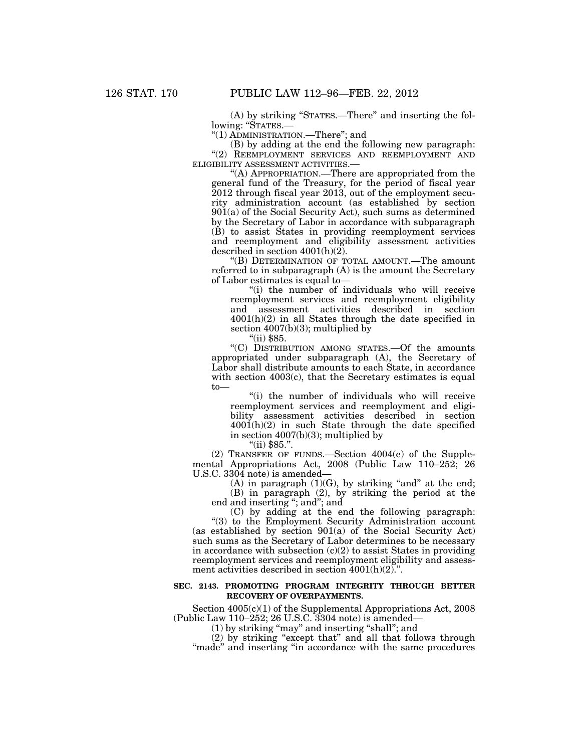(A) by striking "STATES.—There" and inserting the following: "STATES.—

"(1) ADMINISTRATION.—There"; and

(B) by adding at the end the following new paragraph:

"(2) REEMPLOYMENT SERVICES AND REEMPLOYMENT AND ELIGIBILITY ASSESSMENT ACTIVITIES.—

"(A) APPROPRIATION.—There are appropriated from the general fund of the Treasury, for the period of fiscal year 2012 through fiscal year 2013, out of the employment security administration account (as established by section 901(a) of the Social Security Act), such sums as determined by the Secretary of Labor in accordance with subparagraph (B) to assist States in providing reemployment services and reemployment and eligibility assessment activities described in section 4001(h)(2).

"(B) DETERMINATION OF TOTAL AMOUNT.—The amount referred to in subparagraph (A) is the amount the Secretary of Labor estimates is equal to—

"(i) the number of individuals who will receive reemployment services and reemployment eligibility and assessment activities described in section 4001(h)(2) in all States through the date specified in section 4007(b)(3); multiplied by

"(ii) $85.

"(C) DISTRIBUTION AMONG STATES.—Of the amounts appropriated under subparagraph (A), the Secretary of Labor shall distribute amounts to each State, in accordance with section 4003(c), that the Secretary estimates is equal to—

"(i) the number of individuals who will receive reemployment services and reemployment and eligibility assessment activities described in section 4001(h)(2) in such State through the date specified in section 4007(b)(3); multiplied by

"(ii) $85.".

(2) TRANSFER OF FUNDS.—Section 4004(e) of the Supplemental Appropriations Act, 2008 (Public Law 110–252; 26 U.S.C. 3304 note) is amended—

(A) in paragraph (1)(G), by striking "and" at the end;

(B) in paragraph (2), by striking the period at the end and inserting "; and"; and

(C) by adding at the end the following paragraph:

"(3) to the Employment Security Administration account (as established by section 901(a) of the Social Security Act) such sums as the Secretary of Labor determines to be necessary in accordance with subsection (c)(2) to assist States in providing reemployment services and reemployment eligibility and assessment activities described in section 4001(h)(2).".

**SEC. 2143. PROMOTING PROGRAM INTEGRITY THROUGH BETTER RECOVERY OF OVERPAYMENTS.**

Section 4005(c)(1) of the Supplemental Appropriations Act, 2008 (Public Law 110–252; 26 U.S.C. 3304 note) is amended—

(1) by striking "may" and inserting "shall"; and

(2) by striking "except that" and all that follows through "made" and inserting "in accordance with the same procedures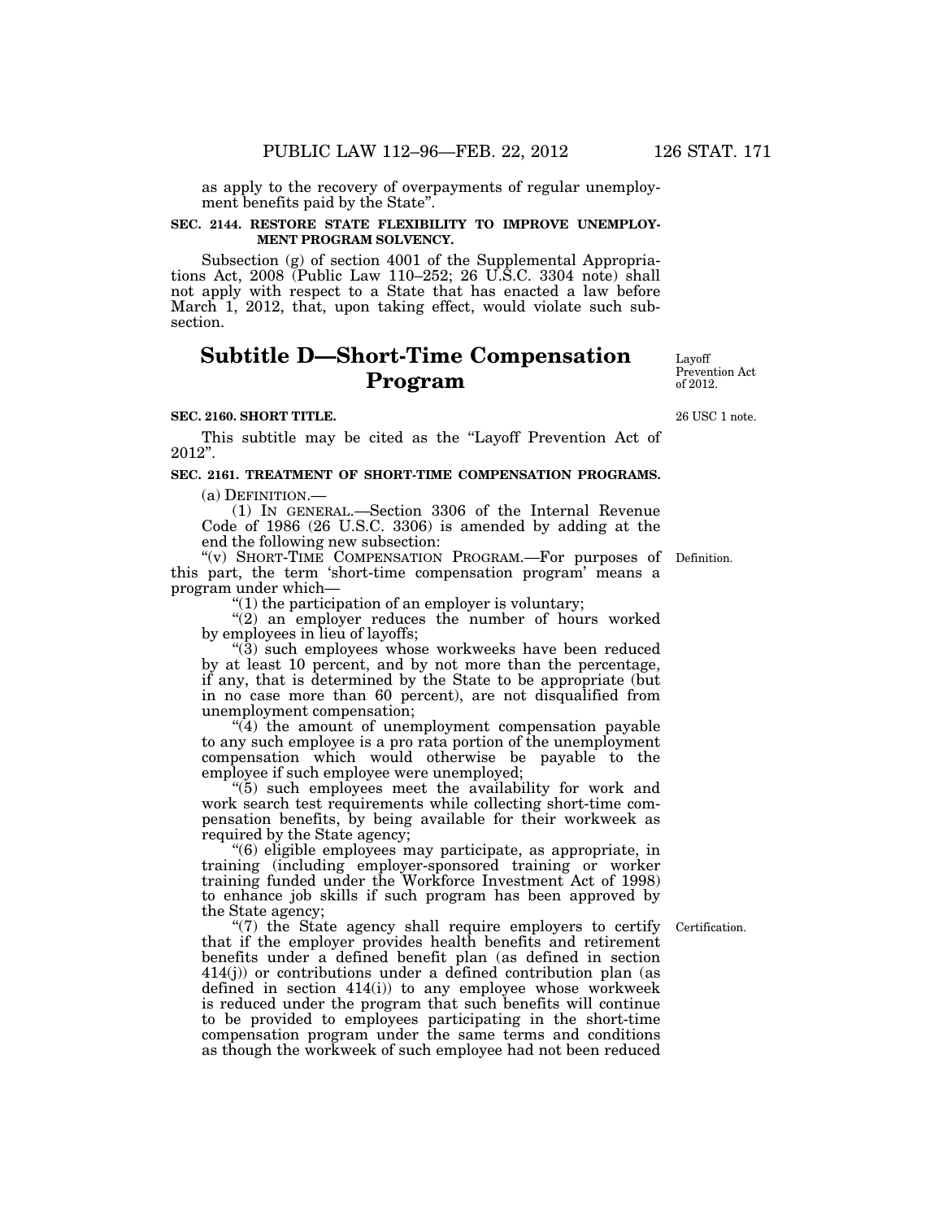as apply to the recovery of overpayments of regular unemployment benefits paid by the State".

**SEC. 2144. RESTORE STATE FLEXIBILITY TO IMPROVE UNEMPLOYMENT PROGRAM SOLVENCY.**

Subsection (g) of section 4001 of the Supplemental Appropriations Act, 2008 (Public Law 110–252; 26 U.S.C. 3304 note) shall not apply with respect to a State that has enacted a law before March 1, 2012, that, upon taking effect, would violate such subsection.

# Subtitle D—Short-Time Compensation Program

Layoff Prevention Act of 2012.

26 USC 1 note.

**SEC. 2160. SHORT TITLE.**

This subtitle may be cited as the "Layoff Prevention Act of 2012".

**SEC. 2161. TREATMENT OF SHORT-TIME COMPENSATION PROGRAMS.**

(a) DEFINITION.—

(1) IN GENERAL.—Section 3306 of the Internal Revenue Code of 1986 (26 U.S.C. 3306) is amended by adding at the end the following new subsection:

Definition.

"(v) SHORT-TIME COMPENSATION PROGRAM.—For purposes of this part, the term 'short-time compensation program' means a program under which—

"(1) the participation of an employer is voluntary;

"(2) an employer reduces the number of hours worked by employees in lieu of layoffs;

"(3) such employees whose workweeks have been reduced by at least 10 percent, and by not more than the percentage, if any, that is determined by the State to be appropriate (but in no case more than 60 percent), are not disqualified from unemployment compensation;

"(4) the amount of unemployment compensation payable to any such employee is a pro rata portion of the unemployment compensation which would otherwise be payable to the employee if such employee were unemployed;

"(5) such employees meet the availability for work and work search test requirements while collecting short-time compensation benefits, by being available for their workweek as required by the State agency;

"(6) eligible employees may participate, as appropriate, in training (including employer-sponsored training or worker training funded under the Workforce Investment Act of 1998) to enhance job skills if such program has been approved by the State agency;

Certification.

"(7) the State agency shall require employers to certify that if the employer provides health benefits and retirement benefits under a defined benefit plan (as defined in section 414(j)) or contributions under a defined contribution plan (as defined in section 414(i)) to any employee whose workweek is reduced under the program that such benefits will continue to be provided to employees participating in the short-time compensation program under the same terms and conditions as though the workweek of such employee had not been reduced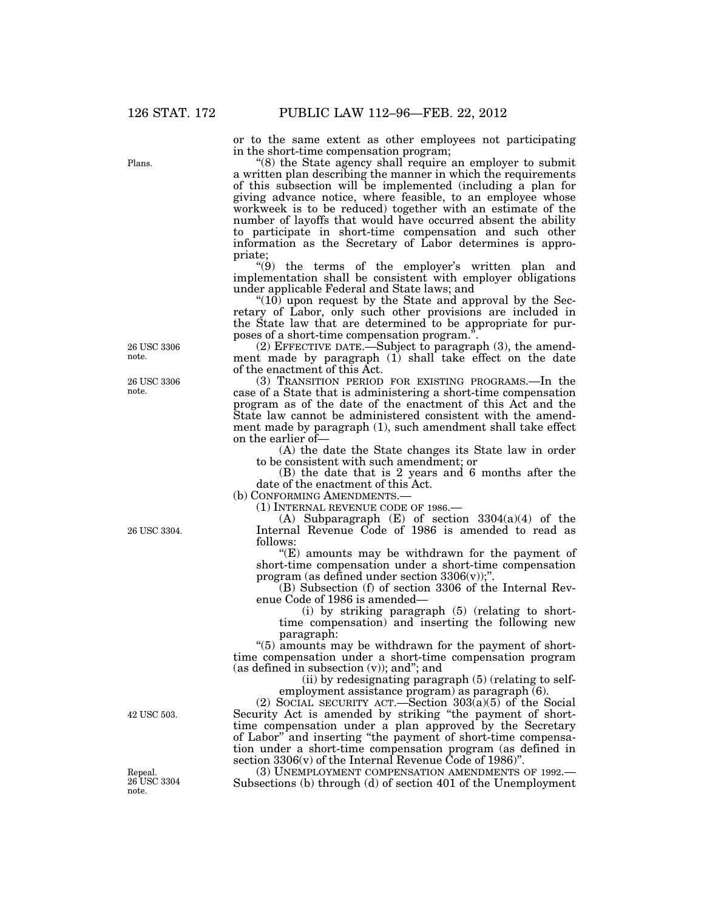or to the same extent as other employees not participating in the short-time compensation program;

Plans.

"(8) the State agency shall require an employer to submit a written plan describing the manner in which the requirements of this subsection will be implemented (including a plan for giving advance notice, where feasible, to an employee whose workweek is to be reduced) together with an estimate of the number of layoffs that would have occurred absent the ability to participate in short-time compensation and such other information as the Secretary of Labor determines is appropriate;

"(9) the terms of the employer's written plan and implementation shall be consistent with employer obligations under applicable Federal and State laws; and

"(10) upon request by the State and approval by the Secretary of Labor, only such other provisions are included in the State law that are determined to be appropriate for purposes of a short-time compensation program.".

26 USC 3306 note.

(2) EFFECTIVE DATE.—Subject to paragraph (3), the amendment made by paragraph (1) shall take effect on the date of the enactment of this Act.

26 USC 3306 note.

(3) TRANSITION PERIOD FOR EXISTING PROGRAMS.—In the case of a State that is administering a short-time compensation program as of the date of the enactment of this Act and the State law cannot be administered consistent with the amendment made by paragraph (1), such amendment shall take effect on the earlier of—

(A) the date the State changes its State law in order to be consistent with such amendment; or

(B) the date that is 2 years and 6 months after the date of the enactment of this Act.

(b) CONFORMING AMENDMENTS.—

(1) INTERNAL REVENUE CODE OF 1986.—

26 USC 3304.

(A) Subparagraph (E) of section 3304(a)(4) of the Internal Revenue Code of 1986 is amended to read as follows:

"(E) amounts may be withdrawn for the payment of short-time compensation under a short-time compensation program (as defined under section 3306(v));".

(B) Subsection (f) of section 3306 of the Internal Revenue Code of 1986 is amended—

(i) by striking paragraph (5) (relating to short-time compensation) and inserting the following new paragraph:

"(5) amounts may be withdrawn for the payment of short-time compensation under a short-time compensation program (as defined in subsection (v)); and"; and

(ii) by redesignating paragraph (5) (relating to self-employment assistance program) as paragraph (6).

42 USC 503.

(2) SOCIAL SECURITY ACT.—Section 303(a)(5) of the Social Security Act is amended by striking "the payment of short-time compensation under a plan approved by the Secretary of Labor" and inserting "the payment of short-time compensation under a short-time compensation program (as defined in section 3306(v) of the Internal Revenue Code of 1986)".

Repeal. 26 USC 3304 note.

(3) UNEMPLOYMENT COMPENSATION AMENDMENTS OF 1992.—Subsections (b) through (d) of section 401 of the Unemployment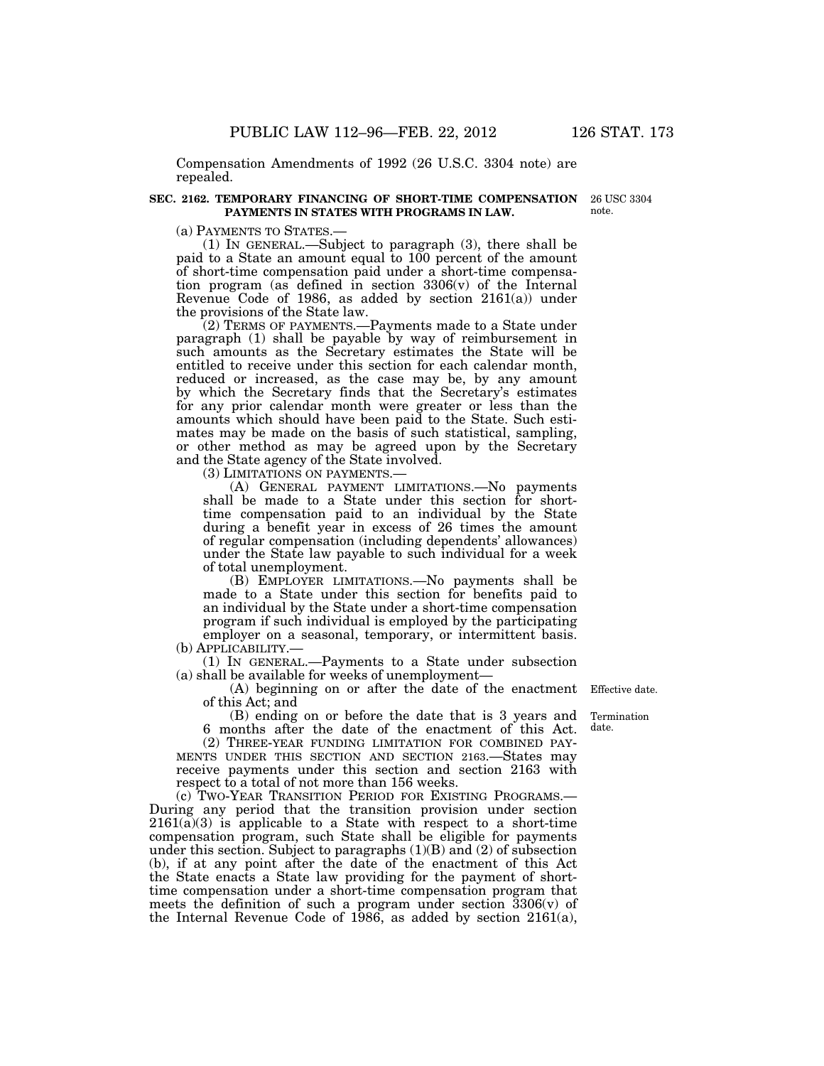Compensation Amendments of 1992 (26 U.S.C. 3304 note) are repealed.

**SEC. 2162. TEMPORARY FINANCING OF SHORT-TIME COMPENSATION PAYMENTS IN STATES WITH PROGRAMS IN LAW.**

26 USC 3304 note.

(a) PAYMENTS TO STATES.—

(1) IN GENERAL.—Subject to paragraph (3), there shall be paid to a State an amount equal to 100 percent of the amount of short-time compensation paid under a short-time compensation program (as defined in section 3306(v) of the Internal Revenue Code of 1986, as added by section 2161(a)) under the provisions of the State law.

(2) TERMS OF PAYMENTS.—Payments made to a State under paragraph (1) shall be payable by way of reimbursement in such amounts as the Secretary estimates the State will be entitled to receive under this section for each calendar month, reduced or increased, as the case may be, by any amount by which the Secretary finds that the Secretary's estimates for any prior calendar month were greater or less than the amounts which should have been paid to the State. Such estimates may be made on the basis of such statistical, sampling, or other method as may be agreed upon by the Secretary and the State agency of the State involved.

(3) LIMITATIONS ON PAYMENTS.—

(A) GENERAL PAYMENT LIMITATIONS.—No payments shall be made to a State under this section for short-time compensation paid to an individual by the State during a benefit year in excess of 26 times the amount of regular compensation (including dependents' allowances) under the State law payable to such individual for a week of total unemployment.

(B) EMPLOYER LIMITATIONS.—No payments shall be made to a State under this section for benefits paid to an individual by the State under a short-time compensation program if such individual is employed by the participating employer on a seasonal, temporary, or intermittent basis.

(b) APPLICABILITY.—

(1) IN GENERAL.—Payments to a State under subsection (a) shall be available for weeks of unemployment—

(A) beginning on or after the date of the enactment of this Act; and

Effective date.

(B) ending on or before the date that is 3 years and 6 months after the date of the enactment of this Act.

Termination date.

(2) THREE-YEAR FUNDING LIMITATION FOR COMBINED PAYMENTS UNDER THIS SECTION AND SECTION 2163.—States may receive payments under this section and section 2163 with respect to a total of not more than 156 weeks.

(c) TWO-YEAR TRANSITION PERIOD FOR EXISTING PROGRAMS.—During any period that the transition provision under section 2161(a)(3) is applicable to a State with respect to a short-time compensation program, such State shall be eligible for payments under this section. Subject to paragraphs (1)(B) and (2) of subsection (b), if at any point after the date of the enactment of this Act the State enacts a State law providing for the payment of short-time compensation under a short-time compensation program that meets the definition of such a program under section 3306(v) of the Internal Revenue Code of 1986, as added by section 2161(a),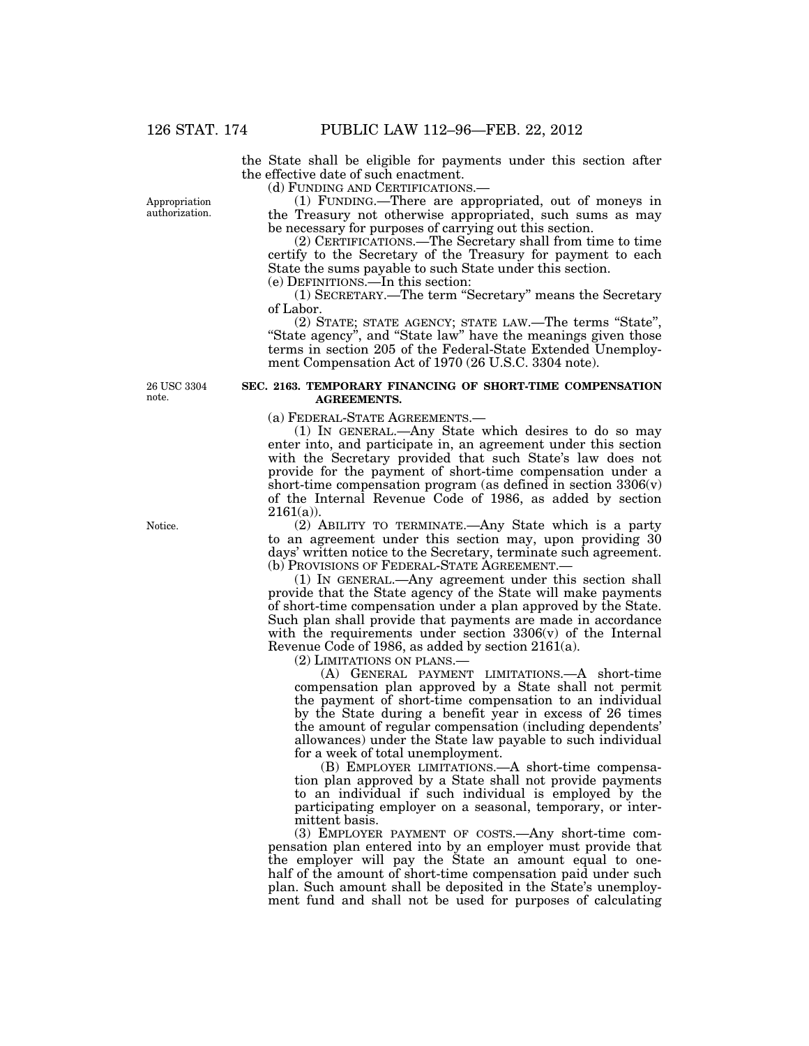the State shall be eligible for payments under this section after the effective date of such enactment.

(d) FUNDING AND CERTIFICATIONS.—

Appropriation authorization.

(1) FUNDING.—There are appropriated, out of moneys in the Treasury not otherwise appropriated, such sums as may be necessary for purposes of carrying out this section.

(2) CERTIFICATIONS.—The Secretary shall from time to time certify to the Secretary of the Treasury for payment to each State the sums payable to such State under this section.

(e) DEFINITIONS.—In this section:

(1) SECRETARY.—The term "Secretary" means the Secretary of Labor.

(2) STATE; STATE AGENCY; STATE LAW.—The terms "State", "State agency", and "State law" have the meanings given those terms in section 205 of the Federal-State Extended Unemployment Compensation Act of 1970 (26 U.S.C. 3304 note).

26 USC 3304 note.

**SEC. 2163. TEMPORARY FINANCING OF SHORT-TIME COMPENSATION AGREEMENTS.**

(a) FEDERAL-STATE AGREEMENTS.—

(1) IN GENERAL.—Any State which desires to do so may enter into, and participate in, an agreement under this section with the Secretary provided that such State's law does not provide for the payment of short-time compensation under a short-time compensation program (as defined in section 3306(v) of the Internal Revenue Code of 1986, as added by section 2161(a)).

Notice.

(2) ABILITY TO TERMINATE.—Any State which is a party to an agreement under this section may, upon providing 30 days' written notice to the Secretary, terminate such agreement.

(b) PROVISIONS OF FEDERAL-STATE AGREEMENT.—

(1) IN GENERAL.—Any agreement under this section shall provide that the State agency of the State will make payments of short-time compensation under a plan approved by the State. Such plan shall provide that payments are made in accordance with the requirements under section 3306(v) of the Internal Revenue Code of 1986, as added by section 2161(a).

(2) LIMITATIONS ON PLANS.—

(A) GENERAL PAYMENT LIMITATIONS.—A short-time compensation plan approved by a State shall not permit the payment of short-time compensation to an individual by the State during a benefit year in excess of 26 times the amount of regular compensation (including dependents' allowances) under the State law payable to such individual for a week of total unemployment.

(B) EMPLOYER LIMITATIONS.—A short-time compensation plan approved by a State shall not provide payments to an individual if such individual is employed by the participating employer on a seasonal, temporary, or intermittent basis.

(3) EMPLOYER PAYMENT OF COSTS.—Any short-time compensation plan entered into by an employer must provide that the employer will pay the State an amount equal to one-half of the amount of short-time compensation paid under such plan. Such amount shall be deposited in the State's unemployment fund and shall not be used for purposes of calculating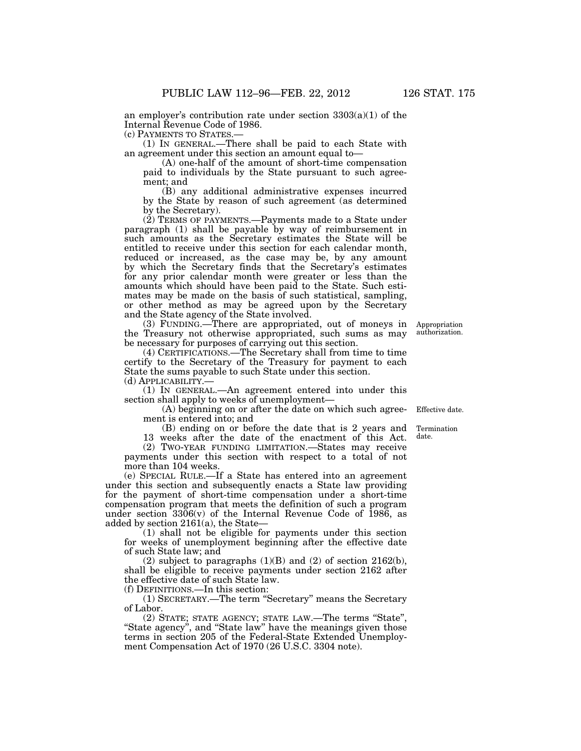an employer's contribution rate under section 3303(a)(1) of the Internal Revenue Code of 1986.

(c) PAYMENTS TO STATES.—

(1) IN GENERAL.—There shall be paid to each State with an agreement under this section an amount equal to—

(A) one-half of the amount of short-time compensation paid to individuals by the State pursuant to such agreement; and

(B) any additional administrative expenses incurred by the State by reason of such agreement (as determined by the Secretary).

(2) TERMS OF PAYMENTS.—Payments made to a State under paragraph (1) shall be payable by way of reimbursement in such amounts as the Secretary estimates the State will be entitled to receive under this section for each calendar month, reduced or increased, as the case may be, by any amount by which the Secretary finds that the Secretary's estimates for any prior calendar month were greater or less than the amounts which should have been paid to the State. Such estimates may be made on the basis of such statistical, sampling, or other method as may be agreed upon by the Secretary and the State agency of the State involved.

(3) FUNDING.—There are appropriated, out of moneys in the Treasury not otherwise appropriated, such sums as may be necessary for purposes of carrying out this section.

Appropriation authorization.

(4) CERTIFICATIONS.—The Secretary shall from time to time certify to the Secretary of the Treasury for payment to each State the sums payable to such State under this section.

(d) APPLICABILITY.—

(1) IN GENERAL.—An agreement entered into under this section shall apply to weeks of unemployment—

(A) beginning on or after the date on which such agreement is entered into; and

Effective date.

(B) ending on or before the date that is 2 years and 13 weeks after the date of the enactment of this Act.

Termination date.

(2) TWO-YEAR FUNDING LIMITATION.—States may receive payments under this section with respect to a total of not more than 104 weeks.

(e) SPECIAL RULE.—If a State has entered into an agreement under this section and subsequently enacts a State law providing for the payment of short-time compensation under a short-time compensation program that meets the definition of such a program under section 3306(v) of the Internal Revenue Code of 1986, as added by section 2161(a), the State—

(1) shall not be eligible for payments under this section for weeks of unemployment beginning after the effective date of such State law; and

(2) subject to paragraphs (1)(B) and (2) of section 2162(b), shall be eligible to receive payments under section 2162 after the effective date of such State law.

(f) DEFINITIONS.—In this section:

(1) SECRETARY.—The term "Secretary" means the Secretary of Labor.

(2) STATE; STATE AGENCY; STATE LAW.—The terms "State", "State agency", and "State law" have the meanings given those terms in section 205 of the Federal-State Extended Unemployment Compensation Act of 1970 (26 U.S.C. 3304 note).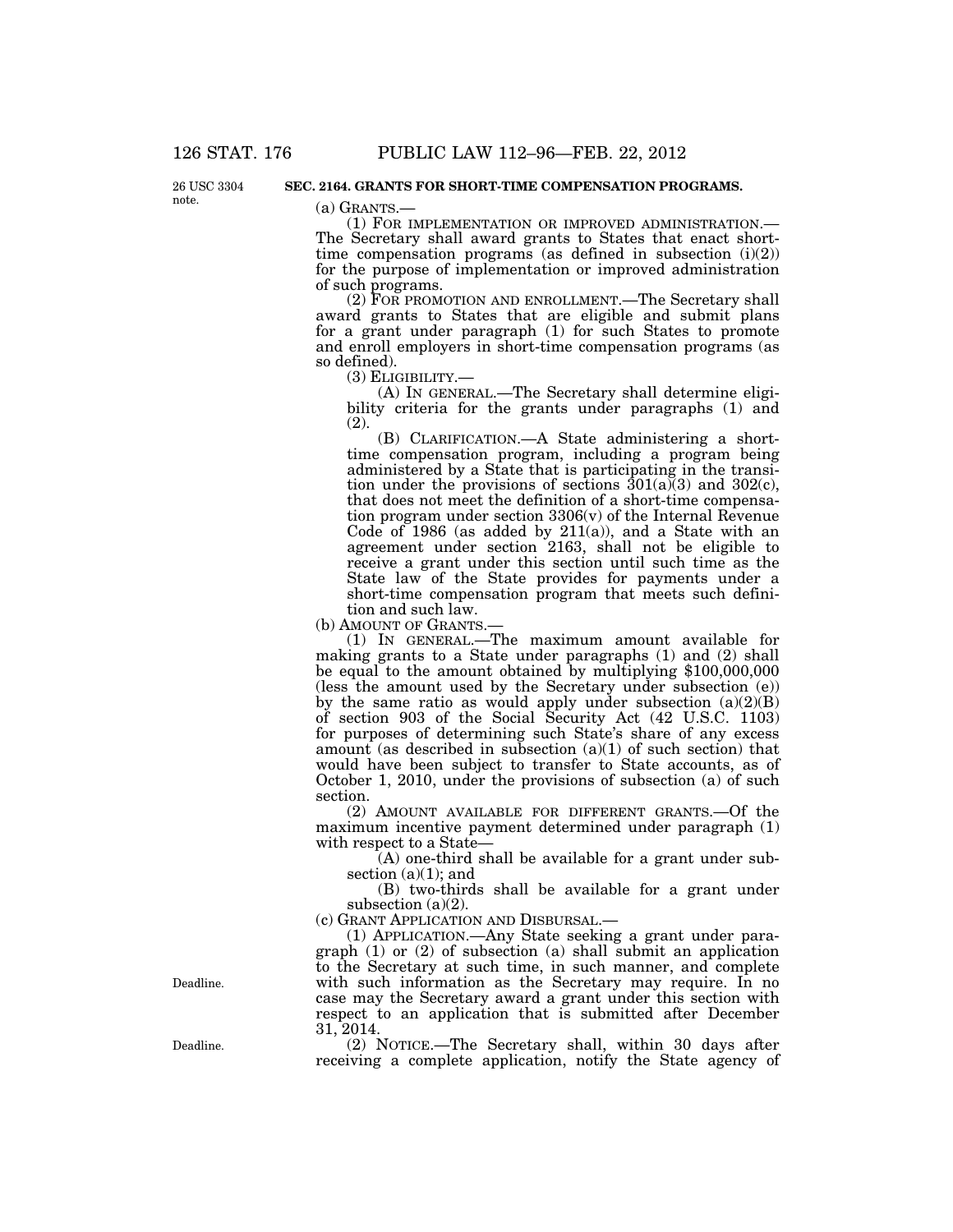26 USC 3304 note.

**SEC. 2164. GRANTS FOR SHORT-TIME COMPENSATION PROGRAMS.**

(a) GRANTS.—

(1) FOR IMPLEMENTATION OR IMPROVED ADMINISTRATION.—The Secretary shall award grants to States that enact short-time compensation programs (as defined in subsection (i)(2)) for the purpose of implementation or improved administration of such programs.

(2) FOR PROMOTION AND ENROLLMENT.—The Secretary shall award grants to States that are eligible and submit plans for a grant under paragraph (1) for such States to promote and enroll employers in short-time compensation programs (as so defined).

(3) ELIGIBILITY.—

(A) IN GENERAL.—The Secretary shall determine eligibility criteria for the grants under paragraphs (1) and (2).

(B) CLARIFICATION.—A State administering a short-time compensation program, including a program being administered by a State that is participating in the transition under the provisions of sections 301(a)(3) and 302(c), that does not meet the definition of a short-time compensation program under section 3306(v) of the Internal Revenue Code of 1986 (as added by 211(a)), and a State with an agreement under section 2163, shall not be eligible to receive a grant under this section until such time as the State law of the State provides for payments under a short-time compensation program that meets such definition and such law.

(b) AMOUNT OF GRANTS.—

(1) IN GENERAL.—The maximum amount available for making grants to a State under paragraphs (1) and (2) shall be equal to the amount obtained by multiplying $100,000,000 (less the amount used by the Secretary under subsection (e)) by the same ratio as would apply under subsection (a)(2)(B) of section 903 of the Social Security Act (42 U.S.C. 1103) for purposes of determining such State's share of any excess amount (as described in subsection (a)(1) of such section) that would have been subject to transfer to State accounts, as of October 1, 2010, under the provisions of subsection (a) of such section.

(2) AMOUNT AVAILABLE FOR DIFFERENT GRANTS.—Of the maximum incentive payment determined under paragraph (1) with respect to a State—

(A) one-third shall be available for a grant under subsection (a)(1); and

(B) two-thirds shall be available for a grant under subsection (a)(2).

(c) GRANT APPLICATION AND DISBURSAL.—

Deadline.

(1) APPLICATION.—Any State seeking a grant under paragraph (1) or (2) of subsection (a) shall submit an application to the Secretary at such time, in such manner, and complete with such information as the Secretary may require. In no case may the Secretary award a grant under this section with respect to an application that is submitted after December 31, 2014.

Deadline.

(2) NOTICE.—The Secretary shall, within 30 days after receiving a complete application, notify the State agency of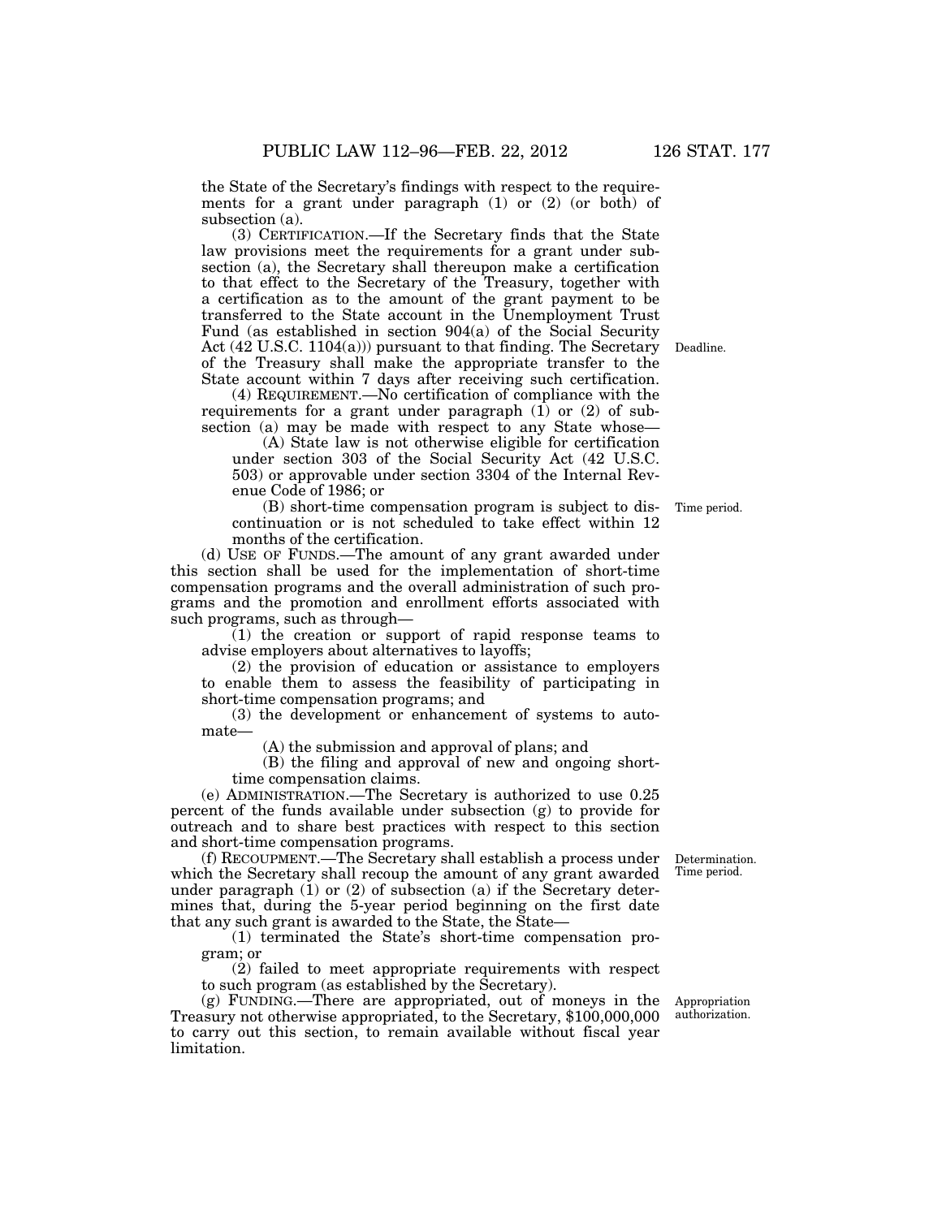the State of the Secretary's findings with respect to the requirements for a grant under paragraph (1) or (2) (or both) of subsection (a).

(3) CERTIFICATION.—If the Secretary finds that the State law provisions meet the requirements for a grant under subsection (a), the Secretary shall thereupon make a certification to that effect to the Secretary of the Treasury, together with a certification as to the amount of the grant payment to be transferred to the State account in the Unemployment Trust Fund (as established in section 904(a) of the Social Security Act (42 U.S.C. 1104(a))) pursuant to that finding. The Secretary of the Treasury shall make the appropriate transfer to the State account within 7 days after receiving such certification.

Deadline.

(4) REQUIREMENT.—No certification of compliance with the requirements for a grant under paragraph (1) or (2) of subsection (a) may be made with respect to any State whose—

(A) State law is not otherwise eligible for certification under section 303 of the Social Security Act (42 U.S.C. 503) or approvable under section 3304 of the Internal Revenue Code of 1986; or

(B) short-time compensation program is subject to discontinuation or is not scheduled to take effect within 12 months of the certification.

Time period.

(d) USE OF FUNDS.—The amount of any grant awarded under this section shall be used for the implementation of short-time compensation programs and the overall administration of such programs and the promotion and enrollment efforts associated with such programs, such as through—

(1) the creation or support of rapid response teams to advise employers about alternatives to layoffs;

(2) the provision of education or assistance to employers to enable them to assess the feasibility of participating in short-time compensation programs; and

(3) the development or enhancement of systems to automate—

(A) the submission and approval of plans; and

(B) the filing and approval of new and ongoing short-time compensation claims.

(e) ADMINISTRATION.—The Secretary is authorized to use 0.25 percent of the funds available under subsection (g) to provide for outreach and to share best practices with respect to this section and short-time compensation programs.

(f) RECOUPMENT.—The Secretary shall establish a process under which the Secretary shall recoup the amount of any grant awarded under paragraph (1) or (2) of subsection (a) if the Secretary determines that, during the 5-year period beginning on the first date that any such grant is awarded to the State, the State—

Determination.
Time period.

(1) terminated the State's short-time compensation program; or

(2) failed to meet appropriate requirements with respect to such program (as established by the Secretary).

(g) FUNDING.—There are appropriated, out of moneys in the Treasury not otherwise appropriated, to the Secretary, $100,000,000 to carry out this section, to remain available without fiscal year limitation.

Appropriation authorization.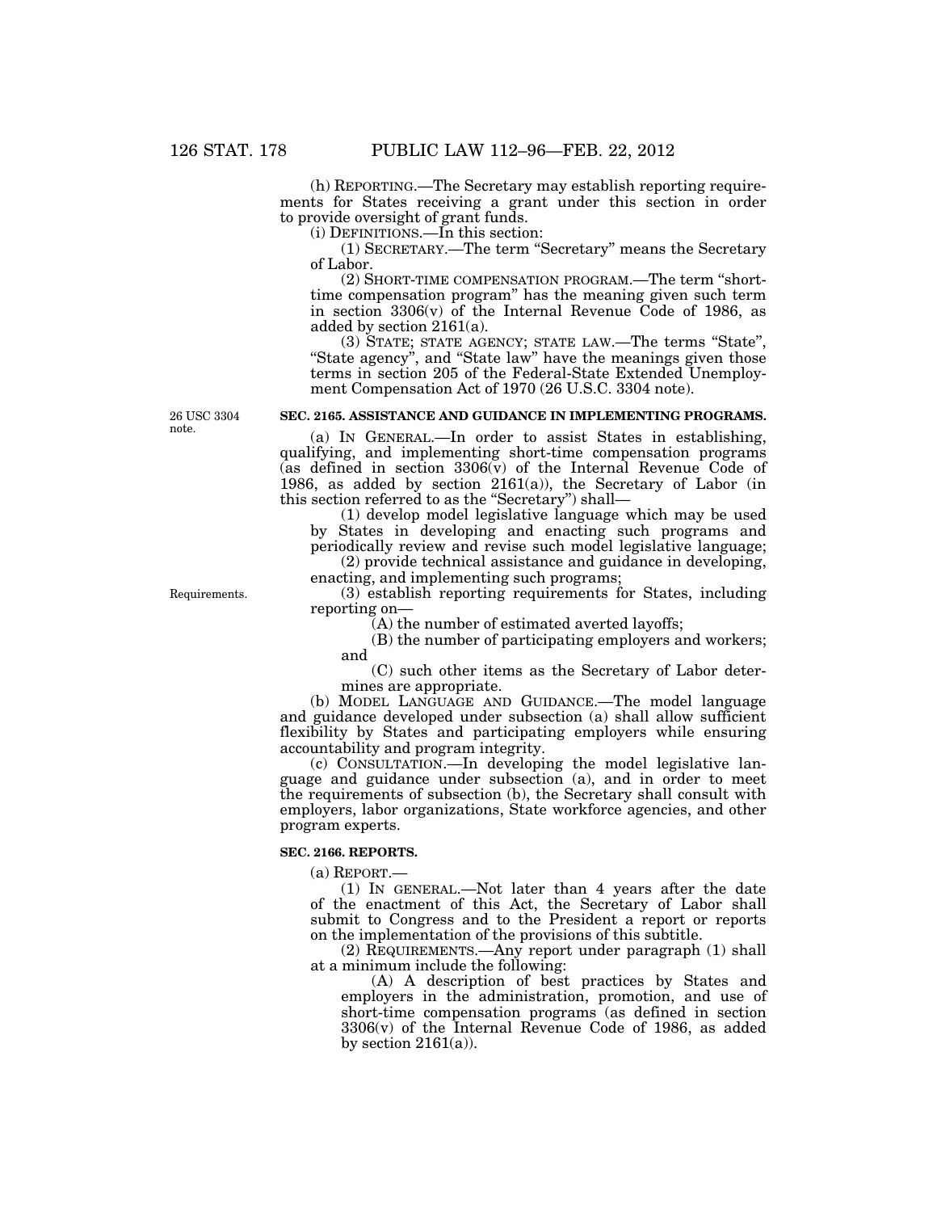(h) REPORTING.—The Secretary may establish reporting requirements for States receiving a grant under this section in order to provide oversight of grant funds.

(i) DEFINITIONS.—In this section:

(1) SECRETARY.—The term "Secretary" means the Secretary of Labor.

(2) SHORT-TIME COMPENSATION PROGRAM.—The term "short-time compensation program" has the meaning given such term in section 3306(v) of the Internal Revenue Code of 1986, as added by section 2161(a).

(3) STATE; STATE AGENCY; STATE LAW.—The terms "State", "State agency", and "State law" have the meanings given those terms in section 205 of the Federal-State Extended Unemployment Compensation Act of 1970 (26 U.S.C. 3304 note).

26 USC 3304 note.

**SEC. 2165. ASSISTANCE AND GUIDANCE IN IMPLEMENTING PROGRAMS.**

(a) IN GENERAL.—In order to assist States in establishing, qualifying, and implementing short-time compensation programs (as defined in section 3306(v) of the Internal Revenue Code of 1986, as added by section 2161(a)), the Secretary of Labor (in this section referred to as the "Secretary") shall—

(1) develop model legislative language which may be used by States in developing and enacting such programs and periodically review and revise such model legislative language;

(2) provide technical assistance and guidance in developing, enacting, and implementing such programs;

Requirements.

(3) establish reporting requirements for States, including reporting on—

(A) the number of estimated averted layoffs;

(B) the number of participating employers and workers; and

(C) such other items as the Secretary of Labor determines are appropriate.

(b) MODEL LANGUAGE AND GUIDANCE.—The model language and guidance developed under subsection (a) shall allow sufficient flexibility by States and participating employers while ensuring accountability and program integrity.

(c) CONSULTATION.—In developing the model legislative language and guidance under subsection (a), and in order to meet the requirements of subsection (b), the Secretary shall consult with employers, labor organizations, State workforce agencies, and other program experts.

**SEC. 2166. REPORTS.**

(a) REPORT.—

(1) IN GENERAL.—Not later than 4 years after the date of the enactment of this Act, the Secretary of Labor shall submit to Congress and to the President a report or reports on the implementation of the provisions of this subtitle.

(2) REQUIREMENTS.—Any report under paragraph (1) shall at a minimum include the following:

(A) A description of best practices by States and employers in the administration, promotion, and use of short-time compensation programs (as defined in section 3306(v) of the Internal Revenue Code of 1986, as added by section 2161(a)).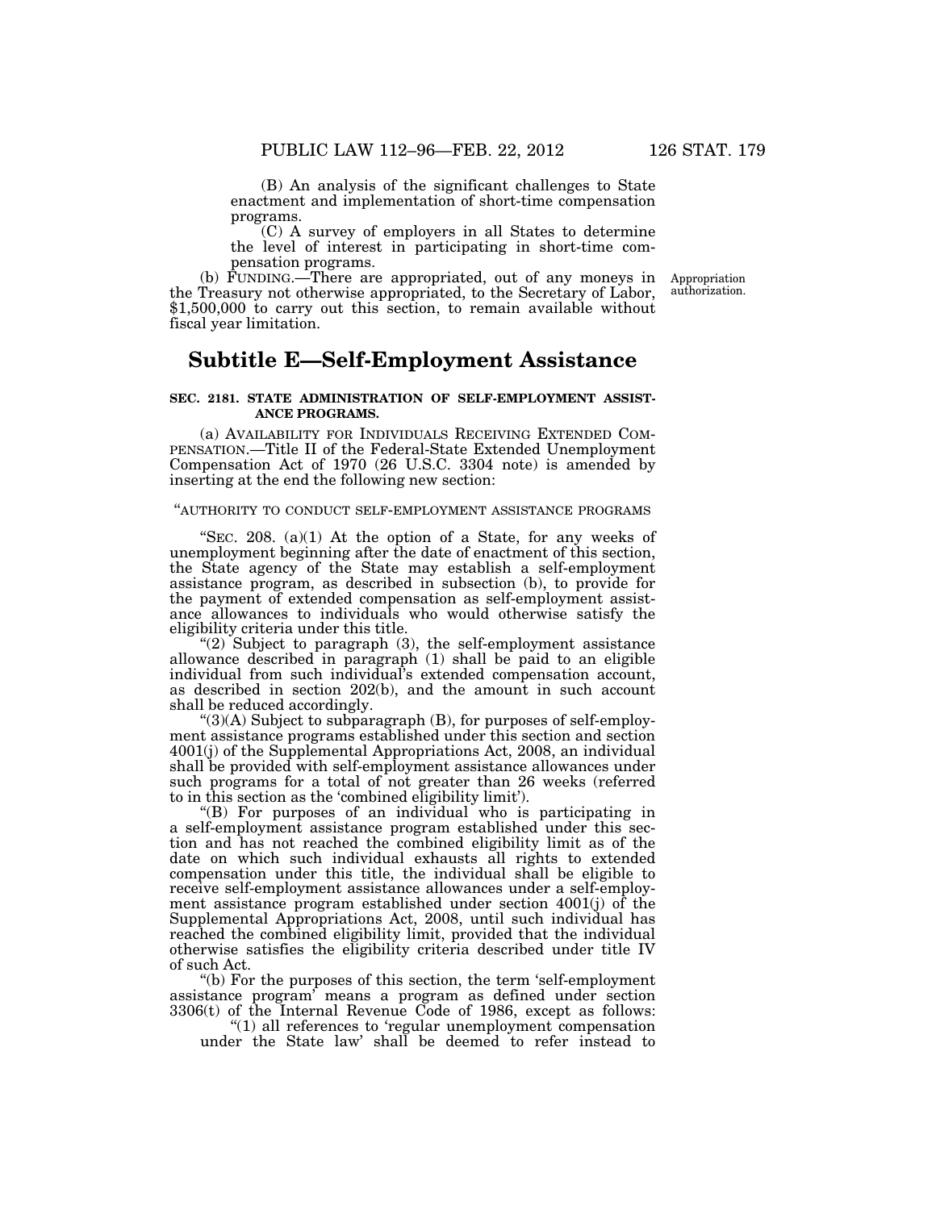(B) An analysis of the significant challenges to State enactment and implementation of short-time compensation programs.

(C) A survey of employers in all States to determine the level of interest in participating in short-time compensation programs.

(b) FUNDING.—There are appropriated, out of any moneys in the Treasury not otherwise appropriated, to the Secretary of Labor, $1,500,000 to carry out this section, to remain available without fiscal year limitation.

Appropriation authorization.

## Subtitle E—Self-Employment Assistance

**SEC. 2181. STATE ADMINISTRATION OF SELF-EMPLOYMENT ASSISTANCE PROGRAMS.**

(a) AVAILABILITY FOR INDIVIDUALS RECEIVING EXTENDED COMPENSATION.—Title II of the Federal-State Extended Unemployment Compensation Act of 1970 (26 U.S.C. 3304 note) is amended by inserting at the end the following new section:

"AUTHORITY TO CONDUCT SELF-EMPLOYMENT ASSISTANCE PROGRAMS

"SEC. 208. (a)(1) At the option of a State, for any weeks of unemployment beginning after the date of enactment of this section, the State agency of the State may establish a self-employment assistance program, as described in subsection (b), to provide for the payment of extended compensation as self-employment assistance allowances to individuals who would otherwise satisfy the eligibility criteria under this title.

"(2) Subject to paragraph (3), the self-employment assistance allowance described in paragraph (1) shall be paid to an eligible individual from such individual's extended compensation account, as described in section 202(b), and the amount in such account shall be reduced accordingly.

"(3)(A) Subject to subparagraph (B), for purposes of self-employment assistance programs established under this section and section 4001(j) of the Supplemental Appropriations Act, 2008, an individual shall be provided with self-employment assistance allowances under such programs for a total of not greater than 26 weeks (referred to in this section as the 'combined eligibility limit').

"(B) For purposes of an individual who is participating in a self-employment assistance program established under this section and has not reached the combined eligibility limit as of the date on which such individual exhausts all rights to extended compensation under this title, the individual shall be eligible to receive self-employment assistance allowances under a self-employment assistance program established under section 4001(j) of the Supplemental Appropriations Act, 2008, until such individual has reached the combined eligibility limit, provided that the individual otherwise satisfies the eligibility criteria described under title IV of such Act.

"(b) For the purposes of this section, the term 'self-employment assistance program' means a program as defined under section 3306(t) of the Internal Revenue Code of 1986, except as follows:

"(1) all references to 'regular unemployment compensation under the State law' shall be deemed to refer instead to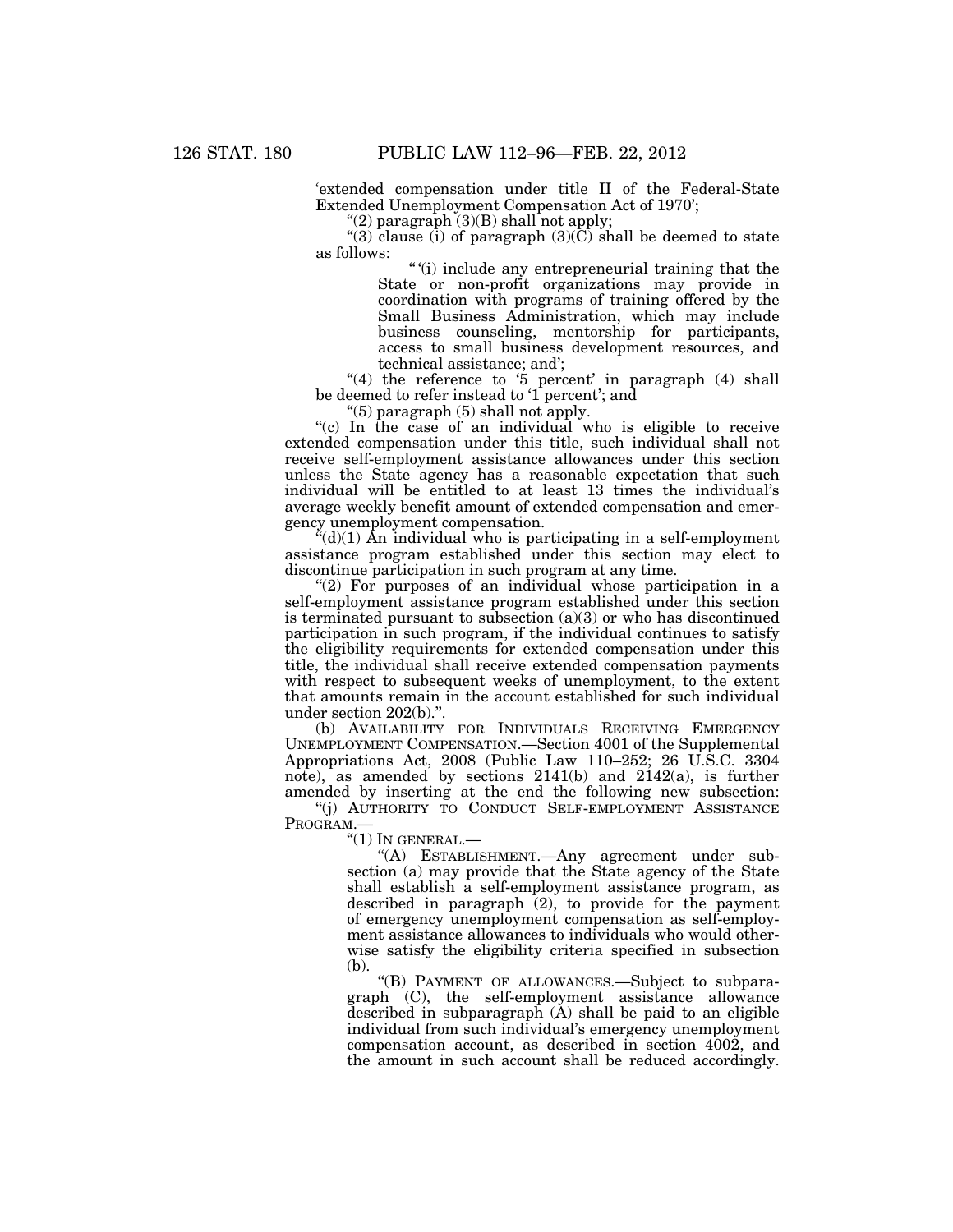'extended compensation under title II of the Federal-State Extended Unemployment Compensation Act of 1970';

"(2) paragraph (3)(B) shall not apply;

"(3) clause (i) of paragraph (3)(C) shall be deemed to state as follows:

"'(i) include any entrepreneurial training that the State or non-profit organizations may provide in coordination with programs of training offered by the Small Business Administration, which may include business counseling, mentorship for participants, access to small business development resources, and technical assistance; and';

"(4) the reference to '5 percent' in paragraph (4) shall be deemed to refer instead to '1 percent'; and

"(5) paragraph (5) shall not apply.

"(c) In the case of an individual who is eligible to receive extended compensation under this title, such individual shall not receive self-employment assistance allowances under this section unless the State agency has a reasonable expectation that such individual will be entitled to at least 13 times the individual's average weekly benefit amount of extended compensation and emergency unemployment compensation.

"(d)(1) An individual who is participating in a self-employment assistance program established under this section may elect to discontinue participation in such program at any time.

"(2) For purposes of an individual whose participation in a self-employment assistance program established under this section is terminated pursuant to subsection (a)(3) or who has discontinued participation in such program, if the individual continues to satisfy the eligibility requirements for extended compensation under this title, the individual shall receive extended compensation payments with respect to subsequent weeks of unemployment, to the extent that amounts remain in the account established for such individual under section 202(b).".

(b) AVAILABILITY FOR INDIVIDUALS RECEIVING EMERGENCY UNEMPLOYMENT COMPENSATION.—Section 4001 of the Supplemental Appropriations Act, 2008 (Public Law 110–252; 26 U.S.C. 3304 note), as amended by sections 2141(b) and 2142(a), is further amended by inserting at the end the following new subsection:

"(j) AUTHORITY TO CONDUCT SELF-EMPLOYMENT ASSISTANCE PROGRAM.—

"(1) IN GENERAL.—

"(A) ESTABLISHMENT.—Any agreement under subsection (a) may provide that the State agency of the State shall establish a self-employment assistance program, as described in paragraph (2), to provide for the payment of emergency unemployment compensation as self-employment assistance allowances to individuals who would otherwise satisfy the eligibility criteria specified in subsection (b).

"(B) PAYMENT OF ALLOWANCES.—Subject to subparagraph (C), the self-employment assistance allowance described in subparagraph (A) shall be paid to an eligible individual from such individual's emergency unemployment compensation account, as described in section 4002, and the amount in such account shall be reduced accordingly.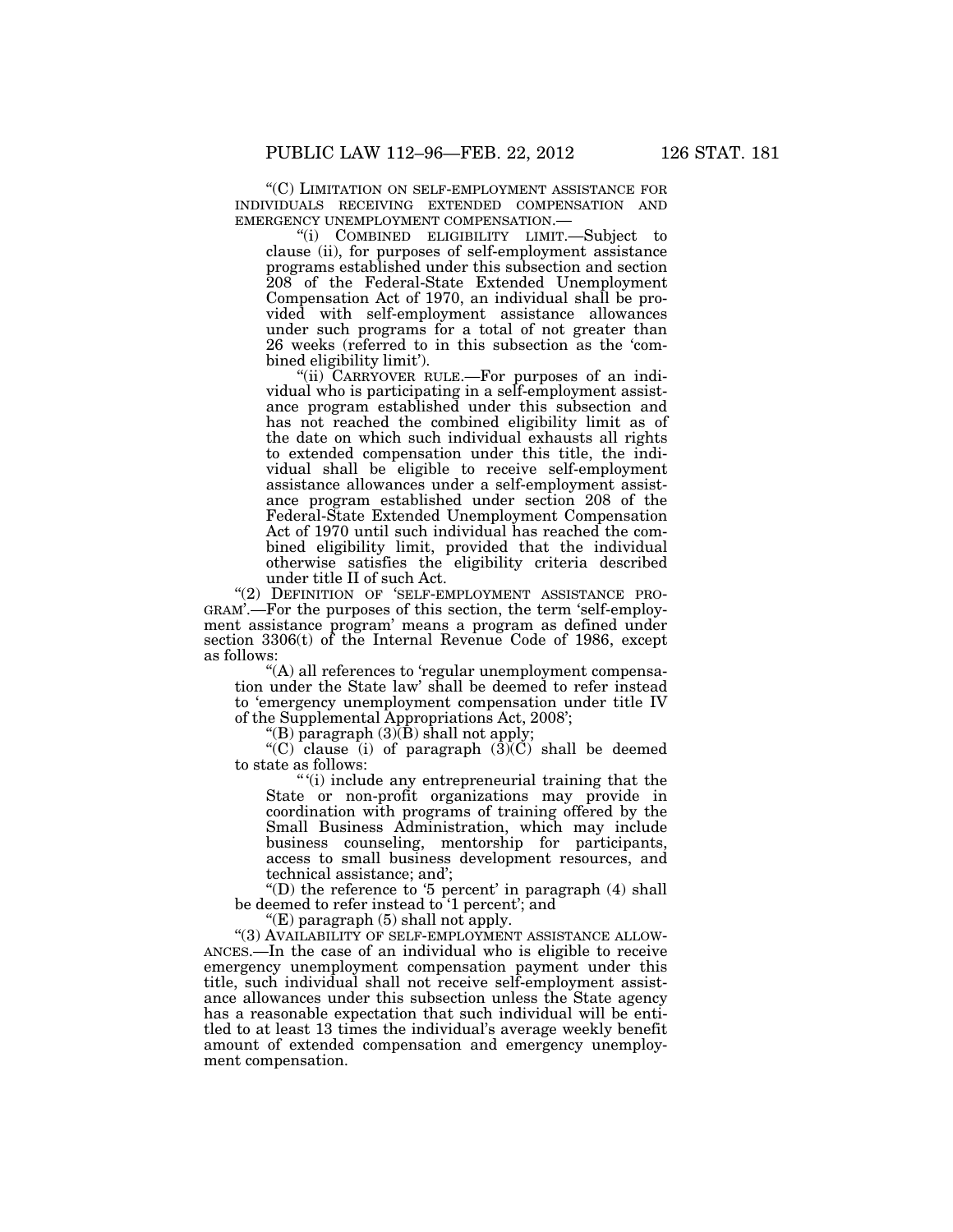"(C) LIMITATION ON SELF-EMPLOYMENT ASSISTANCE FOR INDIVIDUALS RECEIVING EXTENDED COMPENSATION AND EMERGENCY UNEMPLOYMENT COMPENSATION.—

"(i) COMBINED ELIGIBILITY LIMIT.—Subject to clause (ii), for purposes of self-employment assistance programs established under this subsection and section 208 of the Federal-State Extended Unemployment Compensation Act of 1970, an individual shall be provided with self-employment assistance allowances under such programs for a total of not greater than 26 weeks (referred to in this subsection as the 'combined eligibility limit').

"(ii) CARRYOVER RULE.—For purposes of an individual who is participating in a self-employment assistance program established under this subsection and has not reached the combined eligibility limit as of the date on which such individual exhausts all rights to extended compensation under this title, the individual shall be eligible to receive self-employment assistance allowances under a self-employment assistance program established under section 208 of the Federal-State Extended Unemployment Compensation Act of 1970 until such individual has reached the combined eligibility limit, provided that the individual otherwise satisfies the eligibility criteria described under title II of such Act.

"(2) DEFINITION OF 'SELF-EMPLOYMENT ASSISTANCE PROGRAM'.—For the purposes of this section, the term 'self-employment assistance program' means a program as defined under section 3306(t) of the Internal Revenue Code of 1986, except as follows:

"(A) all references to 'regular unemployment compensation under the State law' shall be deemed to refer instead to 'emergency unemployment compensation under title IV of the Supplemental Appropriations Act, 2008';

"(B) paragraph (3)(B) shall not apply;

"(C) clause (i) of paragraph (3)(C) shall be deemed to state as follows:

"'(i) include any entrepreneurial training that the State or non-profit organizations may provide in coordination with programs of training offered by the Small Business Administration, which may include business counseling, mentorship for participants, access to small business development resources, and technical assistance; and';

"(D) the reference to '5 percent' in paragraph (4) shall be deemed to refer instead to '1 percent'; and

"(E) paragraph (5) shall not apply.

"(3) AVAILABILITY OF SELF-EMPLOYMENT ASSISTANCE ALLOWANCES.—In the case of an individual who is eligible to receive emergency unemployment compensation payment under this title, such individual shall not receive self-employment assistance allowances under this subsection unless the State agency has a reasonable expectation that such individual will be entitled to at least 13 times the individual's average weekly benefit amount of extended compensation and emergency unemployment compensation.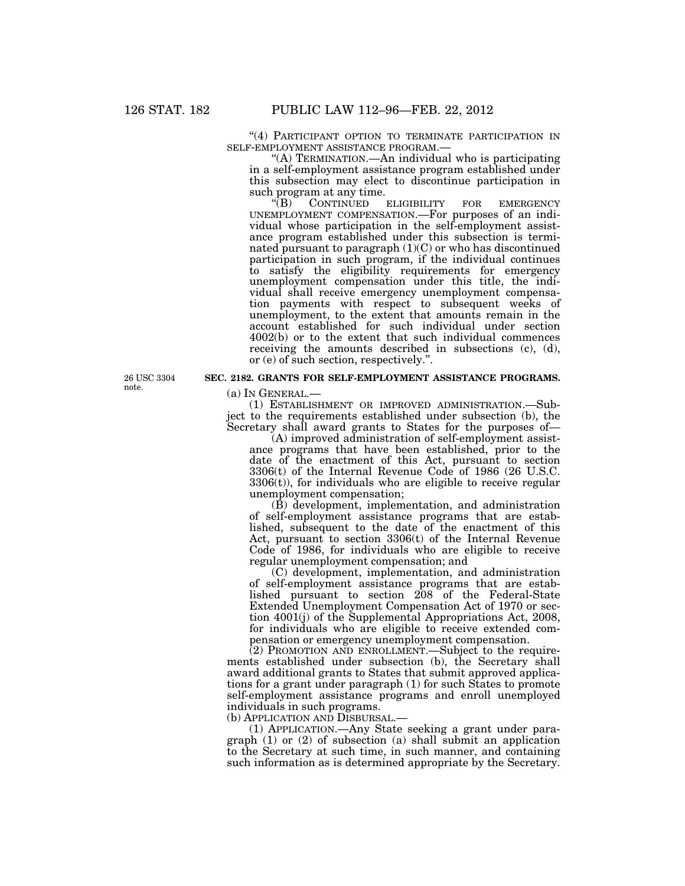"(4) PARTICIPANT OPTION TO TERMINATE PARTICIPATION IN SELF-EMPLOYMENT ASSISTANCE PROGRAM.—

"(A) TERMINATION.—An individual who is participating in a self-employment assistance program established under this subsection may elect to discontinue participation in such program at any time.

"(B) CONTINUED ELIGIBILITY FOR EMERGENCY UNEMPLOYMENT COMPENSATION.—For purposes of an individual whose participation in the self-employment assistance program established under this subsection is terminated pursuant to paragraph (1)(C) or who has discontinued participation in such program, if the individual continues to satisfy the eligibility requirements for emergency unemployment compensation under this title, the individual shall receive emergency unemployment compensation payments with respect to subsequent weeks of unemployment, to the extent that amounts remain in the account established for such individual under section 4002(b) or to the extent that such individual commences receiving the amounts described in subsections (c), (d), or (e) of such section, respectively.".

26 USC 3304 note.

**SEC. 2182. GRANTS FOR SELF-EMPLOYMENT ASSISTANCE PROGRAMS.**

(a) IN GENERAL.—

(1) ESTABLISHMENT OR IMPROVED ADMINISTRATION.—Subject to the requirements established under subsection (b), the Secretary shall award grants to States for the purposes of—

(A) improved administration of self-employment assistance programs that have been established, prior to the date of the enactment of this Act, pursuant to section 3306(t) of the Internal Revenue Code of 1986 (26 U.S.C. 3306(t)), for individuals who are eligible to receive regular unemployment compensation;

(B) development, implementation, and administration of self-employment assistance programs that are established, subsequent to the date of the enactment of this Act, pursuant to section 3306(t) of the Internal Revenue Code of 1986, for individuals who are eligible to receive regular unemployment compensation; and

(C) development, implementation, and administration of self-employment assistance programs that are established pursuant to section 208 of the Federal-State Extended Unemployment Compensation Act of 1970 or section 4001(j) of the Supplemental Appropriations Act, 2008, for individuals who are eligible to receive extended compensation or emergency unemployment compensation.

(2) PROMOTION AND ENROLLMENT.—Subject to the requirements established under subsection (b), the Secretary shall award additional grants to States that submit approved applications for a grant under paragraph (1) for such States to promote self-employment assistance programs and enroll unemployed individuals in such programs.

(b) APPLICATION AND DISBURSAL.—

(1) APPLICATION.—Any State seeking a grant under paragraph (1) or (2) of subsection (a) shall submit an application to the Secretary at such time, in such manner, and containing such information as is determined appropriate by the Secretary.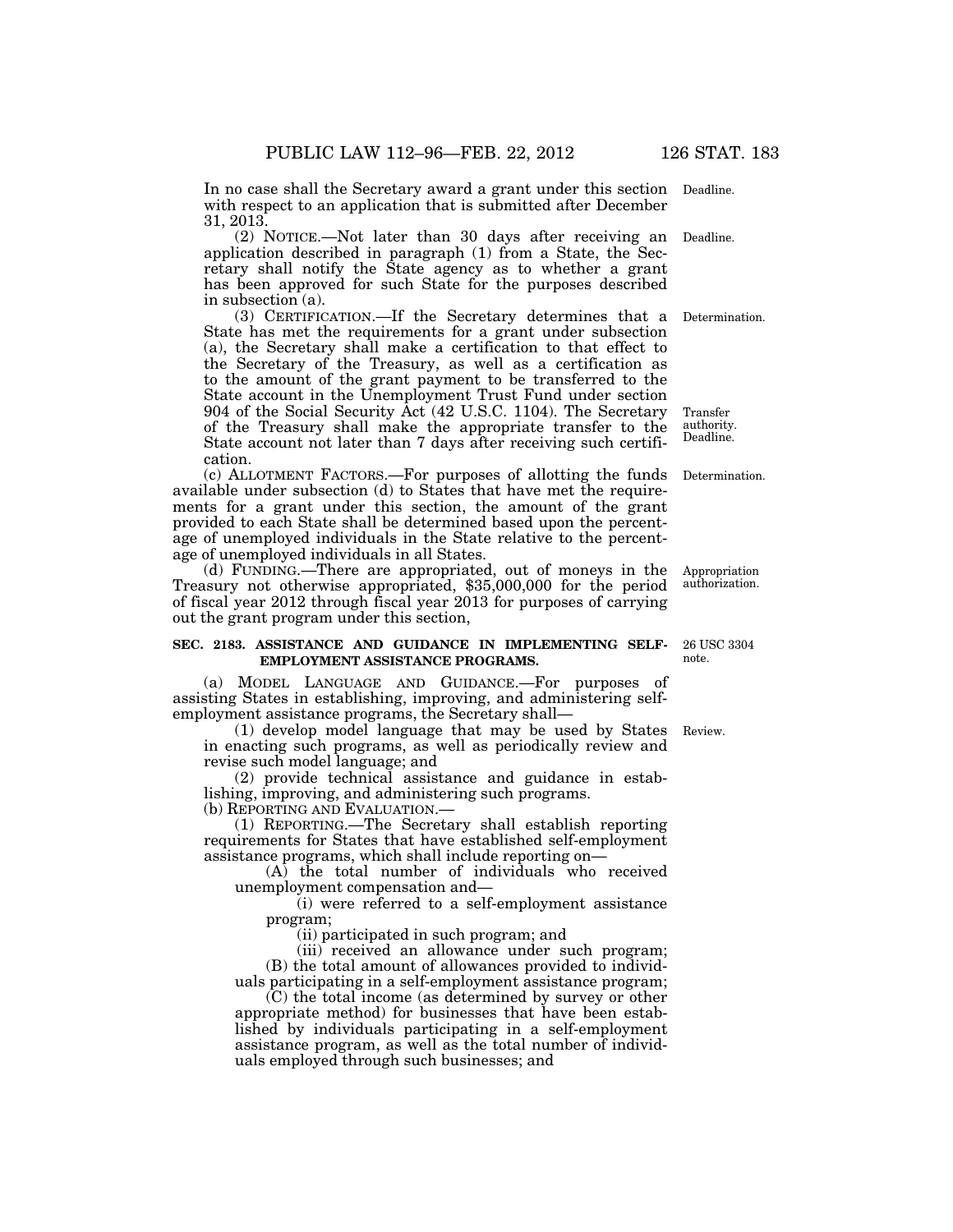In no case shall the Secretary award a grant under this section with respect to an application that is submitted after December 31, 2013.

Deadline.

(2) NOTICE.—Not later than 30 days after receiving an application described in paragraph (1) from a State, the Secretary shall notify the State agency as to whether a grant has been approved for such State for the purposes described in subsection (a).

Deadline.

(3) CERTIFICATION.—If the Secretary determines that a State has met the requirements for a grant under subsection (a), the Secretary shall make a certification to that effect to the Secretary of the Treasury, as well as a certification as to the amount of the grant payment to be transferred to the State account in the Unemployment Trust Fund under section 904 of the Social Security Act (42 U.S.C. 1104). The Secretary of the Treasury shall make the appropriate transfer to the State account not later than 7 days after receiving such certification.

Determination.

Transfer authority. Deadline.

(c) ALLOTMENT FACTORS.—For purposes of allotting the funds available under subsection (d) to States that have met the requirements for a grant under this section, the amount of the grant provided to each State shall be determined based upon the percentage of unemployed individuals in the State relative to the percentage of unemployed individuals in all States.

Determination.

(d) FUNDING.—There are appropriated, out of moneys in the Treasury not otherwise appropriated, $35,000,000 for the period of fiscal year 2012 through fiscal year 2013 for purposes of carrying out the grant program under this section,

Appropriation authorization.

**SEC. 2183. ASSISTANCE AND GUIDANCE IN IMPLEMENTING SELF-EMPLOYMENT ASSISTANCE PROGRAMS.**

26 USC 3304 note.

(a) MODEL LANGUAGE AND GUIDANCE.—For purposes of assisting States in establishing, improving, and administering self-employment assistance programs, the Secretary shall—

(1) develop model language that may be used by States in enacting such programs, as well as periodically review and revise such model language; and

Review.

(2) provide technical assistance and guidance in establishing, improving, and administering such programs.

(b) REPORTING AND EVALUATION.—

(1) REPORTING.—The Secretary shall establish reporting requirements for States that have established self-employment assistance programs, which shall include reporting on—

(A) the total number of individuals who received unemployment compensation and—

(i) were referred to a self-employment assistance program;

(ii) participated in such program; and

(iii) received an allowance under such program;

(B) the total amount of allowances provided to individuals participating in a self-employment assistance program;

(C) the total income (as determined by survey or other appropriate method) for businesses that have been established by individuals participating in a self-employment assistance program, as well as the total number of individuals employed through such businesses; and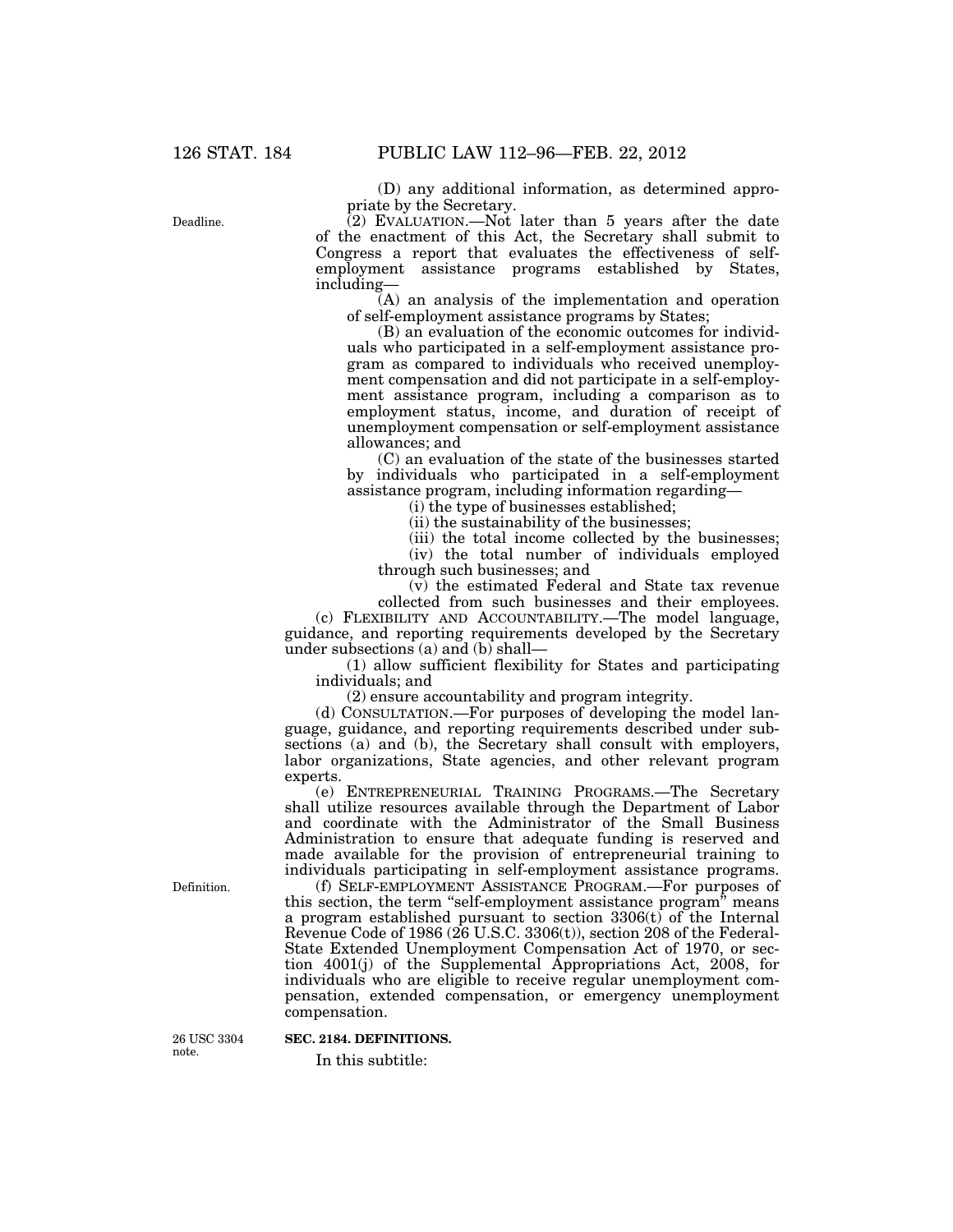(D) any additional information, as determined appropriate by the Secretary.

Deadline.

(2) EVALUATION.—Not later than 5 years after the date of the enactment of this Act, the Secretary shall submit to Congress a report that evaluates the effectiveness of self-employment assistance programs established by States, including—

(A) an analysis of the implementation and operation of self-employment assistance programs by States;

(B) an evaluation of the economic outcomes for individuals who participated in a self-employment assistance program as compared to individuals who received unemployment compensation and did not participate in a self-employment assistance program, including a comparison as to employment status, income, and duration of receipt of unemployment compensation or self-employment assistance allowances; and

(C) an evaluation of the state of the businesses started by individuals who participated in a self-employment assistance program, including information regarding—

(i) the type of businesses established;

(ii) the sustainability of the businesses;

(iii) the total income collected by the businesses;

(iv) the total number of individuals employed through such businesses; and

(v) the estimated Federal and State tax revenue collected from such businesses and their employees.

(c) FLEXIBILITY AND ACCOUNTABILITY.—The model language, guidance, and reporting requirements developed by the Secretary under subsections (a) and (b) shall—

(1) allow sufficient flexibility for States and participating individuals; and

(2) ensure accountability and program integrity.

(d) CONSULTATION.—For purposes of developing the model language, guidance, and reporting requirements described under subsections (a) and (b), the Secretary shall consult with employers, labor organizations, State agencies, and other relevant program experts.

(e) ENTREPRENEURIAL TRAINING PROGRAMS.—The Secretary shall utilize resources available through the Department of Labor and coordinate with the Administrator of the Small Business Administration to ensure that adequate funding is reserved and made available for the provision of entrepreneurial training to individuals participating in self-employment assistance programs.

Definition.

(f) SELF-EMPLOYMENT ASSISTANCE PROGRAM.—For purposes of this section, the term "self-employment assistance program" means a program established pursuant to section 3306(t) of the Internal Revenue Code of 1986 (26 U.S.C. 3306(t)), section 208 of the Federal-State Extended Unemployment Compensation Act of 1970, or section 4001(j) of the Supplemental Appropriations Act, 2008, for individuals who are eligible to receive regular unemployment compensation, extended compensation, or emergency unemployment compensation.

26 USC 3304 note.

**SEC. 2184. DEFINITIONS.**

In this subtitle: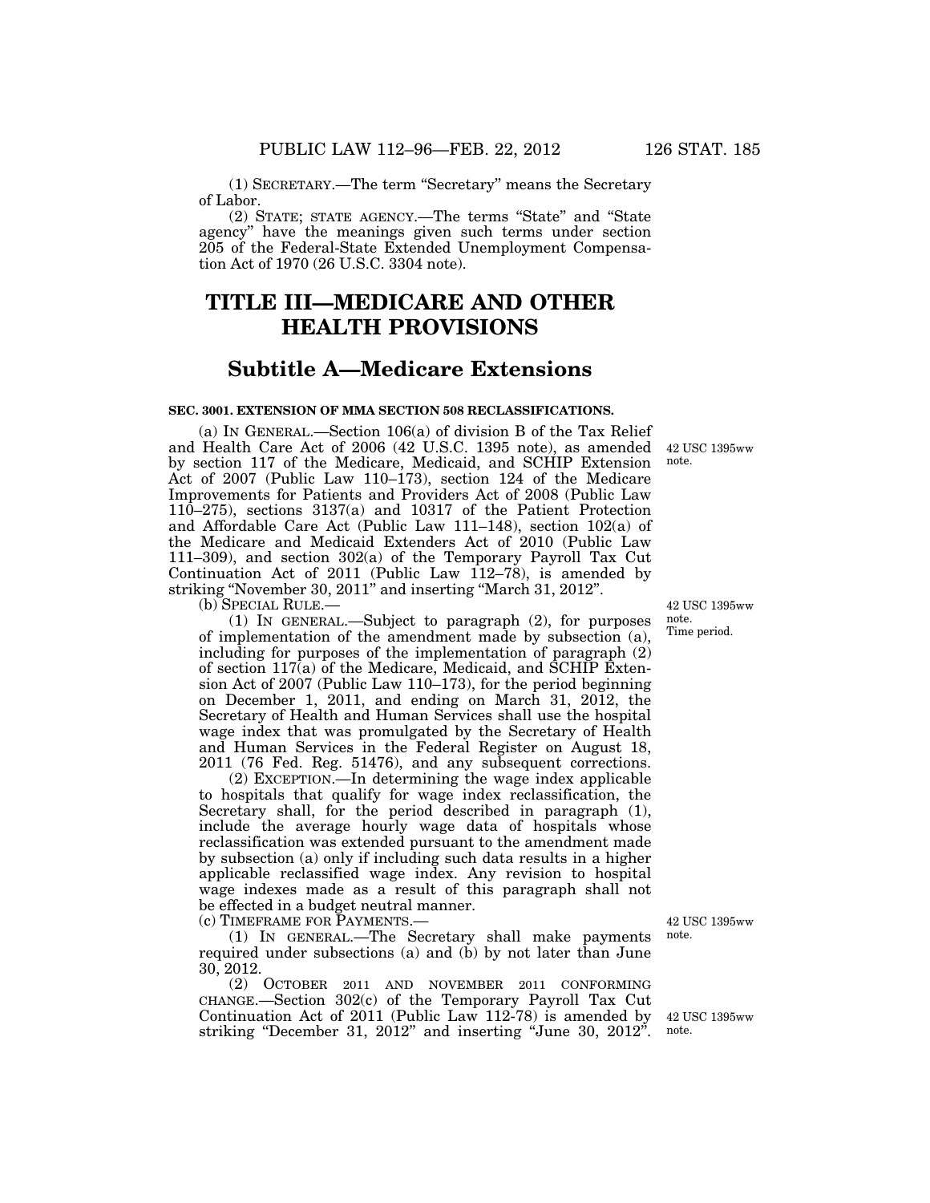(1) SECRETARY.—The term "Secretary" means the Secretary of Labor.

(2) STATE; STATE AGENCY.—The terms "State" and "State agency" have the meanings given such terms under section 205 of the Federal-State Extended Unemployment Compensation Act of 1970 (26 U.S.C. 3304 note).

# TITLE III—MEDICARE AND OTHER HEALTH PROVISIONS

## Subtitle A—Medicare Extensions

### SEC. 3001. EXTENSION OF MMA SECTION 508 RECLASSIFICATIONS.

(a) IN GENERAL.—Section 106(a) of division B of the Tax Relief and Health Care Act of 2006 (42 U.S.C. 1395 note), as amended by section 117 of the Medicare, Medicaid, and SCHIP Extension Act of 2007 (Public Law 110–173), section 124 of the Medicare Improvements for Patients and Providers Act of 2008 (Public Law 110–275), sections 3137(a) and 10317 of the Patient Protection and Affordable Care Act (Public Law 111–148), section 102(a) of the Medicare and Medicaid Extenders Act of 2010 (Public Law 111–309), and section 302(a) of the Temporary Payroll Tax Cut Continuation Act of 2011 (Public Law 112–78), is amended by striking "November 30, 2011" and inserting "March 31, 2012".

42 USC 1395ww note.

(b) SPECIAL RULE.—

42 USC 1395ww note. Time period.

(1) IN GENERAL.—Subject to paragraph (2), for purposes of implementation of the amendment made by subsection (a), including for purposes of the implementation of paragraph (2) of section 117(a) of the Medicare, Medicaid, and SCHIP Extension Act of 2007 (Public Law 110–173), for the period beginning on December 1, 2011, and ending on March 31, 2012, the Secretary of Health and Human Services shall use the hospital wage index that was promulgated by the Secretary of Health and Human Services in the Federal Register on August 18, 2011 (76 Fed. Reg. 51476), and any subsequent corrections.

(2) EXCEPTION.—In determining the wage index applicable to hospitals that qualify for wage index reclassification, the Secretary shall, for the period described in paragraph (1), include the average hourly wage data of hospitals whose reclassification was extended pursuant to the amendment made by subsection (a) only if including such data results in a higher applicable reclassified wage index. Any revision to hospital wage indexes made as a result of this paragraph shall not be effected in a budget neutral manner.

(c) TIMEFRAME FOR PAYMENTS.—

42 USC 1395ww note.

(1) IN GENERAL.—The Secretary shall make payments required under subsections (a) and (b) by not later than June 30, 2012.

(2) OCTOBER 2011 AND NOVEMBER 2011 CONFORMING CHANGE.—Section 302(c) of the Temporary Payroll Tax Cut Continuation Act of 2011 (Public Law 112-78) is amended by striking "December 31, 2012" and inserting "June 30, 2012".

42 USC 1395ww note.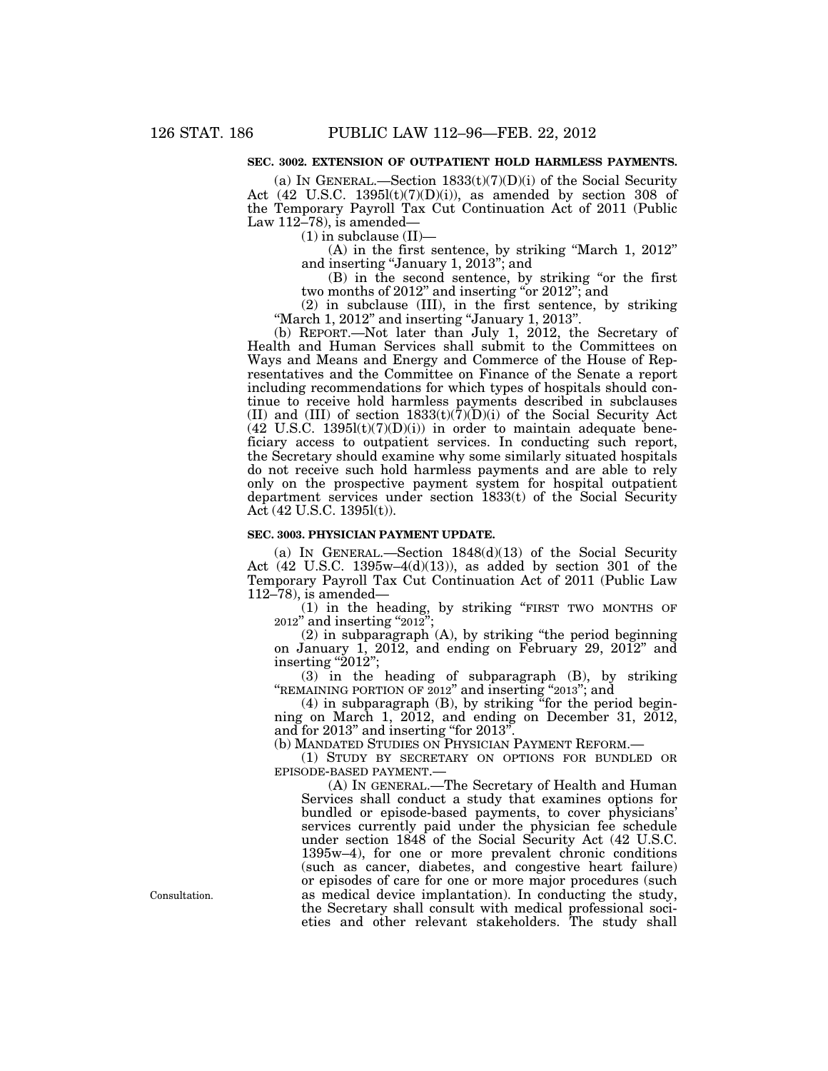**SEC. 3002. EXTENSION OF OUTPATIENT HOLD HARMLESS PAYMENTS.**

(a) IN GENERAL.—Section 1833(t)(7)(D)(i) of the Social Security Act (42 U.S.C. 1395l(t)(7)(D)(i)), as amended by section 308 of the Temporary Payroll Tax Cut Continuation Act of 2011 (Public Law 112–78), is amended—

(1) in subclause (II)—

(A) in the first sentence, by striking "March 1, 2012" and inserting "January 1, 2013"; and

(B) in the second sentence, by striking "or the first two months of 2012" and inserting "or 2012"; and

(2) in subclause (III), in the first sentence, by striking "March 1, 2012" and inserting "January 1, 2013".

(b) REPORT.—Not later than July 1, 2012, the Secretary of Health and Human Services shall submit to the Committees on Ways and Means and Energy and Commerce of the House of Representatives and the Committee on Finance of the Senate a report including recommendations for which types of hospitals should continue to receive hold harmless payments described in subclauses (II) and (III) of section 1833(t)(7)(D)(i) of the Social Security Act (42 U.S.C. 1395l(t)(7)(D)(i)) in order to maintain adequate beneficiary access to outpatient services. In conducting such report, the Secretary should examine why some similarly situated hospitals do not receive such hold harmless payments and are able to rely only on the prospective payment system for hospital outpatient department services under section 1833(t) of the Social Security Act (42 U.S.C. 1395l(t)).

**SEC. 3003. PHYSICIAN PAYMENT UPDATE.**

(a) IN GENERAL.—Section 1848(d)(13) of the Social Security Act (42 U.S.C. 1395w–4(d)(13)), as added by section 301 of the Temporary Payroll Tax Cut Continuation Act of 2011 (Public Law 112–78), is amended—

(1) in the heading, by striking "FIRST TWO MONTHS OF 2012" and inserting "2012";

(2) in subparagraph (A), by striking "the period beginning on January 1, 2012, and ending on February 29, 2012" and inserting "2012";

(3) in the heading of subparagraph (B), by striking "REMAINING PORTION OF 2012" and inserting "2013"; and

(4) in subparagraph (B), by striking "for the period beginning on March 1, 2012, and ending on December 31, 2012, and for 2013" and inserting "for 2013".

(b) MANDATED STUDIES ON PHYSICIAN PAYMENT REFORM.—

(1) STUDY BY SECRETARY ON OPTIONS FOR BUNDLED OR EPISODE-BASED PAYMENT.—

(A) IN GENERAL.—The Secretary of Health and Human Services shall conduct a study that examines options for bundled or episode-based payments, to cover physicians' services currently paid under the physician fee schedule under section 1848 of the Social Security Act (42 U.S.C. 1395w–4), for one or more prevalent chronic conditions (such as cancer, diabetes, and congestive heart failure) or episodes of care for one or more major procedures (such as medical device implantation). In conducting the study, the Secretary shall consult with medical professional societies and other relevant stakeholders. The study shall

Consultation.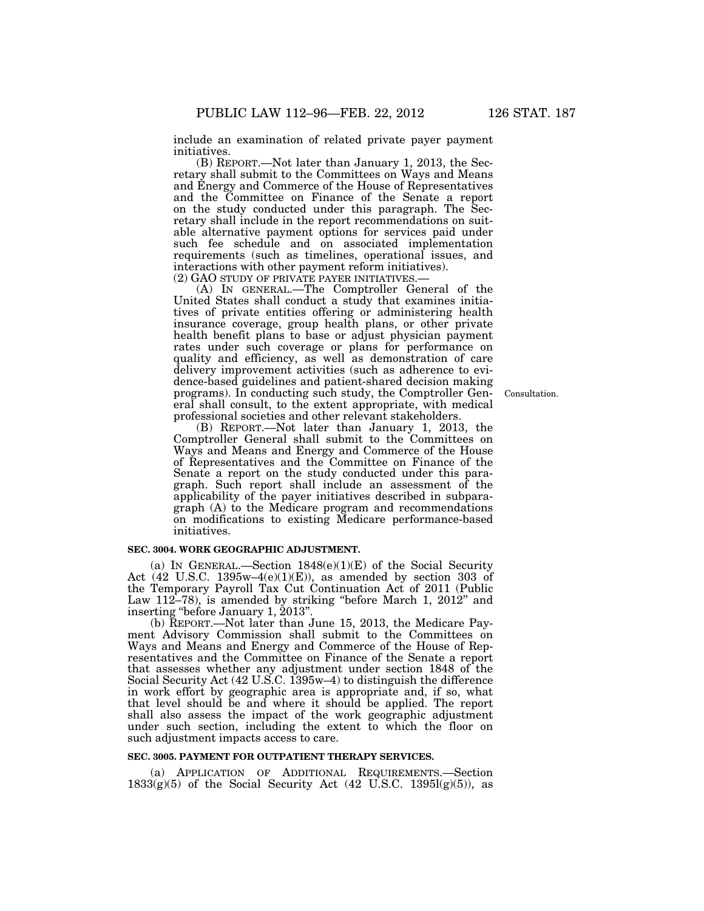include an examination of related private payer payment initiatives.

(B) REPORT.—Not later than January 1, 2013, the Secretary shall submit to the Committees on Ways and Means and Energy and Commerce of the House of Representatives and the Committee on Finance of the Senate a report on the study conducted under this paragraph. The Secretary shall include in the report recommendations on suitable alternative payment options for services paid under such fee schedule and on associated implementation requirements (such as timelines, operational issues, and interactions with other payment reform initiatives).

(2) GAO STUDY OF PRIVATE PAYER INITIATIVES.—

(A) IN GENERAL.—The Comptroller General of the United States shall conduct a study that examines initiatives of private entities offering or administering health insurance coverage, group health plans, or other private health benefit plans to base or adjust physician payment rates under such coverage or plans for performance on quality and efficiency, as well as demonstration of care delivery improvement activities (such as adherence to evidence-based guidelines and patient-shared decision making programs). In conducting such study, the Comptroller General shall consult, to the extent appropriate, with medical professional societies and other relevant stakeholders.

Consultation.

(B) REPORT.—Not later than January 1, 2013, the Comptroller General shall submit to the Committees on Ways and Means and Energy and Commerce of the House of Representatives and the Committee on Finance of the Senate a report on the study conducted under this paragraph. Such report shall include an assessment of the applicability of the payer initiatives described in subparagraph (A) to the Medicare program and recommendations on modifications to existing Medicare performance-based initiatives.

**SEC. 3004. WORK GEOGRAPHIC ADJUSTMENT.**

(a) IN GENERAL.—Section 1848(e)(1)(E) of the Social Security Act (42 U.S.C. 1395w–4(e)(1)(E)), as amended by section 303 of the Temporary Payroll Tax Cut Continuation Act of 2011 (Public Law 112–78), is amended by striking "before March 1, 2012" and inserting "before January 1, 2013".

(b) REPORT.—Not later than June 15, 2013, the Medicare Payment Advisory Commission shall submit to the Committees on Ways and Means and Energy and Commerce of the House of Representatives and the Committee on Finance of the Senate a report that assesses whether any adjustment under section 1848 of the Social Security Act (42 U.S.C. 1395w–4) to distinguish the difference in work effort by geographic area is appropriate and, if so, what that level should be and where it should be applied. The report shall also assess the impact of the work geographic adjustment under such section, including the extent to which the floor on such adjustment impacts access to care.

**SEC. 3005. PAYMENT FOR OUTPATIENT THERAPY SERVICES.**

(a) APPLICATION OF ADDITIONAL REQUIREMENTS.—Section 1833(g)(5) of the Social Security Act (42 U.S.C. 1395l(g)(5)), as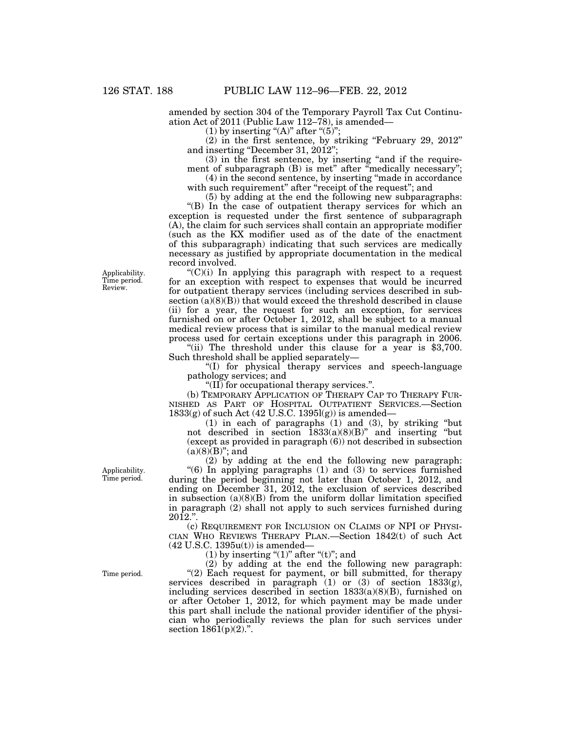amended by section 304 of the Temporary Payroll Tax Cut Continuation Act of 2011 (Public Law 112–78), is amended—

(1) by inserting "(A)" after "(5)";

(2) in the first sentence, by striking "February 29, 2012" and inserting "December 31, 2012";

(3) in the first sentence, by inserting "and if the requirement of subparagraph (B) is met" after "medically necessary";

(4) in the second sentence, by inserting "made in accordance with such requirement" after "receipt of the request"; and

(5) by adding at the end the following new subparagraphs:

"(B) In the case of outpatient therapy services for which an exception is requested under the first sentence of subparagraph (A), the claim for such services shall contain an appropriate modifier (such as the KX modifier used as of the date of the enactment of this subparagraph) indicating that such services are medically necessary as justified by appropriate documentation in the medical record involved.

Applicability. Time period. Review.

"(C)(i) In applying this paragraph with respect to a request for an exception with respect to expenses that would be incurred for outpatient therapy services (including services described in subsection (a)(8)(B)) that would exceed the threshold described in clause (ii) for a year, the request for such an exception, for services furnished on or after October 1, 2012, shall be subject to a manual medical review process that is similar to the manual medical review process used for certain exceptions under this paragraph in 2006.

"(ii) The threshold under this clause for a year is $3,700. Such threshold shall be applied separately—

"(I) for physical therapy services and speech-language pathology services; and

"(II) for occupational therapy services.".

(b) TEMPORARY APPLICATION OF THERAPY CAP TO THERAPY FURNISHED AS PART OF HOSPITAL OUTPATIENT SERVICES.—Section 1833(g) of such Act (42 U.S.C. 1395l(g)) is amended—

(1) in each of paragraphs (1) and (3), by striking "but not described in section 1833(a)(8)(B)" and inserting "but (except as provided in paragraph (6)) not described in subsection (a)(8)(B)"; and

(2) by adding at the end the following new paragraph:

Applicability. Time period.

"(6) In applying paragraphs (1) and (3) to services furnished during the period beginning not later than October 1, 2012, and ending on December 31, 2012, the exclusion of services described in subsection (a)(8)(B) from the uniform dollar limitation specified in paragraph (2) shall not apply to such services furnished during 2012.".

(c) REQUIREMENT FOR INCLUSION ON CLAIMS OF NPI OF PHYSICIAN WHO REVIEWS THERAPY PLAN.—Section 1842(t) of such Act (42 U.S.C. 1395u(t)) is amended—

(1) by inserting "(1)" after "(t)"; and

(2) by adding at the end the following new paragraph:

Time period.

"(2) Each request for payment, or bill submitted, for therapy services described in paragraph (1) or (3) of section 1833(g), including services described in section 1833(a)(8)(B), furnished on or after October 1, 2012, for which payment may be made under this part shall include the national provider identifier of the physician who periodically reviews the plan for such services under section 1861(p)(2).".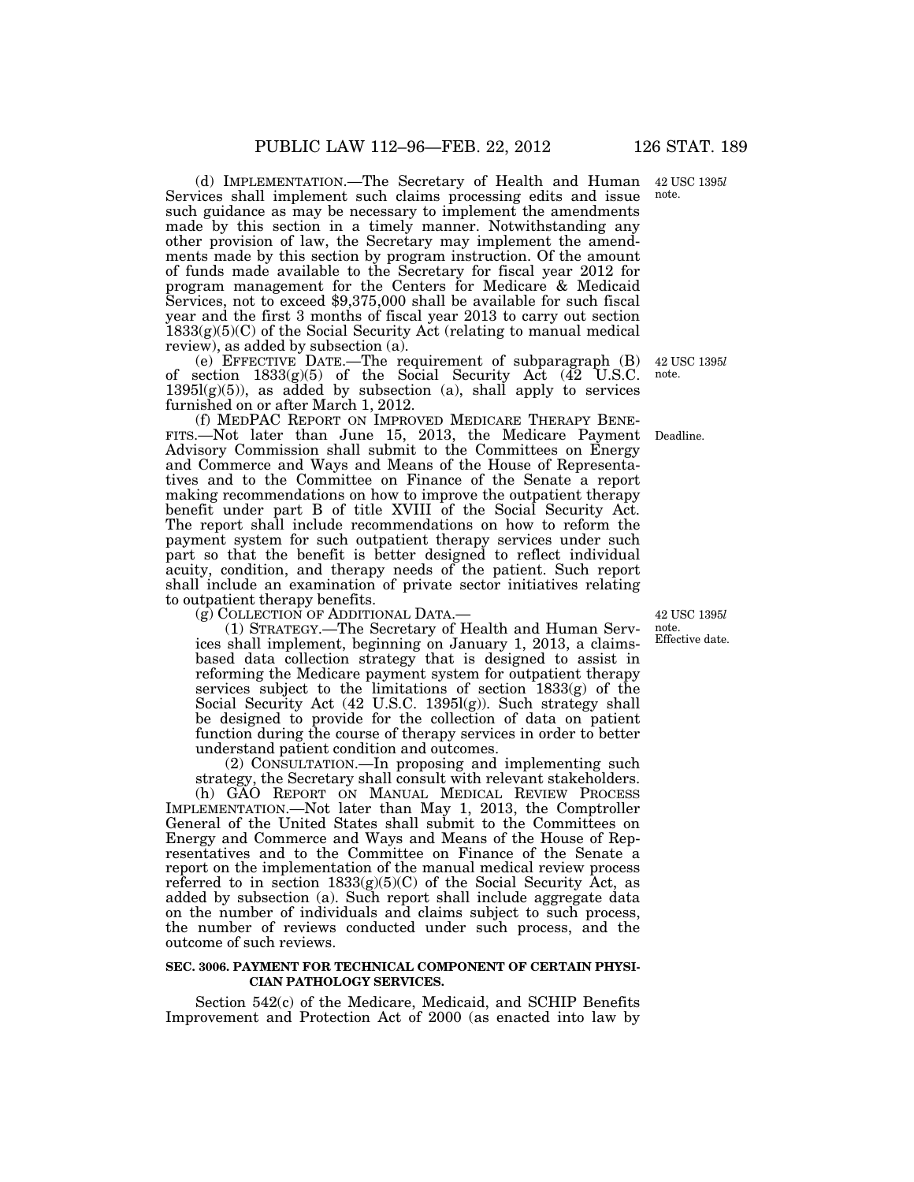(d) IMPLEMENTATION.—The Secretary of Health and Human Services shall implement such claims processing edits and issue such guidance as may be necessary to implement the amendments made by this section in a timely manner. Notwithstanding any other provision of law, the Secretary may implement the amendments made by this section by program instruction. Of the amount of funds made available to the Secretary for fiscal year 2012 for program management for the Centers for Medicare & Medicaid Services, not to exceed $9,375,000 shall be available for such fiscal year and the first 3 months of fiscal year 2013 to carry out section 1833(g)(5)(C) of the Social Security Act (relating to manual medical review), as added by subsection (a).

42 USC 1395*l* note.

(e) EFFECTIVE DATE.—The requirement of subparagraph (B) of section 1833(g)(5) of the Social Security Act (42 U.S.C. 1395l(g)(5)), as added by subsection (a), shall apply to services furnished on or after March 1, 2012.

42 USC 1395*l* note.

(f) MEDPAC REPORT ON IMPROVED MEDICARE THERAPY BENEFITS.—Not later than June 15, 2013, the Medicare Payment Advisory Commission shall submit to the Committees on Energy and Commerce and Ways and Means of the House of Representatives and to the Committee on Finance of the Senate a report making recommendations on how to improve the outpatient therapy benefit under part B of title XVIII of the Social Security Act. The report shall include recommendations on how to reform the payment system for such outpatient therapy services under such part so that the benefit is better designed to reflect individual acuity, condition, and therapy needs of the patient. Such report shall include an examination of private sector initiatives relating to outpatient therapy benefits.

Deadline.

(g) COLLECTION OF ADDITIONAL DATA.—

42 USC 1395*l* note. Effective date.

(1) STRATEGY.—The Secretary of Health and Human Services shall implement, beginning on January 1, 2013, a claims-based data collection strategy that is designed to assist in reforming the Medicare payment system for outpatient therapy services subject to the limitations of section 1833(g) of the Social Security Act (42 U.S.C. 1395l(g)). Such strategy shall be designed to provide for the collection of data on patient function during the course of therapy services in order to better understand patient condition and outcomes.

(2) CONSULTATION.—In proposing and implementing such strategy, the Secretary shall consult with relevant stakeholders.

(h) GAO REPORT ON MANUAL MEDICAL REVIEW PROCESS IMPLEMENTATION.—Not later than May 1, 2013, the Comptroller General of the United States shall submit to the Committees on Energy and Commerce and Ways and Means of the House of Representatives and to the Committee on Finance of the Senate a report on the implementation of the manual medical review process referred to in section 1833(g)(5)(C) of the Social Security Act, as added by subsection (a). Such report shall include aggregate data on the number of individuals and claims subject to such process, the number of reviews conducted under such process, and the outcome of such reviews.

**SEC. 3006. PAYMENT FOR TECHNICAL COMPONENT OF CERTAIN PHYSICIAN PATHOLOGY SERVICES.**

Section 542(c) of the Medicare, Medicaid, and SCHIP Benefits Improvement and Protection Act of 2000 (as enacted into law by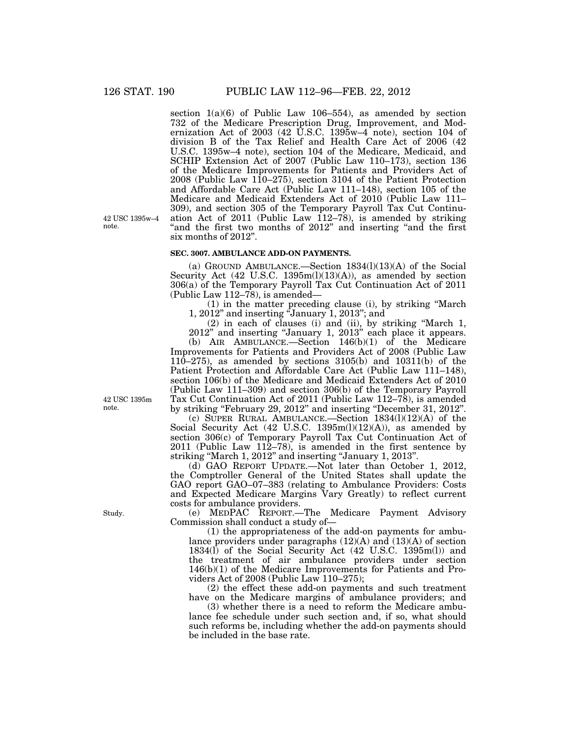section 1(a)(6) of Public Law 106–554), as amended by section 732 of the Medicare Prescription Drug, Improvement, and Modernization Act of 2003 (42 U.S.C. 1395w–4 note), section 104 of division B of the Tax Relief and Health Care Act of 2006 (42 U.S.C. 1395w–4 note), section 104 of the Medicare, Medicaid, and SCHIP Extension Act of 2007 (Public Law 110–173), section 136 of the Medicare Improvements for Patients and Providers Act of 2008 (Public Law 110–275), section 3104 of the Patient Protection and Affordable Care Act (Public Law 111–148), section 105 of the Medicare and Medicaid Extenders Act of 2010 (Public Law 111–309), and section 305 of the Temporary Payroll Tax Cut Continuation Act of 2011 (Public Law 112–78), is amended by striking "and the first two months of 2012" and inserting "and the first six months of 2012".

42 USC 1395w–4 note.

### SEC. 3007. AMBULANCE ADD-ON PAYMENTS.

(a) GROUND AMBULANCE.—Section 1834(l)(13)(A) of the Social Security Act (42 U.S.C. 1395m(l)(13)(A)), as amended by section 306(a) of the Temporary Payroll Tax Cut Continuation Act of 2011 (Public Law 112–78), is amended—

(1) in the matter preceding clause (i), by striking "March 1, 2012" and inserting "January 1, 2013"; and

(2) in each of clauses (i) and (ii), by striking "March 1, 2012" and inserting "January 1, 2013" each place it appears.

(b) AIR AMBULANCE.—Section 146(b)(1) of the Medicare Improvements for Patients and Providers Act of 2008 (Public Law 110–275), as amended by sections 3105(b) and 10311(b) of the Patient Protection and Affordable Care Act (Public Law 111–148), section 106(b) of the Medicare and Medicaid Extenders Act of 2010 (Public Law 111–309) and section 306(b) of the Temporary Payroll Tax Cut Continuation Act of 2011 (Public Law 112–78), is amended by striking "February 29, 2012" and inserting "December 31, 2012".

42 USC 1395m note.

(c) SUPER RURAL AMBULANCE.—Section 1834(l)(12)(A) of the Social Security Act (42 U.S.C. 1395m(l)(12)(A)), as amended by section 306(c) of Temporary Payroll Tax Cut Continuation Act of 2011 (Public Law 112–78), is amended in the first sentence by striking "March 1, 2012" and inserting "January 1, 2013".

(d) GAO REPORT UPDATE.—Not later than October 1, 2012, the Comptroller General of the United States shall update the GAO report GAO–07–383 (relating to Ambulance Providers: Costs and Expected Medicare Margins Vary Greatly) to reflect current costs for ambulance providers.

Study.

(e) MEDPAC REPORT.—The Medicare Payment Advisory Commission shall conduct a study of—

(1) the appropriateness of the add-on payments for ambulance providers under paragraphs (12)(A) and (13)(A) of section 1834(l) of the Social Security Act (42 U.S.C. 1395m(l)) and the treatment of air ambulance providers under section 146(b)(1) of the Medicare Improvements for Patients and Providers Act of 2008 (Public Law 110–275);

(2) the effect these add-on payments and such treatment have on the Medicare margins of ambulance providers; and

(3) whether there is a need to reform the Medicare ambulance fee schedule under such section and, if so, what should such reforms be, including whether the add-on payments should be included in the base rate.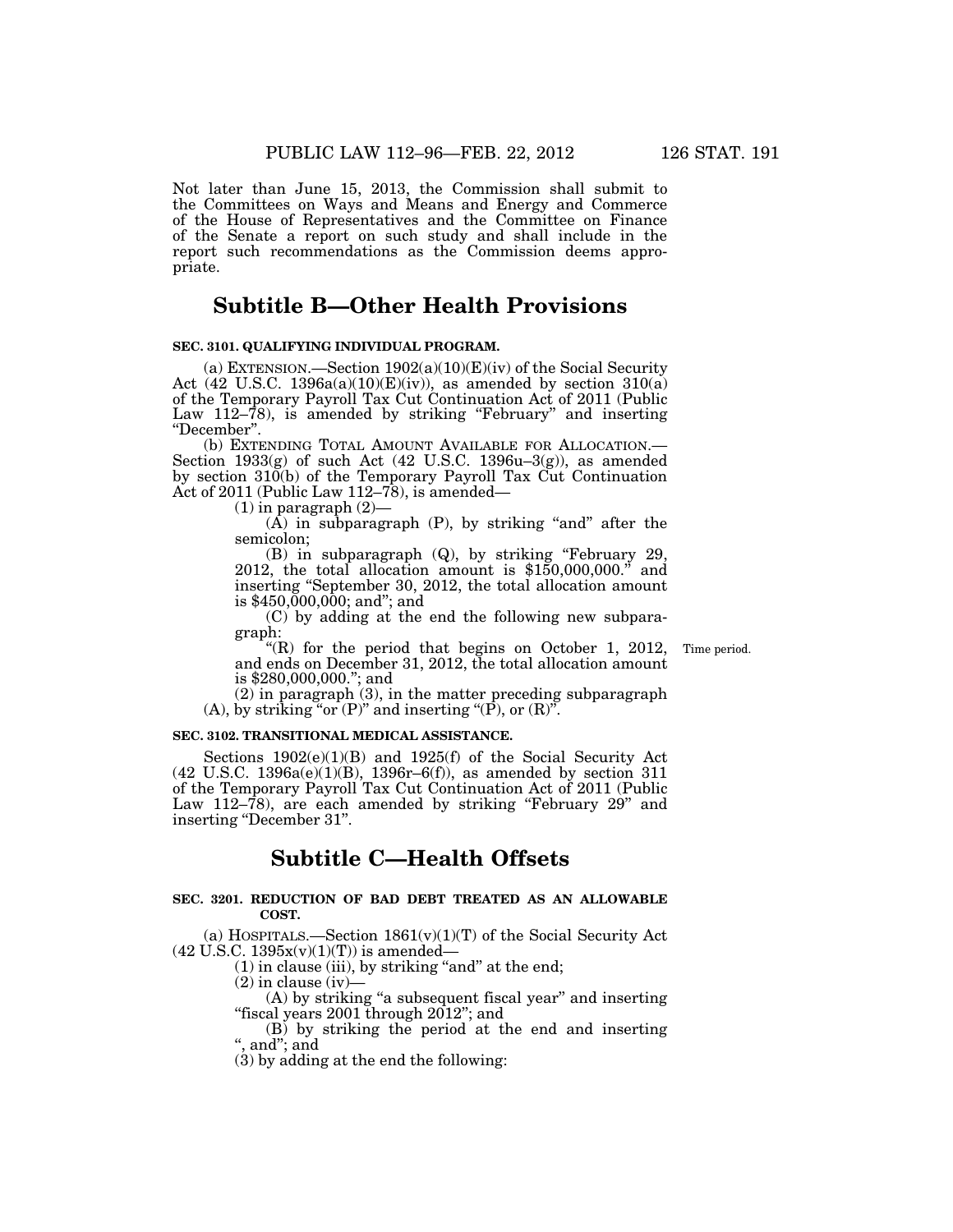Not later than June 15, 2013, the Commission shall submit to the Committees on Ways and Means and Energy and Commerce of the House of Representatives and the Committee on Finance of the Senate a report on such study and shall include in the report such recommendations as the Commission deems appropriate.

## Subtitle B—Other Health Provisions

**SEC. 3101. QUALIFYING INDIVIDUAL PROGRAM.**

(a) EXTENSION.—Section 1902(a)(10)(E)(iv) of the Social Security Act (42 U.S.C. 1396a(a)(10)(E)(iv)), as amended by section 310(a) of the Temporary Payroll Tax Cut Continuation Act of 2011 (Public Law 112–78), is amended by striking "February" and inserting "December".

(b) EXTENDING TOTAL AMOUNT AVAILABLE FOR ALLOCATION.—Section 1933(g) of such Act (42 U.S.C. 1396u–3(g)), as amended by section 310(b) of the Temporary Payroll Tax Cut Continuation Act of 2011 (Public Law 112–78), is amended—

(1) in paragraph (2)—

(A) in subparagraph (P), by striking "and" after the semicolon;

(B) in subparagraph (Q), by striking "February 29, 2012, the total allocation amount is $150,000,000." and inserting "September 30, 2012, the total allocation amount is $450,000,000; and"; and

(C) by adding at the end the following new subparagraph:

"(R) for the period that begins on October 1, 2012, and ends on December 31, 2012, the total allocation amount is $280,000,000."; and

Time period.

(2) in paragraph (3), in the matter preceding subparagraph (A), by striking "or (P)" and inserting "(P), or (R)".

**SEC. 3102. TRANSITIONAL MEDICAL ASSISTANCE.**

Sections 1902(e)(1)(B) and 1925(f) of the Social Security Act (42 U.S.C. 1396a(e)(1)(B), 1396r–6(f)), as amended by section 311 of the Temporary Payroll Tax Cut Continuation Act of 2011 (Public Law 112–78), are each amended by striking "February 29" and inserting "December 31".

## Subtitle C—Health Offsets

**SEC. 3201. REDUCTION OF BAD DEBT TREATED AS AN ALLOWABLE COST.**

(a) HOSPITALS.—Section 1861(v)(1)(T) of the Social Security Act (42 U.S.C. 1395x(v)(1)(T)) is amended—

(1) in clause (iii), by striking "and" at the end;

(2) in clause (iv)—

(A) by striking "a subsequent fiscal year" and inserting "fiscal years 2001 through 2012"; and

(B) by striking the period at the end and inserting ", and"; and

(3) by adding at the end the following: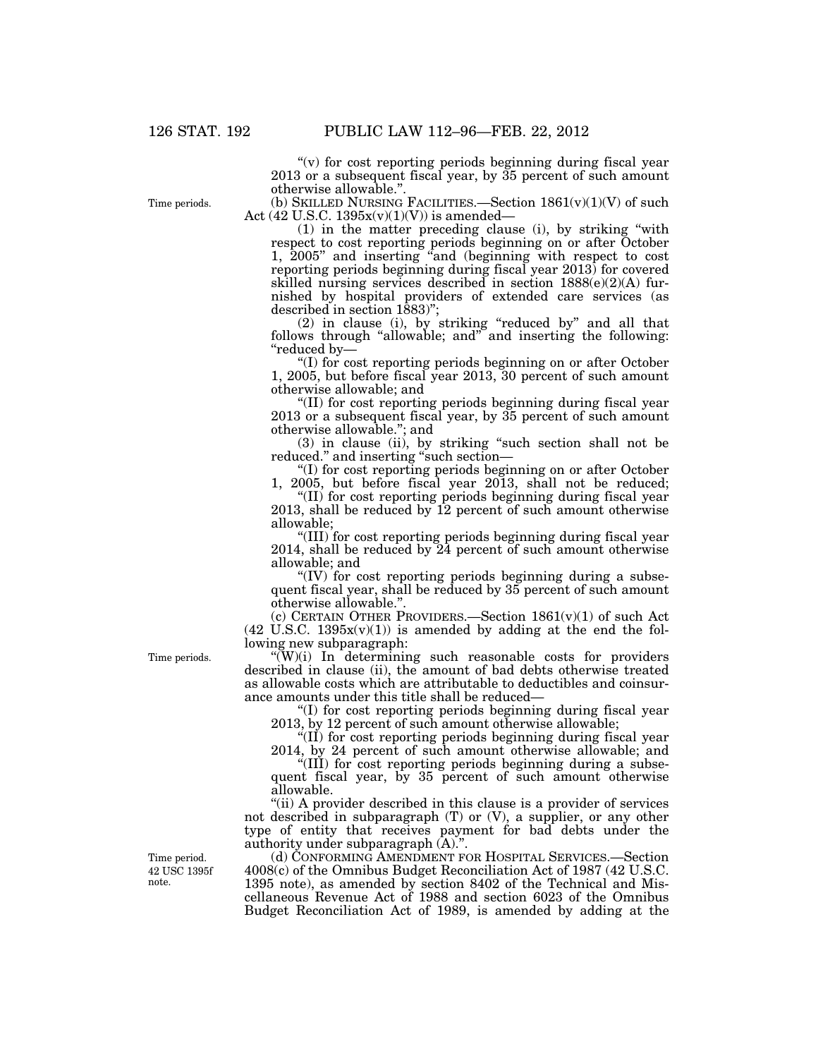"(v) for cost reporting periods beginning during fiscal year 2013 or a subsequent fiscal year, by 35 percent of such amount otherwise allowable.".

Time periods.

(b) SKILLED NURSING FACILITIES.—Section 1861(v)(1)(V) of such Act (42 U.S.C. 1395x(v)(1)(V)) is amended—

(1) in the matter preceding clause (i), by striking "with respect to cost reporting periods beginning on or after October 1, 2005" and inserting "and (beginning with respect to cost reporting periods beginning during fiscal year 2013) for covered skilled nursing services described in section 1888(e)(2)(A) furnished by hospital providers of extended care services (as described in section 1883)";

(2) in clause (i), by striking "reduced by" and all that follows through "allowable; and" and inserting the following: "reduced by—

"(I) for cost reporting periods beginning on or after October 1, 2005, but before fiscal year 2013, 30 percent of such amount otherwise allowable; and

"(II) for cost reporting periods beginning during fiscal year 2013 or a subsequent fiscal year, by 35 percent of such amount otherwise allowable."; and

(3) in clause (ii), by striking "such section shall not be reduced." and inserting "such section—

"(I) for cost reporting periods beginning on or after October 1, 2005, but before fiscal year 2013, shall not be reduced;

"(II) for cost reporting periods beginning during fiscal year 2013, shall be reduced by 12 percent of such amount otherwise allowable;

"(III) for cost reporting periods beginning during fiscal year 2014, shall be reduced by 24 percent of such amount otherwise allowable; and

"(IV) for cost reporting periods beginning during a subsequent fiscal year, shall be reduced by 35 percent of such amount otherwise allowable.".

(c) CERTAIN OTHER PROVIDERS.—Section 1861(v)(1) of such Act (42 U.S.C. 1395x(v)(1)) is amended by adding at the end the following new subparagraph:

Time periods.

"(W)(i) In determining such reasonable costs for providers described in clause (ii), the amount of bad debts otherwise treated as allowable costs which are attributable to deductibles and coinsurance amounts under this title shall be reduced—

"(I) for cost reporting periods beginning during fiscal year 2013, by 12 percent of such amount otherwise allowable;

"(II) for cost reporting periods beginning during fiscal year 2014, by 24 percent of such amount otherwise allowable; and

"(III) for cost reporting periods beginning during a subsequent fiscal year, by 35 percent of such amount otherwise allowable.

"(ii) A provider described in this clause is a provider of services not described in subparagraph (T) or (V), a supplier, or any other type of entity that receives payment for bad debts under the authority under subparagraph (A).".

Time period.
42 USC 1395f note.

(d) CONFORMING AMENDMENT FOR HOSPITAL SERVICES.—Section 4008(c) of the Omnibus Budget Reconciliation Act of 1987 (42 U.S.C. 1395 note), as amended by section 8402 of the Technical and Miscellaneous Revenue Act of 1988 and section 6023 of the Omnibus Budget Reconciliation Act of 1989, is amended by adding at the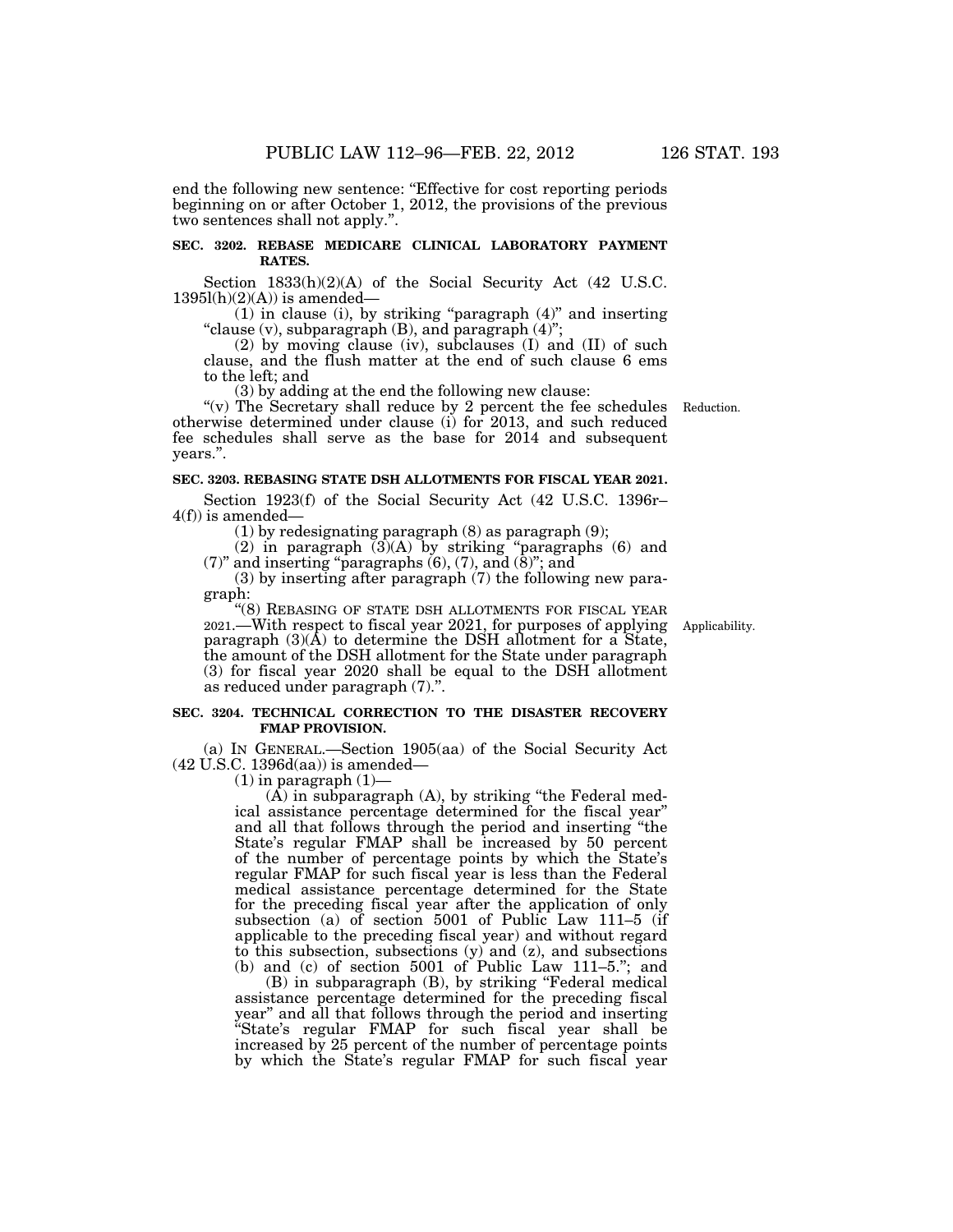end the following new sentence: "Effective for cost reporting periods beginning on or after October 1, 2012, the provisions of the previous two sentences shall not apply.".

**SEC. 3202. REBASE MEDICARE CLINICAL LABORATORY PAYMENT RATES.**

Section 1833(h)(2)(A) of the Social Security Act (42 U.S.C. 1395l(h)(2)(A)) is amended—

(1) in clause (i), by striking "paragraph (4)" and inserting "clause (v), subparagraph (B), and paragraph (4)";

(2) by moving clause (iv), subclauses (I) and (II) of such clause, and the flush matter at the end of such clause 6 ems to the left; and

(3) by adding at the end the following new clause:

"(v) The Secretary shall reduce by 2 percent the fee schedules otherwise determined under clause (i) for 2013, and such reduced fee schedules shall serve as the base for 2014 and subsequent years.".

Reduction.

**SEC. 3203. REBASING STATE DSH ALLOTMENTS FOR FISCAL YEAR 2021.**

Section 1923(f) of the Social Security Act (42 U.S.C. 1396r–4(f)) is amended—

(1) by redesignating paragraph (8) as paragraph (9);

(2) in paragraph (3)(A) by striking "paragraphs (6) and (7)" and inserting "paragraphs (6), (7), and (8)"; and

(3) by inserting after paragraph (7) the following new paragraph:

"(8) REBASING OF STATE DSH ALLOTMENTS FOR FISCAL YEAR 2021.—With respect to fiscal year 2021, for purposes of applying paragraph (3)(A) to determine the DSH allotment for a State, the amount of the DSH allotment for the State under paragraph (3) for fiscal year 2020 shall be equal to the DSH allotment as reduced under paragraph (7).".

Applicability.

**SEC. 3204. TECHNICAL CORRECTION TO THE DISASTER RECOVERY FMAP PROVISION.**

(a) IN GENERAL.—Section 1905(aa) of the Social Security Act (42 U.S.C. 1396d(aa)) is amended—

(1) in paragraph (1)—

(A) in subparagraph (A), by striking "the Federal medical assistance percentage determined for the fiscal year" and all that follows through the period and inserting "the State's regular FMAP shall be increased by 50 percent of the number of percentage points by which the State's regular FMAP for such fiscal year is less than the Federal medical assistance percentage determined for the State for the preceding fiscal year after the application of only subsection (a) of section 5001 of Public Law 111–5 (if applicable to the preceding fiscal year) and without regard to this subsection, subsections (y) and (z), and subsections (b) and (c) of section 5001 of Public Law 111–5."; and

(B) in subparagraph (B), by striking "Federal medical assistance percentage determined for the preceding fiscal year" and all that follows through the period and inserting "State's regular FMAP for such fiscal year shall be increased by 25 percent of the number of percentage points by which the State's regular FMAP for such fiscal year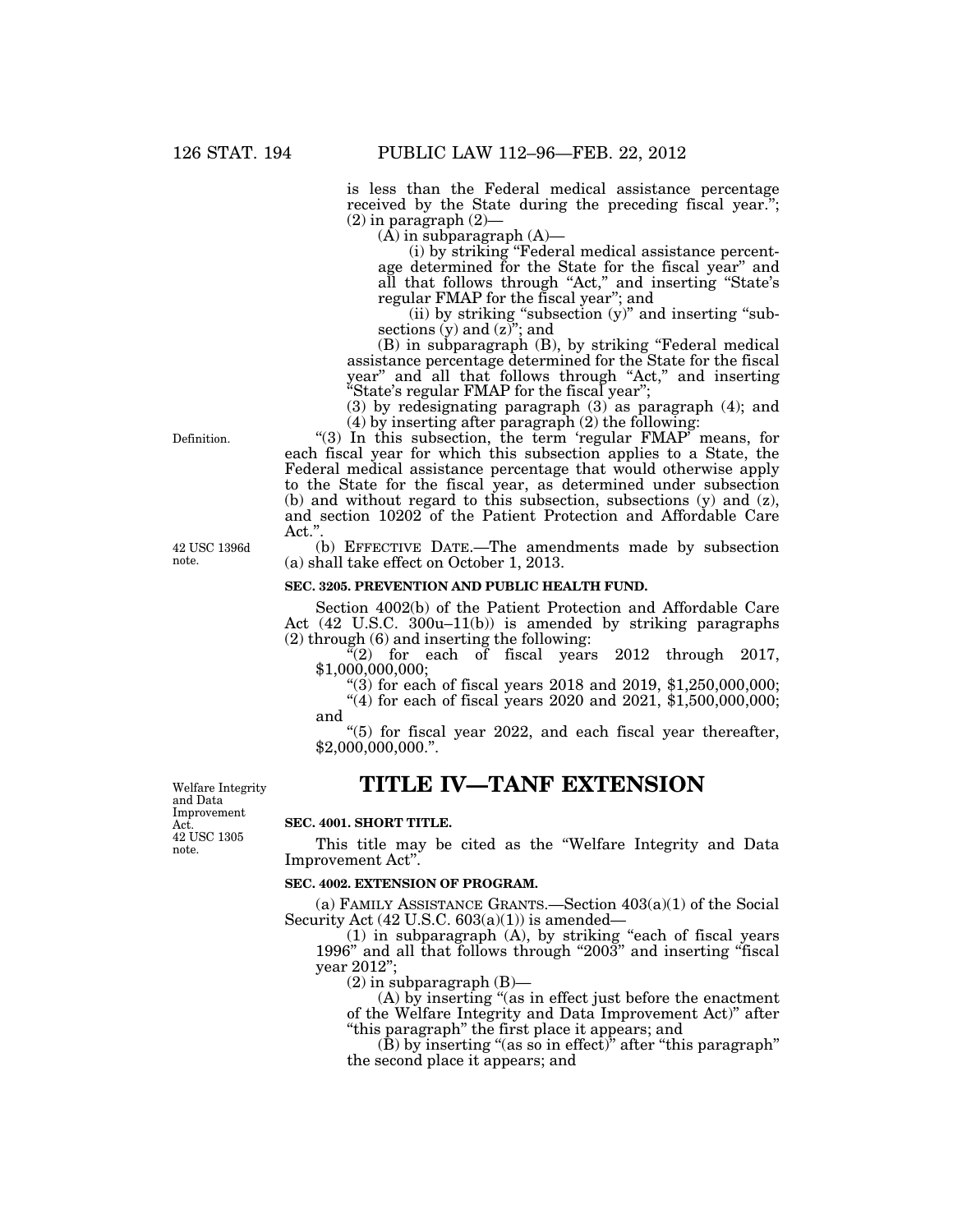is less than the Federal medical assistance percentage received by the State during the preceding fiscal year.";

(2) in paragraph (2)—

(A) in subparagraph (A)—

(i) by striking "Federal medical assistance percentage determined for the State for the fiscal year" and all that follows through "Act," and inserting "State's regular FMAP for the fiscal year"; and

(ii) by striking "subsection (y)" and inserting "subsections (y) and (z)"; and

(B) in subparagraph (B), by striking "Federal medical assistance percentage determined for the State for the fiscal year" and all that follows through "Act," and inserting "State's regular FMAP for the fiscal year";

(3) by redesignating paragraph (3) as paragraph (4); and

(4) by inserting after paragraph (2) the following:

Definition.

"(3) In this subsection, the term 'regular FMAP' means, for each fiscal year for which this subsection applies to a State, the Federal medical assistance percentage that would otherwise apply to the State for the fiscal year, as determined under subsection (b) and without regard to this subsection, subsections (y) and (z), and section 10202 of the Patient Protection and Affordable Care Act.".

42 USC 1396d note.

(b) EFFECTIVE DATE.—The amendments made by subsection (a) shall take effect on October 1, 2013.

**SEC. 3205. PREVENTION AND PUBLIC HEALTH FUND.**

Section 4002(b) of the Patient Protection and Affordable Care Act (42 U.S.C. 300u–11(b)) is amended by striking paragraphs (2) through (6) and inserting the following:

"(2) for each of fiscal years 2012 through 2017, $1,000,000,000;

"(3) for each of fiscal years 2018 and 2019, $1,250,000,000;

"(4) for each of fiscal years 2020 and 2021, $1,500,000,000; and

"(5) for fiscal year 2022, and each fiscal year thereafter, $2,000,000,000.".

# TITLE IV—TANF EXTENSION

Welfare Integrity and Data Improvement Act. 42 USC 1305 note.

**SEC. 4001. SHORT TITLE.**

This title may be cited as the "Welfare Integrity and Data Improvement Act".

**SEC. 4002. EXTENSION OF PROGRAM.**

(a) FAMILY ASSISTANCE GRANTS.—Section 403(a)(1) of the Social Security Act (42 U.S.C. 603(a)(1)) is amended—

(1) in subparagraph (A), by striking "each of fiscal years 1996" and all that follows through "2003" and inserting "fiscal year 2012";

(2) in subparagraph (B)—

(A) by inserting "(as in effect just before the enactment of the Welfare Integrity and Data Improvement Act)" after "this paragraph" the first place it appears; and

(B) by inserting "(as so in effect)" after "this paragraph" the second place it appears; and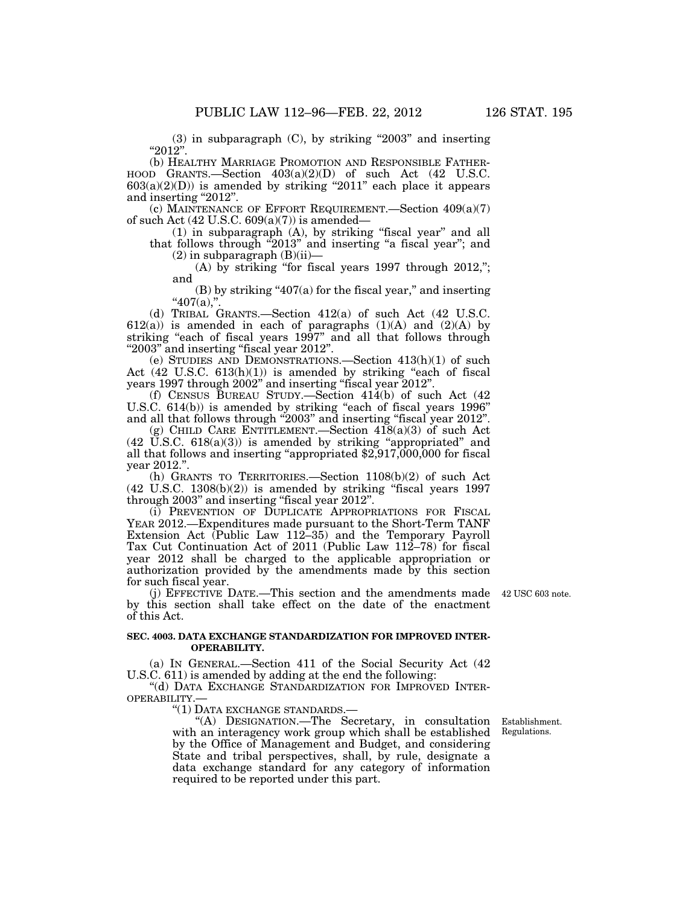(3) in subparagraph (C), by striking "2003" and inserting "2012".

(b) HEALTHY MARRIAGE PROMOTION AND RESPONSIBLE FATHERHOOD GRANTS.—Section 403(a)(2)(D) of such Act (42 U.S.C. 603(a)(2)(D)) is amended by striking "2011" each place it appears and inserting "2012".

(c) MAINTENANCE OF EFFORT REQUIREMENT.—Section 409(a)(7) of such Act (42 U.S.C. 609(a)(7)) is amended—

(1) in subparagraph (A), by striking "fiscal year" and all that follows through "2013" and inserting "a fiscal year"; and

(2) in subparagraph (B)(ii)—

(A) by striking "for fiscal years 1997 through 2012,"; and

(B) by striking "407(a) for the fiscal year," and inserting "407(a),".

(d) TRIBAL GRANTS.—Section 412(a) of such Act (42 U.S.C. 612(a)) is amended in each of paragraphs (1)(A) and (2)(A) by striking "each of fiscal years 1997" and all that follows through "2003" and inserting "fiscal year 2012".

(e) STUDIES AND DEMONSTRATIONS.—Section 413(h)(1) of such Act (42 U.S.C. 613(h)(1)) is amended by striking "each of fiscal years 1997 through 2002" and inserting "fiscal year 2012".

(f) CENSUS BUREAU STUDY.—Section 414(b) of such Act (42 U.S.C. 614(b)) is amended by striking "each of fiscal years 1996" and all that follows through "2003" and inserting "fiscal year 2012".

(g) CHILD CARE ENTITLEMENT.—Section 418(a)(3) of such Act (42 U.S.C. 618(a)(3)) is amended by striking "appropriated" and all that follows and inserting "appropriated $2,917,000,000 for fiscal year 2012.".

(h) GRANTS TO TERRITORIES.—Section 1108(b)(2) of such Act (42 U.S.C. 1308(b)(2)) is amended by striking "fiscal years 1997 through 2003" and inserting "fiscal year 2012".

(i) PREVENTION OF DUPLICATE APPROPRIATIONS FOR FISCAL YEAR 2012.—Expenditures made pursuant to the Short-Term TANF Extension Act (Public Law 112–35) and the Temporary Payroll Tax Cut Continuation Act of 2011 (Public Law 112–78) for fiscal year 2012 shall be charged to the applicable appropriation or authorization provided by the amendments made by this section for such fiscal year.

(j) EFFECTIVE DATE.—This section and the amendments made by this section shall take effect on the date of the enactment of this Act.

42 USC 603 note.

**SEC. 4003. DATA EXCHANGE STANDARDIZATION FOR IMPROVED INTEROPERABILITY.**

(a) IN GENERAL.—Section 411 of the Social Security Act (42 U.S.C. 611) is amended by adding at the end the following:

"(d) DATA EXCHANGE STANDARDIZATION FOR IMPROVED INTEROPERABILITY.—

"(1) DATA EXCHANGE STANDARDS.—

"(A) DESIGNATION.—The Secretary, in consultation with an interagency work group which shall be established by the Office of Management and Budget, and considering State and tribal perspectives, shall, by rule, designate a data exchange standard for any category of information required to be reported under this part.

Establishment. Regulations.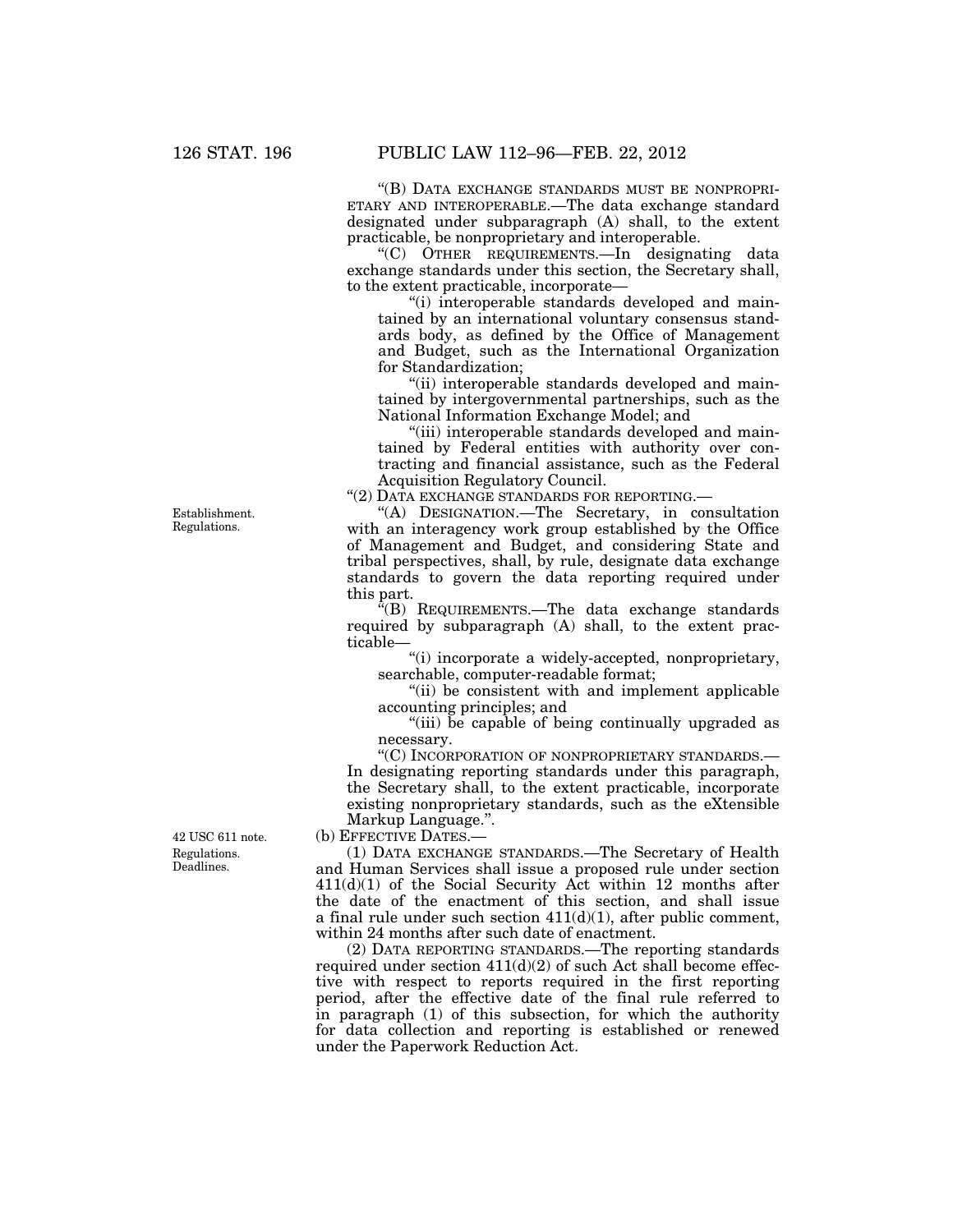"(B) DATA EXCHANGE STANDARDS MUST BE NONPROPRIETARY AND INTEROPERABLE.—The data exchange standard designated under subparagraph (A) shall, to the extent practicable, be nonproprietary and interoperable.

"(C) OTHER REQUIREMENTS.—In designating data exchange standards under this section, the Secretary shall, to the extent practicable, incorporate—

"(i) interoperable standards developed and maintained by an international voluntary consensus standards body, as defined by the Office of Management and Budget, such as the International Organization for Standardization;

"(ii) interoperable standards developed and maintained by intergovernmental partnerships, such as the National Information Exchange Model; and

"(iii) interoperable standards developed and maintained by Federal entities with authority over contracting and financial assistance, such as the Federal Acquisition Regulatory Council.

"(2) DATA EXCHANGE STANDARDS FOR REPORTING.—

Establishment. Regulations.

"(A) DESIGNATION.—The Secretary, in consultation with an interagency work group established by the Office of Management and Budget, and considering State and tribal perspectives, shall, by rule, designate data exchange standards to govern the data reporting required under this part.

"(B) REQUIREMENTS.—The data exchange standards required by subparagraph (A) shall, to the extent practicable—

"(i) incorporate a widely-accepted, nonproprietary, searchable, computer-readable format;

"(ii) be consistent with and implement applicable accounting principles; and

"(iii) be capable of being continually upgraded as necessary.

"(C) INCORPORATION OF NONPROPRIETARY STANDARDS.—In designating reporting standards under this paragraph, the Secretary shall, to the extent practicable, incorporate existing nonproprietary standards, such as the eXtensible Markup Language.".

42 USC 611 note. Regulations. Deadlines.

(b) EFFECTIVE DATES.—

(1) DATA EXCHANGE STANDARDS.—The Secretary of Health and Human Services shall issue a proposed rule under section 411(d)(1) of the Social Security Act within 12 months after the date of the enactment of this section, and shall issue a final rule under such section 411(d)(1), after public comment, within 24 months after such date of enactment.

(2) DATA REPORTING STANDARDS.—The reporting standards required under section 411(d)(2) of such Act shall become effective with respect to reports required in the first reporting period, after the effective date of the final rule referred to in paragraph (1) of this subsection, for which the authority for data collection and reporting is established or renewed under the Paperwork Reduction Act.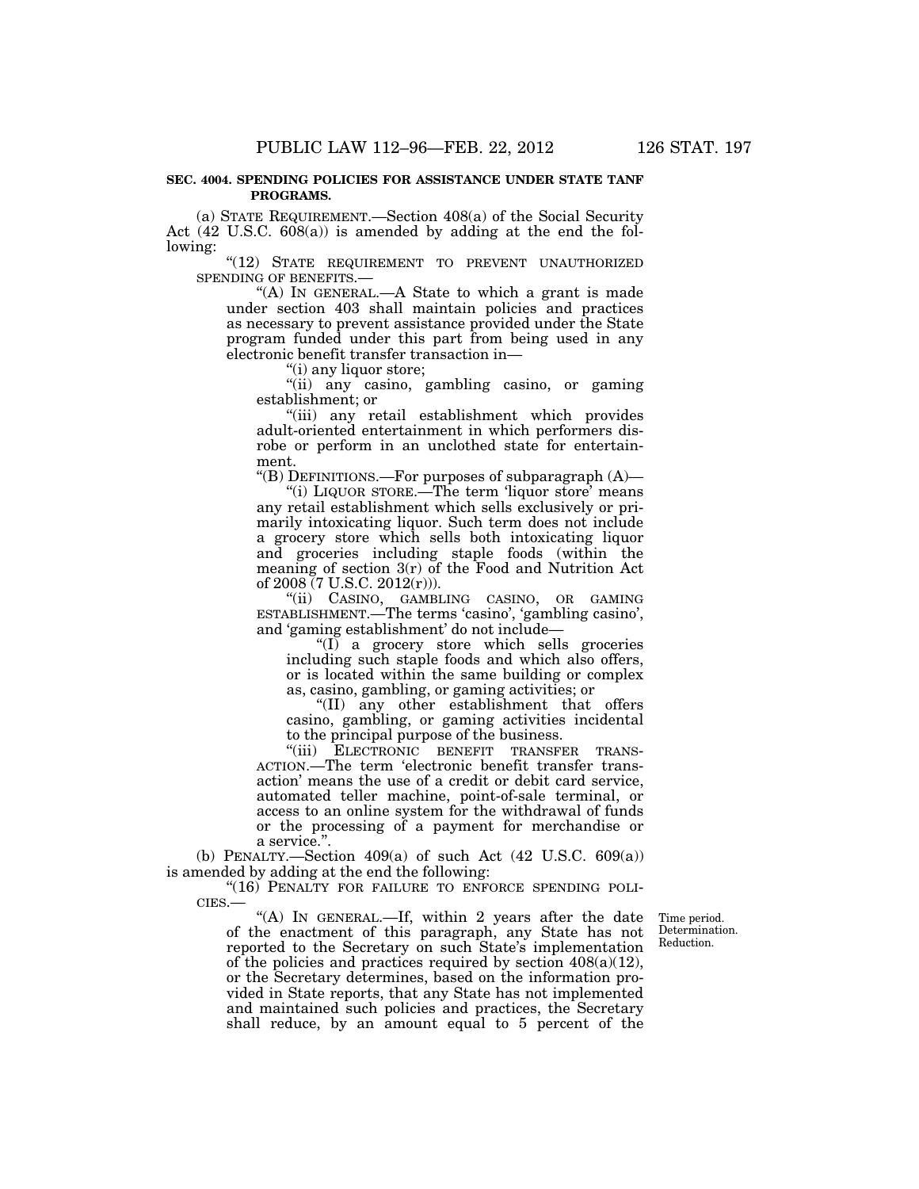**SEC. 4004. SPENDING POLICIES FOR ASSISTANCE UNDER STATE TANF PROGRAMS.**

(a) STATE REQUIREMENT.—Section 408(a) of the Social Security Act (42 U.S.C. 608(a)) is amended by adding at the end the following:

"(12) STATE REQUIREMENT TO PREVENT UNAUTHORIZED SPENDING OF BENEFITS.—

"(A) IN GENERAL.—A State to which a grant is made under section 403 shall maintain policies and practices as necessary to prevent assistance provided under the State program funded under this part from being used in any electronic benefit transfer transaction in—

"(i) any liquor store;

"(ii) any casino, gambling casino, or gaming establishment; or

"(iii) any retail establishment which provides adult-oriented entertainment in which performers disrobe or perform in an unclothed state for entertainment.

"(B) DEFINITIONS.—For purposes of subparagraph (A)—

"(i) LIQUOR STORE.—The term 'liquor store' means any retail establishment which sells exclusively or primarily intoxicating liquor. Such term does not include a grocery store which sells both intoxicating liquor and groceries including staple foods (within the meaning of section 3(r) of the Food and Nutrition Act of 2008 (7 U.S.C. 2012(r))).

"(ii) CASINO, GAMBLING CASINO, OR GAMING ESTABLISHMENT.—The terms 'casino', 'gambling casino', and 'gaming establishment' do not include—

"(I) a grocery store which sells groceries including such staple foods and which also offers, or is located within the same building or complex as, casino, gambling, or gaming activities; or

"(II) any other establishment that offers casino, gambling, or gaming activities incidental to the principal purpose of the business.

"(iii) ELECTRONIC BENEFIT TRANSFER TRANSACTION.—The term 'electronic benefit transfer transaction' means the use of a credit or debit card service, automated teller machine, point-of-sale terminal, or access to an online system for the withdrawal of funds or the processing of a payment for merchandise or a service.".

(b) PENALTY.—Section 409(a) of such Act (42 U.S.C. 609(a)) is amended by adding at the end the following:

"(16) PENALTY FOR FAILURE TO ENFORCE SPENDING POLICIES.—

"(A) IN GENERAL.—If, within 2 years after the date of the enactment of this paragraph, any State has not reported to the Secretary on such State's implementation of the policies and practices required by section 408(a)(12), or the Secretary determines, based on the information provided in State reports, that any State has not implemented and maintained such policies and practices, the Secretary shall reduce, by an amount equal to 5 percent of the

Time period. Determination. Reduction.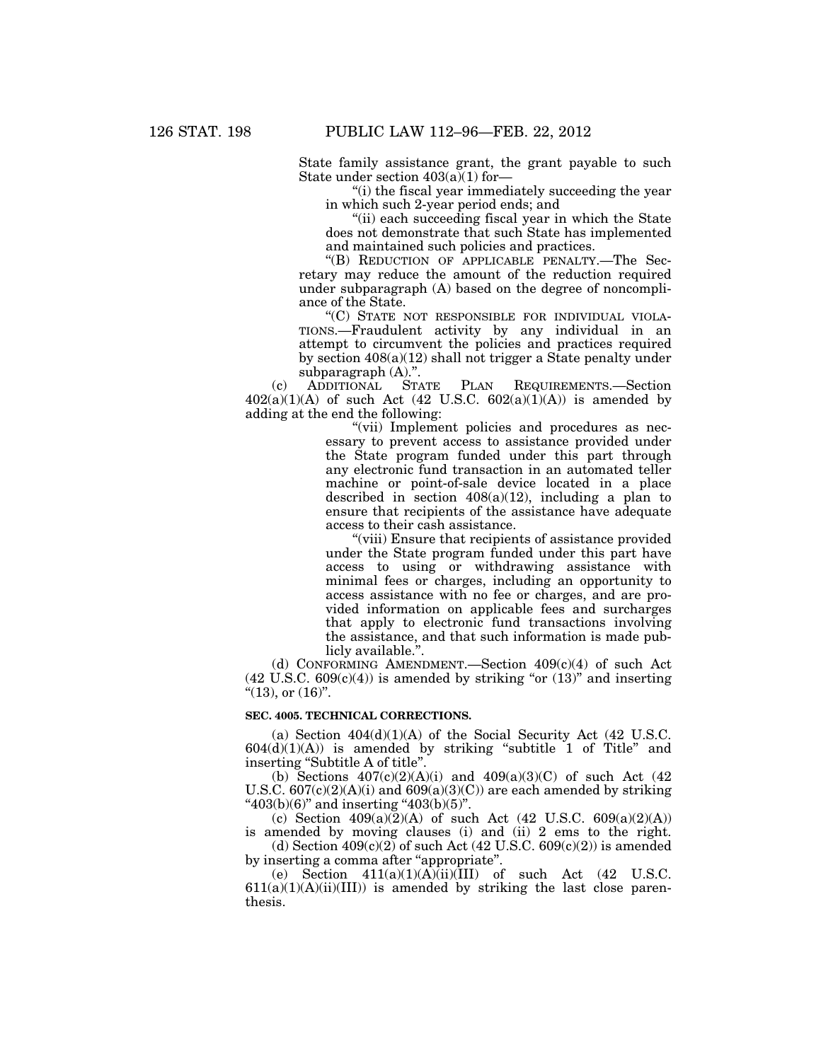State family assistance grant, the grant payable to such State under section 403(a)(1) for—

"(i) the fiscal year immediately succeeding the year in which such 2-year period ends; and

"(ii) each succeeding fiscal year in which the State does not demonstrate that such State has implemented and maintained such policies and practices.

"(B) REDUCTION OF APPLICABLE PENALTY.—The Secretary may reduce the amount of the reduction required under subparagraph (A) based on the degree of noncompliance of the State.

"(C) STATE NOT RESPONSIBLE FOR INDIVIDUAL VIOLATIONS.—Fraudulent activity by any individual in an attempt to circumvent the policies and practices required by section 408(a)(12) shall not trigger a State penalty under subparagraph (A).".

(c) ADDITIONAL STATE PLAN REQUIREMENTS.—Section 402(a)(1)(A) of such Act (42 U.S.C. 602(a)(1)(A)) is amended by adding at the end the following:

"(vii) Implement policies and procedures as necessary to prevent access to assistance provided under the State program funded under this part through any electronic fund transaction in an automated teller machine or point-of-sale device located in a place described in section 408(a)(12), including a plan to ensure that recipients of the assistance have adequate access to their cash assistance.

"(viii) Ensure that recipients of assistance provided under the State program funded under this part have access to using or withdrawing assistance with minimal fees or charges, including an opportunity to access assistance with no fee or charges, and are provided information on applicable fees and surcharges that apply to electronic fund transactions involving the assistance, and that such information is made publicly available.".

(d) CONFORMING AMENDMENT.—Section 409(c)(4) of such Act (42 U.S.C. 609(c)(4)) is amended by striking "or (13)" and inserting "(13), or (16)".

**SEC. 4005. TECHNICAL CORRECTIONS.**

(a) Section 404(d)(1)(A) of the Social Security Act (42 U.S.C. 604(d)(1)(A)) is amended by striking "subtitle 1 of Title" and inserting "Subtitle A of title".

(b) Sections 407(c)(2)(A)(i) and 409(a)(3)(C) of such Act (42 U.S.C. 607(c)(2)(A)(i) and 609(a)(3)(C)) are each amended by striking "403(b)(6)" and inserting "403(b)(5)".

(c) Section 409(a)(2)(A) of such Act (42 U.S.C. 609(a)(2)(A)) is amended by moving clauses (i) and (ii) 2 ems to the right.

(d) Section 409(c)(2) of such Act (42 U.S.C. 609(c)(2)) is amended by inserting a comma after "appropriate".

(e) Section 411(a)(1)(A)(ii)(III) of such Act (42 U.S.C. 611(a)(1)(A)(ii)(III)) is amended by striking the last close parenthesis.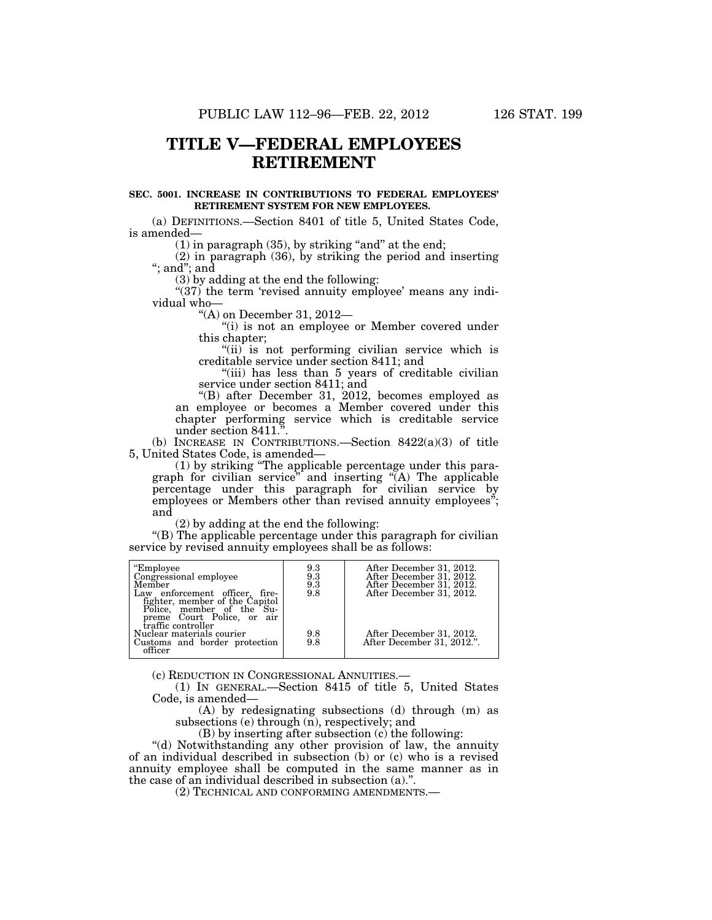# TITLE V—FEDERAL EMPLOYEES RETIREMENT

**SEC. 5001. INCREASE IN CONTRIBUTIONS TO FEDERAL EMPLOYEES' RETIREMENT SYSTEM FOR NEW EMPLOYEES.**

(a) DEFINITIONS.—Section 8401 of title 5, United States Code, is amended—

(1) in paragraph (35), by striking "and" at the end;

(2) in paragraph (36), by striking the period and inserting "; and"; and

(3) by adding at the end the following:

"(37) the term 'revised annuity employee' means any individual who—

"(A) on December 31, 2012—

"(i) is not an employee or Member covered under this chapter;

"(ii) is not performing civilian service which is creditable service under section 8411; and

"(iii) has less than 5 years of creditable civilian service under section 8411; and

"(B) after December 31, 2012, becomes employed as an employee or becomes a Member covered under this chapter performing service which is creditable service under section 8411.".

(b) INCREASE IN CONTRIBUTIONS.—Section 8422(a)(3) of title 5, United States Code, is amended—

(1) by striking "The applicable percentage under this paragraph for civilian service" and inserting "(A) The applicable percentage under this paragraph for civilian service by employees or Members other than revised annuity employees"; and

(2) by adding at the end the following:

"(B) The applicable percentage under this paragraph for civilian service by revised annuity employees shall be as follows:

| | | |
|---|---|---|
| "Employee | 9.3 | After December 31, 2012. |
| Congressional employee | 9.3 | After December 31, 2012. |
| Member | 9.3 | After December 31, 2012. |
| Law enforcement officer, firefighter, member of the Capitol Police, member of the Supreme Court Police, or air traffic controller | 9.8 | After December 31, 2012. |
| Nuclear materials courier | 9.8 | After December 31, 2012. |
| Customs and border protection officer | 9.8 | After December 31, 2012.". |

(c) REDUCTION IN CONGRESSIONAL ANNUITIES.—

(1) IN GENERAL.—Section 8415 of title 5, United States Code, is amended—

(A) by redesignating subsections (d) through (m) as subsections (e) through (n), respectively; and

(B) by inserting after subsection (c) the following:

"(d) Notwithstanding any other provision of law, the annuity of an individual described in subsection (b) or (c) who is a revised annuity employee shall be computed in the same manner as in the case of an individual described in subsection (a).".

(2) TECHNICAL AND CONFORMING AMENDMENTS.—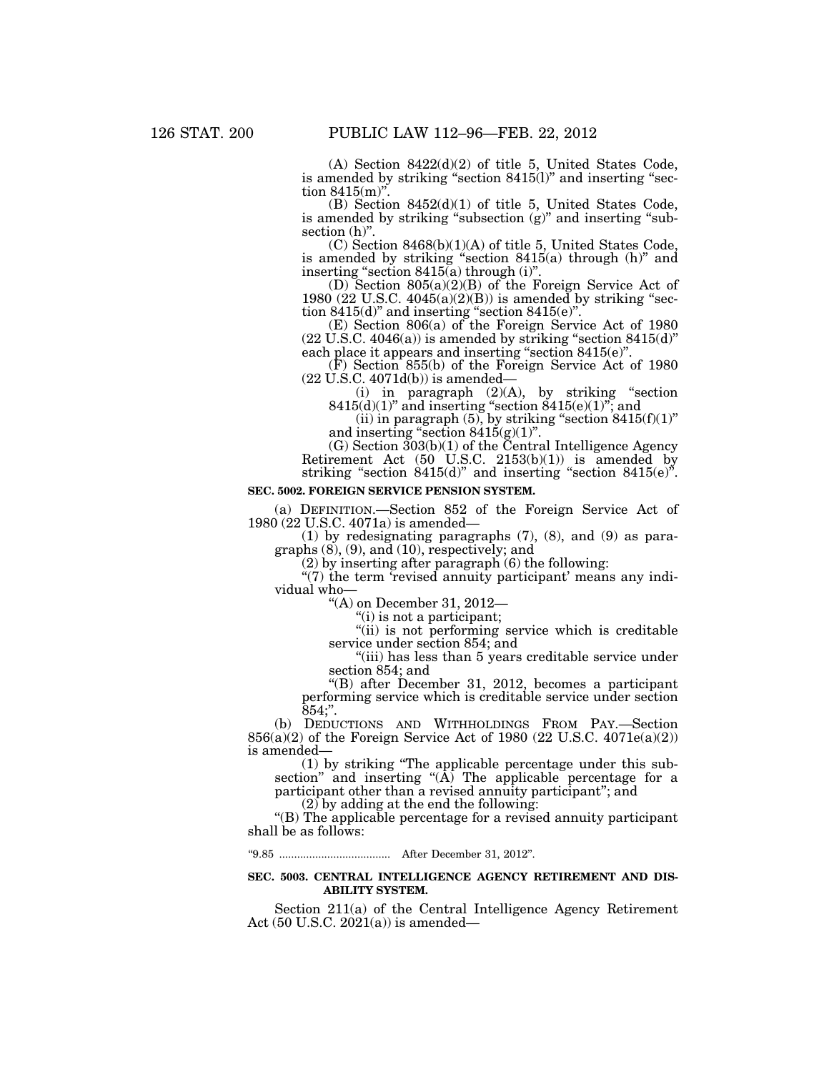(A) Section 8422(d)(2) of title 5, United States Code, is amended by striking "section 8415(l)" and inserting "section 8415(m)".

(B) Section 8452(d)(1) of title 5, United States Code, is amended by striking "subsection (g)" and inserting "subsection (h)".

(C) Section 8468(b)(1)(A) of title 5, United States Code, is amended by striking "section 8415(a) through (h)" and inserting "section 8415(a) through (i)".

(D) Section 805(a)(2)(B) of the Foreign Service Act of 1980 (22 U.S.C. 4045(a)(2)(B)) is amended by striking "section 8415(d)" and inserting "section 8415(e)".

(E) Section 806(a) of the Foreign Service Act of 1980 (22 U.S.C. 4046(a)) is amended by striking "section 8415(d)" each place it appears and inserting "section 8415(e)".

(F) Section 855(b) of the Foreign Service Act of 1980 (22 U.S.C. 4071d(b)) is amended—

(i) in paragraph (2)(A), by striking "section 8415(d)(1)" and inserting "section 8415(e)(1)"; and

(ii) in paragraph (5), by striking "section 8415(f)(1)" and inserting "section 8415(g)(1)".

(G) Section 303(b)(1) of the Central Intelligence Agency Retirement Act (50 U.S.C. 2153(b)(1)) is amended by striking "section 8415(d)" and inserting "section 8415(e)".

**SEC. 5002. FOREIGN SERVICE PENSION SYSTEM.**

(a) DEFINITION.—Section 852 of the Foreign Service Act of 1980 (22 U.S.C. 4071a) is amended—

(1) by redesignating paragraphs (7), (8), and (9) as paragraphs (8), (9), and (10), respectively; and

(2) by inserting after paragraph (6) the following:

"(7) the term 'revised annuity participant' means any individual who—

"(A) on December 31, 2012—

"(i) is not a participant;

"(ii) is not performing service which is creditable service under section 854; and

"(iii) has less than 5 years creditable service under section 854; and

"(B) after December 31, 2012, becomes a participant performing service which is creditable service under section 854;".

(b) DEDUCTIONS AND WITHHOLDINGS FROM PAY.—Section 856(a)(2) of the Foreign Service Act of 1980 (22 U.S.C. 4071e(a)(2)) is amended—

(1) by striking "The applicable percentage under this subsection" and inserting "(A) The applicable percentage for a participant other than a revised annuity participant"; and

(2) by adding at the end the following:

"(B) The applicable percentage for a revised annuity participant shall be as follows:

"9.85 .................................... After December 31, 2012".

**SEC. 5003. CENTRAL INTELLIGENCE AGENCY RETIREMENT AND DISABILITY SYSTEM.**

Section 211(a) of the Central Intelligence Agency Retirement Act (50 U.S.C. 2021(a)) is amended—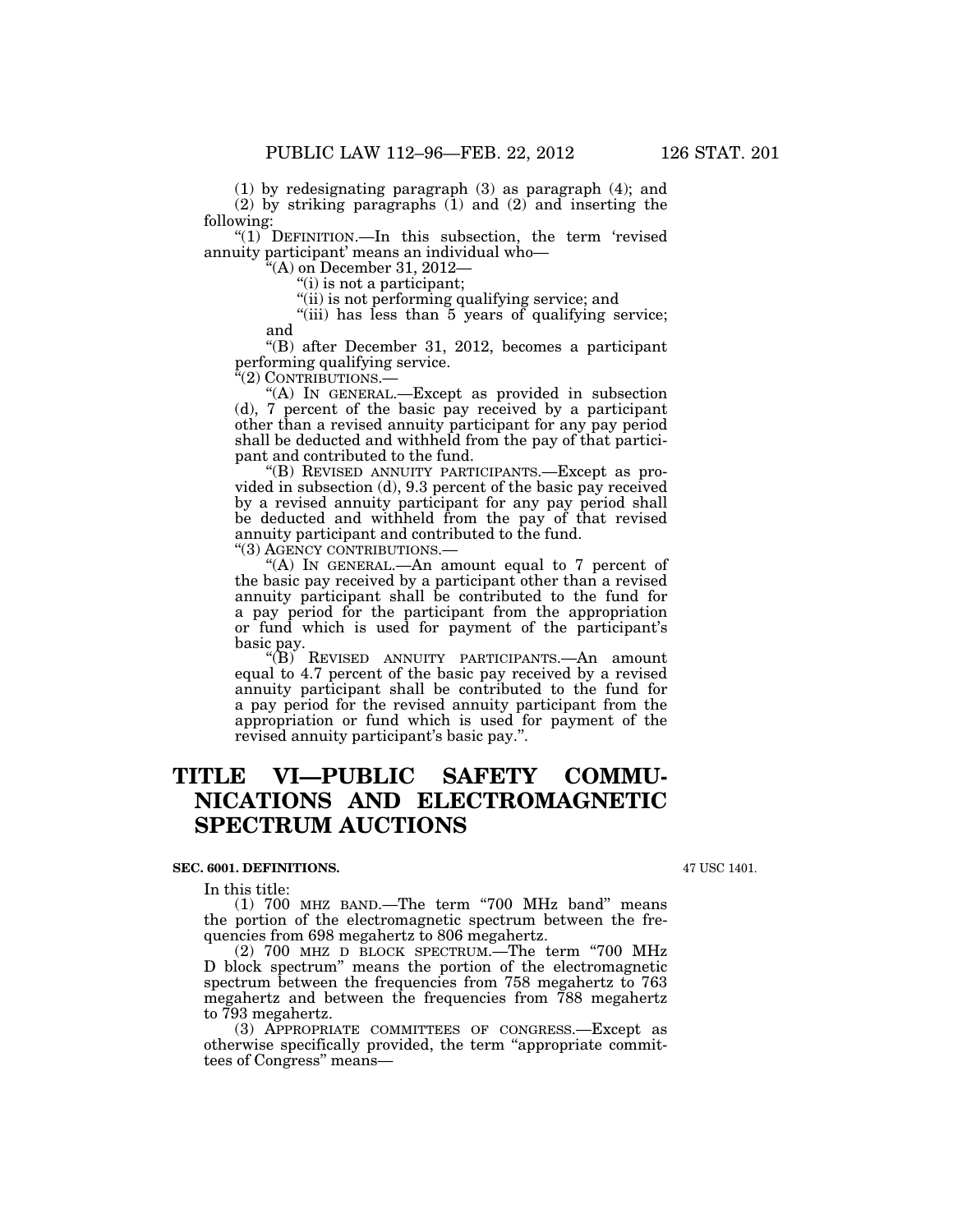(1) by redesignating paragraph (3) as paragraph (4); and

(2) by striking paragraphs (1) and (2) and inserting the following:

"(1) DEFINITION.—In this subsection, the term 'revised annuity participant' means an individual who—

"(A) on December 31, 2012—

"(i) is not a participant;

"(ii) is not performing qualifying service; and

"(iii) has less than 5 years of qualifying service; and

"(B) after December 31, 2012, becomes a participant performing qualifying service.

"(2) CONTRIBUTIONS.—

"(A) IN GENERAL.—Except as provided in subsection (d), 7 percent of the basic pay received by a participant other than a revised annuity participant for any pay period shall be deducted and withheld from the pay of that participant and contributed to the fund.

"(B) REVISED ANNUITY PARTICIPANTS.—Except as provided in subsection (d), 9.3 percent of the basic pay received by a revised annuity participant for any pay period shall be deducted and withheld from the pay of that revised annuity participant and contributed to the fund.

"(3) AGENCY CONTRIBUTIONS.—

"(A) IN GENERAL.—An amount equal to 7 percent of the basic pay received by a participant other than a revised annuity participant shall be contributed to the fund for a pay period for the participant from the appropriation or fund which is used for payment of the participant's basic pay.

"(B) REVISED ANNUITY PARTICIPANTS.—An amount equal to 4.7 percent of the basic pay received by a revised annuity participant shall be contributed to the fund for a pay period for the revised annuity participant from the appropriation or fund which is used for payment of the revised annuity participant's basic pay.".

# TITLE VI—PUBLIC SAFETY COMMUNICATIONS AND ELECTROMAGNETIC SPECTRUM AUCTIONS

### SEC. 6001. DEFINITIONS.

47 USC 1401.

In this title:

(1) 700 MHZ BAND.—The term "700 MHz band" means the portion of the electromagnetic spectrum between the frequencies from 698 megahertz to 806 megahertz.

(2) 700 MHZ D BLOCK SPECTRUM.—The term "700 MHz D block spectrum" means the portion of the electromagnetic spectrum between the frequencies from 758 megahertz to 763 megahertz and between the frequencies from 788 megahertz to 793 megahertz.

(3) APPROPRIATE COMMITTEES OF CONGRESS.—Except as otherwise specifically provided, the term "appropriate committees of Congress" means—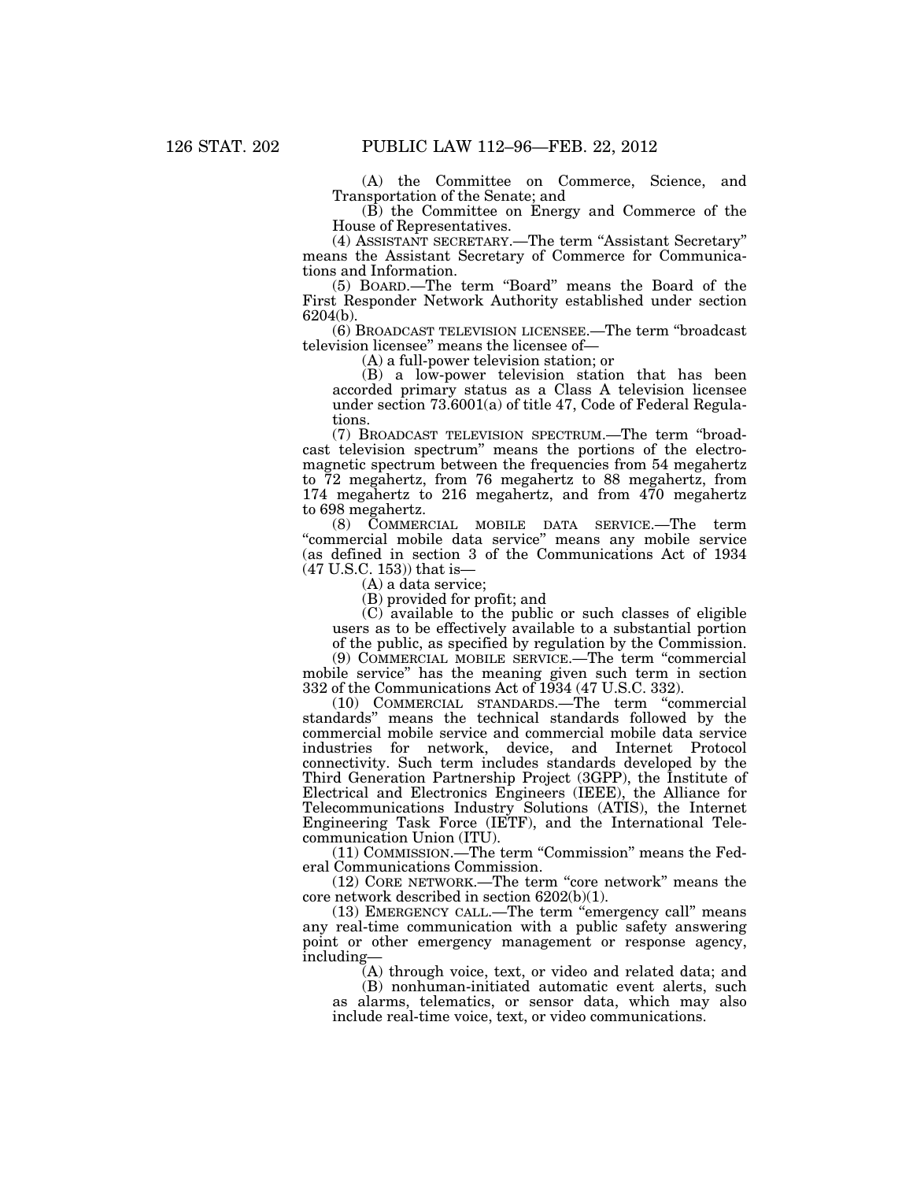(A) the Committee on Commerce, Science, and Transportation of the Senate; and

(B) the Committee on Energy and Commerce of the House of Representatives.

(4) ASSISTANT SECRETARY.—The term "Assistant Secretary" means the Assistant Secretary of Commerce for Communications and Information.

(5) BOARD.—The term "Board" means the Board of the First Responder Network Authority established under section 6204(b).

(6) BROADCAST TELEVISION LICENSEE.—The term "broadcast television licensee" means the licensee of—

(A) a full-power television station; or

(B) a low-power television station that has been accorded primary status as a Class A television licensee under section 73.6001(a) of title 47, Code of Federal Regulations.

(7) BROADCAST TELEVISION SPECTRUM.—The term "broadcast television spectrum" means the portions of the electromagnetic spectrum between the frequencies from 54 megahertz to 72 megahertz, from 76 megahertz to 88 megahertz, from 174 megahertz to 216 megahertz, and from 470 megahertz to 698 megahertz.

(8) COMMERCIAL MOBILE DATA SERVICE.—The term "commercial mobile data service" means any mobile service (as defined in section 3 of the Communications Act of 1934 (47 U.S.C. 153)) that is—

(A) a data service;

(B) provided for profit; and

(C) available to the public or such classes of eligible users as to be effectively available to a substantial portion of the public, as specified by regulation by the Commission.

(9) COMMERCIAL MOBILE SERVICE.—The term "commercial mobile service" has the meaning given such term in section 332 of the Communications Act of 1934 (47 U.S.C. 332).

(10) COMMERCIAL STANDARDS.—The term "commercial standards" means the technical standards followed by the commercial mobile service and commercial mobile data service industries for network, device, and Internet Protocol connectivity. Such term includes standards developed by the Third Generation Partnership Project (3GPP), the Institute of Electrical and Electronics Engineers (IEEE), the Alliance for Telecommunications Industry Solutions (ATIS), the Internet Engineering Task Force (IETF), and the International Telecommunication Union (ITU).

(11) COMMISSION.—The term "Commission" means the Federal Communications Commission.

(12) CORE NETWORK.—The term "core network" means the core network described in section 6202(b)(1).

(13) EMERGENCY CALL.—The term "emergency call" means any real-time communication with a public safety answering point or other emergency management or response agency, including—

(A) through voice, text, or video and related data; and

(B) nonhuman-initiated automatic event alerts, such as alarms, telematics, or sensor data, which may also include real-time voice, text, or video communications.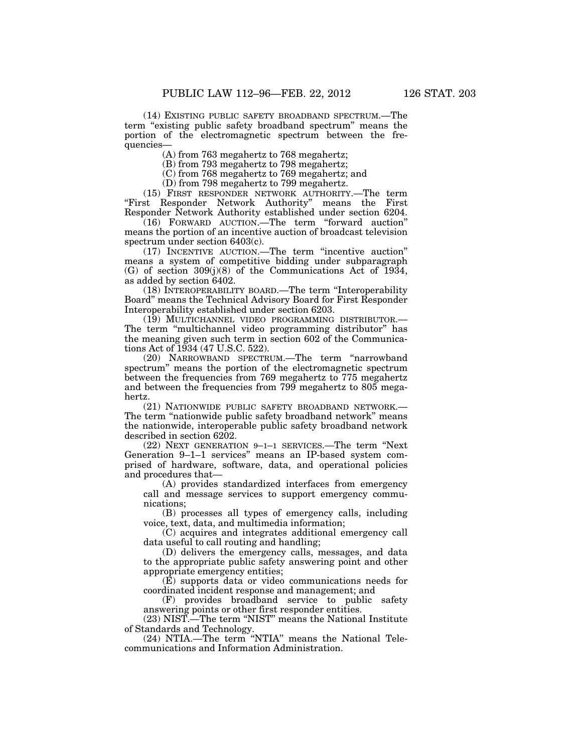(14) EXISTING PUBLIC SAFETY BROADBAND SPECTRUM.—The term "existing public safety broadband spectrum" means the portion of the electromagnetic spectrum between the frequencies—

(A) from 763 megahertz to 768 megahertz;

(B) from 793 megahertz to 798 megahertz;

(C) from 768 megahertz to 769 megahertz; and

(D) from 798 megahertz to 799 megahertz.

(15) FIRST RESPONDER NETWORK AUTHORITY.—The term "First Responder Network Authority" means the First Responder Network Authority established under section 6204.

(16) FORWARD AUCTION.—The term "forward auction" means the portion of an incentive auction of broadcast television spectrum under section 6403(c).

(17) INCENTIVE AUCTION.—The term "incentive auction" means a system of competitive bidding under subparagraph (G) of section 309(j)(8) of the Communications Act of 1934, as added by section 6402.

(18) INTEROPERABILITY BOARD.—The term "Interoperability Board" means the Technical Advisory Board for First Responder Interoperability established under section 6203.

(19) MULTICHANNEL VIDEO PROGRAMMING DISTRIBUTOR.—The term "multichannel video programming distributor" has the meaning given such term in section 602 of the Communications Act of 1934 (47 U.S.C. 522).

(20) NARROWBAND SPECTRUM.—The term "narrowband spectrum" means the portion of the electromagnetic spectrum between the frequencies from 769 megahertz to 775 megahertz and between the frequencies from 799 megahertz to 805 megahertz.

(21) NATIONWIDE PUBLIC SAFETY BROADBAND NETWORK.—The term "nationwide public safety broadband network" means the nationwide, interoperable public safety broadband network described in section 6202.

(22) NEXT GENERATION 9–1–1 SERVICES.—The term "Next Generation 9–1–1 services" means an IP-based system comprised of hardware, software, data, and operational policies and procedures that—

(A) provides standardized interfaces from emergency call and message services to support emergency communications;

(B) processes all types of emergency calls, including voice, text, data, and multimedia information;

(C) acquires and integrates additional emergency call data useful to call routing and handling;

(D) delivers the emergency calls, messages, and data to the appropriate public safety answering point and other appropriate emergency entities;

(E) supports data or video communications needs for coordinated incident response and management; and

(F) provides broadband service to public safety answering points or other first responder entities.

(23) NIST.—The term "NIST" means the National Institute of Standards and Technology.

(24) NTIA.—The term "NTIA" means the National Telecommunications and Information Administration.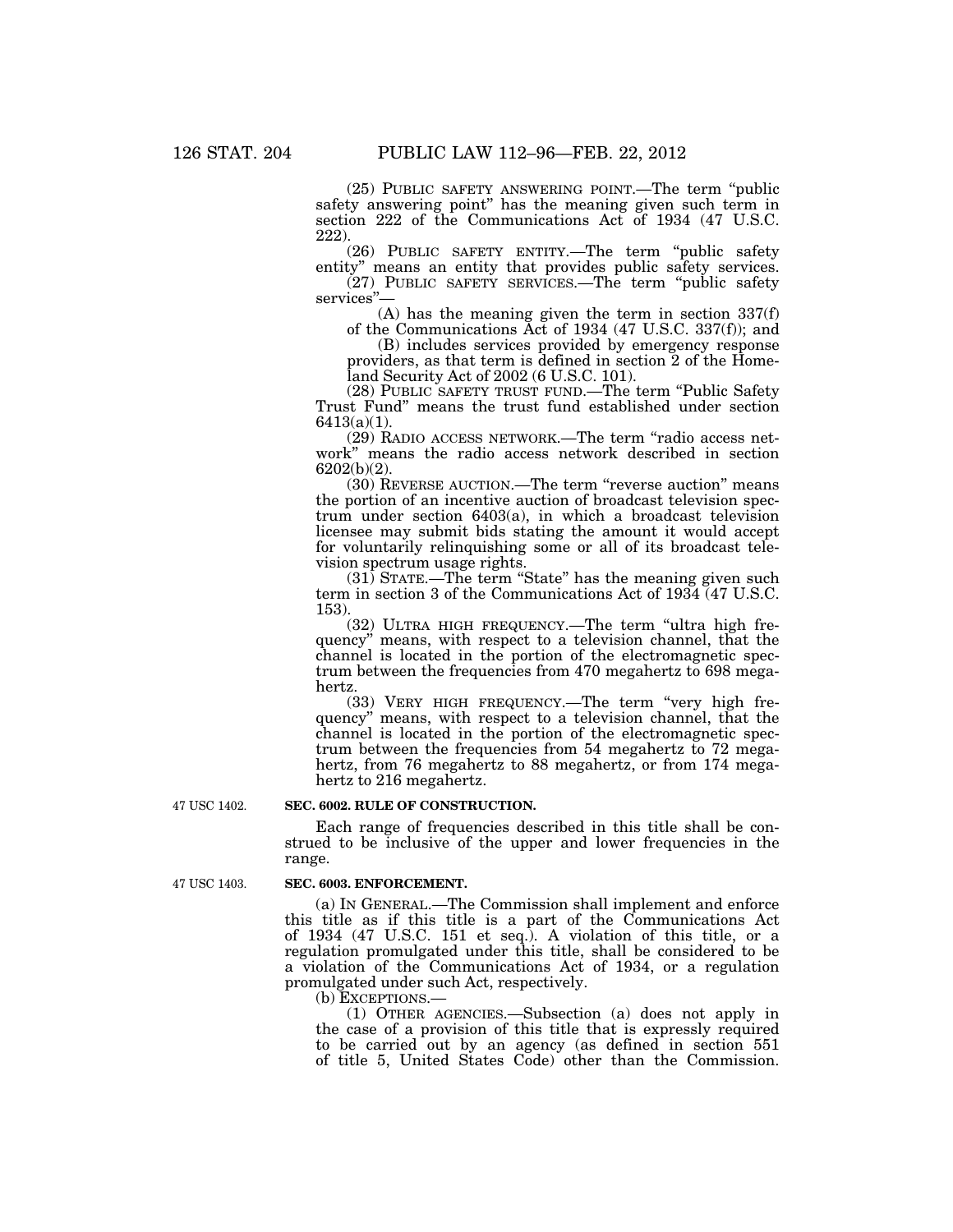(25) PUBLIC SAFETY ANSWERING POINT.—The term "public safety answering point" has the meaning given such term in section 222 of the Communications Act of 1934 (47 U.S.C. 222).

(26) PUBLIC SAFETY ENTITY.—The term "public safety entity" means an entity that provides public safety services.

(27) PUBLIC SAFETY SERVICES.—The term "public safety services"—

(A) has the meaning given the term in section 337(f) of the Communications Act of 1934 (47 U.S.C. 337(f)); and

(B) includes services provided by emergency response providers, as that term is defined in section 2 of the Homeland Security Act of 2002 (6 U.S.C. 101).

(28) PUBLIC SAFETY TRUST FUND.—The term "Public Safety Trust Fund" means the trust fund established under section 6413(a)(1).

(29) RADIO ACCESS NETWORK.—The term "radio access network" means the radio access network described in section 6202(b)(2).

(30) REVERSE AUCTION.—The term "reverse auction" means the portion of an incentive auction of broadcast television spectrum under section 6403(a), in which a broadcast television licensee may submit bids stating the amount it would accept for voluntarily relinquishing some or all of its broadcast television spectrum usage rights.

(31) STATE.—The term "State" has the meaning given such term in section 3 of the Communications Act of 1934 (47 U.S.C. 153).

(32) ULTRA HIGH FREQUENCY.—The term "ultra high frequency" means, with respect to a television channel, that the channel is located in the portion of the electromagnetic spectrum between the frequencies from 470 megahertz to 698 megahertz.

(33) VERY HIGH FREQUENCY.—The term "very high frequency" means, with respect to a television channel, that the channel is located in the portion of the electromagnetic spectrum between the frequencies from 54 megahertz to 72 megahertz, from 76 megahertz to 88 megahertz, or from 174 megahertz to 216 megahertz.

47 USC 1402.

**SEC. 6002. RULE OF CONSTRUCTION.**

Each range of frequencies described in this title shall be construed to be inclusive of the upper and lower frequencies in the range.

47 USC 1403.

**SEC. 6003. ENFORCEMENT.**

(a) IN GENERAL.—The Commission shall implement and enforce this title as if this title is a part of the Communications Act of 1934 (47 U.S.C. 151 et seq.). A violation of this title, or a regulation promulgated under this title, shall be considered to be a violation of the Communications Act of 1934, or a regulation promulgated under such Act, respectively.

(b) EXCEPTIONS.—

(1) OTHER AGENCIES.—Subsection (a) does not apply in the case of a provision of this title that is expressly required to be carried out by an agency (as defined in section 551 of title 5, United States Code) other than the Commission.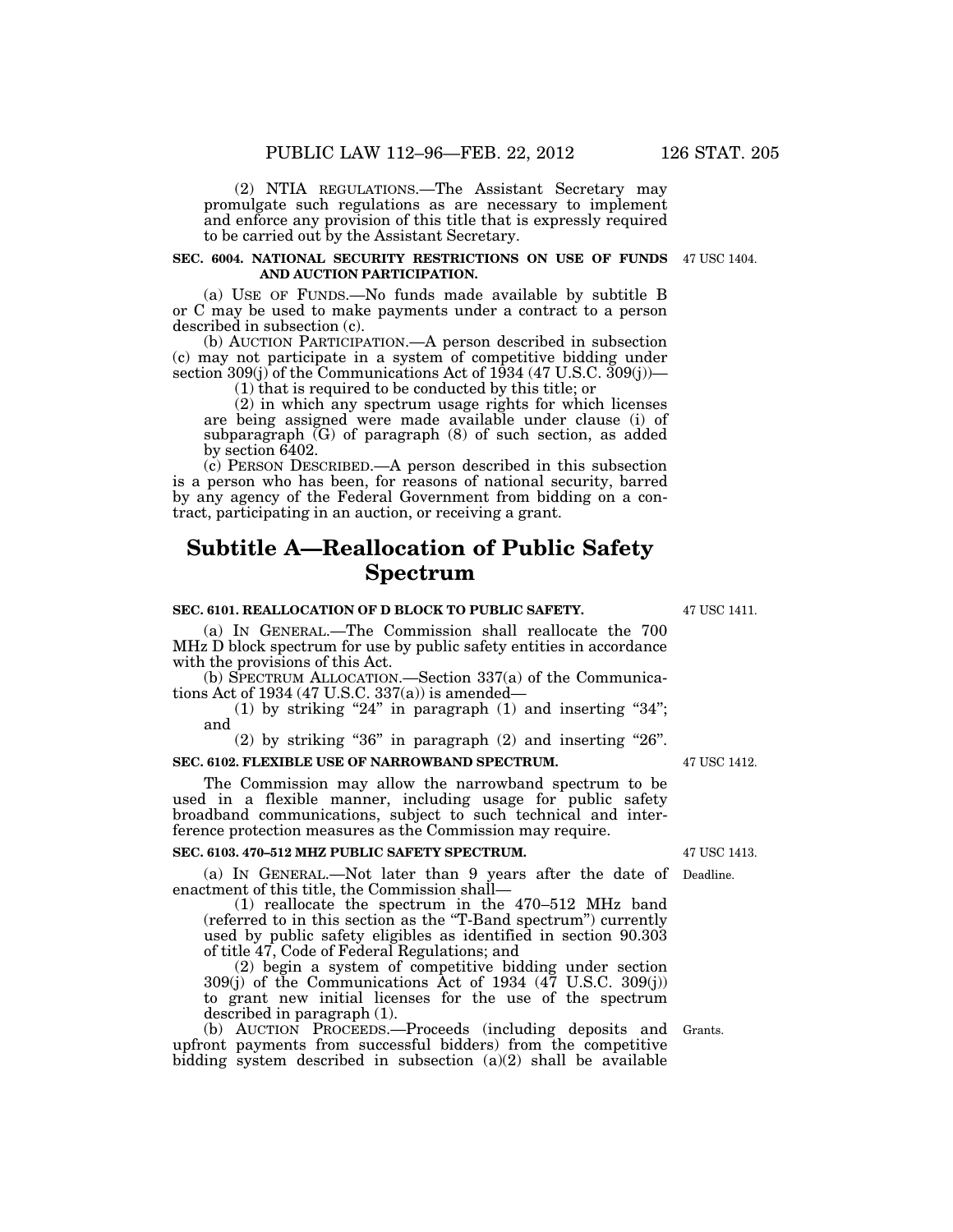(2) NTIA REGULATIONS.—The Assistant Secretary may promulgate such regulations as are necessary to implement and enforce any provision of this title that is expressly required to be carried out by the Assistant Secretary.

**SEC. 6004. NATIONAL SECURITY RESTRICTIONS ON USE OF FUNDS AND AUCTION PARTICIPATION.**

47 USC 1404.

(a) USE OF FUNDS.—No funds made available by subtitle B or C may be used to make payments under a contract to a person described in subsection (c).

(b) AUCTION PARTICIPATION.—A person described in subsection (c) may not participate in a system of competitive bidding under section 309(j) of the Communications Act of 1934 (47 U.S.C. 309(j))—

(1) that is required to be conducted by this title; or

(2) in which any spectrum usage rights for which licenses are being assigned were made available under clause (i) of subparagraph (G) of paragraph (8) of such section, as added by section 6402.

(c) PERSON DESCRIBED.—A person described in this subsection is a person who has been, for reasons of national security, barred by any agency of the Federal Government from bidding on a contract, participating in an auction, or receiving a grant.

# Subtitle A—Reallocation of Public Safety Spectrum

**SEC. 6101. REALLOCATION OF D BLOCK TO PUBLIC SAFETY.**

47 USC 1411.

(a) IN GENERAL.—The Commission shall reallocate the 700 MHz D block spectrum for use by public safety entities in accordance with the provisions of this Act.

(b) SPECTRUM ALLOCATION.—Section 337(a) of the Communications Act of 1934 (47 U.S.C. 337(a)) is amended—

(1) by striking "24" in paragraph (1) and inserting "34"; and

(2) by striking "36" in paragraph (2) and inserting "26".

**SEC. 6102. FLEXIBLE USE OF NARROWBAND SPECTRUM.**

47 USC 1412.

The Commission may allow the narrowband spectrum to be used in a flexible manner, including usage for public safety broadband communications, subject to such technical and interference protection measures as the Commission may require.

**SEC. 6103. 470–512 MHZ PUBLIC SAFETY SPECTRUM.**

47 USC 1413.

Deadline.

(a) IN GENERAL.—Not later than 9 years after the date of enactment of this title, the Commission shall—

(1) reallocate the spectrum in the 470–512 MHz band (referred to in this section as the "T-Band spectrum") currently used by public safety eligibles as identified in section 90.303 of title 47, Code of Federal Regulations; and

(2) begin a system of competitive bidding under section 309(j) of the Communications Act of 1934 (47 U.S.C. 309(j)) to grant new initial licenses for the use of the spectrum described in paragraph (1).

Grants.

(b) AUCTION PROCEEDS.—Proceeds (including deposits and upfront payments from successful bidders) from the competitive bidding system described in subsection (a)(2) shall be available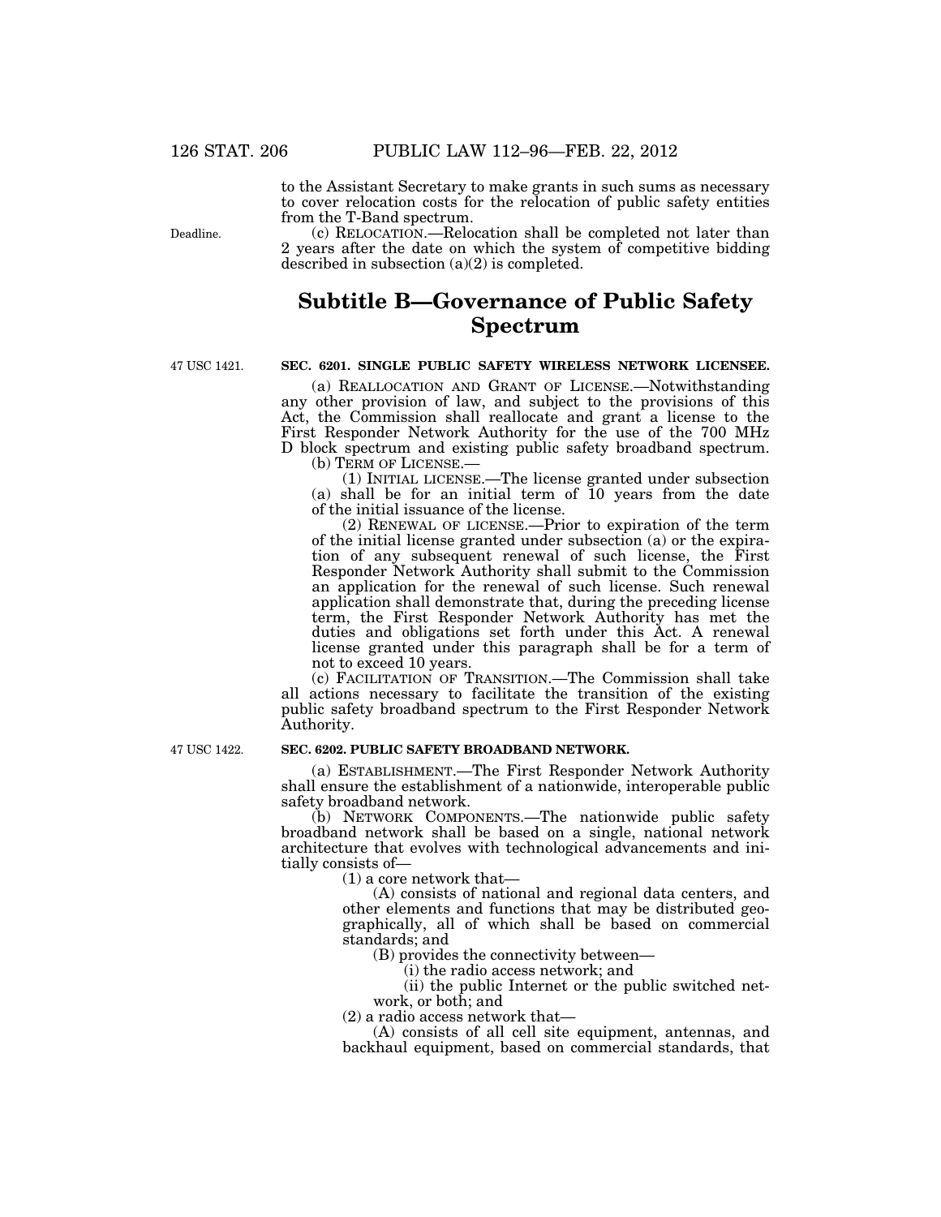to the Assistant Secretary to make grants in such sums as necessary to cover relocation costs for the relocation of public safety entities from the T-Band spectrum.

Deadline.

(c) RELOCATION.—Relocation shall be completed not later than 2 years after the date on which the system of competitive bidding described in subsection (a)(2) is completed.

## Subtitle B—Governance of Public Safety Spectrum

47 USC 1421.

**SEC. 6201. SINGLE PUBLIC SAFETY WIRELESS NETWORK LICENSEE.**

(a) REALLOCATION AND GRANT OF LICENSE.—Notwithstanding any other provision of law, and subject to the provisions of this Act, the Commission shall reallocate and grant a license to the First Responder Network Authority for the use of the 700 MHz D block spectrum and existing public safety broadband spectrum.

(b) TERM OF LICENSE.—

(1) INITIAL LICENSE.—The license granted under subsection (a) shall be for an initial term of 10 years from the date of the initial issuance of the license.

(2) RENEWAL OF LICENSE.—Prior to expiration of the term of the initial license granted under subsection (a) or the expiration of any subsequent renewal of such license, the First Responder Network Authority shall submit to the Commission an application for the renewal of such license. Such renewal application shall demonstrate that, during the preceding license term, the First Responder Network Authority has met the duties and obligations set forth under this Act. A renewal license granted under this paragraph shall be for a term of not to exceed 10 years.

(c) FACILITATION OF TRANSITION.—The Commission shall take all actions necessary to facilitate the transition of the existing public safety broadband spectrum to the First Responder Network Authority.

47 USC 1422.

**SEC. 6202. PUBLIC SAFETY BROADBAND NETWORK.**

(a) ESTABLISHMENT.—The First Responder Network Authority shall ensure the establishment of a nationwide, interoperable public safety broadband network.

(b) NETWORK COMPONENTS.—The nationwide public safety broadband network shall be based on a single, national network architecture that evolves with technological advancements and initially consists of—

(1) a core network that—

(A) consists of national and regional data centers, and other elements and functions that may be distributed geographically, all of which shall be based on commercial standards; and

(B) provides the connectivity between—

(i) the radio access network; and

(ii) the public Internet or the public switched network, or both; and

(2) a radio access network that—

(A) consists of all cell site equipment, antennas, and backhaul equipment, based on commercial standards, that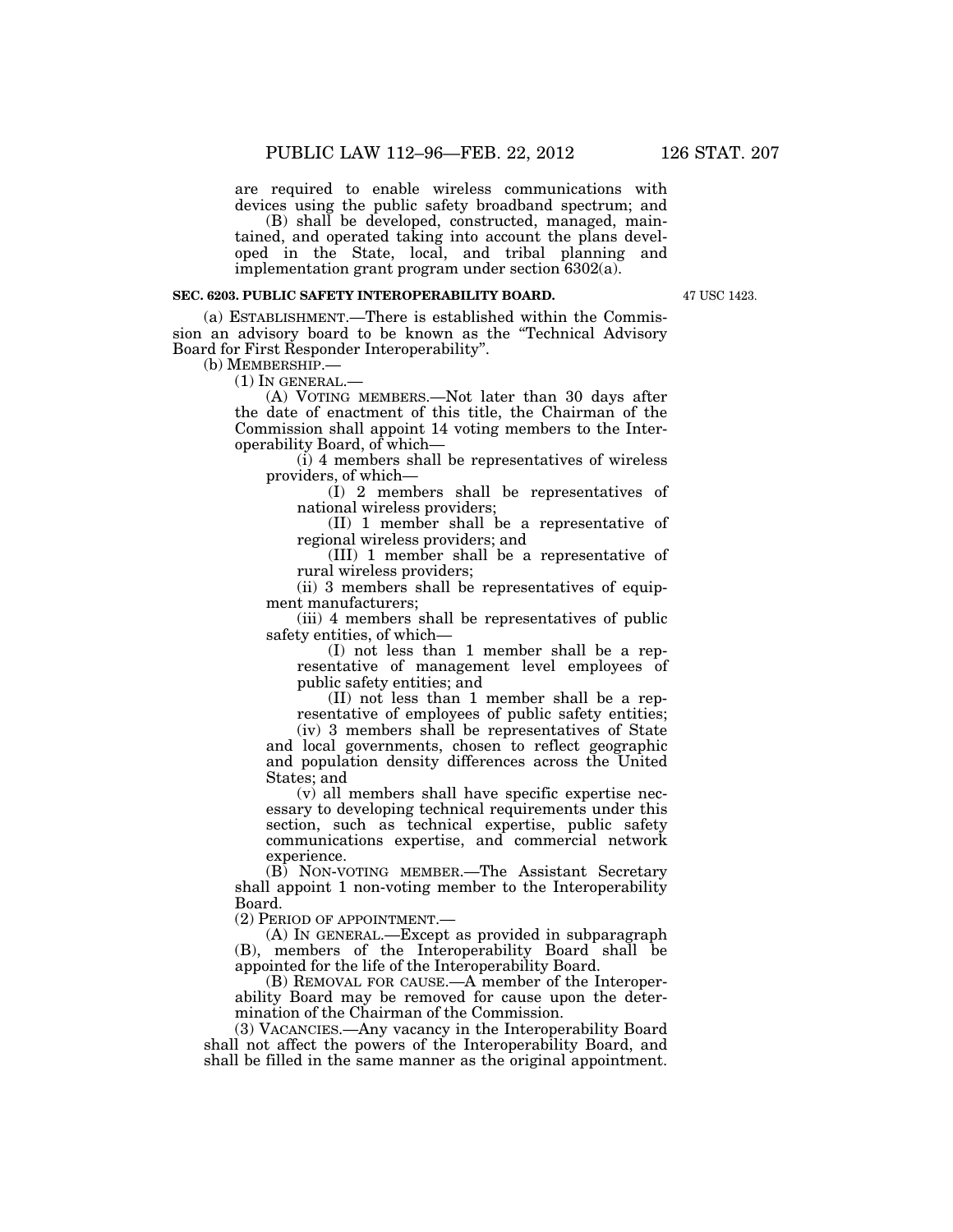are required to enable wireless communications with devices using the public safety broadband spectrum; and

(B) shall be developed, constructed, managed, maintained, and operated taking into account the plans developed in the State, local, and tribal planning and implementation grant program under section 6302(a).

**SEC. 6203. PUBLIC SAFETY INTEROPERABILITY BOARD.**

47 USC 1423.

(a) ESTABLISHMENT.—There is established within the Commission an advisory board to be known as the "Technical Advisory Board for First Responder Interoperability".

(b) MEMBERSHIP.—

(1) IN GENERAL.—

(A) VOTING MEMBERS.—Not later than 30 days after the date of enactment of this title, the Chairman of the Commission shall appoint 14 voting members to the Interoperability Board, of which—

(i) 4 members shall be representatives of wireless providers, of which—

(I) 2 members shall be representatives of national wireless providers;

(II) 1 member shall be a representative of regional wireless providers; and

(III) 1 member shall be a representative of rural wireless providers;

(ii) 3 members shall be representatives of equipment manufacturers;

(iii) 4 members shall be representatives of public safety entities, of which—

(I) not less than 1 member shall be a representative of management level employees of public safety entities; and

(II) not less than 1 member shall be a representative of employees of public safety entities;

(iv) 3 members shall be representatives of State and local governments, chosen to reflect geographic and population density differences across the United States; and

(v) all members shall have specific expertise necessary to developing technical requirements under this section, such as technical expertise, public safety communications expertise, and commercial network experience.

(B) NON-VOTING MEMBER.—The Assistant Secretary shall appoint 1 non-voting member to the Interoperability Board.

(2) PERIOD OF APPOINTMENT.—

(A) IN GENERAL.—Except as provided in subparagraph (B), members of the Interoperability Board shall be appointed for the life of the Interoperability Board.

(B) REMOVAL FOR CAUSE.—A member of the Interoperability Board may be removed for cause upon the determination of the Chairman of the Commission.

(3) VACANCIES.—Any vacancy in the Interoperability Board shall not affect the powers of the Interoperability Board, and shall be filled in the same manner as the original appointment.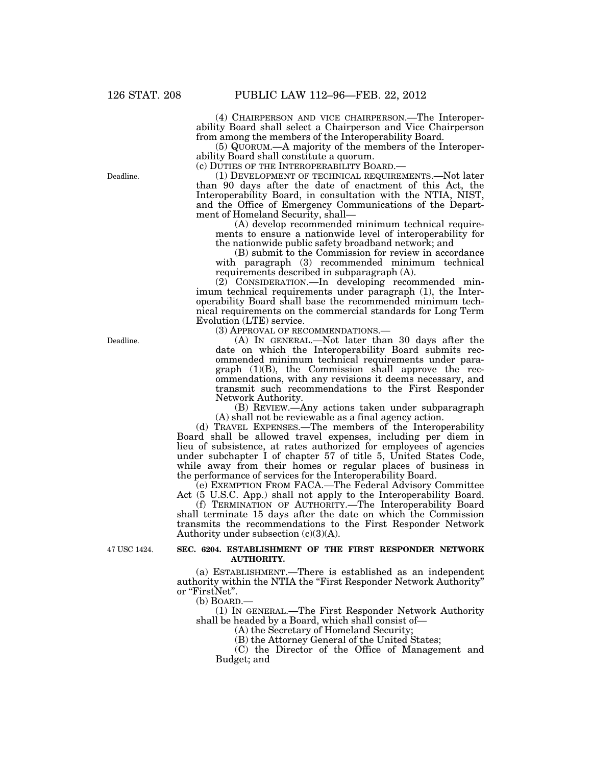(4) CHAIRPERSON AND VICE CHAIRPERSON.—The Interoperability Board shall select a Chairperson and Vice Chairperson from among the members of the Interoperability Board.

(5) QUORUM.—A majority of the members of the Interoperability Board shall constitute a quorum.

(c) DUTIES OF THE INTEROPERABILITY BOARD.—

Deadline.

(1) DEVELOPMENT OF TECHNICAL REQUIREMENTS.—Not later than 90 days after the date of enactment of this Act, the Interoperability Board, in consultation with the NTIA, NIST, and the Office of Emergency Communications of the Department of Homeland Security, shall—

(A) develop recommended minimum technical requirements to ensure a nationwide level of interoperability for the nationwide public safety broadband network; and

(B) submit to the Commission for review in accordance with paragraph (3) recommended minimum technical requirements described in subparagraph (A).

(2) CONSIDERATION.—In developing recommended minimum technical requirements under paragraph (1), the Interoperability Board shall base the recommended minimum technical requirements on the commercial standards for Long Term Evolution (LTE) service.

(3) APPROVAL OF RECOMMENDATIONS.—

Deadline.

(A) IN GENERAL.—Not later than 30 days after the date on which the Interoperability Board submits recommended minimum technical requirements under paragraph (1)(B), the Commission shall approve the recommendations, with any revisions it deems necessary, and transmit such recommendations to the First Responder Network Authority.

(B) REVIEW.—Any actions taken under subparagraph (A) shall not be reviewable as a final agency action.

(d) TRAVEL EXPENSES.—The members of the Interoperability Board shall be allowed travel expenses, including per diem in lieu of subsistence, at rates authorized for employees of agencies under subchapter I of chapter 57 of title 5, United States Code, while away from their homes or regular places of business in the performance of services for the Interoperability Board.

(e) EXEMPTION FROM FACA.—The Federal Advisory Committee Act (5 U.S.C. App.) shall not apply to the Interoperability Board.

(f) TERMINATION OF AUTHORITY.—The Interoperability Board shall terminate 15 days after the date on which the Commission transmits the recommendations to the First Responder Network Authority under subsection (c)(3)(A).

47 USC 1424.

**SEC. 6204. ESTABLISHMENT OF THE FIRST RESPONDER NETWORK AUTHORITY.**

(a) ESTABLISHMENT.—There is established as an independent authority within the NTIA the "First Responder Network Authority" or "FirstNet".

(b) BOARD.—

(1) IN GENERAL.—The First Responder Network Authority shall be headed by a Board, which shall consist of—

(A) the Secretary of Homeland Security;

(B) the Attorney General of the United States;

(C) the Director of the Office of Management and Budget; and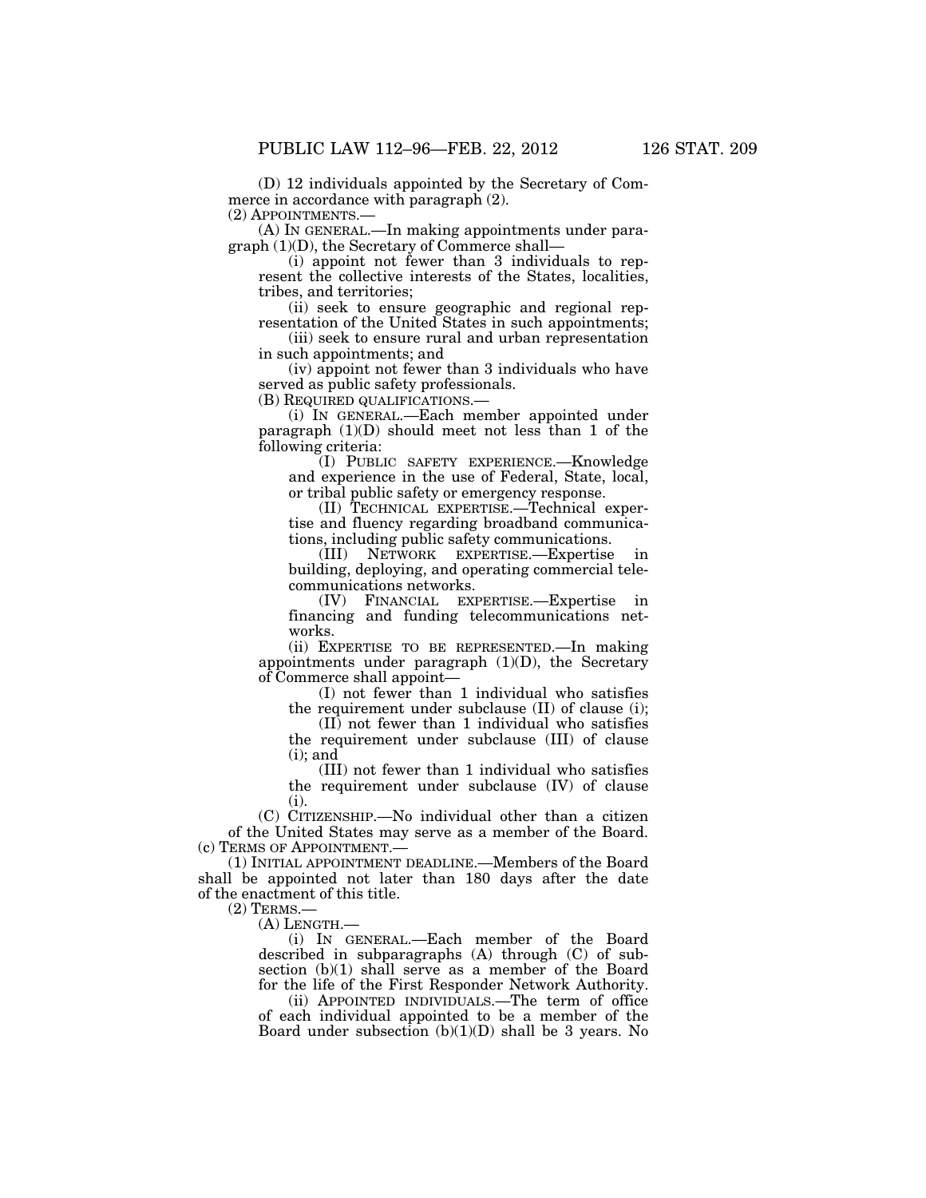(D) 12 individuals appointed by the Secretary of Commerce in accordance with paragraph (2).

(2) APPOINTMENTS.—

(A) IN GENERAL.—In making appointments under paragraph (1)(D), the Secretary of Commerce shall—

(i) appoint not fewer than 3 individuals to represent the collective interests of the States, localities, tribes, and territories;

(ii) seek to ensure geographic and regional representation of the United States in such appointments;

(iii) seek to ensure rural and urban representation in such appointments; and

(iv) appoint not fewer than 3 individuals who have served as public safety professionals.

(B) REQUIRED QUALIFICATIONS.—

(i) IN GENERAL.—Each member appointed under paragraph (1)(D) should meet not less than 1 of the following criteria:

(I) PUBLIC SAFETY EXPERIENCE.—Knowledge and experience in the use of Federal, State, local, or tribal public safety or emergency response.

(II) TECHNICAL EXPERTISE.—Technical expertise and fluency regarding broadband communications, including public safety communications.

(III) NETWORK EXPERTISE.—Expertise in building, deploying, and operating commercial telecommunications networks.

(IV) FINANCIAL EXPERTISE.—Expertise in financing and funding telecommunications networks.

(ii) EXPERTISE TO BE REPRESENTED.—In making appointments under paragraph (1)(D), the Secretary of Commerce shall appoint—

(I) not fewer than 1 individual who satisfies the requirement under subclause (II) of clause (i);

(II) not fewer than 1 individual who satisfies the requirement under subclause (III) of clause (i); and

(III) not fewer than 1 individual who satisfies the requirement under subclause (IV) of clause (i).

(C) CITIZENSHIP.—No individual other than a citizen of the United States may serve as a member of the Board.

(c) TERMS OF APPOINTMENT.—

(1) INITIAL APPOINTMENT DEADLINE.—Members of the Board shall be appointed not later than 180 days after the date of the enactment of this title.

(2) TERMS.—

(A) LENGTH.—

(i) IN GENERAL.—Each member of the Board described in subparagraphs (A) through (C) of subsection (b)(1) shall serve as a member of the Board for the life of the First Responder Network Authority.

(ii) APPOINTED INDIVIDUALS.—The term of office of each individual appointed to be a member of the Board under subsection (b)(1)(D) shall be 3 years. No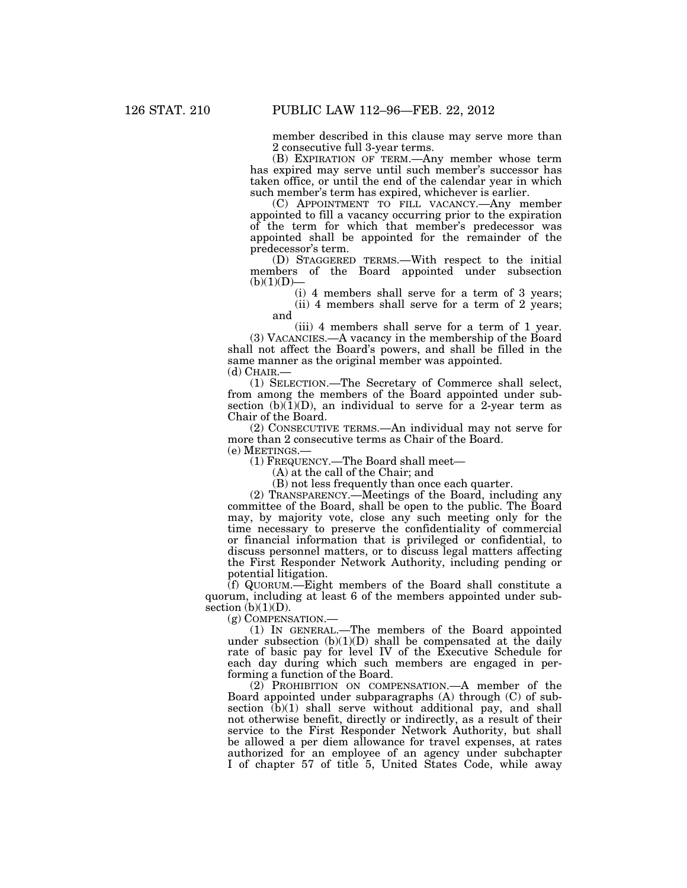member described in this clause may serve more than 2 consecutive full 3-year terms.

(B) EXPIRATION OF TERM.—Any member whose term has expired may serve until such member's successor has taken office, or until the end of the calendar year in which such member's term has expired, whichever is earlier.

(C) APPOINTMENT TO FILL VACANCY.—Any member appointed to fill a vacancy occurring prior to the expiration of the term for which that member's predecessor was appointed shall be appointed for the remainder of the predecessor's term.

(D) STAGGERED TERMS.—With respect to the initial members of the Board appointed under subsection (b)(1)(D)—

(i) 4 members shall serve for a term of 3 years;

(ii) 4 members shall serve for a term of 2 years; and

(iii) 4 members shall serve for a term of 1 year.

(3) VACANCIES.—A vacancy in the membership of the Board shall not affect the Board's powers, and shall be filled in the same manner as the original member was appointed.

(d) CHAIR.—

(1) SELECTION.—The Secretary of Commerce shall select, from among the members of the Board appointed under subsection (b)(1)(D), an individual to serve for a 2-year term as Chair of the Board.

(2) CONSECUTIVE TERMS.—An individual may not serve for more than 2 consecutive terms as Chair of the Board.

(e) MEETINGS.—

(1) FREQUENCY.—The Board shall meet—

(A) at the call of the Chair; and

(B) not less frequently than once each quarter.

(2) TRANSPARENCY.—Meetings of the Board, including any committee of the Board, shall be open to the public. The Board may, by majority vote, close any such meeting only for the time necessary to preserve the confidentiality of commercial or financial information that is privileged or confidential, to discuss personnel matters, or to discuss legal matters affecting the First Responder Network Authority, including pending or potential litigation.

(f) QUORUM.—Eight members of the Board shall constitute a quorum, including at least 6 of the members appointed under subsection (b)(1)(D).

(g) COMPENSATION.—

(1) IN GENERAL.—The members of the Board appointed under subsection (b)(1)(D) shall be compensated at the daily rate of basic pay for level IV of the Executive Schedule for each day during which such members are engaged in performing a function of the Board.

(2) PROHIBITION ON COMPENSATION.—A member of the Board appointed under subparagraphs (A) through (C) of subsection (b)(1) shall serve without additional pay, and shall not otherwise benefit, directly or indirectly, as a result of their service to the First Responder Network Authority, but shall be allowed a per diem allowance for travel expenses, at rates authorized for an employee of an agency under subchapter I of chapter 57 of title 5, United States Code, while away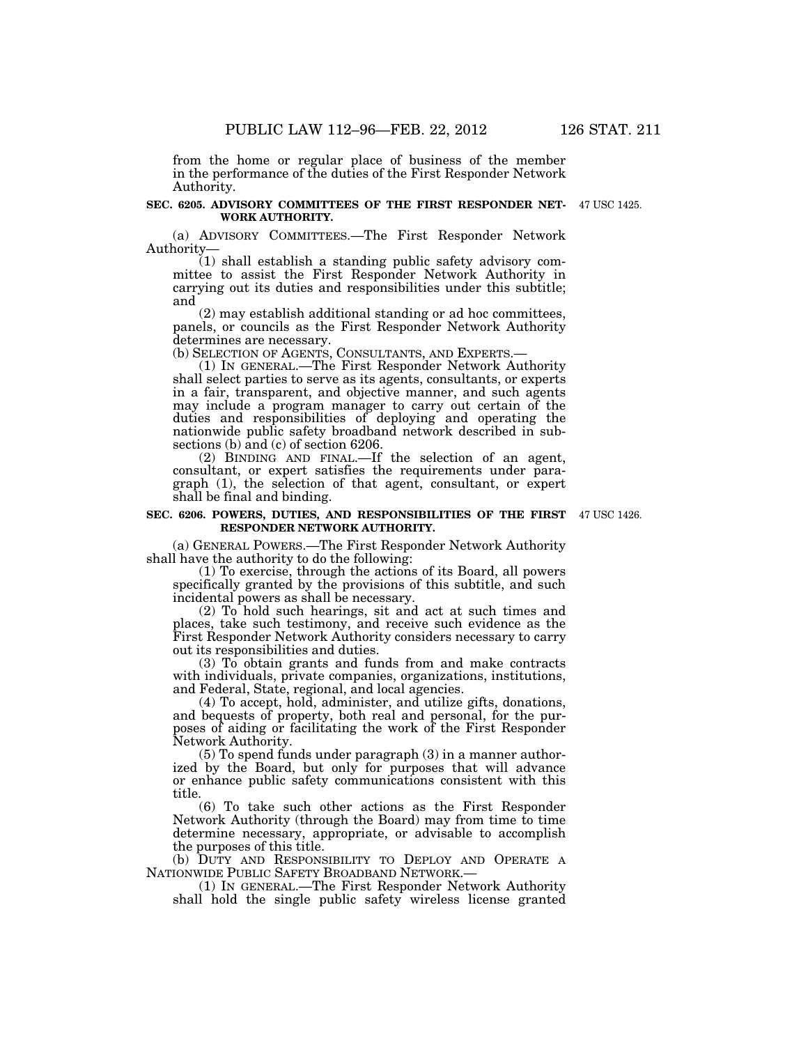from the home or regular place of business of the member in the performance of the duties of the First Responder Network Authority.

**SEC. 6205. ADVISORY COMMITTEES OF THE FIRST RESPONDER NETWORK AUTHORITY.**

47 USC 1425.

(a) ADVISORY COMMITTEES.—The First Responder Network Authority—

(1) shall establish a standing public safety advisory committee to assist the First Responder Network Authority in carrying out its duties and responsibilities under this subtitle; and

(2) may establish additional standing or ad hoc committees, panels, or councils as the First Responder Network Authority determines are necessary.

(b) SELECTION OF AGENTS, CONSULTANTS, AND EXPERTS.—

(1) IN GENERAL.—The First Responder Network Authority shall select parties to serve as its agents, consultants, or experts in a fair, transparent, and objective manner, and such agents may include a program manager to carry out certain of the duties and responsibilities of deploying and operating the nationwide public safety broadband network described in subsections (b) and (c) of section 6206.

(2) BINDING AND FINAL.—If the selection of an agent, consultant, or expert satisfies the requirements under paragraph (1), the selection of that agent, consultant, or expert shall be final and binding.

**SEC. 6206. POWERS, DUTIES, AND RESPONSIBILITIES OF THE FIRST RESPONDER NETWORK AUTHORITY.**

47 USC 1426.

(a) GENERAL POWERS.—The First Responder Network Authority shall have the authority to do the following:

(1) To exercise, through the actions of its Board, all powers specifically granted by the provisions of this subtitle, and such incidental powers as shall be necessary.

(2) To hold such hearings, sit and act at such times and places, take such testimony, and receive such evidence as the First Responder Network Authority considers necessary to carry out its responsibilities and duties.

(3) To obtain grants and funds from and make contracts with individuals, private companies, organizations, institutions, and Federal, State, regional, and local agencies.

(4) To accept, hold, administer, and utilize gifts, donations, and bequests of property, both real and personal, for the purposes of aiding or facilitating the work of the First Responder Network Authority.

(5) To spend funds under paragraph (3) in a manner authorized by the Board, but only for purposes that will advance or enhance public safety communications consistent with this title.

(6) To take such other actions as the First Responder Network Authority (through the Board) may from time to time determine necessary, appropriate, or advisable to accomplish the purposes of this title.

(b) DUTY AND RESPONSIBILITY TO DEPLOY AND OPERATE A NATIONWIDE PUBLIC SAFETY BROADBAND NETWORK.—

(1) IN GENERAL.—The First Responder Network Authority shall hold the single public safety wireless license granted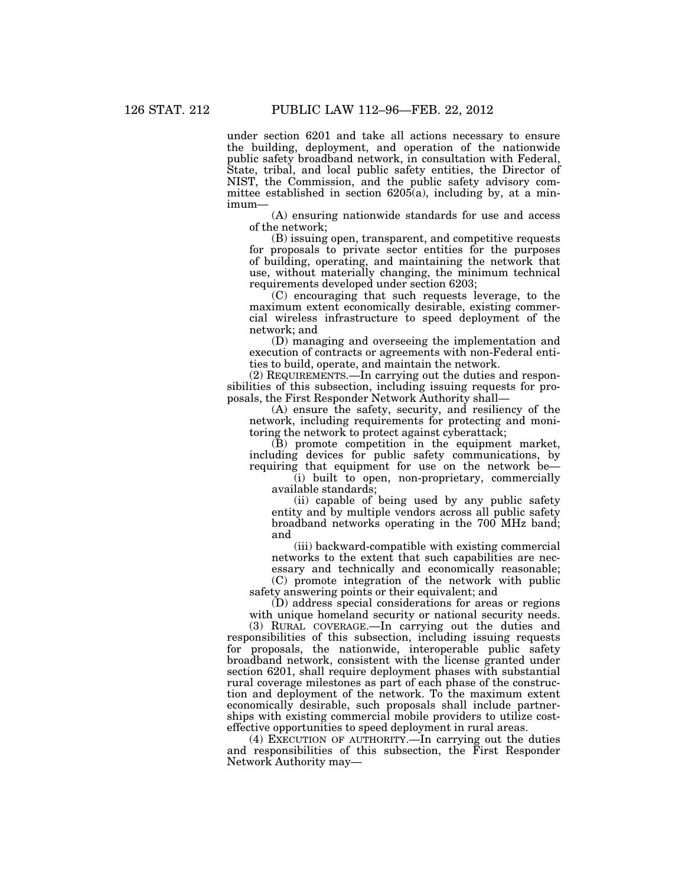under section 6201 and take all actions necessary to ensure the building, deployment, and operation of the nationwide public safety broadband network, in consultation with Federal, State, tribal, and local public safety entities, the Director of NIST, the Commission, and the public safety advisory committee established in section 6205(a), including by, at a minimum—

(A) ensuring nationwide standards for use and access of the network;

(B) issuing open, transparent, and competitive requests for proposals to private sector entities for the purposes of building, operating, and maintaining the network that use, without materially changing, the minimum technical requirements developed under section 6203;

(C) encouraging that such requests leverage, to the maximum extent economically desirable, existing commercial wireless infrastructure to speed deployment of the network; and

(D) managing and overseeing the implementation and execution of contracts or agreements with non-Federal entities to build, operate, and maintain the network.

(2) REQUIREMENTS.—In carrying out the duties and responsibilities of this subsection, including issuing requests for proposals, the First Responder Network Authority shall—

(A) ensure the safety, security, and resiliency of the network, including requirements for protecting and monitoring the network to protect against cyberattack;

(B) promote competition in the equipment market, including devices for public safety communications, by requiring that equipment for use on the network be—

(i) built to open, non-proprietary, commercially available standards;

(ii) capable of being used by any public safety entity and by multiple vendors across all public safety broadband networks operating in the 700 MHz band; and

(iii) backward-compatible with existing commercial networks to the extent that such capabilities are necessary and technically and economically reasonable;

(C) promote integration of the network with public safety answering points or their equivalent; and

(D) address special considerations for areas or regions with unique homeland security or national security needs.

(3) RURAL COVERAGE.—In carrying out the duties and responsibilities of this subsection, including issuing requests for proposals, the nationwide, interoperable public safety broadband network, consistent with the license granted under section 6201, shall require deployment phases with substantial rural coverage milestones as part of each phase of the construction and deployment of the network. To the maximum extent economically desirable, such proposals shall include partnerships with existing commercial mobile providers to utilize cost-effective opportunities to speed deployment in rural areas.

(4) EXECUTION OF AUTHORITY.—In carrying out the duties and responsibilities of this subsection, the First Responder Network Authority may—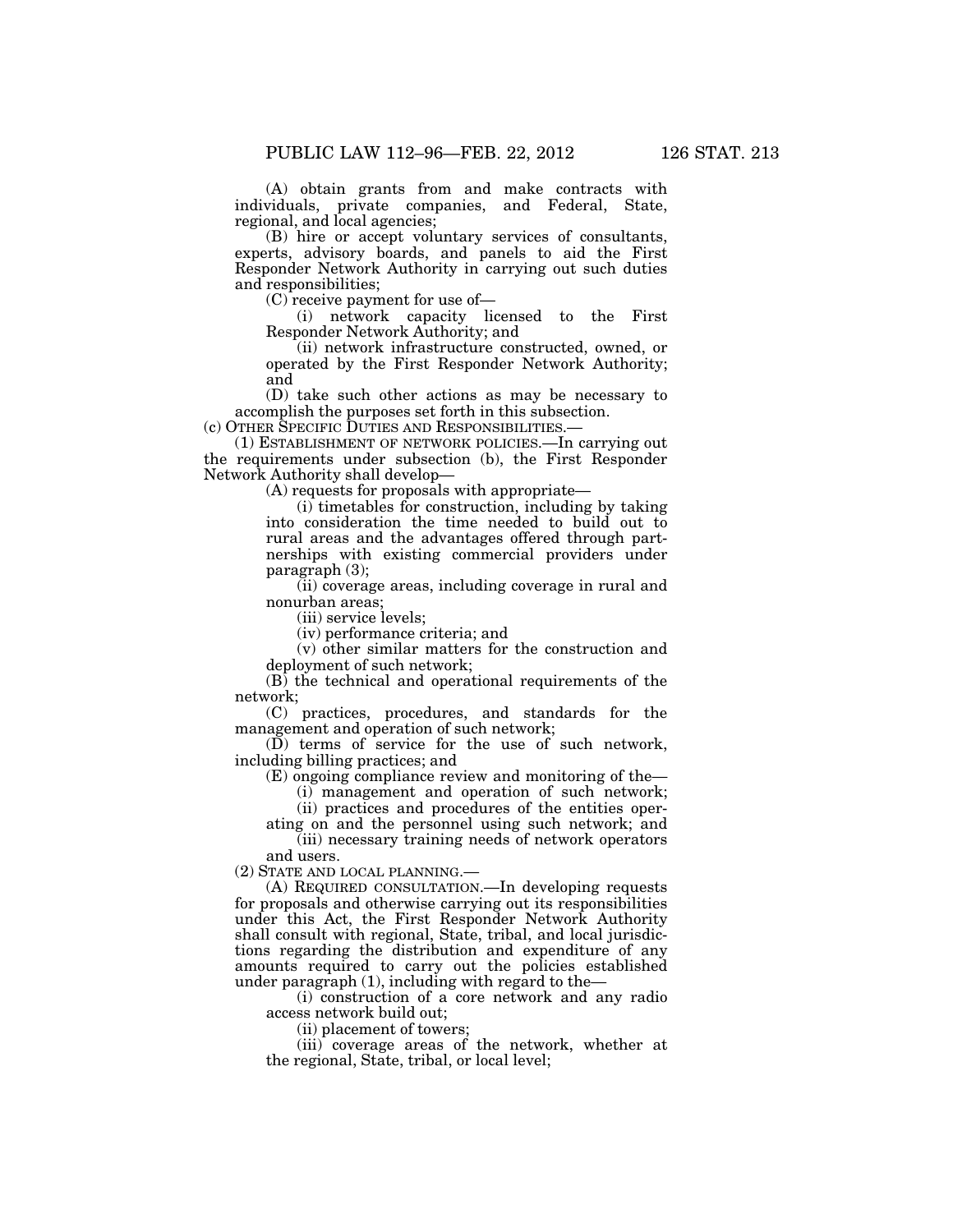(A) obtain grants from and make contracts with individuals, private companies, and Federal, State, regional, and local agencies;

(B) hire or accept voluntary services of consultants, experts, advisory boards, and panels to aid the First Responder Network Authority in carrying out such duties and responsibilities;

(C) receive payment for use of—

(i) network capacity licensed to the First Responder Network Authority; and

(ii) network infrastructure constructed, owned, or operated by the First Responder Network Authority; and

(D) take such other actions as may be necessary to accomplish the purposes set forth in this subsection.

(c) OTHER SPECIFIC DUTIES AND RESPONSIBILITIES.—

(1) ESTABLISHMENT OF NETWORK POLICIES.—In carrying out the requirements under subsection (b), the First Responder Network Authority shall develop—

(A) requests for proposals with appropriate—

(i) timetables for construction, including by taking into consideration the time needed to build out to rural areas and the advantages offered through partnerships with existing commercial providers under paragraph (3);

(ii) coverage areas, including coverage in rural and nonurban areas;

(iii) service levels;

(iv) performance criteria; and

(v) other similar matters for the construction and deployment of such network;

(B) the technical and operational requirements of the network;

(C) practices, procedures, and standards for the management and operation of such network;

(D) terms of service for the use of such network, including billing practices; and

(E) ongoing compliance review and monitoring of the—

(i) management and operation of such network;

(ii) practices and procedures of the entities operating on and the personnel using such network; and

(iii) necessary training needs of network operators and users.

(2) STATE AND LOCAL PLANNING.—

(A) REQUIRED CONSULTATION.—In developing requests for proposals and otherwise carrying out its responsibilities under this Act, the First Responder Network Authority shall consult with regional, State, tribal, and local jurisdictions regarding the distribution and expenditure of any amounts required to carry out the policies established under paragraph (1), including with regard to the—

(i) construction of a core network and any radio access network build out;

(ii) placement of towers;

(iii) coverage areas of the network, whether at the regional, State, tribal, or local level;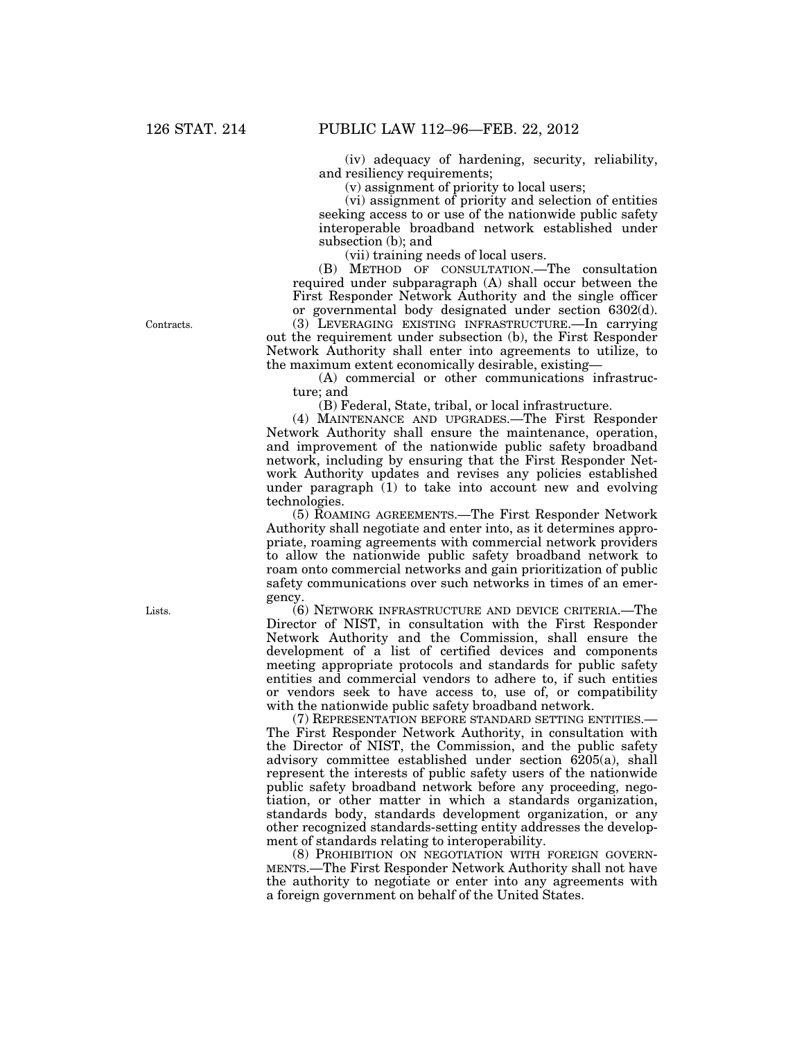(iv) adequacy of hardening, security, reliability, and resiliency requirements;

(v) assignment of priority to local users;

(vi) assignment of priority and selection of entities seeking access to or use of the nationwide public safety interoperable broadband network established under subsection (b); and

(vii) training needs of local users.

(B) METHOD OF CONSULTATION.—The consultation required under subparagraph (A) shall occur between the First Responder Network Authority and the single officer or governmental body designated under section 6302(d).

Contracts.

(3) LEVERAGING EXISTING INFRASTRUCTURE.—In carrying out the requirement under subsection (b), the First Responder Network Authority shall enter into agreements to utilize, to the maximum extent economically desirable, existing—

(A) commercial or other communications infrastructure; and

(B) Federal, State, tribal, or local infrastructure.

(4) MAINTENANCE AND UPGRADES.—The First Responder Network Authority shall ensure the maintenance, operation, and improvement of the nationwide public safety broadband network, including by ensuring that the First Responder Network Authority updates and revises any policies established under paragraph (1) to take into account new and evolving technologies.

(5) ROAMING AGREEMENTS.—The First Responder Network Authority shall negotiate and enter into, as it determines appropriate, roaming agreements with commercial network providers to allow the nationwide public safety broadband network to roam onto commercial networks and gain prioritization of public safety communications over such networks in times of an emergency.

Lists.

(6) NETWORK INFRASTRUCTURE AND DEVICE CRITERIA.—The Director of NIST, in consultation with the First Responder Network Authority and the Commission, shall ensure the development of a list of certified devices and components meeting appropriate protocols and standards for public safety entities and commercial vendors to adhere to, if such entities or vendors seek to have access to, use of, or compatibility with the nationwide public safety broadband network.

(7) REPRESENTATION BEFORE STANDARD SETTING ENTITIES.—The First Responder Network Authority, in consultation with the Director of NIST, the Commission, and the public safety advisory committee established under section 6205(a), shall represent the interests of public safety users of the nationwide public safety broadband network before any proceeding, negotiation, or other matter in which a standards organization, standards body, standards development organization, or any other recognized standards-setting entity addresses the development of standards relating to interoperability.

(8) PROHIBITION ON NEGOTIATION WITH FOREIGN GOVERNMENTS.—The First Responder Network Authority shall not have the authority to negotiate or enter into any agreements with a foreign government on behalf of the United States.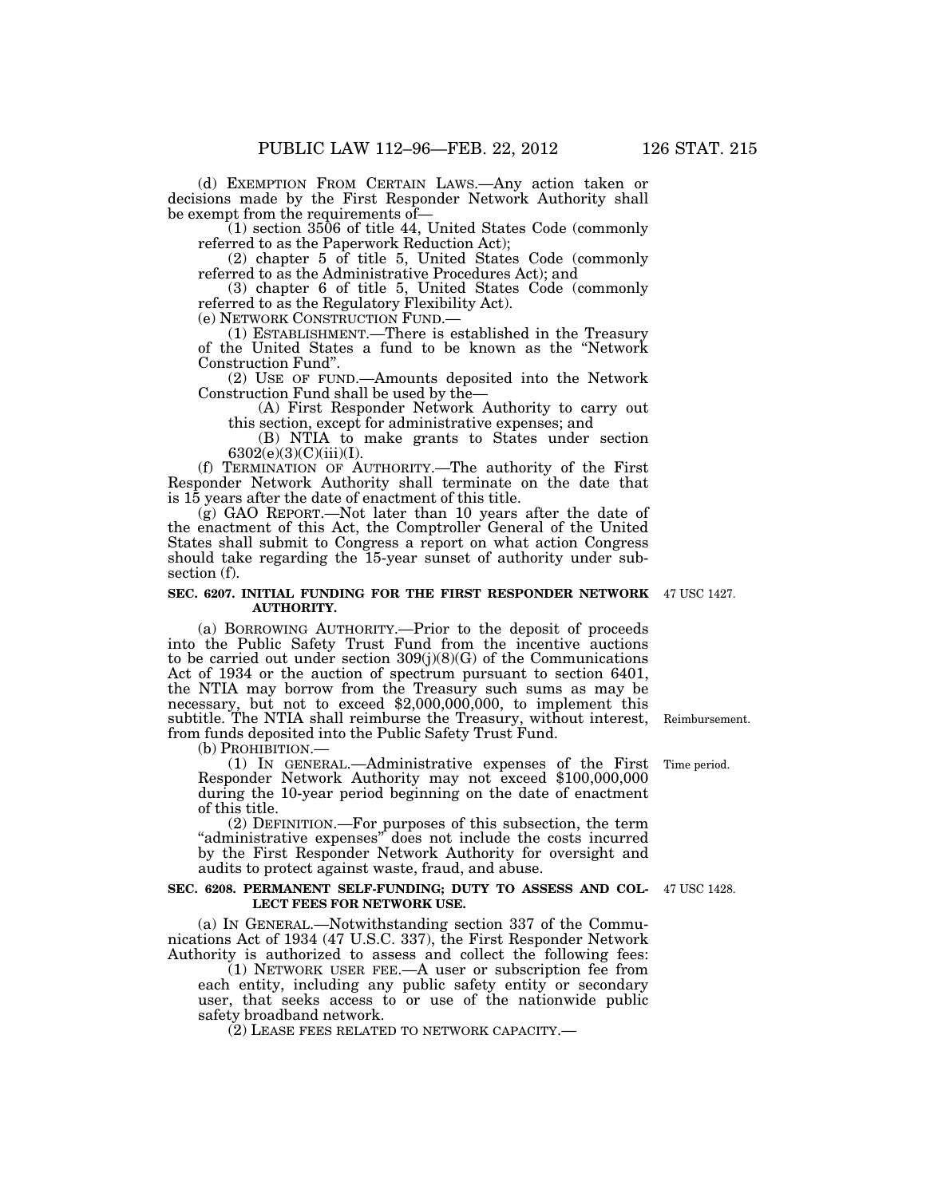(d) EXEMPTION FROM CERTAIN LAWS.—Any action taken or decisions made by the First Responder Network Authority shall be exempt from the requirements of—

(1) section 3506 of title 44, United States Code (commonly referred to as the Paperwork Reduction Act);

(2) chapter 5 of title 5, United States Code (commonly referred to as the Administrative Procedures Act); and

(3) chapter 6 of title 5, United States Code (commonly referred to as the Regulatory Flexibility Act).

(e) NETWORK CONSTRUCTION FUND.—

(1) ESTABLISHMENT.—There is established in the Treasury of the United States a fund to be known as the "Network Construction Fund".

(2) USE OF FUND.—Amounts deposited into the Network Construction Fund shall be used by the—

(A) First Responder Network Authority to carry out this section, except for administrative expenses; and

(B) NTIA to make grants to States under section 6302(e)(3)(C)(iii)(I).

(f) TERMINATION OF AUTHORITY.—The authority of the First Responder Network Authority shall terminate on the date that is 15 years after the date of enactment of this title.

(g) GAO REPORT.—Not later than 10 years after the date of the enactment of this Act, the Comptroller General of the United States shall submit to Congress a report on what action Congress should take regarding the 15-year sunset of authority under subsection (f).

**SEC. 6207. INITIAL FUNDING FOR THE FIRST RESPONDER NETWORK AUTHORITY.**

47 USC 1427.

(a) BORROWING AUTHORITY.—Prior to the deposit of proceeds into the Public Safety Trust Fund from the incentive auctions to be carried out under section 309(j)(8)(G) of the Communications Act of 1934 or the auction of spectrum pursuant to section 6401, the NTIA may borrow from the Treasury such sums as may be necessary, but not to exceed $2,000,000,000, to implement this subtitle. The NTIA shall reimburse the Treasury, without interest, from funds deposited into the Public Safety Trust Fund.

Reimbursement.

(b) PROHIBITION.—

(1) IN GENERAL.—Administrative expenses of the First Responder Network Authority may not exceed $100,000,000 during the 10-year period beginning on the date of enactment of this title.

Time period.

(2) DEFINITION.—For purposes of this subsection, the term "administrative expenses" does not include the costs incurred by the First Responder Network Authority for oversight and audits to protect against waste, fraud, and abuse.

**SEC. 6208. PERMANENT SELF-FUNDING; DUTY TO ASSESS AND COLLECT FEES FOR NETWORK USE.**

47 USC 1428.

(a) IN GENERAL.—Notwithstanding section 337 of the Communications Act of 1934 (47 U.S.C. 337), the First Responder Network Authority is authorized to assess and collect the following fees:

(1) NETWORK USER FEE.—A user or subscription fee from each entity, including any public safety entity or secondary user, that seeks access to or use of the nationwide public safety broadband network.

(2) LEASE FEES RELATED TO NETWORK CAPACITY.—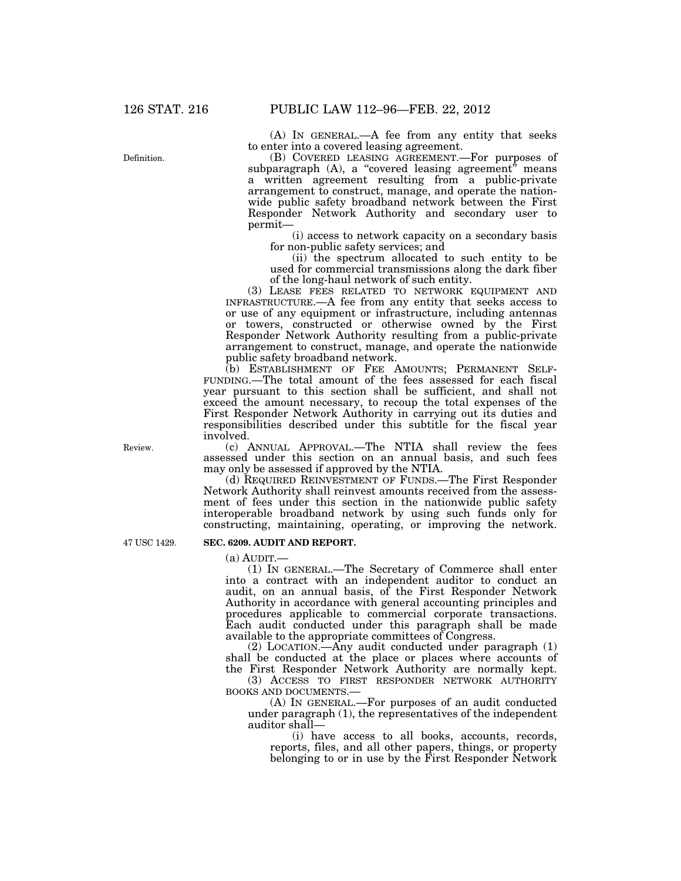(A) IN GENERAL.—A fee from any entity that seeks to enter into a covered leasing agreement.

Definition.

(B) COVERED LEASING AGREEMENT.—For purposes of subparagraph (A), a "covered leasing agreement" means a written agreement resulting from a public-private arrangement to construct, manage, and operate the nationwide public safety broadband network between the First Responder Network Authority and secondary user to permit—

(i) access to network capacity on a secondary basis for non-public safety services; and

(ii) the spectrum allocated to such entity to be used for commercial transmissions along the dark fiber of the long-haul network of such entity.

(3) LEASE FEES RELATED TO NETWORK EQUIPMENT AND INFRASTRUCTURE.—A fee from any entity that seeks access to or use of any equipment or infrastructure, including antennas or towers, constructed or otherwise owned by the First Responder Network Authority resulting from a public-private arrangement to construct, manage, and operate the nationwide public safety broadband network.

(b) ESTABLISHMENT OF FEE AMOUNTS; PERMANENT SELF-FUNDING.—The total amount of the fees assessed for each fiscal year pursuant to this section shall be sufficient, and shall not exceed the amount necessary, to recoup the total expenses of the First Responder Network Authority in carrying out its duties and responsibilities described under this subtitle for the fiscal year involved.

Review.

(c) ANNUAL APPROVAL.—The NTIA shall review the fees assessed under this section on an annual basis, and such fees may only be assessed if approved by the NTIA.

(d) REQUIRED REINVESTMENT OF FUNDS.—The First Responder Network Authority shall reinvest amounts received from the assessment of fees under this section in the nationwide public safety interoperable broadband network by using such funds only for constructing, maintaining, operating, or improving the network.

47 USC 1429.

**SEC. 6209. AUDIT AND REPORT.**

(a) AUDIT.—

(1) IN GENERAL.—The Secretary of Commerce shall enter into a contract with an independent auditor to conduct an audit, on an annual basis, of the First Responder Network Authority in accordance with general accounting principles and procedures applicable to commercial corporate transactions. Each audit conducted under this paragraph shall be made available to the appropriate committees of Congress.

(2) LOCATION.—Any audit conducted under paragraph (1) shall be conducted at the place or places where accounts of the First Responder Network Authority are normally kept.

(3) ACCESS TO FIRST RESPONDER NETWORK AUTHORITY BOOKS AND DOCUMENTS.—

(A) IN GENERAL.—For purposes of an audit conducted under paragraph (1), the representatives of the independent auditor shall—

(i) have access to all books, accounts, records, reports, files, and all other papers, things, or property belonging to or in use by the First Responder Network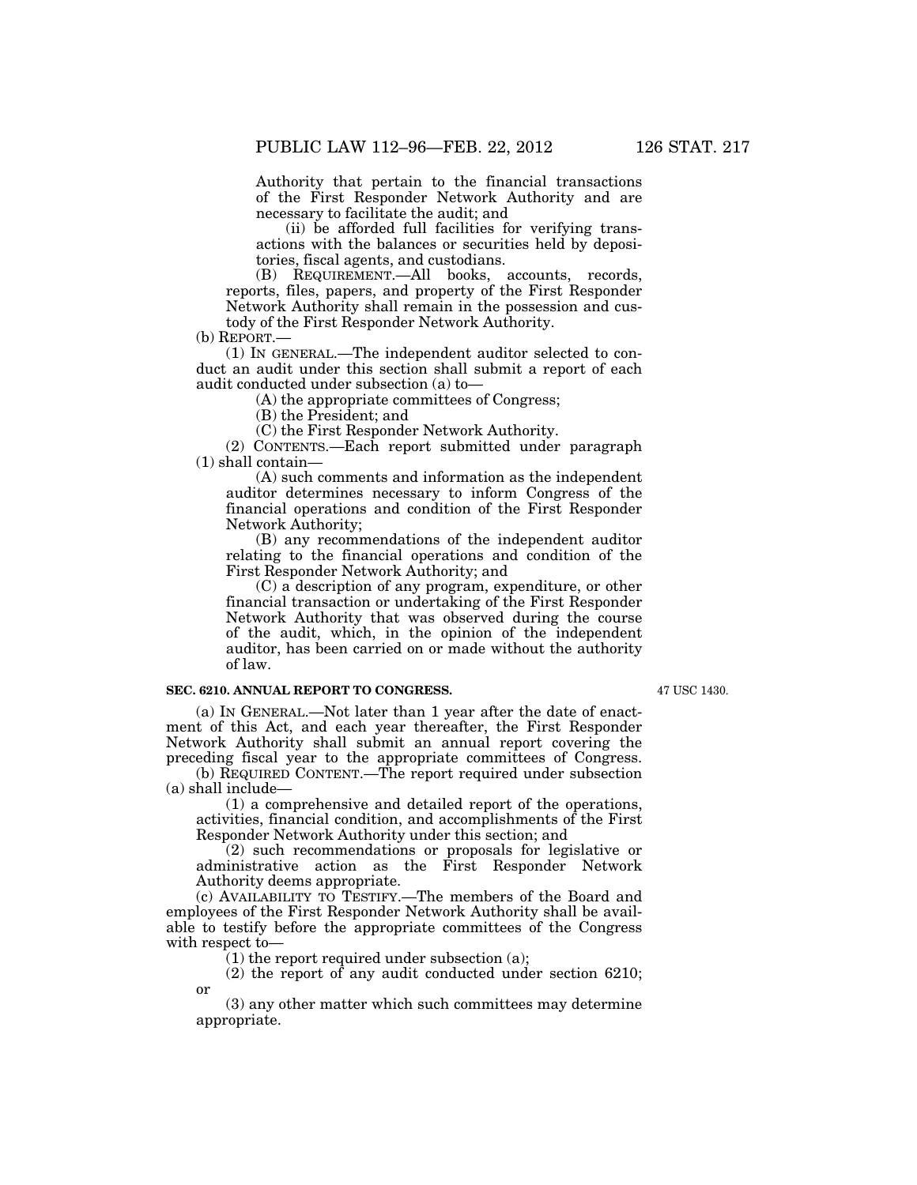Authority that pertain to the financial transactions of the First Responder Network Authority and are necessary to facilitate the audit; and

(ii) be afforded full facilities for verifying transactions with the balances or securities held by depositories, fiscal agents, and custodians.

(B) REQUIREMENT.—All books, accounts, records, reports, files, papers, and property of the First Responder Network Authority shall remain in the possession and custody of the First Responder Network Authority.

(b) REPORT.—

(1) IN GENERAL.—The independent auditor selected to conduct an audit under this section shall submit a report of each audit conducted under subsection (a) to—

(A) the appropriate committees of Congress;

(B) the President; and

(C) the First Responder Network Authority.

(2) CONTENTS.—Each report submitted under paragraph (1) shall contain—

(A) such comments and information as the independent auditor determines necessary to inform Congress of the financial operations and condition of the First Responder Network Authority;

(B) any recommendations of the independent auditor relating to the financial operations and condition of the First Responder Network Authority; and

(C) a description of any program, expenditure, or other financial transaction or undertaking of the First Responder Network Authority that was observed during the course of the audit, which, in the opinion of the independent auditor, has been carried on or made without the authority of law.

**SEC. 6210. ANNUAL REPORT TO CONGRESS.**

47 USC 1430.

(a) IN GENERAL.—Not later than 1 year after the date of enactment of this Act, and each year thereafter, the First Responder Network Authority shall submit an annual report covering the preceding fiscal year to the appropriate committees of Congress.

(b) REQUIRED CONTENT.—The report required under subsection (a) shall include—

(1) a comprehensive and detailed report of the operations, activities, financial condition, and accomplishments of the First Responder Network Authority under this section; and

(2) such recommendations or proposals for legislative or administrative action as the First Responder Network Authority deems appropriate.

(c) AVAILABILITY TO TESTIFY.—The members of the Board and employees of the First Responder Network Authority shall be available to testify before the appropriate committees of the Congress with respect to—

(1) the report required under subsection (a);

(2) the report of any audit conducted under section 6210; or

(3) any other matter which such committees may determine appropriate.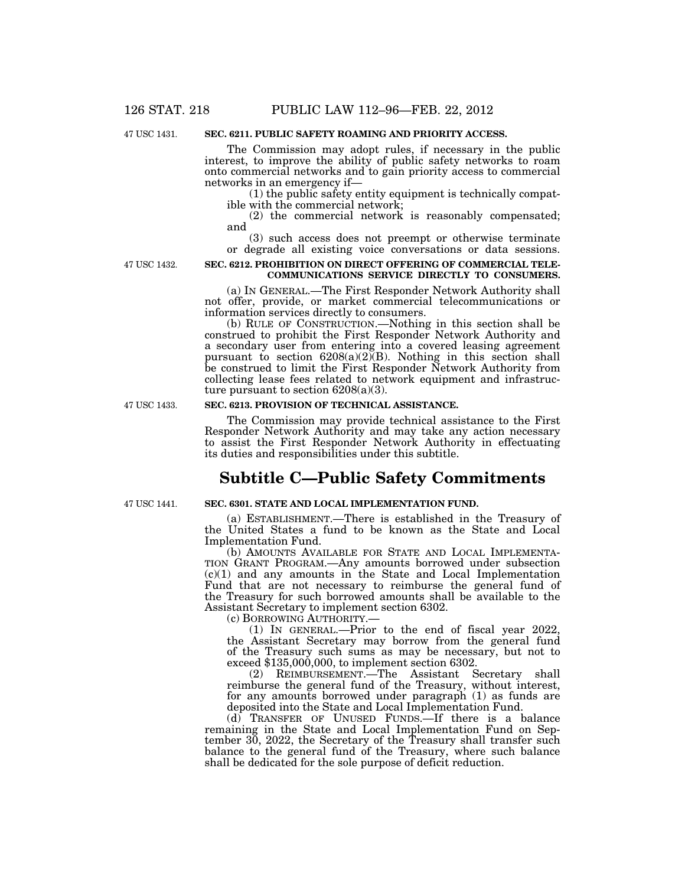47 USC 1431.

### SEC. 6211. PUBLIC SAFETY ROAMING AND PRIORITY ACCESS.

The Commission may adopt rules, if necessary in the public interest, to improve the ability of public safety networks to roam onto commercial networks and to gain priority access to commercial networks in an emergency if—

(1) the public safety entity equipment is technically compatible with the commercial network;

(2) the commercial network is reasonably compensated; and

(3) such access does not preempt or otherwise terminate or degrade all existing voice conversations or data sessions.

47 USC 1432.

### SEC. 6212. PROHIBITION ON DIRECT OFFERING OF COMMERCIAL TELECOMMUNICATIONS SERVICE DIRECTLY TO CONSUMERS.

(a) IN GENERAL.—The First Responder Network Authority shall not offer, provide, or market commercial telecommunications or information services directly to consumers.

(b) RULE OF CONSTRUCTION.—Nothing in this section shall be construed to prohibit the First Responder Network Authority and a secondary user from entering into a covered leasing agreement pursuant to section 6208(a)(2)(B). Nothing in this section shall be construed to limit the First Responder Network Authority from collecting lease fees related to network equipment and infrastructure pursuant to section 6208(a)(3).

47 USC 1433.

### SEC. 6213. PROVISION OF TECHNICAL ASSISTANCE.

The Commission may provide technical assistance to the First Responder Network Authority and may take any action necessary to assist the First Responder Network Authority in effectuating its duties and responsibilities under this subtitle.

## Subtitle C—Public Safety Commitments

47 USC 1441.

### SEC. 6301. STATE AND LOCAL IMPLEMENTATION FUND.

(a) ESTABLISHMENT.—There is established in the Treasury of the United States a fund to be known as the State and Local Implementation Fund.

(b) AMOUNTS AVAILABLE FOR STATE AND LOCAL IMPLEMENTATION GRANT PROGRAM.—Any amounts borrowed under subsection (c)(1) and any amounts in the State and Local Implementation Fund that are not necessary to reimburse the general fund of the Treasury for such borrowed amounts shall be available to the Assistant Secretary to implement section 6302.

(c) BORROWING AUTHORITY.—

(1) IN GENERAL.—Prior to the end of fiscal year 2022, the Assistant Secretary may borrow from the general fund of the Treasury such sums as may be necessary, but not to exceed $135,000,000, to implement section 6302.

(2) REIMBURSEMENT.—The Assistant Secretary shall reimburse the general fund of the Treasury, without interest, for any amounts borrowed under paragraph (1) as funds are deposited into the State and Local Implementation Fund.

(d) TRANSFER OF UNUSED FUNDS.—If there is a balance remaining in the State and Local Implementation Fund on September 30, 2022, the Secretary of the Treasury shall transfer such balance to the general fund of the Treasury, where such balance shall be dedicated for the sole purpose of deficit reduction.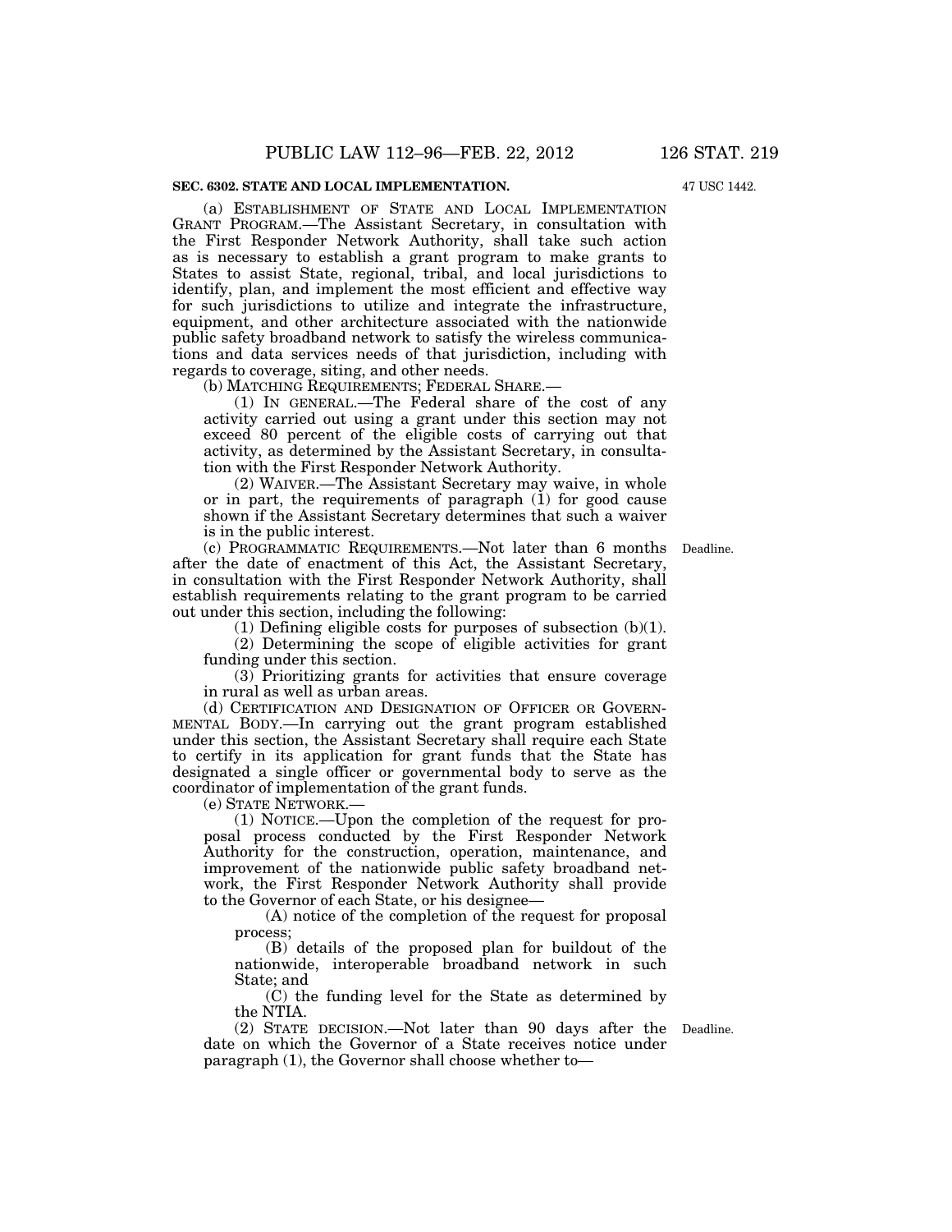**SEC. 6302. STATE AND LOCAL IMPLEMENTATION.**

47 USC 1442.

(a) ESTABLISHMENT OF STATE AND LOCAL IMPLEMENTATION GRANT PROGRAM.—The Assistant Secretary, in consultation with the First Responder Network Authority, shall take such action as is necessary to establish a grant program to make grants to States to assist State, regional, tribal, and local jurisdictions to identify, plan, and implement the most efficient and effective way for such jurisdictions to utilize and integrate the infrastructure, equipment, and other architecture associated with the nationwide public safety broadband network to satisfy the wireless communications and data services needs of that jurisdiction, including with regards to coverage, siting, and other needs.

(b) MATCHING REQUIREMENTS; FEDERAL SHARE.—

(1) IN GENERAL.—The Federal share of the cost of any activity carried out using a grant under this section may not exceed 80 percent of the eligible costs of carrying out that activity, as determined by the Assistant Secretary, in consultation with the First Responder Network Authority.

(2) WAIVER.—The Assistant Secretary may waive, in whole or in part, the requirements of paragraph (1) for good cause shown if the Assistant Secretary determines that such a waiver is in the public interest.

(c) PROGRAMMATIC REQUIREMENTS.—Not later than 6 months after the date of enactment of this Act, the Assistant Secretary, in consultation with the First Responder Network Authority, shall establish requirements relating to the grant program to be carried out under this section, including the following:

Deadline.

(1) Defining eligible costs for purposes of subsection (b)(1).

(2) Determining the scope of eligible activities for grant funding under this section.

(3) Prioritizing grants for activities that ensure coverage in rural as well as urban areas.

(d) CERTIFICATION AND DESIGNATION OF OFFICER OR GOVERNMENTAL BODY.—In carrying out the grant program established under this section, the Assistant Secretary shall require each State to certify in its application for grant funds that the State has designated a single officer or governmental body to serve as the coordinator of implementation of the grant funds.

(e) STATE NETWORK.—

(1) NOTICE.—Upon the completion of the request for proposal process conducted by the First Responder Network Authority for the construction, operation, maintenance, and improvement of the nationwide public safety broadband network, the First Responder Network Authority shall provide to the Governor of each State, or his designee—

(A) notice of the completion of the request for proposal process;

(B) details of the proposed plan for buildout of the nationwide, interoperable broadband network in such State; and

(C) the funding level for the State as determined by the NTIA.

(2) STATE DECISION.—Not later than 90 days after the date on which the Governor of a State receives notice under paragraph (1), the Governor shall choose whether to—

Deadline.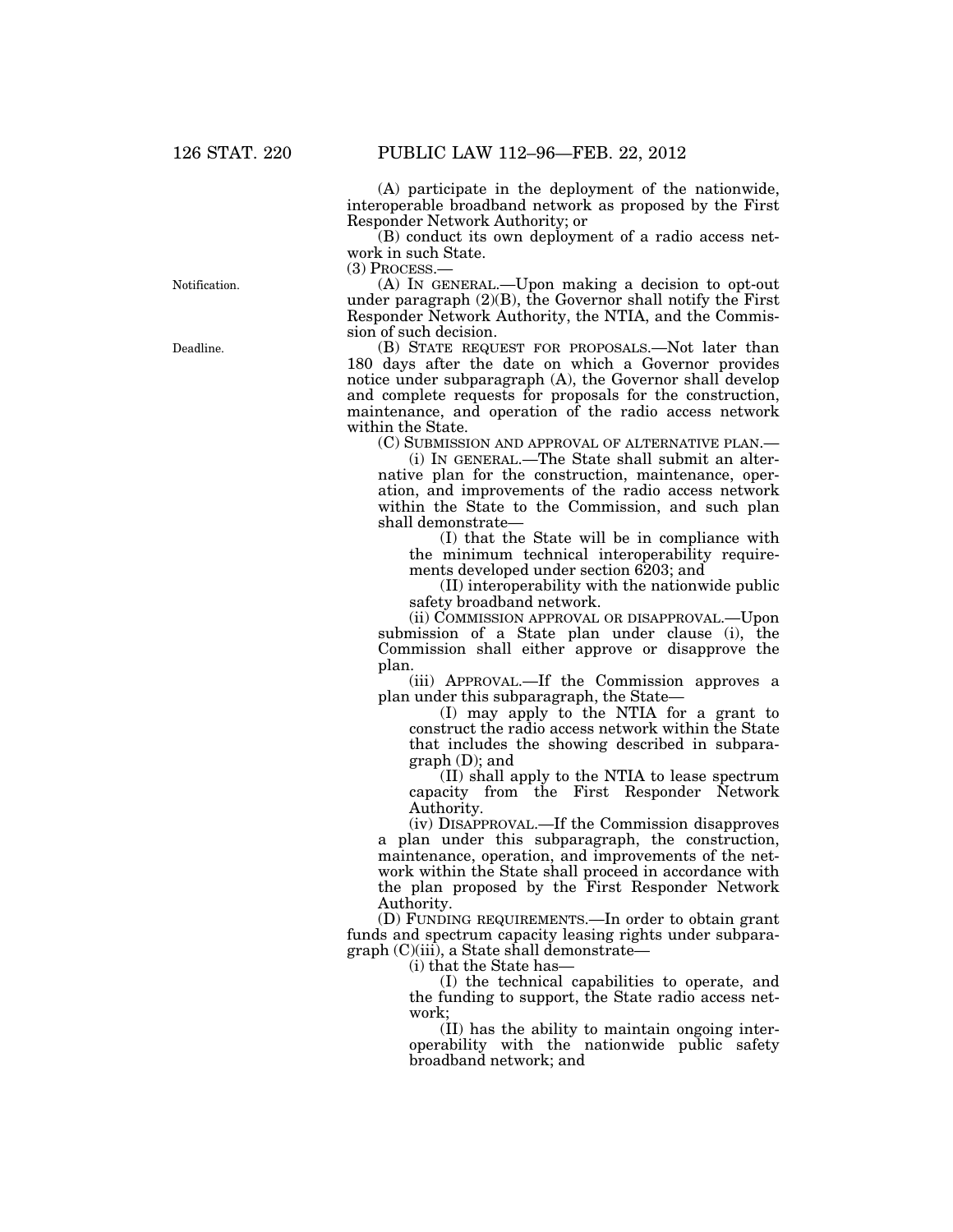(A) participate in the deployment of the nationwide, interoperable broadband network as proposed by the First Responder Network Authority; or

(B) conduct its own deployment of a radio access network in such State.

(3) PROCESS.—

Notification.

(A) IN GENERAL.—Upon making a decision to opt-out under paragraph (2)(B), the Governor shall notify the First Responder Network Authority, the NTIA, and the Commission of such decision.

Deadline.

(B) STATE REQUEST FOR PROPOSALS.—Not later than 180 days after the date on which a Governor provides notice under subparagraph (A), the Governor shall develop and complete requests for proposals for the construction, maintenance, and operation of the radio access network within the State.

(C) SUBMISSION AND APPROVAL OF ALTERNATIVE PLAN.—

(i) IN GENERAL.—The State shall submit an alternative plan for the construction, maintenance, operation, and improvements of the radio access network within the State to the Commission, and such plan shall demonstrate—

(I) that the State will be in compliance with the minimum technical interoperability requirements developed under section 6203; and

(II) interoperability with the nationwide public safety broadband network.

(ii) COMMISSION APPROVAL OR DISAPPROVAL.—Upon submission of a State plan under clause (i), the Commission shall either approve or disapprove the plan.

(iii) APPROVAL.—If the Commission approves a plan under this subparagraph, the State—

(I) may apply to the NTIA for a grant to construct the radio access network within the State that includes the showing described in subparagraph (D); and

(II) shall apply to the NTIA to lease spectrum capacity from the First Responder Network Authority.

(iv) DISAPPROVAL.—If the Commission disapproves a plan under this subparagraph, the construction, maintenance, operation, and improvements of the network within the State shall proceed in accordance with the plan proposed by the First Responder Network Authority.

(D) FUNDING REQUIREMENTS.—In order to obtain grant funds and spectrum capacity leasing rights under subparagraph (C)(iii), a State shall demonstrate—

(i) that the State has—

(I) the technical capabilities to operate, and the funding to support, the State radio access network;

(II) has the ability to maintain ongoing interoperability with the nationwide public safety broadband network; and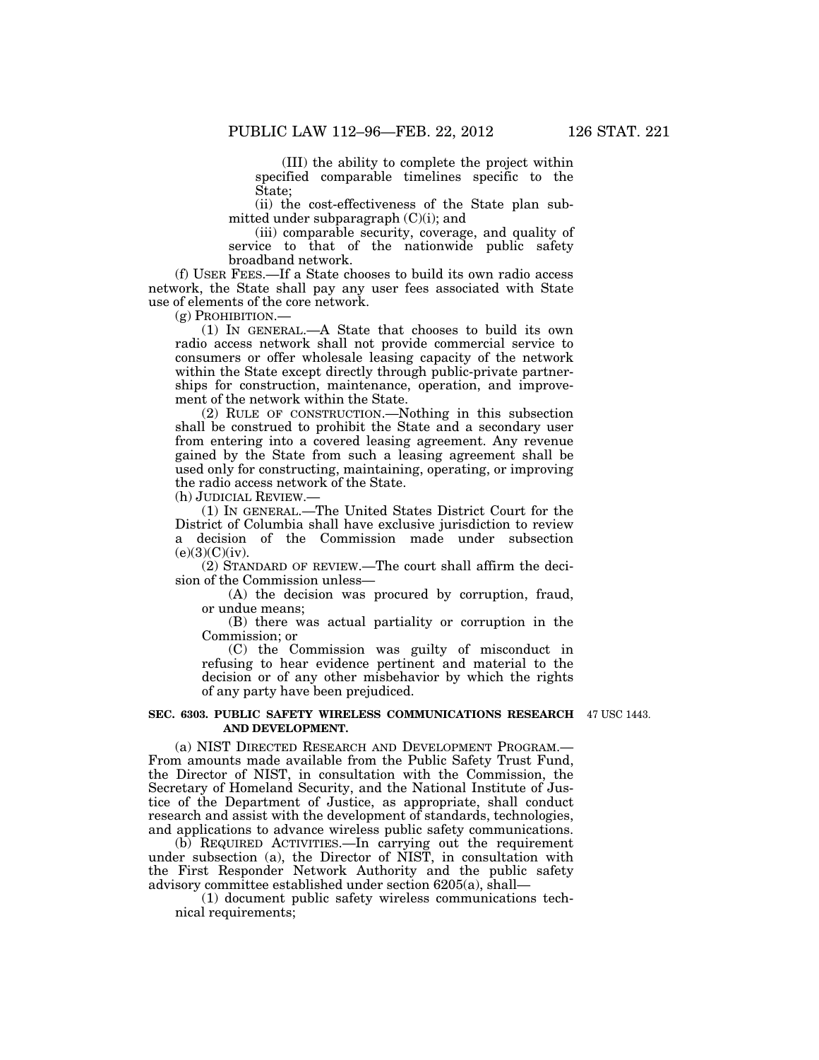(III) the ability to complete the project within specified comparable timelines specific to the State;

(ii) the cost-effectiveness of the State plan submitted under subparagraph (C)(i); and

(iii) comparable security, coverage, and quality of service to that of the nationwide public safety broadband network.

(f) USER FEES.—If a State chooses to build its own radio access network, the State shall pay any user fees associated with State use of elements of the core network.

(g) PROHIBITION.—

(1) IN GENERAL.—A State that chooses to build its own radio access network shall not provide commercial service to consumers or offer wholesale leasing capacity of the network within the State except directly through public-private partnerships for construction, maintenance, operation, and improvement of the network within the State.

(2) RULE OF CONSTRUCTION.—Nothing in this subsection shall be construed to prohibit the State and a secondary user from entering into a covered leasing agreement. Any revenue gained by the State from such a leasing agreement shall be used only for constructing, maintaining, operating, or improving the radio access network of the State.

(h) JUDICIAL REVIEW.—

(1) IN GENERAL.—The United States District Court for the District of Columbia shall have exclusive jurisdiction to review a decision of the Commission made under subsection (e)(3)(C)(iv).

(2) STANDARD OF REVIEW.—The court shall affirm the decision of the Commission unless—

(A) the decision was procured by corruption, fraud, or undue means;

(B) there was actual partiality or corruption in the Commission; or

(C) the Commission was guilty of misconduct in refusing to hear evidence pertinent and material to the decision or of any other misbehavior by which the rights of any party have been prejudiced.

**SEC. 6303. PUBLIC SAFETY WIRELESS COMMUNICATIONS RESEARCH AND DEVELOPMENT.**

47 USC 1443.

(a) NIST DIRECTED RESEARCH AND DEVELOPMENT PROGRAM.—From amounts made available from the Public Safety Trust Fund, the Director of NIST, in consultation with the Commission, the Secretary of Homeland Security, and the National Institute of Justice of the Department of Justice, as appropriate, shall conduct research and assist with the development of standards, technologies, and applications to advance wireless public safety communications.

(b) REQUIRED ACTIVITIES.—In carrying out the requirement under subsection (a), the Director of NIST, in consultation with the First Responder Network Authority and the public safety advisory committee established under section 6205(a), shall—

(1) document public safety wireless communications technical requirements;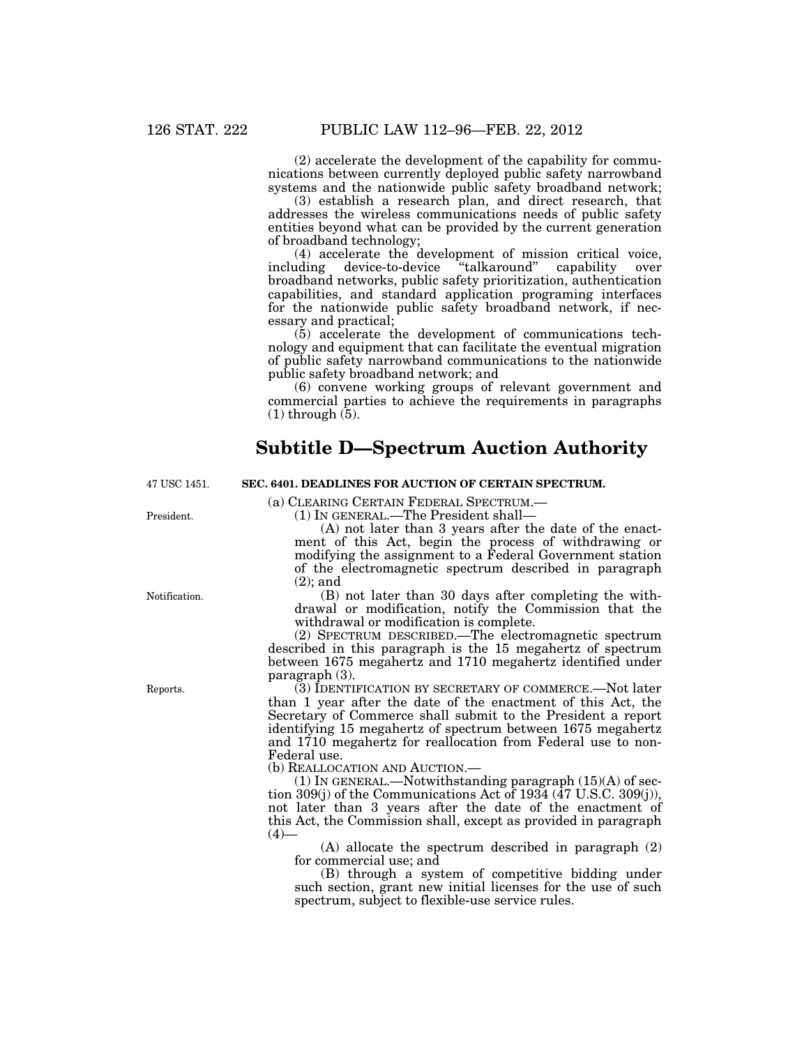(2) accelerate the development of the capability for communications between currently deployed public safety narrowband systems and the nationwide public safety broadband network;

(3) establish a research plan, and direct research, that addresses the wireless communications needs of public safety entities beyond what can be provided by the current generation of broadband technology;

(4) accelerate the development of mission critical voice, including device-to-device "talkaround" capability over broadband networks, public safety prioritization, authentication capabilities, and standard application programing interfaces for the nationwide public safety broadband network, if necessary and practical;

(5) accelerate the development of communications technology and equipment that can facilitate the eventual migration of public safety narrowband communications to the nationwide public safety broadband network; and

(6) convene working groups of relevant government and commercial parties to achieve the requirements in paragraphs (1) through (5).

# Subtitle D—Spectrum Auction Authority

47 USC 1451.

**SEC. 6401. DEADLINES FOR AUCTION OF CERTAIN SPECTRUM.**

(a) CLEARING CERTAIN FEDERAL SPECTRUM.—

President.

(1) IN GENERAL.—The President shall—

(A) not later than 3 years after the date of the enactment of this Act, begin the process of withdrawing or modifying the assignment to a Federal Government station of the electromagnetic spectrum described in paragraph (2); and

Notification.

(B) not later than 30 days after completing the withdrawal or modification, notify the Commission that the withdrawal or modification is complete.

(2) SPECTRUM DESCRIBED.—The electromagnetic spectrum described in this paragraph is the 15 megahertz of spectrum between 1675 megahertz and 1710 megahertz identified under paragraph (3).

Reports.

(3) IDENTIFICATION BY SECRETARY OF COMMERCE.—Not later than 1 year after the date of the enactment of this Act, the Secretary of Commerce shall submit to the President a report identifying 15 megahertz of spectrum between 1675 megahertz and 1710 megahertz for reallocation from Federal use to non-Federal use.

(b) REALLOCATION AND AUCTION.—

(1) IN GENERAL.—Notwithstanding paragraph (15)(A) of section 309(j) of the Communications Act of 1934 (47 U.S.C. 309(j)), not later than 3 years after the date of the enactment of this Act, the Commission shall, except as provided in paragraph (4)—

(A) allocate the spectrum described in paragraph (2) for commercial use; and

(B) through a system of competitive bidding under such section, grant new initial licenses for the use of such spectrum, subject to flexible-use service rules.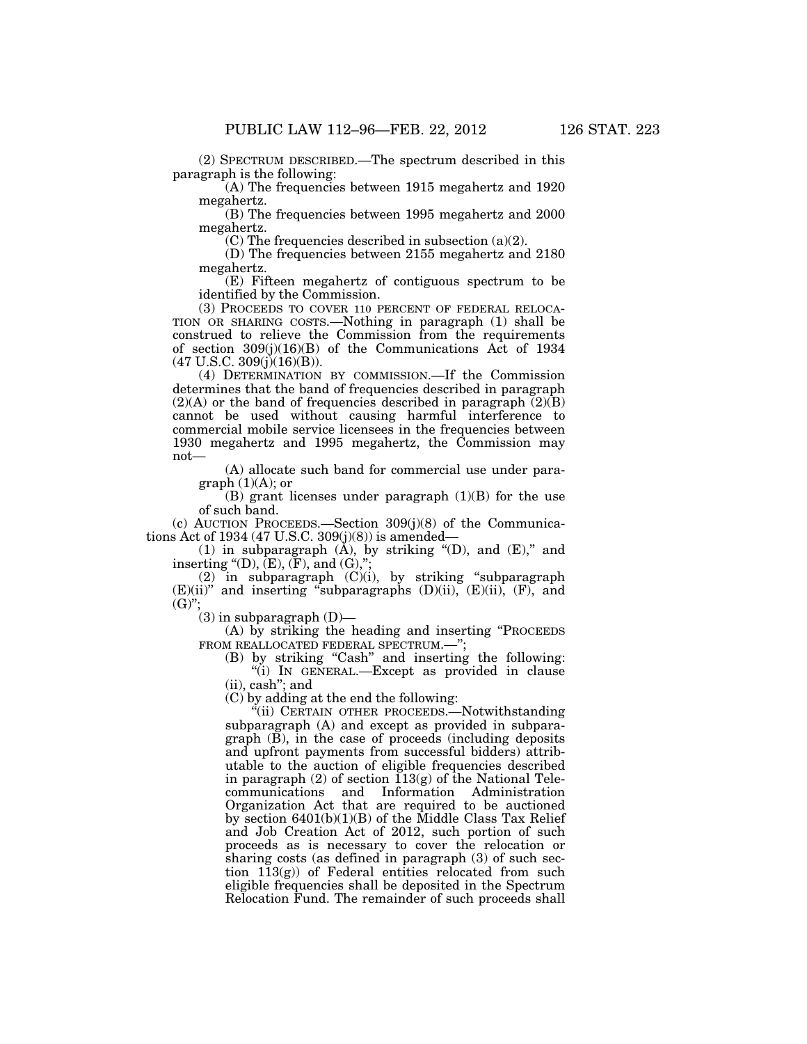(2) SPECTRUM DESCRIBED.—The spectrum described in this paragraph is the following:

(A) The frequencies between 1915 megahertz and 1920 megahertz.

(B) The frequencies between 1995 megahertz and 2000 megahertz.

(C) The frequencies described in subsection (a)(2).

(D) The frequencies between 2155 megahertz and 2180 megahertz.

(E) Fifteen megahertz of contiguous spectrum to be identified by the Commission.

(3) PROCEEDS TO COVER 110 PERCENT OF FEDERAL RELOCATION OR SHARING COSTS.—Nothing in paragraph (1) shall be construed to relieve the Commission from the requirements of section 309(j)(16)(B) of the Communications Act of 1934 (47 U.S.C. 309(j)(16)(B)).

(4) DETERMINATION BY COMMISSION.—If the Commission determines that the band of frequencies described in paragraph (2)(A) or the band of frequencies described in paragraph (2)(B) cannot be used without causing harmful interference to commercial mobile service licensees in the frequencies between 1930 megahertz and 1995 megahertz, the Commission may not—

(A) allocate such band for commercial use under paragraph (1)(A); or

(B) grant licenses under paragraph (1)(B) for the use of such band.

(c) AUCTION PROCEEDS.—Section 309(j)(8) of the Communications Act of 1934 (47 U.S.C. 309(j)(8)) is amended—

(1) in subparagraph (A), by striking "(D), and (E)," and inserting "(D), (E), (F), and (G),";

(2) in subparagraph (C)(i), by striking "subparagraph (E)(ii)" and inserting "subparagraphs (D)(ii), (E)(ii), (F), and (G)";

(3) in subparagraph (D)—

(A) by striking the heading and inserting "PROCEEDS FROM REALLOCATED FEDERAL SPECTRUM.—";

(B) by striking "Cash" and inserting the following:

"(i) IN GENERAL.—Except as provided in clause (ii), cash"; and

(C) by adding at the end the following:

"(ii) CERTAIN OTHER PROCEEDS.—Notwithstanding subparagraph (A) and except as provided in subparagraph (B), in the case of proceeds (including deposits and upfront payments from successful bidders) attributable to the auction of eligible frequencies described in paragraph (2) of section 113(g) of the National Telecommunications and Information Administration Organization Act that are required to be auctioned by section 6401(b)(1)(B) of the Middle Class Tax Relief and Job Creation Act of 2012, such portion of such proceeds as is necessary to cover the relocation or sharing costs (as defined in paragraph (3) of such section 113(g)) of Federal entities relocated from such eligible frequencies shall be deposited in the Spectrum Relocation Fund. The remainder of such proceeds shall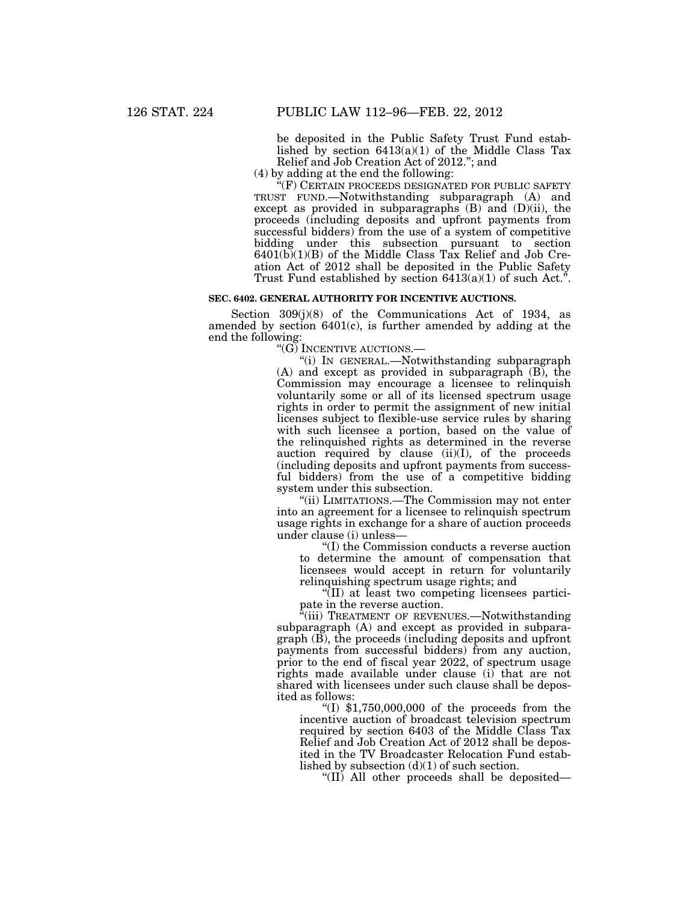be deposited in the Public Safety Trust Fund established by section 6413(a)(1) of the Middle Class Tax Relief and Job Creation Act of 2012."; and

(4) by adding at the end the following:

"(F) CERTAIN PROCEEDS DESIGNATED FOR PUBLIC SAFETY TRUST FUND.—Notwithstanding subparagraph (A) and except as provided in subparagraphs (B) and (D)(ii), the proceeds (including deposits and upfront payments from successful bidders) from the use of a system of competitive bidding under this subsection pursuant to section 6401(b)(1)(B) of the Middle Class Tax Relief and Job Creation Act of 2012 shall be deposited in the Public Safety Trust Fund established by section 6413(a)(1) of such Act.".

**SEC. 6402. GENERAL AUTHORITY FOR INCENTIVE AUCTIONS.**

Section 309(j)(8) of the Communications Act of 1934, as amended by section 6401(c), is further amended by adding at the end the following:

"(G) INCENTIVE AUCTIONS.—

"(i) IN GENERAL.—Notwithstanding subparagraph (A) and except as provided in subparagraph (B), the Commission may encourage a licensee to relinquish voluntarily some or all of its licensed spectrum usage rights in order to permit the assignment of new initial licenses subject to flexible-use service rules by sharing with such licensee a portion, based on the value of the relinquished rights as determined in the reverse auction required by clause (ii)(I), of the proceeds (including deposits and upfront payments from successful bidders) from the use of a competitive bidding system under this subsection.

"(ii) LIMITATIONS.—The Commission may not enter into an agreement for a licensee to relinquish spectrum usage rights in exchange for a share of auction proceeds under clause (i) unless—

"(I) the Commission conducts a reverse auction to determine the amount of compensation that licensees would accept in return for voluntarily relinquishing spectrum usage rights; and

"(II) at least two competing licensees participate in the reverse auction.

"(iii) TREATMENT OF REVENUES.—Notwithstanding subparagraph (A) and except as provided in subparagraph (B), the proceeds (including deposits and upfront payments from successful bidders) from any auction, prior to the end of fiscal year 2022, of spectrum usage rights made available under clause (i) that are not shared with licensees under such clause shall be deposited as follows:

"(I) $1,750,000,000 of the proceeds from the incentive auction of broadcast television spectrum required by section 6403 of the Middle Class Tax Relief and Job Creation Act of 2012 shall be deposited in the TV Broadcaster Relocation Fund established by subsection (d)(1) of such section.

"(II) All other proceeds shall be deposited—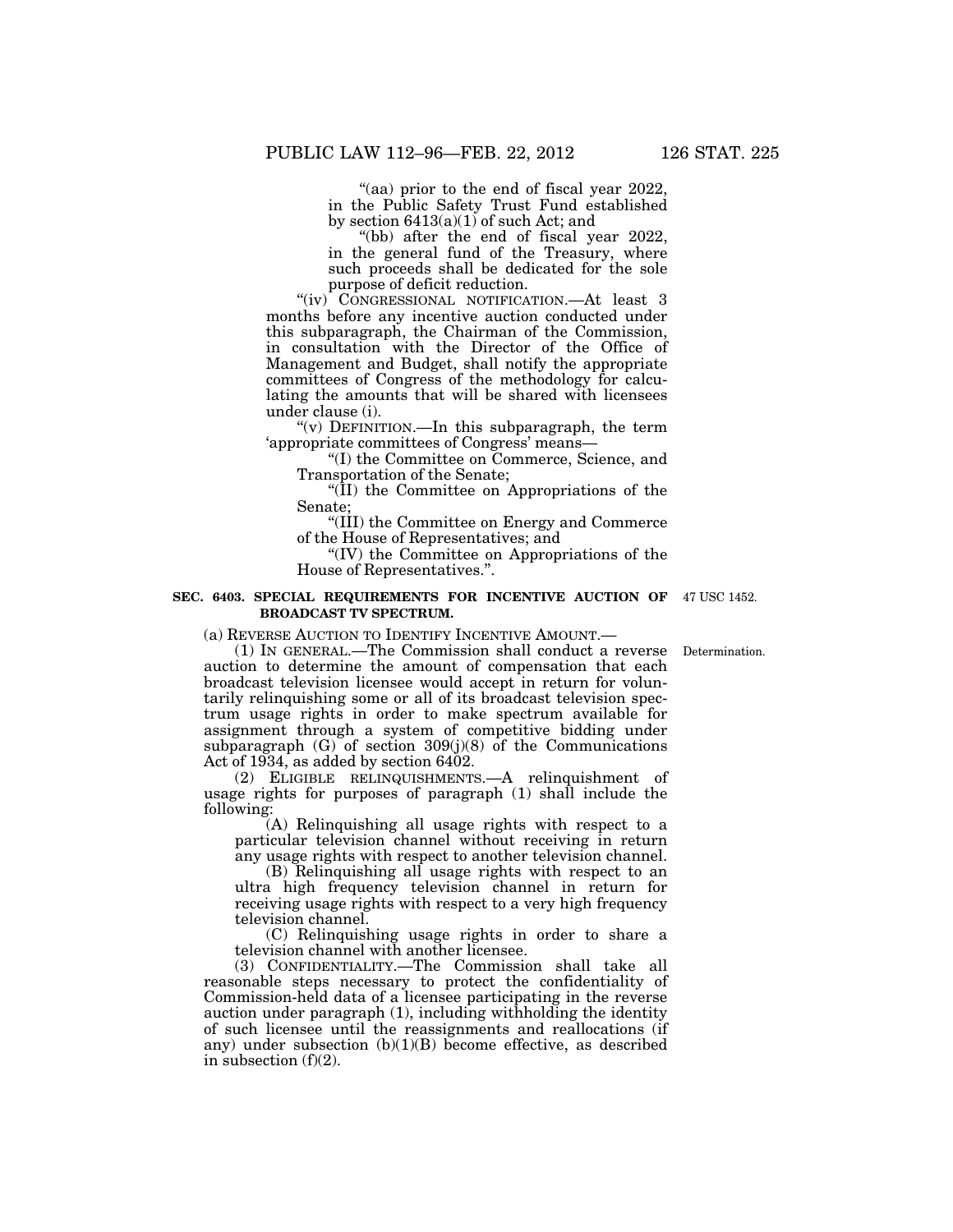"(aa) prior to the end of fiscal year 2022, in the Public Safety Trust Fund established by section 6413(a)(1) of such Act; and

"(bb) after the end of fiscal year 2022, in the general fund of the Treasury, where such proceeds shall be dedicated for the sole purpose of deficit reduction.

"(iv) CONGRESSIONAL NOTIFICATION.—At least 3 months before any incentive auction conducted under this subparagraph, the Chairman of the Commission, in consultation with the Director of the Office of Management and Budget, shall notify the appropriate committees of Congress of the methodology for calculating the amounts that will be shared with licensees under clause (i).

"(v) DEFINITION.—In this subparagraph, the term 'appropriate committees of Congress' means—

"(I) the Committee on Commerce, Science, and Transportation of the Senate;

"(II) the Committee on Appropriations of the Senate;

"(III) the Committee on Energy and Commerce of the House of Representatives; and

"(IV) the Committee on Appropriations of the House of Representatives.".

**SEC. 6403. SPECIAL REQUIREMENTS FOR INCENTIVE AUCTION OF BROADCAST TV SPECTRUM.**

47 USC 1452.

(a) REVERSE AUCTION TO IDENTIFY INCENTIVE AMOUNT.—

(1) IN GENERAL.—The Commission shall conduct a reverse auction to determine the amount of compensation that each broadcast television licensee would accept in return for voluntarily relinquishing some or all of its broadcast television spectrum usage rights in order to make spectrum available for assignment through a system of competitive bidding under subparagraph (G) of section 309(j)(8) of the Communications Act of 1934, as added by section 6402.

Determination.

(2) ELIGIBLE RELINQUISHMENTS.—A relinquishment of usage rights for purposes of paragraph (1) shall include the following:

(A) Relinquishing all usage rights with respect to a particular television channel without receiving in return any usage rights with respect to another television channel.

(B) Relinquishing all usage rights with respect to an ultra high frequency television channel in return for receiving usage rights with respect to a very high frequency television channel.

(C) Relinquishing usage rights in order to share a television channel with another licensee.

(3) CONFIDENTIALITY.—The Commission shall take all reasonable steps necessary to protect the confidentiality of Commission-held data of a licensee participating in the reverse auction under paragraph (1), including withholding the identity of such licensee until the reassignments and reallocations (if any) under subsection (b)(1)(B) become effective, as described in subsection (f)(2).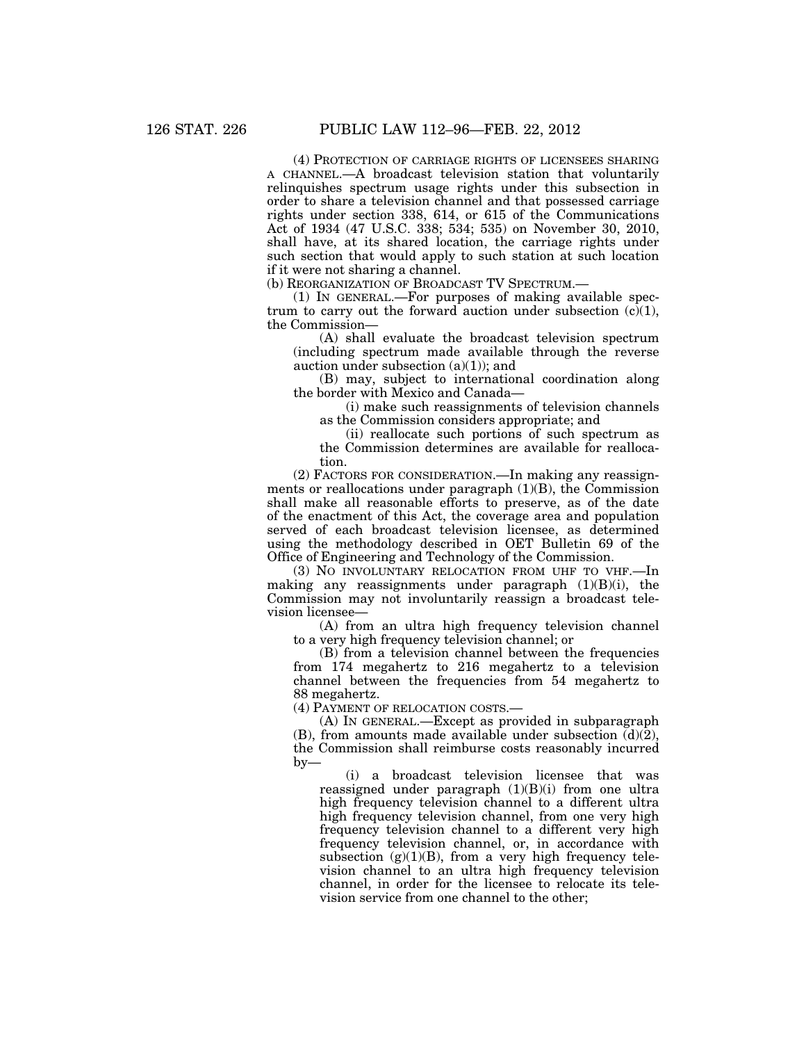(4) PROTECTION OF CARRIAGE RIGHTS OF LICENSEES SHARING A CHANNEL.—A broadcast television station that voluntarily relinquishes spectrum usage rights under this subsection in order to share a television channel and that possessed carriage rights under section 338, 614, or 615 of the Communications Act of 1934 (47 U.S.C. 338; 534; 535) on November 30, 2010, shall have, at its shared location, the carriage rights under such section that would apply to such station at such location if it were not sharing a channel.

(b) REORGANIZATION OF BROADCAST TV SPECTRUM.—

(1) IN GENERAL.—For purposes of making available spectrum to carry out the forward auction under subsection (c)(1), the Commission—

(A) shall evaluate the broadcast television spectrum (including spectrum made available through the reverse auction under subsection (a)(1)); and

(B) may, subject to international coordination along the border with Mexico and Canada—

(i) make such reassignments of television channels as the Commission considers appropriate; and

(ii) reallocate such portions of such spectrum as the Commission determines are available for reallocation.

(2) FACTORS FOR CONSIDERATION.—In making any reassignments or reallocations under paragraph (1)(B), the Commission shall make all reasonable efforts to preserve, as of the date of the enactment of this Act, the coverage area and population served of each broadcast television licensee, as determined using the methodology described in OET Bulletin 69 of the Office of Engineering and Technology of the Commission.

(3) NO INVOLUNTARY RELOCATION FROM UHF TO VHF.—In making any reassignments under paragraph (1)(B)(i), the Commission may not involuntarily reassign a broadcast television licensee—

(A) from an ultra high frequency television channel to a very high frequency television channel; or

(B) from a television channel between the frequencies from 174 megahertz to 216 megahertz to a television channel between the frequencies from 54 megahertz to 88 megahertz.

(4) PAYMENT OF RELOCATION COSTS.—

(A) IN GENERAL.—Except as provided in subparagraph (B), from amounts made available under subsection (d)(2), the Commission shall reimburse costs reasonably incurred by—

(i) a broadcast television licensee that was reassigned under paragraph (1)(B)(i) from one ultra high frequency television channel to a different ultra high frequency television channel, from one very high frequency television channel to a different very high frequency television channel, or, in accordance with subsection (g)(1)(B), from a very high frequency television channel to an ultra high frequency television channel, in order for the licensee to relocate its television service from one channel to the other;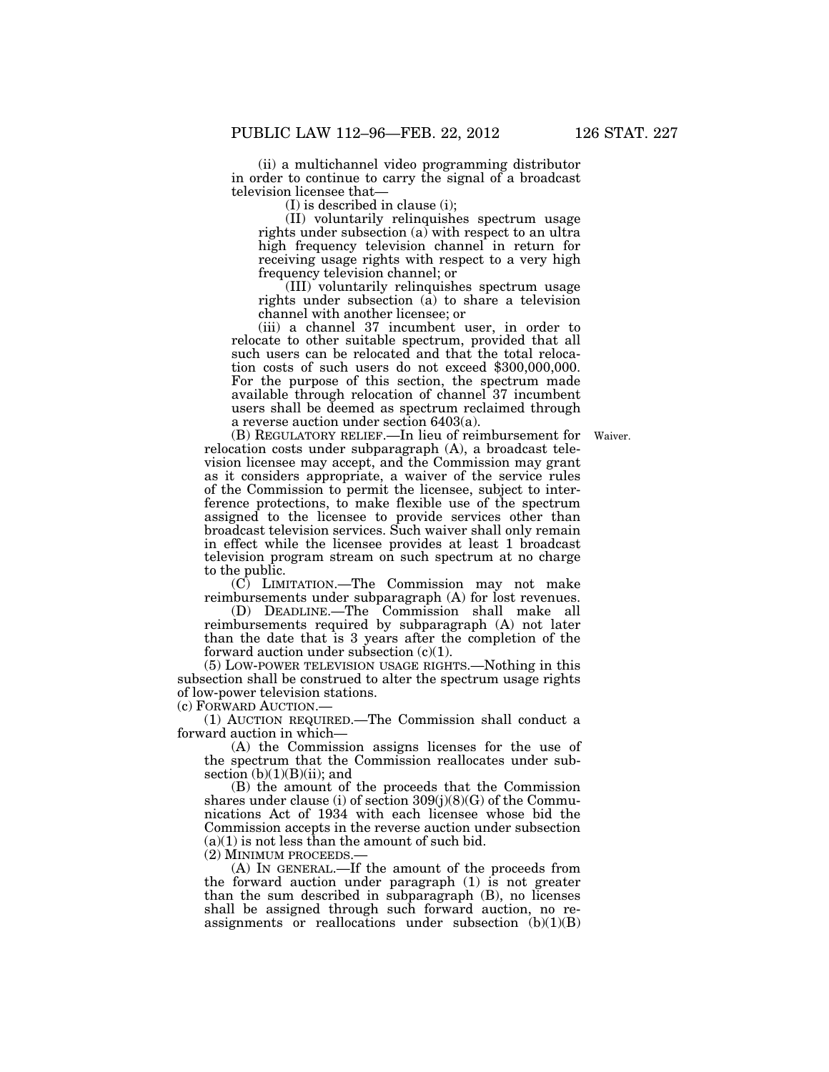(ii) a multichannel video programming distributor in order to continue to carry the signal of a broadcast television licensee that—

(I) is described in clause (i);

(II) voluntarily relinquishes spectrum usage rights under subsection (a) with respect to an ultra high frequency television channel in return for receiving usage rights with respect to a very high frequency television channel; or

(III) voluntarily relinquishes spectrum usage rights under subsection (a) to share a television channel with another licensee; or

(iii) a channel 37 incumbent user, in order to relocate to other suitable spectrum, provided that all such users can be relocated and that the total relocation costs of such users do not exceed $300,000,000. For the purpose of this section, the spectrum made available through relocation of channel 37 incumbent users shall be deemed as spectrum reclaimed through a reverse auction under section 6403(a).

(B) REGULATORY RELIEF.—In lieu of reimbursement for relocation costs under subparagraph (A), a broadcast television licensee may accept, and the Commission may grant as it considers appropriate, a waiver of the service rules of the Commission to permit the licensee, subject to interference protections, to make flexible use of the spectrum assigned to the licensee to provide services other than broadcast television services. Such waiver shall only remain in effect while the licensee provides at least 1 broadcast television program stream on such spectrum at no charge to the public.

Waiver.

(C) LIMITATION.—The Commission may not make reimbursements under subparagraph (A) for lost revenues.

(D) DEADLINE.—The Commission shall make all reimbursements required by subparagraph (A) not later than the date that is 3 years after the completion of the forward auction under subsection (c)(1).

(5) LOW-POWER TELEVISION USAGE RIGHTS.—Nothing in this subsection shall be construed to alter the spectrum usage rights of low-power television stations.

(c) FORWARD AUCTION.—

(1) AUCTION REQUIRED.—The Commission shall conduct a forward auction in which—

(A) the Commission assigns licenses for the use of the spectrum that the Commission reallocates under subsection (b)(1)(B)(ii); and

(B) the amount of the proceeds that the Commission shares under clause (i) of section 309(j)(8)(G) of the Communications Act of 1934 with each licensee whose bid the Commission accepts in the reverse auction under subsection (a)(1) is not less than the amount of such bid.

(2) MINIMUM PROCEEDS.—

(A) IN GENERAL.—If the amount of the proceeds from the forward auction under paragraph (1) is not greater than the sum described in subparagraph (B), no licenses shall be assigned through such forward auction, no reassignments or reallocations under subsection (b)(1)(B)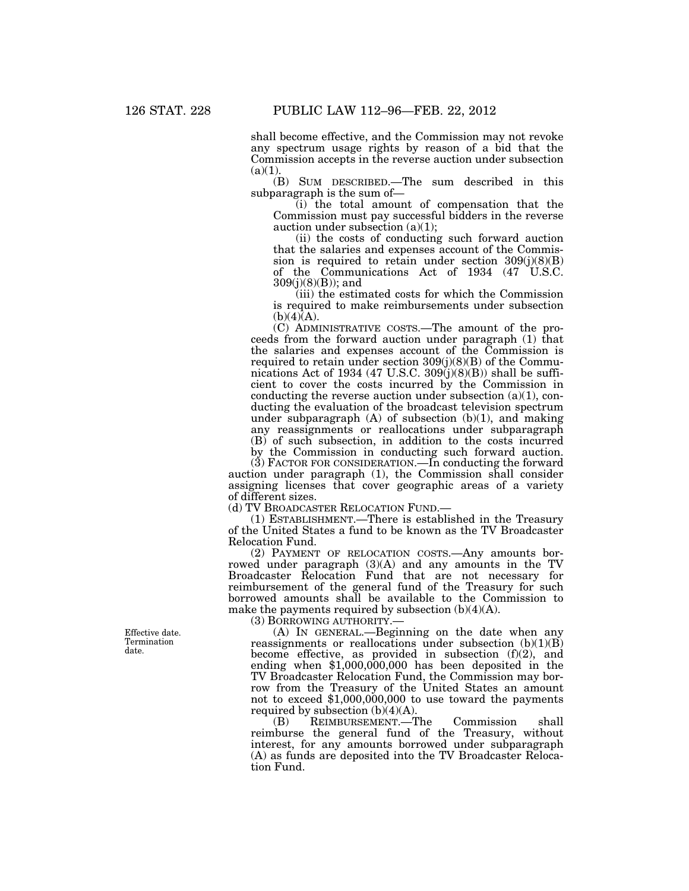shall become effective, and the Commission may not revoke any spectrum usage rights by reason of a bid that the Commission accepts in the reverse auction under subsection (a)(1).

(B) SUM DESCRIBED.—The sum described in this subparagraph is the sum of—

(i) the total amount of compensation that the Commission must pay successful bidders in the reverse auction under subsection (a)(1);

(ii) the costs of conducting such forward auction that the salaries and expenses account of the Commission is required to retain under section 309(j)(8)(B) of the Communications Act of 1934 (47 U.S.C. 309(j)(8)(B)); and

(iii) the estimated costs for which the Commission is required to make reimbursements under subsection (b)(4)(A).

(C) ADMINISTRATIVE COSTS.—The amount of the proceeds from the forward auction under paragraph (1) that the salaries and expenses account of the Commission is required to retain under section 309(j)(8)(B) of the Communications Act of 1934 (47 U.S.C. 309(j)(8)(B)) shall be sufficient to cover the costs incurred by the Commission in conducting the reverse auction under subsection (a)(1), conducting the evaluation of the broadcast television spectrum under subparagraph (A) of subsection (b)(1), and making any reassignments or reallocations under subparagraph (B) of such subsection, in addition to the costs incurred by the Commission in conducting such forward auction.

(3) FACTOR FOR CONSIDERATION.—In conducting the forward auction under paragraph (1), the Commission shall consider assigning licenses that cover geographic areas of a variety of different sizes.

(d) TV BROADCASTER RELOCATION FUND.—

(1) ESTABLISHMENT.—There is established in the Treasury of the United States a fund to be known as the TV Broadcaster Relocation Fund.

(2) PAYMENT OF RELOCATION COSTS.—Any amounts borrowed under paragraph (3)(A) and any amounts in the TV Broadcaster Relocation Fund that are not necessary for reimbursement of the general fund of the Treasury for such borrowed amounts shall be available to the Commission to make the payments required by subsection (b)(4)(A).

(3) BORROWING AUTHORITY.—

Effective date. Termination date.

(A) IN GENERAL.—Beginning on the date when any reassignments or reallocations under subsection (b)(1)(B) become effective, as provided in subsection (f)(2), and ending when $1,000,000,000 has been deposited in the TV Broadcaster Relocation Fund, the Commission may borrow from the Treasury of the United States an amount not to exceed $1,000,000,000 to use toward the payments required by subsection (b)(4)(A).

(B) REIMBURSEMENT.—The Commission shall reimburse the general fund of the Treasury, without interest, for any amounts borrowed under subparagraph (A) as funds are deposited into the TV Broadcaster Relocation Fund.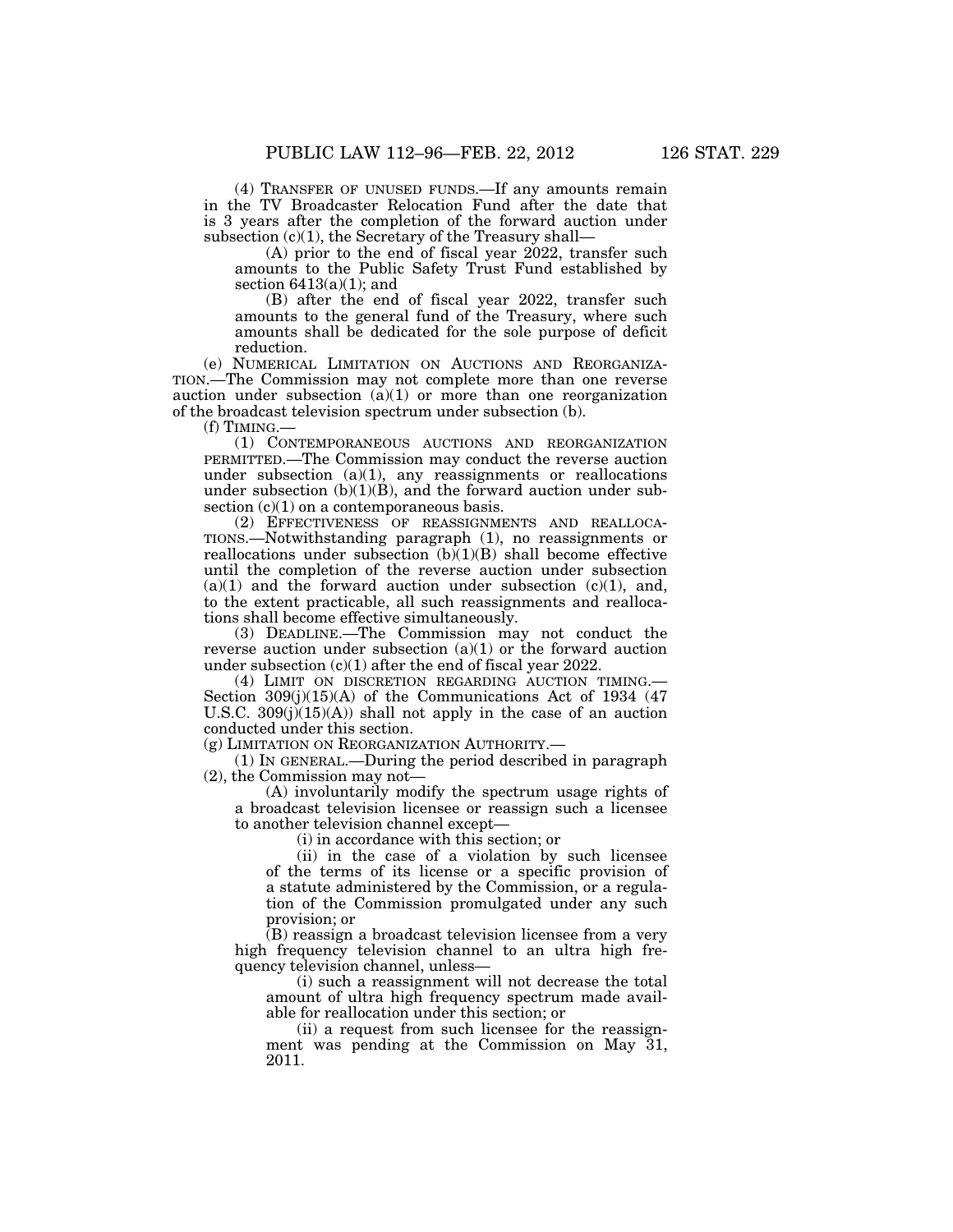(4) TRANSFER OF UNUSED FUNDS.—If any amounts remain in the TV Broadcaster Relocation Fund after the date that is 3 years after the completion of the forward auction under subsection (c)(1), the Secretary of the Treasury shall—

(A) prior to the end of fiscal year 2022, transfer such amounts to the Public Safety Trust Fund established by section 6413(a)(1); and

(B) after the end of fiscal year 2022, transfer such amounts to the general fund of the Treasury, where such amounts shall be dedicated for the sole purpose of deficit reduction.

(e) NUMERICAL LIMITATION ON AUCTIONS AND REORGANIZATION.—The Commission may not complete more than one reverse auction under subsection (a)(1) or more than one reorganization of the broadcast television spectrum under subsection (b).

(f) TIMING.—

(1) CONTEMPORANEOUS AUCTIONS AND REORGANIZATION PERMITTED.—The Commission may conduct the reverse auction under subsection (a)(1), any reassignments or reallocations under subsection (b)(1)(B), and the forward auction under subsection (c)(1) on a contemporaneous basis.

(2) EFFECTIVENESS OF REASSIGNMENTS AND REALLOCATIONS.—Notwithstanding paragraph (1), no reassignments or reallocations under subsection (b)(1)(B) shall become effective until the completion of the reverse auction under subsection (a)(1) and the forward auction under subsection (c)(1), and, to the extent practicable, all such reassignments and reallocations shall become effective simultaneously.

(3) DEADLINE.—The Commission may not conduct the reverse auction under subsection (a)(1) or the forward auction under subsection (c)(1) after the end of fiscal year 2022.

(4) LIMIT ON DISCRETION REGARDING AUCTION TIMING.—Section 309(j)(15)(A) of the Communications Act of 1934 (47 U.S.C. 309(j)(15)(A)) shall not apply in the case of an auction conducted under this section.

(g) LIMITATION ON REORGANIZATION AUTHORITY.—

(1) IN GENERAL.—During the period described in paragraph (2), the Commission may not—

(A) involuntarily modify the spectrum usage rights of a broadcast television licensee or reassign such a licensee to another television channel except—

(i) in accordance with this section; or

(ii) in the case of a violation by such licensee of the terms of its license or a specific provision of a statute administered by the Commission, or a regulation of the Commission promulgated under any such provision; or

(B) reassign a broadcast television licensee from a very high frequency television channel to an ultra high frequency television channel, unless—

(i) such a reassignment will not decrease the total amount of ultra high frequency spectrum made available for reallocation under this section; or

(ii) a request from such licensee for the reassignment was pending at the Commission on May 31, 2011.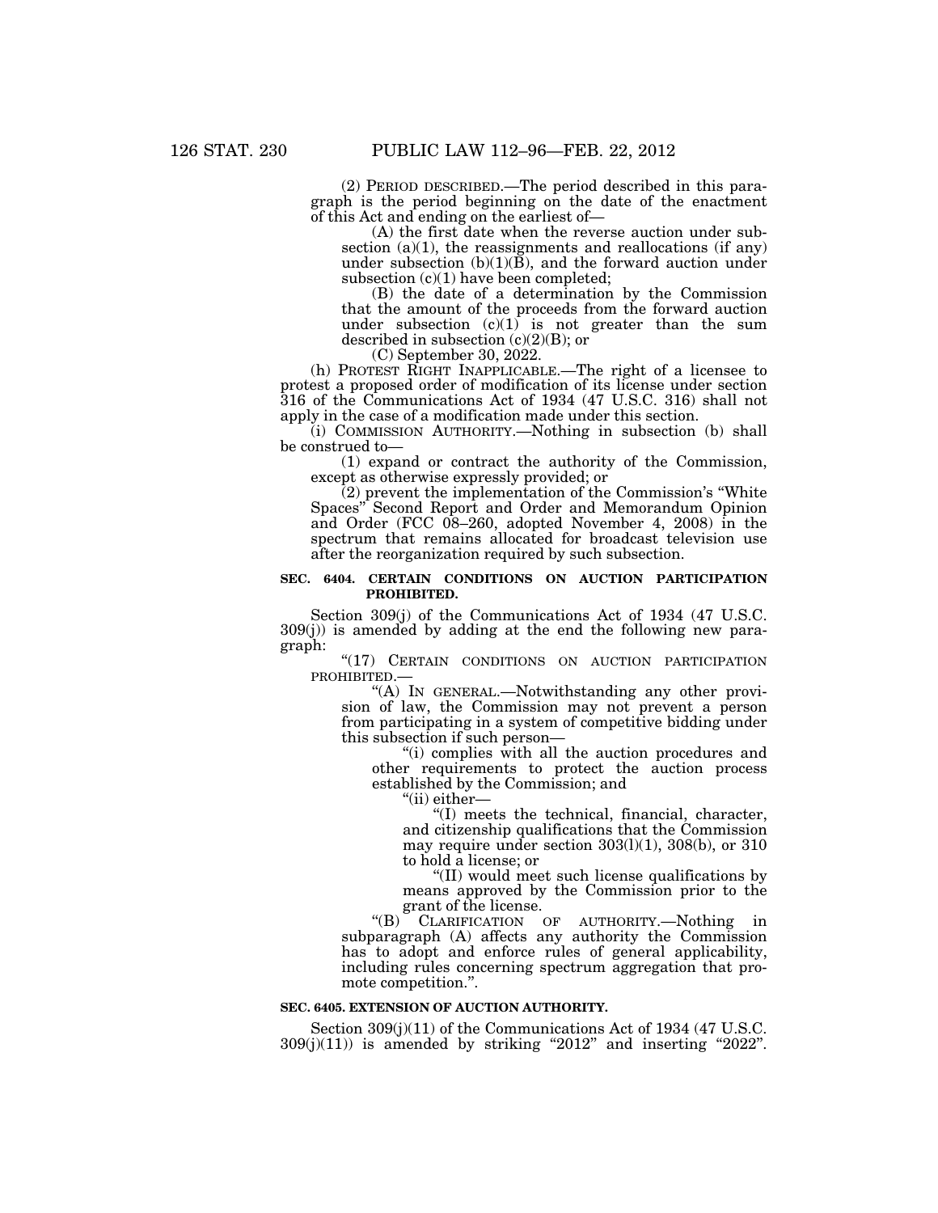(2) PERIOD DESCRIBED.—The period described in this paragraph is the period beginning on the date of the enactment of this Act and ending on the earliest of—

(A) the first date when the reverse auction under subsection (a)(1), the reassignments and reallocations (if any) under subsection (b)(1)(B), and the forward auction under subsection (c)(1) have been completed;

(B) the date of a determination by the Commission that the amount of the proceeds from the forward auction under subsection (c)(1) is not greater than the sum described in subsection (c)(2)(B); or

(C) September 30, 2022.

(h) PROTEST RIGHT INAPPLICABLE.—The right of a licensee to protest a proposed order of modification of its license under section 316 of the Communications Act of 1934 (47 U.S.C. 316) shall not apply in the case of a modification made under this section.

(i) COMMISSION AUTHORITY.—Nothing in subsection (b) shall be construed to—

(1) expand or contract the authority of the Commission, except as otherwise expressly provided; or

(2) prevent the implementation of the Commission's "White Spaces" Second Report and Order and Memorandum Opinion and Order (FCC 08–260, adopted November 4, 2008) in the spectrum that remains allocated for broadcast television use after the reorganization required by such subsection.

**SEC. 6404. CERTAIN CONDITIONS ON AUCTION PARTICIPATION PROHIBITED.**

Section 309(j) of the Communications Act of 1934 (47 U.S.C. 309(j)) is amended by adding at the end the following new paragraph:

"(17) CERTAIN CONDITIONS ON AUCTION PARTICIPATION PROHIBITED.—

"(A) IN GENERAL.—Notwithstanding any other provision of law, the Commission may not prevent a person from participating in a system of competitive bidding under this subsection if such person—

"(i) complies with all the auction procedures and other requirements to protect the auction process established by the Commission; and

"(ii) either—

"(I) meets the technical, financial, character, and citizenship qualifications that the Commission may require under section 303(l)(1), 308(b), or 310 to hold a license; or

"(II) would meet such license qualifications by means approved by the Commission prior to the grant of the license.

"(B) CLARIFICATION OF AUTHORITY.—Nothing in subparagraph (A) affects any authority the Commission has to adopt and enforce rules of general applicability, including rules concerning spectrum aggregation that promote competition.".

**SEC. 6405. EXTENSION OF AUCTION AUTHORITY.**

Section 309(j)(11) of the Communications Act of 1934 (47 U.S.C. 309(j)(11)) is amended by striking "2012" and inserting "2022".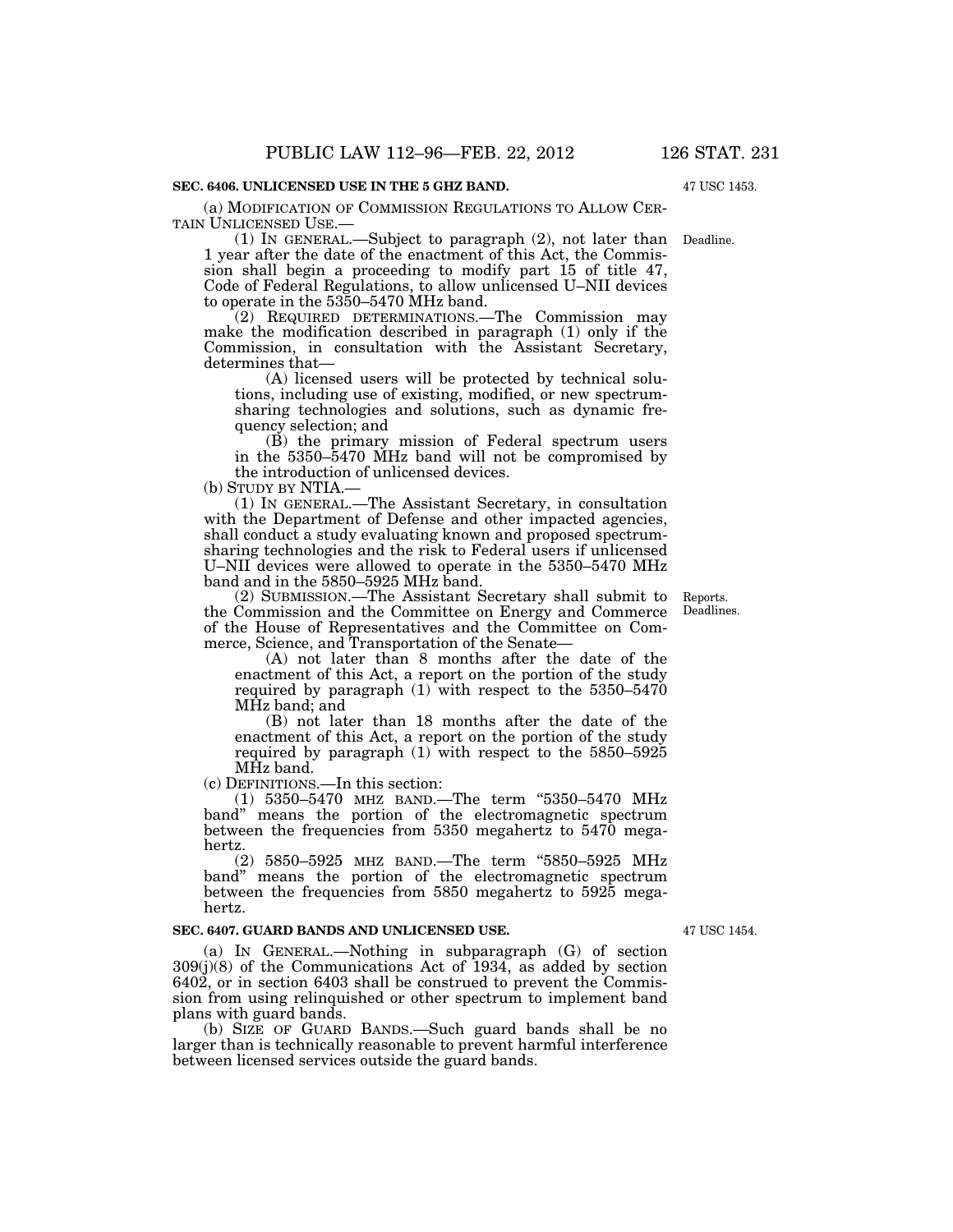### SEC. 6406. UNLICENSED USE IN THE 5 GHZ BAND.

47 USC 1453.

(a) MODIFICATION OF COMMISSION REGULATIONS TO ALLOW CERTAIN UNLICENSED USE.—

(1) IN GENERAL.—Subject to paragraph (2), not later than 1 year after the date of the enactment of this Act, the Commission shall begin a proceeding to modify part 15 of title 47, Code of Federal Regulations, to allow unlicensed U–NII devices to operate in the 5350–5470 MHz band.

Deadline.

(2) REQUIRED DETERMINATIONS.—The Commission may make the modification described in paragraph (1) only if the Commission, in consultation with the Assistant Secretary, determines that—

(A) licensed users will be protected by technical solutions, including use of existing, modified, or new spectrum-sharing technologies and solutions, such as dynamic frequency selection; and

(B) the primary mission of Federal spectrum users in the 5350–5470 MHz band will not be compromised by the introduction of unlicensed devices.

(b) STUDY BY NTIA.—

(1) IN GENERAL.—The Assistant Secretary, in consultation with the Department of Defense and other impacted agencies, shall conduct a study evaluating known and proposed spectrum-sharing technologies and the risk to Federal users if unlicensed U–NII devices were allowed to operate in the 5350–5470 MHz band and in the 5850–5925 MHz band.

(2) SUBMISSION.—The Assistant Secretary shall submit to the Commission and the Committee on Energy and Commerce of the House of Representatives and the Committee on Commerce, Science, and Transportation of the Senate—

Reports. Deadlines.

(A) not later than 8 months after the date of the enactment of this Act, a report on the portion of the study required by paragraph (1) with respect to the 5350–5470 MHz band; and

(B) not later than 18 months after the date of the enactment of this Act, a report on the portion of the study required by paragraph (1) with respect to the 5850–5925 MHz band.

(c) DEFINITIONS.—In this section:

(1) 5350–5470 MHZ BAND.—The term "5350–5470 MHz band" means the portion of the electromagnetic spectrum between the frequencies from 5350 megahertz to 5470 megahertz.

(2) 5850–5925 MHZ BAND.—The term "5850–5925 MHz band" means the portion of the electromagnetic spectrum between the frequencies from 5850 megahertz to 5925 megahertz.

### SEC. 6407. GUARD BANDS AND UNLICENSED USE.

47 USC 1454.

(a) IN GENERAL.—Nothing in subparagraph (G) of section 309(j)(8) of the Communications Act of 1934, as added by section 6402, or in section 6403 shall be construed to prevent the Commission from using relinquished or other spectrum to implement band plans with guard bands.

(b) SIZE OF GUARD BANDS.—Such guard bands shall be no larger than is technically reasonable to prevent harmful interference between licensed services outside the guard bands.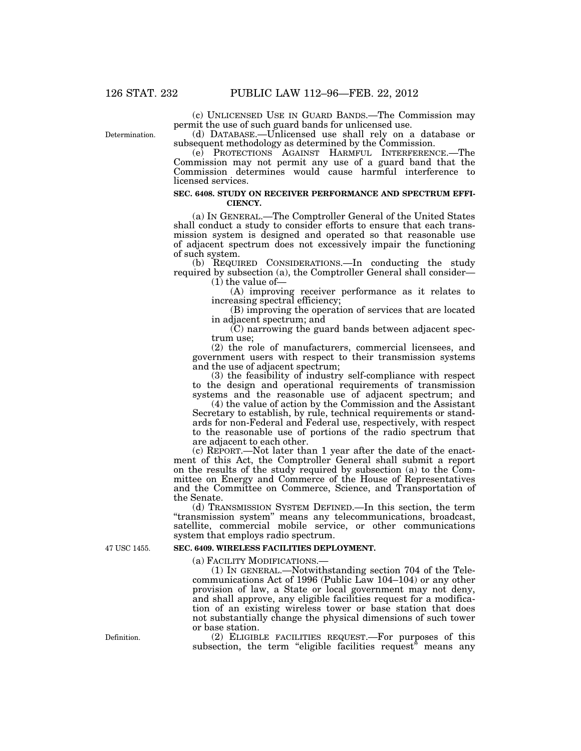(c) UNLICENSED USE IN GUARD BANDS.—The Commission may permit the use of such guard bands for unlicensed use.

Determination.

(d) DATABASE.—Unlicensed use shall rely on a database or subsequent methodology as determined by the Commission.

(e) PROTECTIONS AGAINST HARMFUL INTERFERENCE.—The Commission may not permit any use of a guard band that the Commission determines would cause harmful interference to licensed services.

**SEC. 6408. STUDY ON RECEIVER PERFORMANCE AND SPECTRUM EFFICIENCY.**

(a) IN GENERAL.—The Comptroller General of the United States shall conduct a study to consider efforts to ensure that each transmission system is designed and operated so that reasonable use of adjacent spectrum does not excessively impair the functioning of such system.

(b) REQUIRED CONSIDERATIONS.—In conducting the study required by subsection (a), the Comptroller General shall consider—

(1) the value of—

(A) improving receiver performance as it relates to increasing spectral efficiency;

(B) improving the operation of services that are located in adjacent spectrum; and

(C) narrowing the guard bands between adjacent spectrum use;

(2) the role of manufacturers, commercial licensees, and government users with respect to their transmission systems and the use of adjacent spectrum;

(3) the feasibility of industry self-compliance with respect to the design and operational requirements of transmission systems and the reasonable use of adjacent spectrum; and

(4) the value of action by the Commission and the Assistant Secretary to establish, by rule, technical requirements or standards for non-Federal and Federal use, respectively, with respect to the reasonable use of portions of the radio spectrum that are adjacent to each other.

(c) REPORT.—Not later than 1 year after the date of the enactment of this Act, the Comptroller General shall submit a report on the results of the study required by subsection (a) to the Committee on Energy and Commerce of the House of Representatives and the Committee on Commerce, Science, and Transportation of the Senate.

(d) TRANSMISSION SYSTEM DEFINED.—In this section, the term "transmission system" means any telecommunications, broadcast, satellite, commercial mobile service, or other communications system that employs radio spectrum.

47 USC 1455.

**SEC. 6409. WIRELESS FACILITIES DEPLOYMENT.**

(a) FACILITY MODIFICATIONS.—

(1) IN GENERAL.—Notwithstanding section 704 of the Telecommunications Act of 1996 (Public Law 104–104) or any other provision of law, a State or local government may not deny, and shall approve, any eligible facilities request for a modification of an existing wireless tower or base station that does not substantially change the physical dimensions of such tower or base station.

Definition.

(2) ELIGIBLE FACILITIES REQUEST.—For purposes of this subsection, the term "eligible facilities request" means any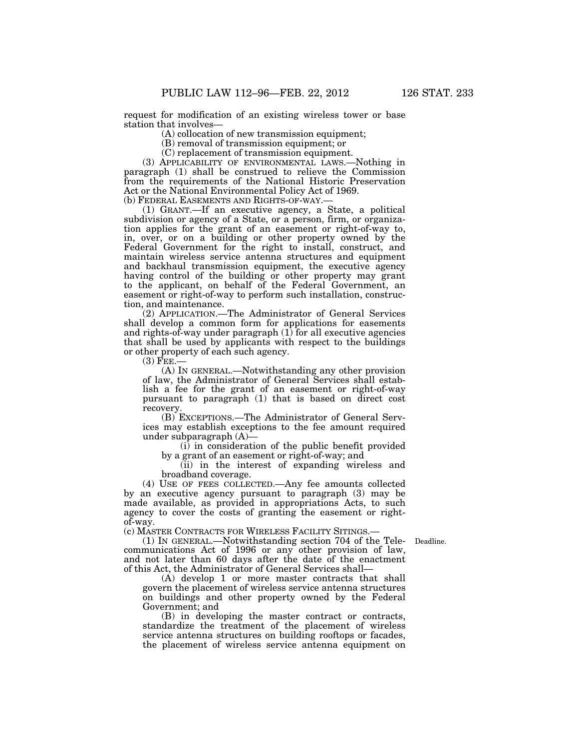request for modification of an existing wireless tower or base station that involves—

(A) collocation of new transmission equipment;

(B) removal of transmission equipment; or

(C) replacement of transmission equipment.

(3) APPLICABILITY OF ENVIRONMENTAL LAWS.—Nothing in paragraph (1) shall be construed to relieve the Commission from the requirements of the National Historic Preservation Act or the National Environmental Policy Act of 1969.

(b) FEDERAL EASEMENTS AND RIGHTS-OF-WAY.—

(1) GRANT.—If an executive agency, a State, a political subdivision or agency of a State, or a person, firm, or organization applies for the grant of an easement or right-of-way to, in, over, or on a building or other property owned by the Federal Government for the right to install, construct, and maintain wireless service antenna structures and equipment and backhaul transmission equipment, the executive agency having control of the building or other property may grant to the applicant, on behalf of the Federal Government, an easement or right-of-way to perform such installation, construction, and maintenance.

(2) APPLICATION.—The Administrator of General Services shall develop a common form for applications for easements and rights-of-way under paragraph (1) for all executive agencies that shall be used by applicants with respect to the buildings or other property of each such agency.

(3) FEE.—

(A) IN GENERAL.—Notwithstanding any other provision of law, the Administrator of General Services shall establish a fee for the grant of an easement or right-of-way pursuant to paragraph (1) that is based on direct cost recovery.

(B) EXCEPTIONS.—The Administrator of General Services may establish exceptions to the fee amount required under subparagraph (A)—

(i) in consideration of the public benefit provided by a grant of an easement or right-of-way; and

(ii) in the interest of expanding wireless and broadband coverage.

(4) USE OF FEES COLLECTED.—Any fee amounts collected by an executive agency pursuant to paragraph (3) may be made available, as provided in appropriations Acts, to such agency to cover the costs of granting the easement or right-of-way.

(c) MASTER CONTRACTS FOR WIRELESS FACILITY SITINGS.—

Deadline.

(1) IN GENERAL.—Notwithstanding section 704 of the Telecommunications Act of 1996 or any other provision of law, and not later than 60 days after the date of the enactment of this Act, the Administrator of General Services shall—

(A) develop 1 or more master contracts that shall govern the placement of wireless service antenna structures on buildings and other property owned by the Federal Government; and

(B) in developing the master contract or contracts, standardize the treatment of the placement of wireless service antenna structures on building rooftops or facades, the placement of wireless service antenna equipment on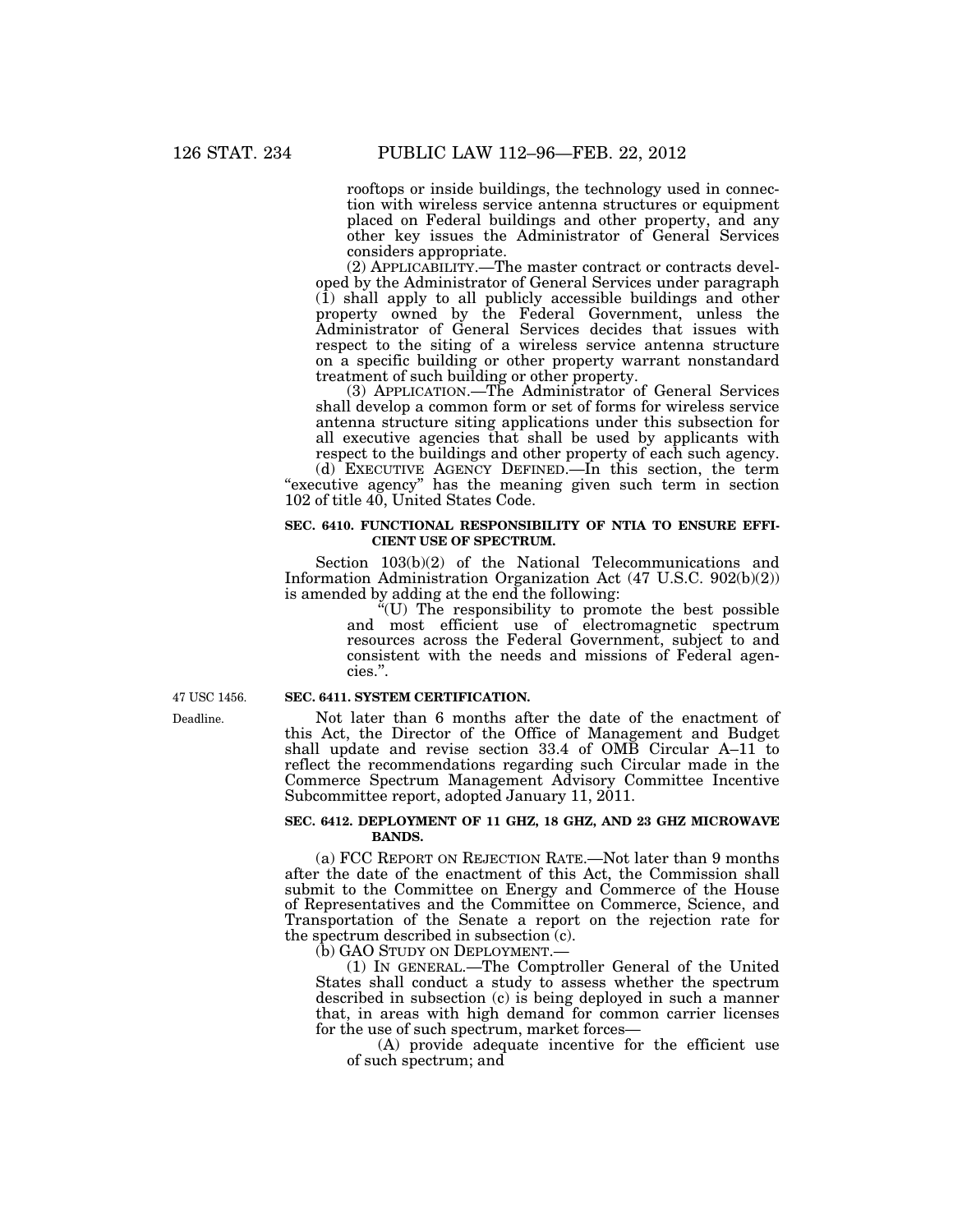rooftops or inside buildings, the technology used in connection with wireless service antenna structures or equipment placed on Federal buildings and other property, and any other key issues the Administrator of General Services considers appropriate.

(2) APPLICABILITY.—The master contract or contracts developed by the Administrator of General Services under paragraph (1) shall apply to all publicly accessible buildings and other property owned by the Federal Government, unless the Administrator of General Services decides that issues with respect to the siting of a wireless service antenna structure on a specific building or other property warrant nonstandard treatment of such building or other property.

(3) APPLICATION.—The Administrator of General Services shall develop a common form or set of forms for wireless service antenna structure siting applications under this subsection for all executive agencies that shall be used by applicants with respect to the buildings and other property of each such agency.

(d) EXECUTIVE AGENCY DEFINED.—In this section, the term "executive agency" has the meaning given such term in section 102 of title 40, United States Code.

**SEC. 6410. FUNCTIONAL RESPONSIBILITY OF NTIA TO ENSURE EFFICIENT USE OF SPECTRUM.**

Section 103(b)(2) of the National Telecommunications and Information Administration Organization Act (47 U.S.C. 902(b)(2)) is amended by adding at the end the following:

"(U) The responsibility to promote the best possible and most efficient use of electromagnetic spectrum resources across the Federal Government, subject to and consistent with the needs and missions of Federal agencies.".

47 USC 1456.

**SEC. 6411. SYSTEM CERTIFICATION.**

Deadline.

Not later than 6 months after the date of the enactment of this Act, the Director of the Office of Management and Budget shall update and revise section 33.4 of OMB Circular A–11 to reflect the recommendations regarding such Circular made in the Commerce Spectrum Management Advisory Committee Incentive Subcommittee report, adopted January 11, 2011.

**SEC. 6412. DEPLOYMENT OF 11 GHZ, 18 GHZ, AND 23 GHZ MICROWAVE BANDS.**

(a) FCC REPORT ON REJECTION RATE.—Not later than 9 months after the date of the enactment of this Act, the Commission shall submit to the Committee on Energy and Commerce of the House of Representatives and the Committee on Commerce, Science, and Transportation of the Senate a report on the rejection rate for the spectrum described in subsection (c).

(b) GAO STUDY ON DEPLOYMENT.—

(1) IN GENERAL.—The Comptroller General of the United States shall conduct a study to assess whether the spectrum described in subsection (c) is being deployed in such a manner that, in areas with high demand for common carrier licenses for the use of such spectrum, market forces—

(A) provide adequate incentive for the efficient use of such spectrum; and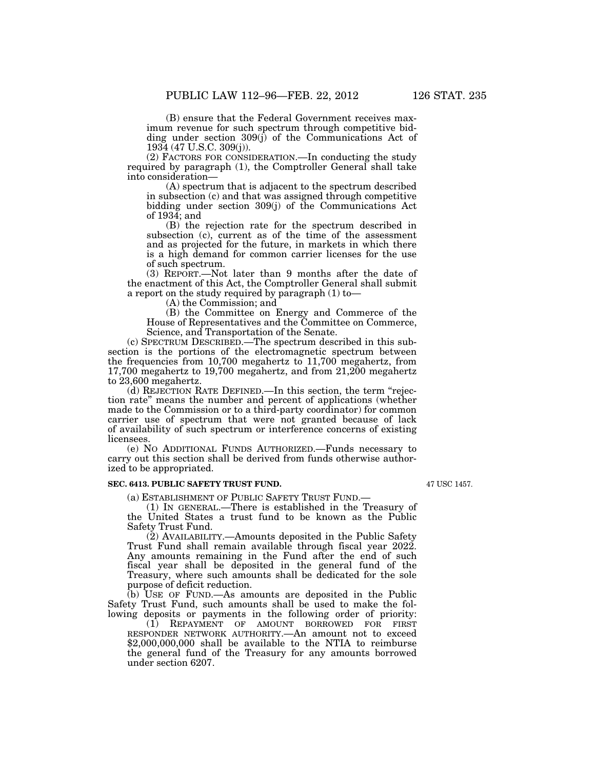(B) ensure that the Federal Government receives maximum revenue for such spectrum through competitive bidding under section 309(j) of the Communications Act of 1934 (47 U.S.C. 309(j)).

(2) FACTORS FOR CONSIDERATION.—In conducting the study required by paragraph (1), the Comptroller General shall take into consideration—

(A) spectrum that is adjacent to the spectrum described in subsection (c) and that was assigned through competitive bidding under section 309(j) of the Communications Act of 1934; and

(B) the rejection rate for the spectrum described in subsection (c), current as of the time of the assessment and as projected for the future, in markets in which there is a high demand for common carrier licenses for the use of such spectrum.

(3) REPORT.—Not later than 9 months after the date of the enactment of this Act, the Comptroller General shall submit a report on the study required by paragraph (1) to—

(A) the Commission; and

(B) the Committee on Energy and Commerce of the House of Representatives and the Committee on Commerce, Science, and Transportation of the Senate.

(c) SPECTRUM DESCRIBED.—The spectrum described in this subsection is the portions of the electromagnetic spectrum between the frequencies from 10,700 megahertz to 11,700 megahertz, from 17,700 megahertz to 19,700 megahertz, and from 21,200 megahertz to 23,600 megahertz.

(d) REJECTION RATE DEFINED.—In this section, the term "rejection rate" means the number and percent of applications (whether made to the Commission or to a third-party coordinator) for common carrier use of spectrum that were not granted because of lack of availability of such spectrum or interference concerns of existing licensees.

(e) NO ADDITIONAL FUNDS AUTHORIZED.—Funds necessary to carry out this section shall be derived from funds otherwise authorized to be appropriated.

**SEC. 6413. PUBLIC SAFETY TRUST FUND.**

47 USC 1457.

(a) ESTABLISHMENT OF PUBLIC SAFETY TRUST FUND.—

(1) IN GENERAL.—There is established in the Treasury of the United States a trust fund to be known as the Public Safety Trust Fund.

(2) AVAILABILITY.—Amounts deposited in the Public Safety Trust Fund shall remain available through fiscal year 2022. Any amounts remaining in the Fund after the end of such fiscal year shall be deposited in the general fund of the Treasury, where such amounts shall be dedicated for the sole purpose of deficit reduction.

(b) USE OF FUND.—As amounts are deposited in the Public Safety Trust Fund, such amounts shall be used to make the following deposits or payments in the following order of priority:

(1) REPAYMENT OF AMOUNT BORROWED FOR FIRST RESPONDER NETWORK AUTHORITY.—An amount not to exceed $2,000,000,000 shall be available to the NTIA to reimburse the general fund of the Treasury for any amounts borrowed under section 6207.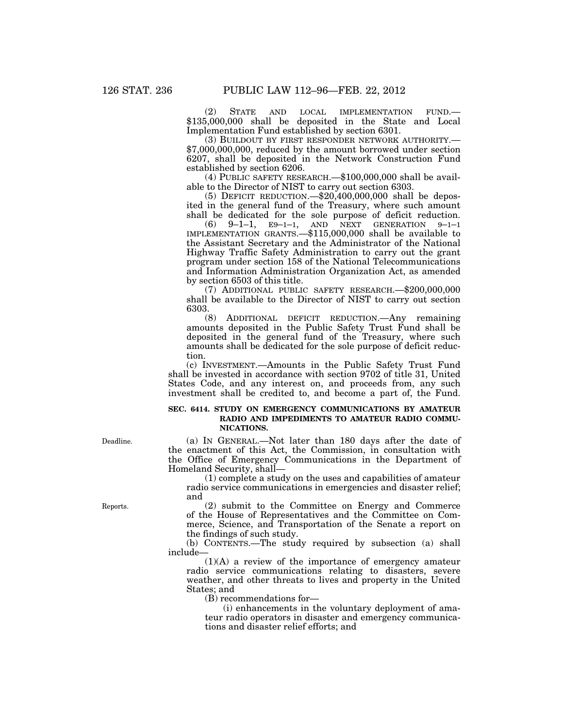(2) STATE AND LOCAL IMPLEMENTATION FUND.—$135,000,000 shall be deposited in the State and Local Implementation Fund established by section 6301.

(3) BUILDOUT BY FIRST RESPONDER NETWORK AUTHORITY.—$7,000,000,000, reduced by the amount borrowed under section 6207, shall be deposited in the Network Construction Fund established by section 6206.

(4) PUBLIC SAFETY RESEARCH.—$100,000,000 shall be available to the Director of NIST to carry out section 6303.

(5) DEFICIT REDUCTION.—$20,400,000,000 shall be deposited in the general fund of the Treasury, where such amount shall be dedicated for the sole purpose of deficit reduction.

(6) 9–1–1, E9–1–1, AND NEXT GENERATION 9–1–1 IMPLEMENTATION GRANTS.—$115,000,000 shall be available to the Assistant Secretary and the Administrator of the National Highway Traffic Safety Administration to carry out the grant program under section 158 of the National Telecommunications and Information Administration Organization Act, as amended by section 6503 of this title.

(7) ADDITIONAL PUBLIC SAFETY RESEARCH.—$200,000,000 shall be available to the Director of NIST to carry out section 6303.

(8) ADDITIONAL DEFICIT REDUCTION.—Any remaining amounts deposited in the Public Safety Trust Fund shall be deposited in the general fund of the Treasury, where such amounts shall be dedicated for the sole purpose of deficit reduction.

(c) INVESTMENT.—Amounts in the Public Safety Trust Fund shall be invested in accordance with section 9702 of title 31, United States Code, and any interest on, and proceeds from, any such investment shall be credited to, and become a part of, the Fund.

### SEC. 6414. STUDY ON EMERGENCY COMMUNICATIONS BY AMATEUR RADIO AND IMPEDIMENTS TO AMATEUR RADIO COMMUNICATIONS.

Deadline.

(a) IN GENERAL.—Not later than 180 days after the date of the enactment of this Act, the Commission, in consultation with the Office of Emergency Communications in the Department of Homeland Security, shall—

(1) complete a study on the uses and capabilities of amateur radio service communications in emergencies and disaster relief; and

Reports.

(2) submit to the Committee on Energy and Commerce of the House of Representatives and the Committee on Commerce, Science, and Transportation of the Senate a report on the findings of such study.

(b) CONTENTS.—The study required by subsection (a) shall include—

(1)(A) a review of the importance of emergency amateur radio service communications relating to disasters, severe weather, and other threats to lives and property in the United States; and

(B) recommendations for—

(i) enhancements in the voluntary deployment of amateur radio operators in disaster and emergency communications and disaster relief efforts; and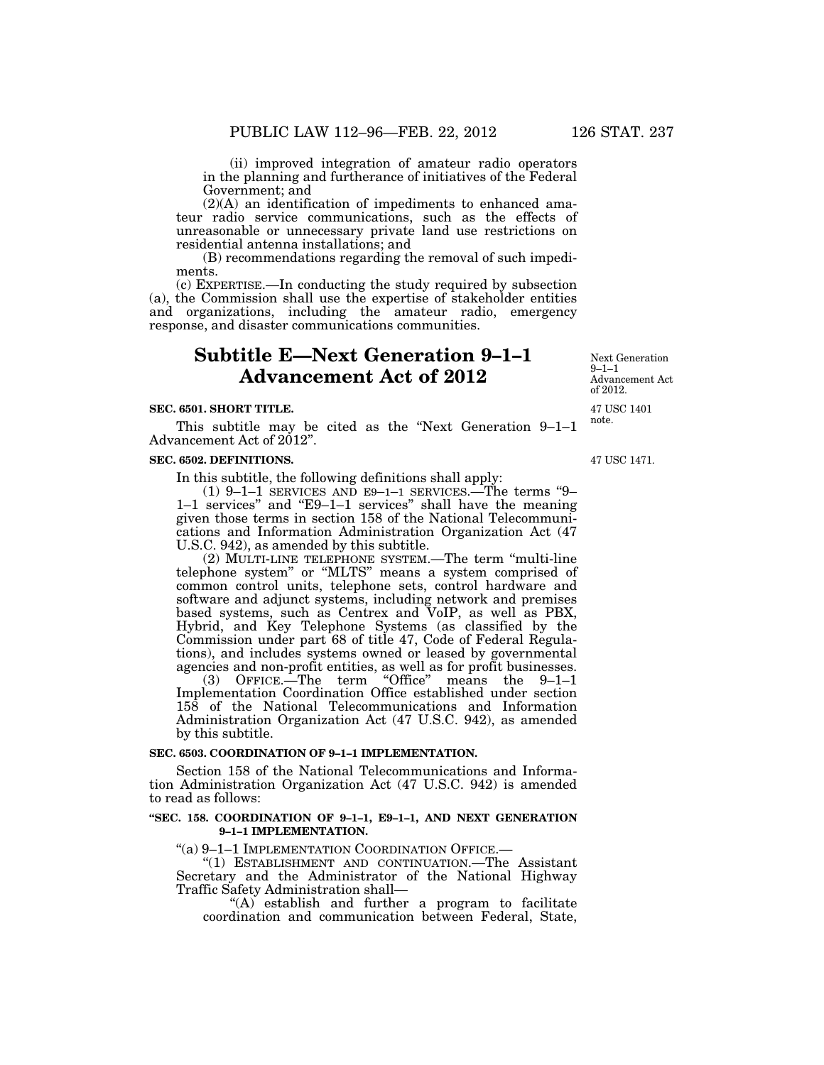(ii) improved integration of amateur radio operators in the planning and furtherance of initiatives of the Federal Government; and

(2)(A) an identification of impediments to enhanced amateur radio service communications, such as the effects of unreasonable or unnecessary private land use restrictions on residential antenna installations; and

(B) recommendations regarding the removal of such impediments.

(c) EXPERTISE.—In conducting the study required by subsection (a), the Commission shall use the expertise of stakeholder entities and organizations, including the amateur radio, emergency response, and disaster communications communities.

## Subtitle E—Next Generation 9–1–1 Advancement Act of 2012

Next Generation 9–1–1 Advancement Act of 2012.

**SEC. 6501. SHORT TITLE.**

47 USC 1401 note.

This subtitle may be cited as the "Next Generation 9–1–1 Advancement Act of 2012".

**SEC. 6502. DEFINITIONS.**

47 USC 1471.

In this subtitle, the following definitions shall apply:

(1) 9–1–1 SERVICES AND E9–1–1 SERVICES.—The terms "9–1–1 services" and "E9–1–1 services" shall have the meaning given those terms in section 158 of the National Telecommunications and Information Administration Organization Act (47 U.S.C. 942), as amended by this subtitle.

(2) MULTI-LINE TELEPHONE SYSTEM.—The term "multi-line telephone system" or "MLTS" means a system comprised of common control units, telephone sets, control hardware and software and adjunct systems, including network and premises based systems, such as Centrex and VoIP, as well as PBX, Hybrid, and Key Telephone Systems (as classified by the Commission under part 68 of title 47, Code of Federal Regulations), and includes systems owned or leased by governmental agencies and non-profit entities, as well as for profit businesses.

(3) OFFICE.—The term "Office" means the 9–1–1 Implementation Coordination Office established under section 158 of the National Telecommunications and Information Administration Organization Act (47 U.S.C. 942), as amended by this subtitle.

**SEC. 6503. COORDINATION OF 9–1–1 IMPLEMENTATION.**

Section 158 of the National Telecommunications and Information Administration Organization Act (47 U.S.C. 942) is amended to read as follows:

**"SEC. 158. COORDINATION OF 9–1–1, E9–1–1, AND NEXT GENERATION 9–1–1 IMPLEMENTATION.**

"(a) 9–1–1 IMPLEMENTATION COORDINATION OFFICE.—

"(1) ESTABLISHMENT AND CONTINUATION.—The Assistant Secretary and the Administrator of the National Highway Traffic Safety Administration shall—

"(A) establish and further a program to facilitate coordination and communication between Federal, State,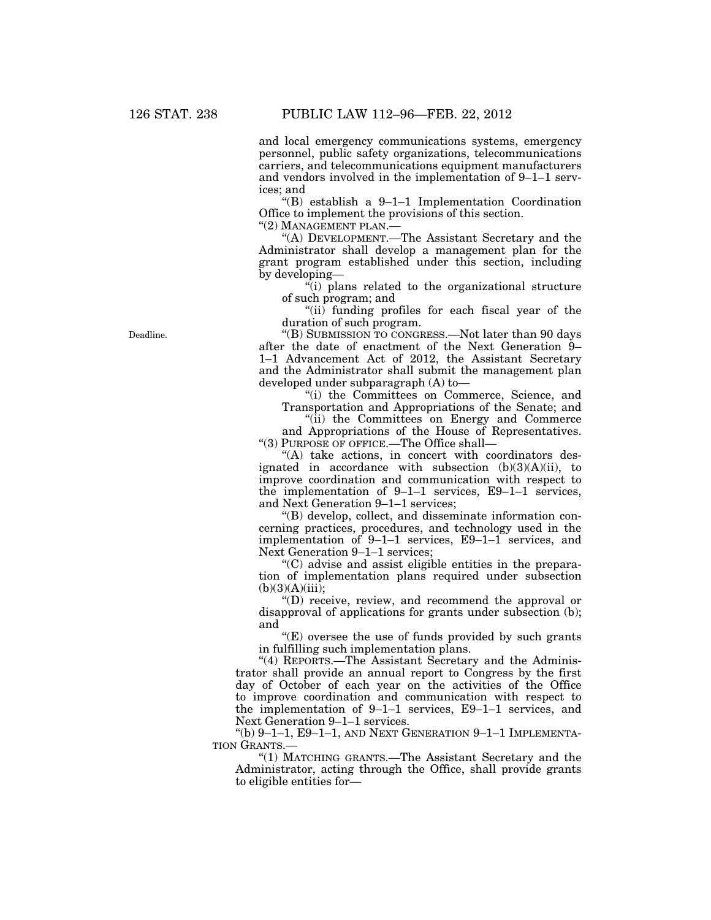and local emergency communications systems, emergency personnel, public safety organizations, telecommunications carriers, and telecommunications equipment manufacturers and vendors involved in the implementation of 9–1–1 services; and

"(B) establish a 9–1–1 Implementation Coordination Office to implement the provisions of this section.

"(2) MANAGEMENT PLAN.—

"(A) DEVELOPMENT.—The Assistant Secretary and the Administrator shall develop a management plan for the grant program established under this section, including by developing—

"(i) plans related to the organizational structure of such program; and

"(ii) funding profiles for each fiscal year of the duration of such program.

Deadline.

"(B) SUBMISSION TO CONGRESS.—Not later than 90 days after the date of enactment of the Next Generation 9–1–1 Advancement Act of 2012, the Assistant Secretary and the Administrator shall submit the management plan developed under subparagraph (A) to—

"(i) the Committees on Commerce, Science, and Transportation and Appropriations of the Senate; and

"(ii) the Committees on Energy and Commerce and Appropriations of the House of Representatives.

"(3) PURPOSE OF OFFICE.—The Office shall—

"(A) take actions, in concert with coordinators designated in accordance with subsection (b)(3)(A)(ii), to improve coordination and communication with respect to the implementation of 9–1–1 services, E9–1–1 services, and Next Generation 9–1–1 services;

"(B) develop, collect, and disseminate information concerning practices, procedures, and technology used in the implementation of 9–1–1 services, E9–1–1 services, and Next Generation 9–1–1 services;

"(C) advise and assist eligible entities in the preparation of implementation plans required under subsection (b)(3)(A)(iii);

"(D) receive, review, and recommend the approval or disapproval of applications for grants under subsection (b); and

"(E) oversee the use of funds provided by such grants in fulfilling such implementation plans.

"(4) REPORTS.—The Assistant Secretary and the Administrator shall provide an annual report to Congress by the first day of October of each year on the activities of the Office to improve coordination and communication with respect to the implementation of 9–1–1 services, E9–1–1 services, and Next Generation 9–1–1 services.

"(b) 9–1–1, E9–1–1, AND NEXT GENERATION 9–1–1 IMPLEMENTATION GRANTS.—

"(1) MATCHING GRANTS.—The Assistant Secretary and the Administrator, acting through the Office, shall provide grants to eligible entities for—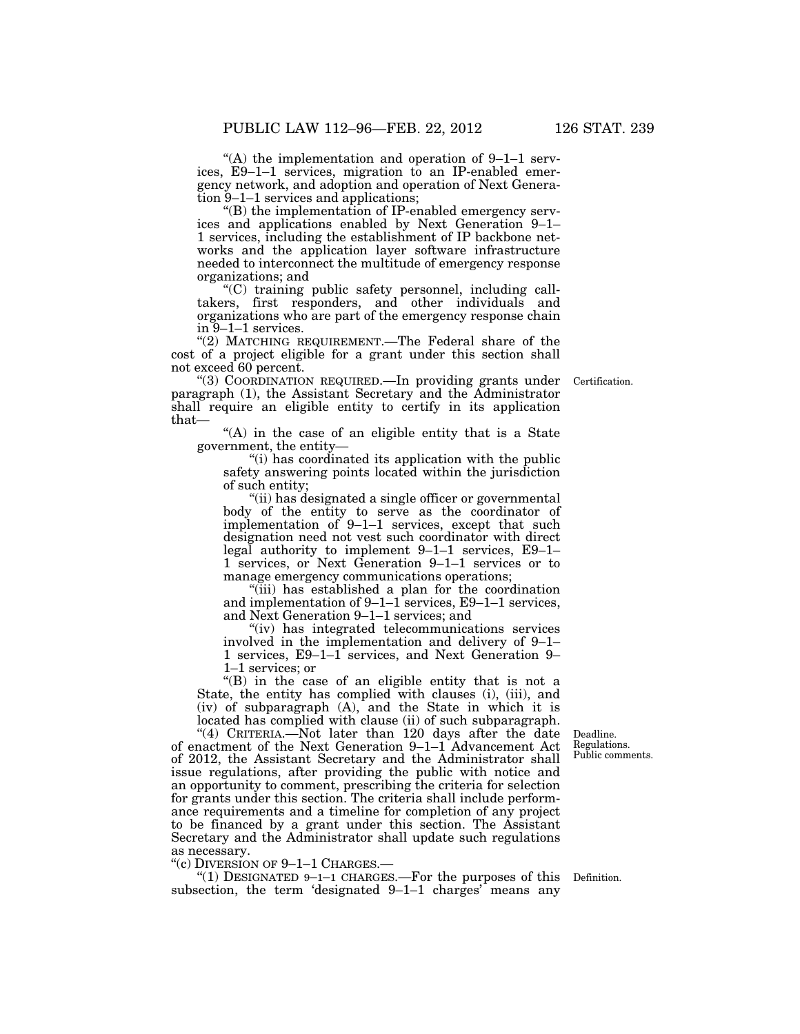"(A) the implementation and operation of 9–1–1 services, E9–1–1 services, migration to an IP-enabled emergency network, and adoption and operation of Next Generation 9–1–1 services and applications;

"(B) the implementation of IP-enabled emergency services and applications enabled by Next Generation 9–1–1 services, including the establishment of IP backbone networks and the application layer software infrastructure needed to interconnect the multitude of emergency response organizations; and

"(C) training public safety personnel, including call-takers, first responders, and other individuals and organizations who are part of the emergency response chain in 9–1–1 services.

"(2) MATCHING REQUIREMENT.—The Federal share of the cost of a project eligible for a grant under this section shall not exceed 60 percent.

Certification.

"(3) COORDINATION REQUIRED.—In providing grants under paragraph (1), the Assistant Secretary and the Administrator shall require an eligible entity to certify in its application that—

"(A) in the case of an eligible entity that is a State government, the entity—

"(i) has coordinated its application with the public safety answering points located within the jurisdiction of such entity;

"(ii) has designated a single officer or governmental body of the entity to serve as the coordinator of implementation of 9–1–1 services, except that such designation need not vest such coordinator with direct legal authority to implement 9–1–1 services, E9–1–1 services, or Next Generation 9–1–1 services or to manage emergency communications operations;

"(iii) has established a plan for the coordination and implementation of 9–1–1 services, E9–1–1 services, and Next Generation 9–1–1 services; and

"(iv) has integrated telecommunications services involved in the implementation and delivery of 9–1–1 services, E9–1–1 services, and Next Generation 9–1–1 services; or

"(B) in the case of an eligible entity that is not a State, the entity has complied with clauses (i), (iii), and (iv) of subparagraph (A), and the State in which it is located has complied with clause (ii) of such subparagraph.

Deadline. Regulations. Public comments.

"(4) CRITERIA.—Not later than 120 days after the date of enactment of the Next Generation 9–1–1 Advancement Act of 2012, the Assistant Secretary and the Administrator shall issue regulations, after providing the public with notice and an opportunity to comment, prescribing the criteria for selection for grants under this section. The criteria shall include performance requirements and a timeline for completion of any project to be financed by a grant under this section. The Assistant Secretary and the Administrator shall update such regulations as necessary.

"(c) DIVERSION OF 9–1–1 CHARGES.—

Definition.

"(1) DESIGNATED 9–1–1 CHARGES.—For the purposes of this subsection, the term 'designated 9–1–1 charges' means any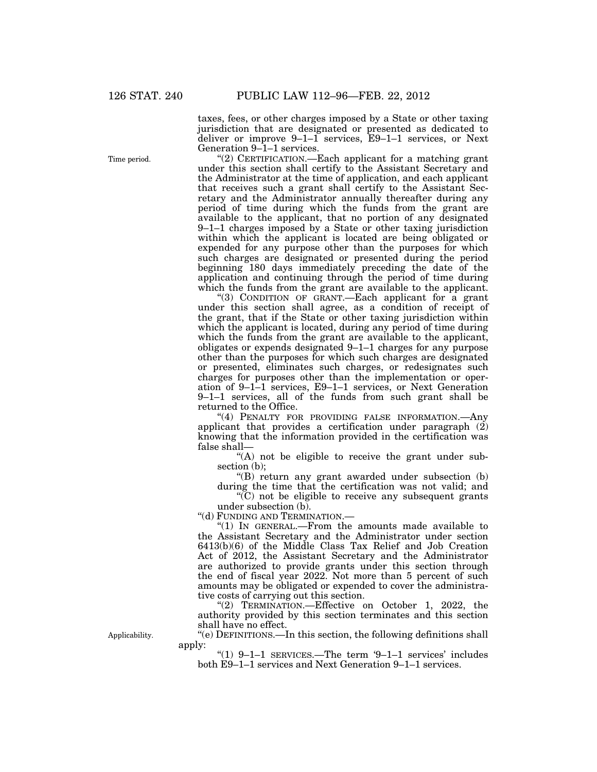taxes, fees, or other charges imposed by a State or other taxing jurisdiction that are designated or presented as dedicated to deliver or improve 9–1–1 services, E9–1–1 services, or Next Generation 9–1–1 services.

Time period.

"(2) CERTIFICATION.—Each applicant for a matching grant under this section shall certify to the Assistant Secretary and the Administrator at the time of application, and each applicant that receives such a grant shall certify to the Assistant Secretary and the Administrator annually thereafter during any period of time during which the funds from the grant are available to the applicant, that no portion of any designated 9–1–1 charges imposed by a State or other taxing jurisdiction within which the applicant is located are being obligated or expended for any purpose other than the purposes for which such charges are designated or presented during the period beginning 180 days immediately preceding the date of the application and continuing through the period of time during which the funds from the grant are available to the applicant.

"(3) CONDITION OF GRANT.—Each applicant for a grant under this section shall agree, as a condition of receipt of the grant, that if the State or other taxing jurisdiction within which the applicant is located, during any period of time during which the funds from the grant are available to the applicant, obligates or expends designated 9–1–1 charges for any purpose other than the purposes for which such charges are designated or presented, eliminates such charges, or redesignates such charges for purposes other than the implementation or operation of 9–1–1 services, E9–1–1 services, or Next Generation 9–1–1 services, all of the funds from such grant shall be returned to the Office.

"(4) PENALTY FOR PROVIDING FALSE INFORMATION.—Any applicant that provides a certification under paragraph (2) knowing that the information provided in the certification was false shall—

"(A) not be eligible to receive the grant under subsection (b);

"(B) return any grant awarded under subsection (b) during the time that the certification was not valid; and

"(C) not be eligible to receive any subsequent grants under subsection (b).

"(d) FUNDING AND TERMINATION.—

"(1) IN GENERAL.—From the amounts made available to the Assistant Secretary and the Administrator under section 6413(b)(6) of the Middle Class Tax Relief and Job Creation Act of 2012, the Assistant Secretary and the Administrator are authorized to provide grants under this section through the end of fiscal year 2022. Not more than 5 percent of such amounts may be obligated or expended to cover the administrative costs of carrying out this section.

"(2) TERMINATION.—Effective on October 1, 2022, the authority provided by this section terminates and this section shall have no effect.

Applicability.

"(e) DEFINITIONS.—In this section, the following definitions shall apply:

"(1) 9–1–1 SERVICES.—The term '9–1–1 services' includes both E9–1–1 services and Next Generation 9–1–1 services.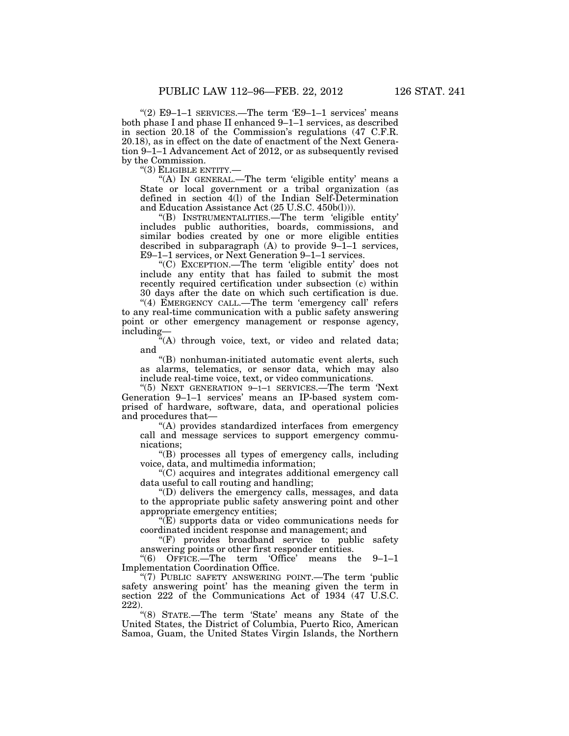“(2) E9–1–1 SERVICES.—The term ‘E9–1–1 services’ means both phase I and phase II enhanced 9–1–1 services, as described in section 20.18 of the Commission’s regulations (47 C.F.R. 20.18), as in effect on the date of enactment of the Next Generation 9–1–1 Advancement Act of 2012, or as subsequently revised by the Commission.

“(3) ELIGIBLE ENTITY.—

“(A) IN GENERAL.—The term ‘eligible entity’ means a State or local government or a tribal organization (as defined in section 4(l) of the Indian Self-Determination and Education Assistance Act (25 U.S.C. 450b(l))).

“(B) INSTRUMENTALITIES.—The term ‘eligible entity’ includes public authorities, boards, commissions, and similar bodies created by one or more eligible entities described in subparagraph (A) to provide 9–1–1 services, E9–1–1 services, or Next Generation 9–1–1 services.

“(C) EXCEPTION.—The term ‘eligible entity’ does not include any entity that has failed to submit the most recently required certification under subsection (c) within 30 days after the date on which such certification is due.

“(4) EMERGENCY CALL.—The term ‘emergency call’ refers to any real-time communication with a public safety answering point or other emergency management or response agency, including—

“(A) through voice, text, or video and related data; and

“(B) nonhuman-initiated automatic event alerts, such as alarms, telematics, or sensor data, which may also include real-time voice, text, or video communications.

“(5) NEXT GENERATION 9–1–1 SERVICES.—The term ‘Next Generation 9–1–1 services’ means an IP-based system comprised of hardware, software, data, and operational policies and procedures that—

“(A) provides standardized interfaces from emergency call and message services to support emergency communications;

“(B) processes all types of emergency calls, including voice, data, and multimedia information;

“(C) acquires and integrates additional emergency call data useful to call routing and handling;

“(D) delivers the emergency calls, messages, and data to the appropriate public safety answering point and other appropriate emergency entities;

“(E) supports data or video communications needs for coordinated incident response and management; and

“(F) provides broadband service to public safety answering points or other first responder entities.

“(6) OFFICE.—The term ‘Office’ means the 9–1–1 Implementation Coordination Office.

“(7) PUBLIC SAFETY ANSWERING POINT.—The term ‘public safety answering point’ has the meaning given the term in section 222 of the Communications Act of 1934 (47 U.S.C. 222).

“(8) STATE.—The term ‘State’ means any State of the United States, the District of Columbia, Puerto Rico, American Samoa, Guam, the United States Virgin Islands, the Northern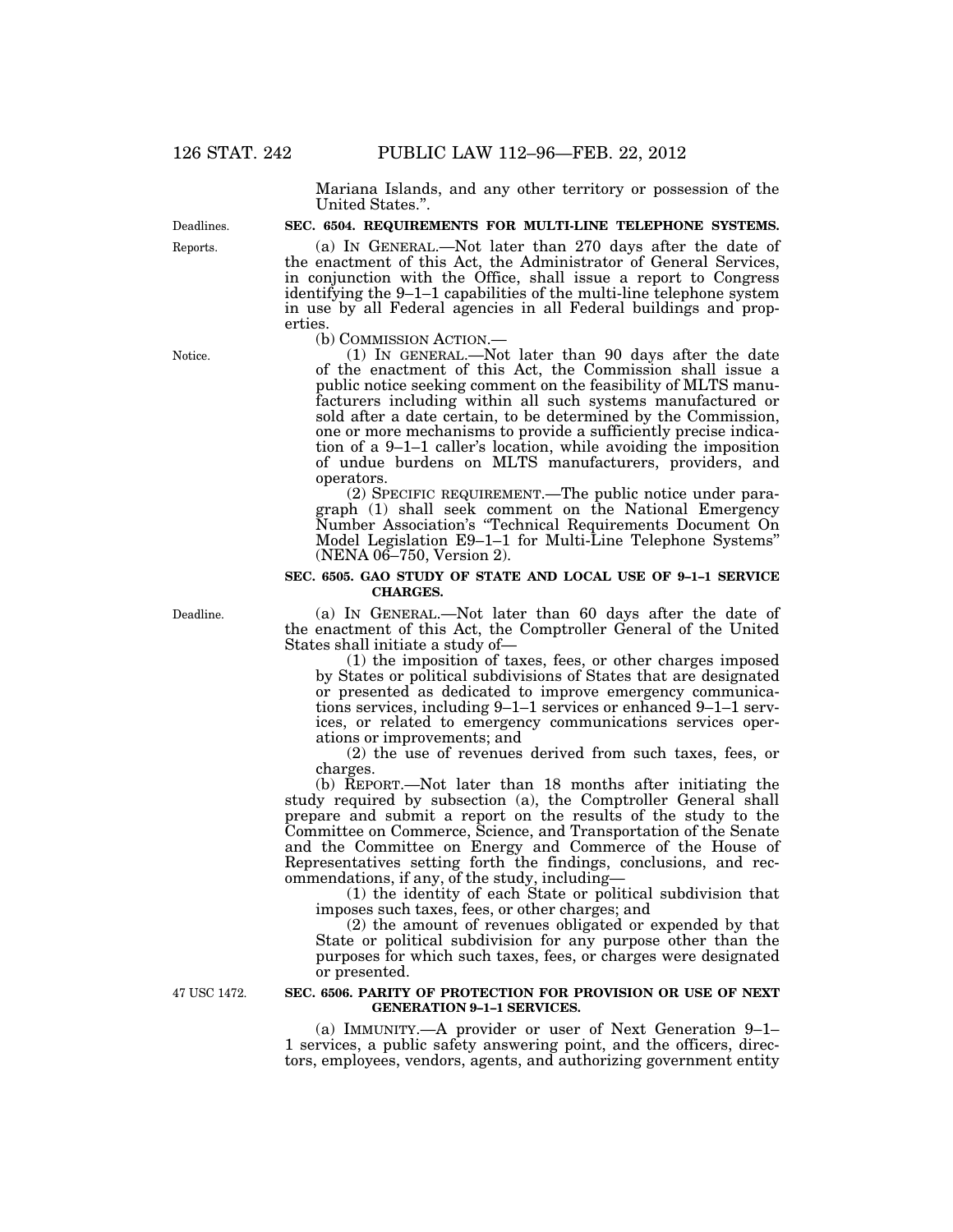Mariana Islands, and any other territory or possession of the United States.".

Deadlines.

Reports.

**SEC. 6504. REQUIREMENTS FOR MULTI-LINE TELEPHONE SYSTEMS.**

(a) IN GENERAL.—Not later than 270 days after the date of the enactment of this Act, the Administrator of General Services, in conjunction with the Office, shall issue a report to Congress identifying the 9–1–1 capabilities of the multi-line telephone system in use by all Federal agencies in all Federal buildings and properties.

(b) COMMISSION ACTION.—

Notice.

(1) IN GENERAL.—Not later than 90 days after the date of the enactment of this Act, the Commission shall issue a public notice seeking comment on the feasibility of MLTS manufacturers including within all such systems manufactured or sold after a date certain, to be determined by the Commission, one or more mechanisms to provide a sufficiently precise indication of a 9–1–1 caller's location, while avoiding the imposition of undue burdens on MLTS manufacturers, providers, and operators.

(2) SPECIFIC REQUIREMENT.—The public notice under paragraph (1) shall seek comment on the National Emergency Number Association's "Technical Requirements Document On Model Legislation E9–1–1 for Multi-Line Telephone Systems" (NENA 06–750, Version 2).

**SEC. 6505. GAO STUDY OF STATE AND LOCAL USE OF 9–1–1 SERVICE CHARGES.**

Deadline.

(a) IN GENERAL.—Not later than 60 days after the date of the enactment of this Act, the Comptroller General of the United States shall initiate a study of—

(1) the imposition of taxes, fees, or other charges imposed by States or political subdivisions of States that are designated or presented as dedicated to improve emergency communications services, including 9–1–1 services or enhanced 9–1–1 services, or related to emergency communications services operations or improvements; and

(2) the use of revenues derived from such taxes, fees, or charges.

(b) REPORT.—Not later than 18 months after initiating the study required by subsection (a), the Comptroller General shall prepare and submit a report on the results of the study to the Committee on Commerce, Science, and Transportation of the Senate and the Committee on Energy and Commerce of the House of Representatives setting forth the findings, conclusions, and recommendations, if any, of the study, including—

(1) the identity of each State or political subdivision that imposes such taxes, fees, or other charges; and

(2) the amount of revenues obligated or expended by that State or political subdivision for any purpose other than the purposes for which such taxes, fees, or charges were designated or presented.

47 USC 1472.

**SEC. 6506. PARITY OF PROTECTION FOR PROVISION OR USE OF NEXT GENERATION 9–1–1 SERVICES.**

(a) IMMUNITY.—A provider or user of Next Generation 9–1–1 services, a public safety answering point, and the officers, directors, employees, vendors, agents, and authorizing government entity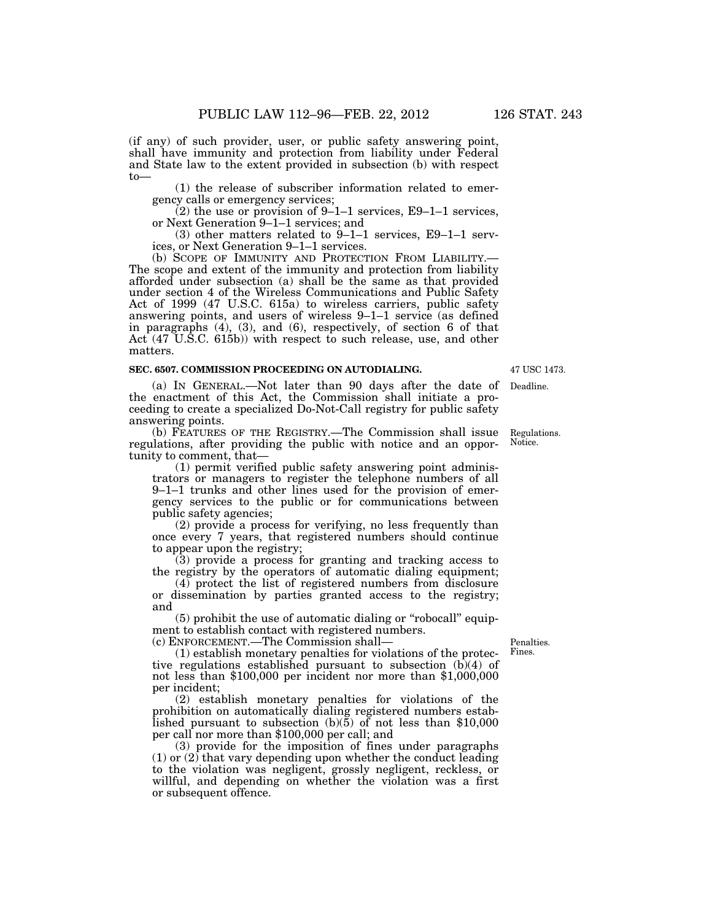(if any) of such provider, user, or public safety answering point, shall have immunity and protection from liability under Federal and State law to the extent provided in subsection (b) with respect to—

(1) the release of subscriber information related to emergency calls or emergency services;

(2) the use or provision of 9–1–1 services, E9–1–1 services, or Next Generation 9–1–1 services; and

(3) other matters related to 9–1–1 services, E9–1–1 services, or Next Generation 9–1–1 services.

(b) SCOPE OF IMMUNITY AND PROTECTION FROM LIABILITY.—The scope and extent of the immunity and protection from liability afforded under subsection (a) shall be the same as that provided under section 4 of the Wireless Communications and Public Safety Act of 1999 (47 U.S.C. 615a) to wireless carriers, public safety answering points, and users of wireless 9–1–1 service (as defined in paragraphs (4), (3), and (6), respectively, of section 6 of that Act (47 U.S.C. 615b)) with respect to such release, use, and other matters.

### SEC. 6507. COMMISSION PROCEEDING ON AUTODIALING.

47 USC 1473.

Deadline.

(a) IN GENERAL.—Not later than 90 days after the date of the enactment of this Act, the Commission shall initiate a proceeding to create a specialized Do-Not-Call registry for public safety answering points.

Regulations. Notice.

(b) FEATURES OF THE REGISTRY.—The Commission shall issue regulations, after providing the public with notice and an opportunity to comment, that—

(1) permit verified public safety answering point administrators or managers to register the telephone numbers of all 9–1–1 trunks and other lines used for the provision of emergency services to the public or for communications between public safety agencies;

(2) provide a process for verifying, no less frequently than once every 7 years, that registered numbers should continue to appear upon the registry;

(3) provide a process for granting and tracking access to the registry by the operators of automatic dialing equipment;

(4) protect the list of registered numbers from disclosure or dissemination by parties granted access to the registry; and

(5) prohibit the use of automatic dialing or "robocall" equipment to establish contact with registered numbers.

Penalties. Fines.

(c) ENFORCEMENT.—The Commission shall—

(1) establish monetary penalties for violations of the protective regulations established pursuant to subsection (b)(4) of not less than $100,000 per incident nor more than $1,000,000 per incident;

(2) establish monetary penalties for violations of the prohibition on automatically dialing registered numbers established pursuant to subsection (b)(5) of not less than $10,000 per call nor more than $100,000 per call; and

(3) provide for the imposition of fines under paragraphs (1) or (2) that vary depending upon whether the conduct leading to the violation was negligent, grossly negligent, reckless, or willful, and depending on whether the violation was a first or subsequent offence.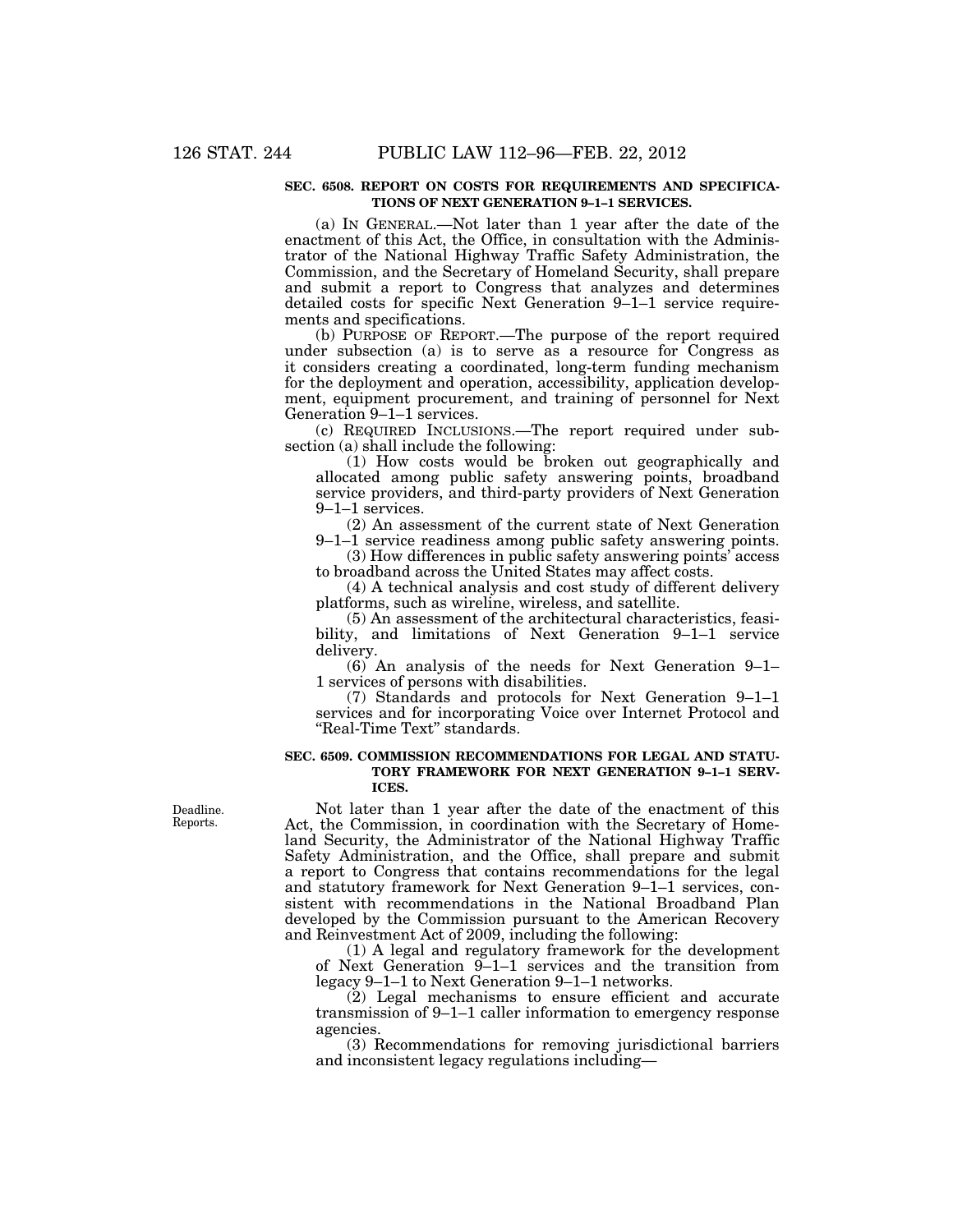**SEC. 6508. REPORT ON COSTS FOR REQUIREMENTS AND SPECIFICATIONS OF NEXT GENERATION 9–1–1 SERVICES.**

(a) IN GENERAL.—Not later than 1 year after the date of the enactment of this Act, the Office, in consultation with the Administrator of the National Highway Traffic Safety Administration, the Commission, and the Secretary of Homeland Security, shall prepare and submit a report to Congress that analyzes and determines detailed costs for specific Next Generation 9–1–1 service requirements and specifications.

(b) PURPOSE OF REPORT.—The purpose of the report required under subsection (a) is to serve as a resource for Congress as it considers creating a coordinated, long-term funding mechanism for the deployment and operation, accessibility, application development, equipment procurement, and training of personnel for Next Generation 9–1–1 services.

(c) REQUIRED INCLUSIONS.—The report required under subsection (a) shall include the following:

(1) How costs would be broken out geographically and allocated among public safety answering points, broadband service providers, and third-party providers of Next Generation 9–1–1 services.

(2) An assessment of the current state of Next Generation 9–1–1 service readiness among public safety answering points.

(3) How differences in public safety answering points' access to broadband across the United States may affect costs.

(4) A technical analysis and cost study of different delivery platforms, such as wireline, wireless, and satellite.

(5) An assessment of the architectural characteristics, feasibility, and limitations of Next Generation 9–1–1 service delivery.

(6) An analysis of the needs for Next Generation 9–1–1 services of persons with disabilities.

(7) Standards and protocols for Next Generation 9–1–1 services and for incorporating Voice over Internet Protocol and "Real-Time Text" standards.

**SEC. 6509. COMMISSION RECOMMENDATIONS FOR LEGAL AND STATUTORY FRAMEWORK FOR NEXT GENERATION 9–1–1 SERVICES.**

Deadline. Reports.

Not later than 1 year after the date of the enactment of this Act, the Commission, in coordination with the Secretary of Homeland Security, the Administrator of the National Highway Traffic Safety Administration, and the Office, shall prepare and submit a report to Congress that contains recommendations for the legal and statutory framework for Next Generation 9–1–1 services, consistent with recommendations in the National Broadband Plan developed by the Commission pursuant to the American Recovery and Reinvestment Act of 2009, including the following:

(1) A legal and regulatory framework for the development of Next Generation 9–1–1 services and the transition from legacy 9–1–1 to Next Generation 9–1–1 networks.

(2) Legal mechanisms to ensure efficient and accurate transmission of 9–1–1 caller information to emergency response agencies.

(3) Recommendations for removing jurisdictional barriers and inconsistent legacy regulations including—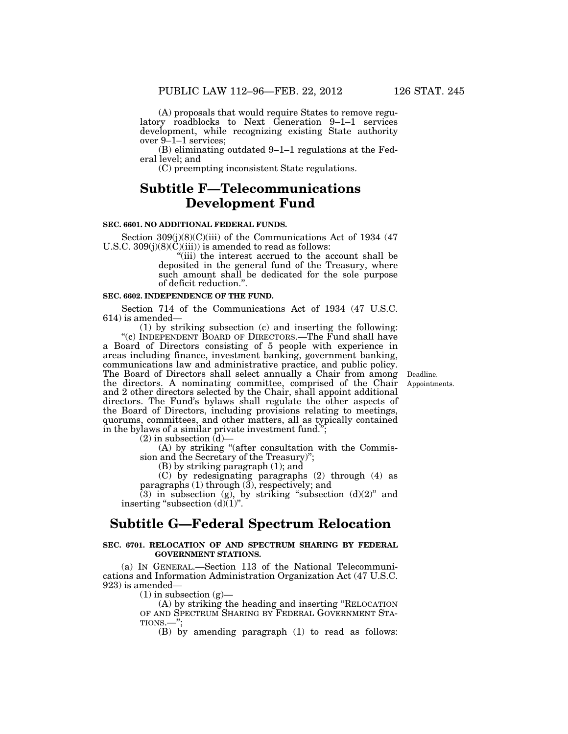(A) proposals that would require States to remove regulatory roadblocks to Next Generation 9–1–1 services development, while recognizing existing State authority over 9–1–1 services;

(B) eliminating outdated 9–1–1 regulations at the Federal level; and

(C) preempting inconsistent State regulations.

## Subtitle F—Telecommunications Development Fund

### SEC. 6601. NO ADDITIONAL FEDERAL FUNDS.

Section 309(j)(8)(C)(iii) of the Communications Act of 1934 (47 U.S.C. 309(j)(8)(C)(iii)) is amended to read as follows:

"(iii) the interest accrued to the account shall be deposited in the general fund of the Treasury, where such amount shall be dedicated for the sole purpose of deficit reduction.".

### SEC. 6602. INDEPENDENCE OF THE FUND.

Section 714 of the Communications Act of 1934 (47 U.S.C. 614) is amended—

(1) by striking subsection (c) and inserting the following:

"(c) INDEPENDENT BOARD OF DIRECTORS.—The Fund shall have a Board of Directors consisting of 5 people with experience in areas including finance, investment banking, government banking, communications law and administrative practice, and public policy. The Board of Directors shall select annually a Chair from among the directors. A nominating committee, comprised of the Chair and 2 other directors selected by the Chair, shall appoint additional directors. The Fund's bylaws shall regulate the other aspects of the Board of Directors, including provisions relating to meetings, quorums, committees, and other matters, all as typically contained in the bylaws of a similar private investment fund.";

Deadline.
Appointments.

(2) in subsection (d)—

(A) by striking "(after consultation with the Commission and the Secretary of the Treasury)";

(B) by striking paragraph (1); and

(C) by redesignating paragraphs (2) through (4) as paragraphs (1) through (3), respectively; and

(3) in subsection (g), by striking "subsection (d)(2)" and inserting "subsection (d)(1)".

## Subtitle G—Federal Spectrum Relocation

### SEC. 6701. RELOCATION OF AND SPECTRUM SHARING BY FEDERAL GOVERNMENT STATIONS.

(a) IN GENERAL.—Section 113 of the National Telecommunications and Information Administration Organization Act (47 U.S.C. 923) is amended—

(1) in subsection (g)—

(A) by striking the heading and inserting "RELOCATION OF AND SPECTRUM SHARING BY FEDERAL GOVERNMENT STATIONS.—";

(B) by amending paragraph (1) to read as follows: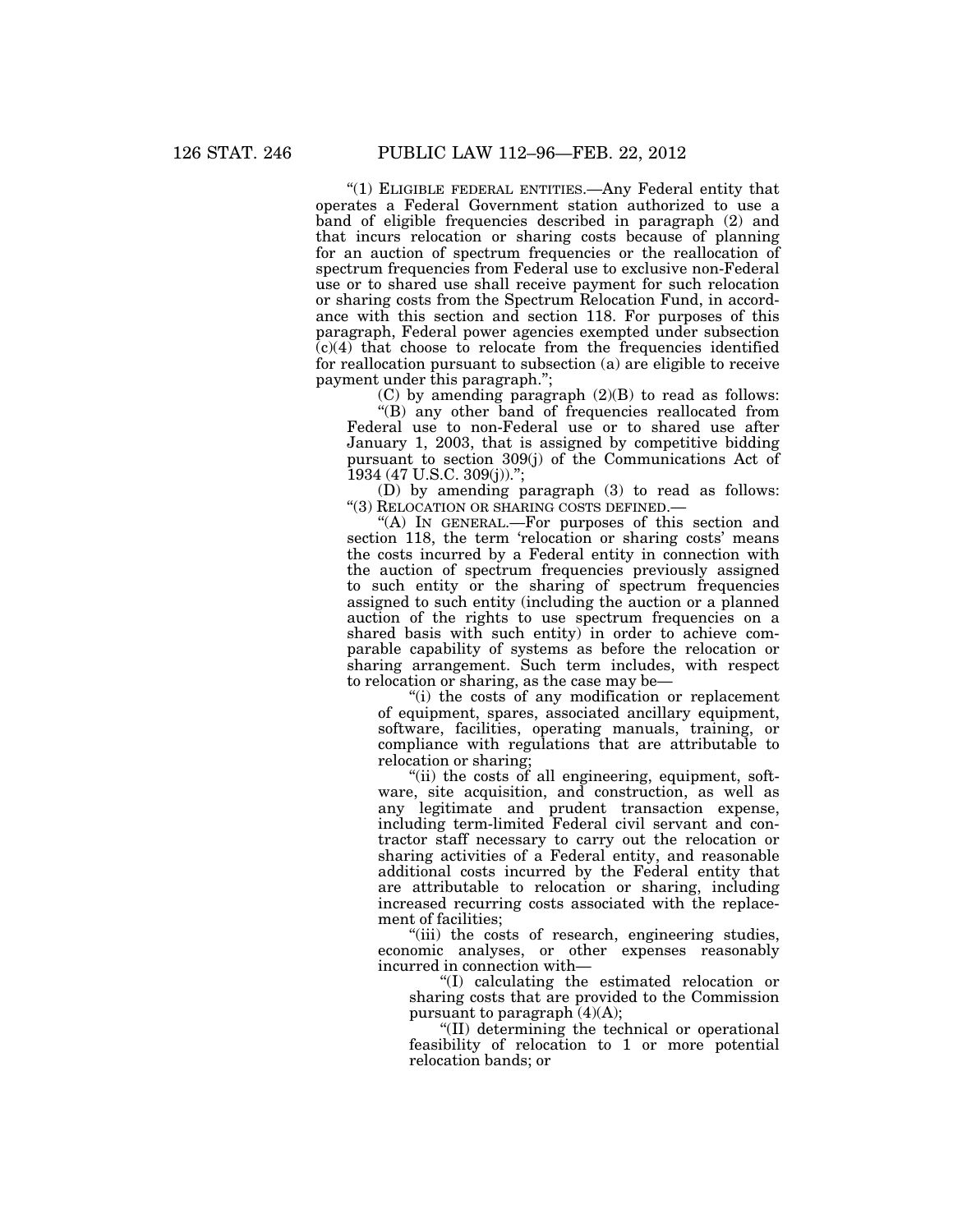"(1) ELIGIBLE FEDERAL ENTITIES.—Any Federal entity that operates a Federal Government station authorized to use a band of eligible frequencies described in paragraph (2) and that incurs relocation or sharing costs because of planning for an auction of spectrum frequencies or the reallocation of spectrum frequencies from Federal use to exclusive non-Federal use or to shared use shall receive payment for such relocation or sharing costs from the Spectrum Relocation Fund, in accordance with this section and section 118. For purposes of this paragraph, Federal power agencies exempted under subsection (c)(4) that choose to relocate from the frequencies identified for reallocation pursuant to subsection (a) are eligible to receive payment under this paragraph.";

(C) by amending paragraph (2)(B) to read as follows:

"(B) any other band of frequencies reallocated from Federal use to non-Federal use or to shared use after January 1, 2003, that is assigned by competitive bidding pursuant to section 309(j) of the Communications Act of 1934 (47 U.S.C. 309(j)).";

(D) by amending paragraph (3) to read as follows:

"(3) RELOCATION OR SHARING COSTS DEFINED.—

"(A) IN GENERAL.—For purposes of this section and section 118, the term 'relocation or sharing costs' means the costs incurred by a Federal entity in connection with the auction of spectrum frequencies previously assigned to such entity or the sharing of spectrum frequencies assigned to such entity (including the auction or a planned auction of the rights to use spectrum frequencies on a shared basis with such entity) in order to achieve comparable capability of systems as before the relocation or sharing arrangement. Such term includes, with respect to relocation or sharing, as the case may be—

"(i) the costs of any modification or replacement of equipment, spares, associated ancillary equipment, software, facilities, operating manuals, training, or compliance with regulations that are attributable to relocation or sharing;

"(ii) the costs of all engineering, equipment, software, site acquisition, and construction, as well as any legitimate and prudent transaction expense, including term-limited Federal civil servant and contractor staff necessary to carry out the relocation or sharing activities of a Federal entity, and reasonable additional costs incurred by the Federal entity that are attributable to relocation or sharing, including increased recurring costs associated with the replacement of facilities;

"(iii) the costs of research, engineering studies, economic analyses, or other expenses reasonably incurred in connection with—

"(I) calculating the estimated relocation or sharing costs that are provided to the Commission pursuant to paragraph (4)(A);

"(II) determining the technical or operational feasibility of relocation to 1 or more potential relocation bands; or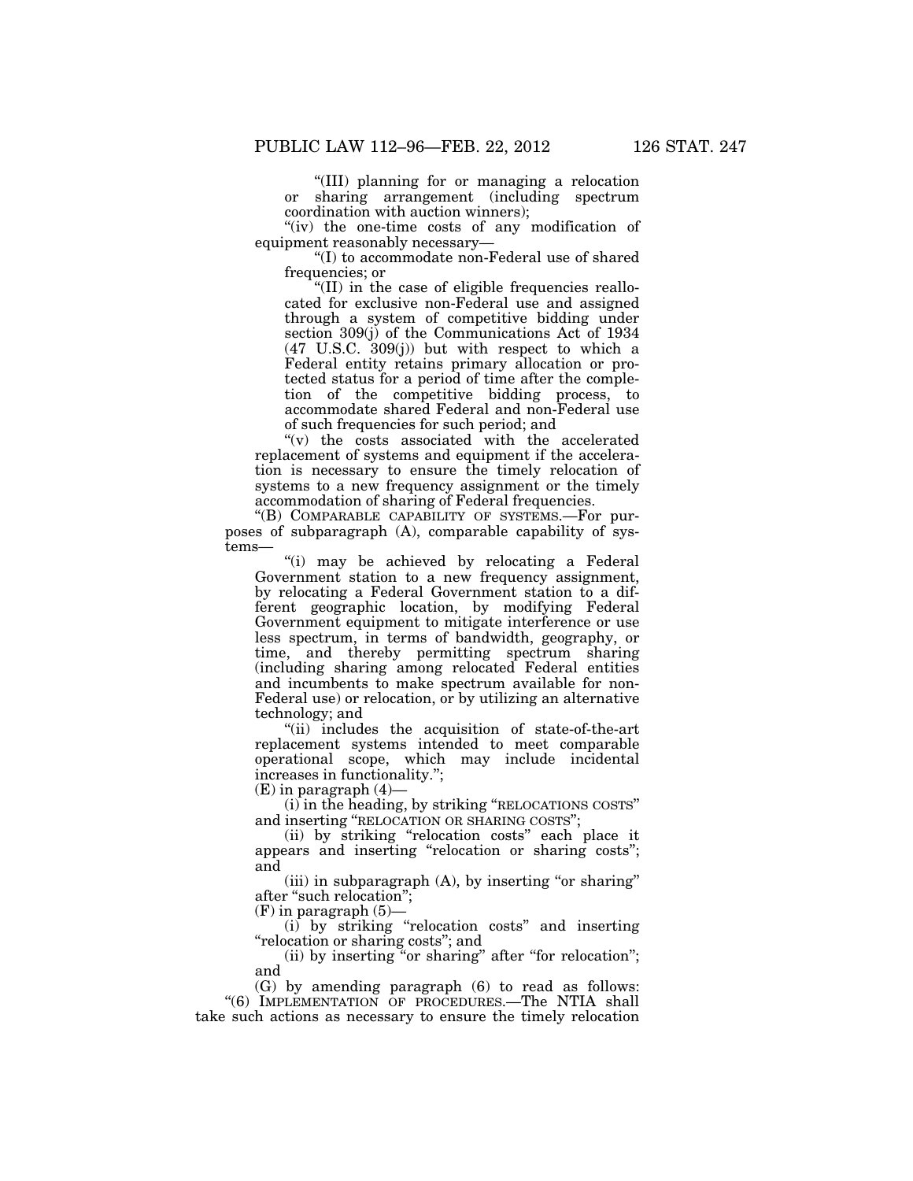"(III) planning for or managing a relocation or sharing arrangement (including spectrum coordination with auction winners);

"(iv) the one-time costs of any modification of equipment reasonably necessary—

"(I) to accommodate non-Federal use of shared frequencies; or

"(II) in the case of eligible frequencies reallocated for exclusive non-Federal use and assigned through a system of competitive bidding under section 309(j) of the Communications Act of 1934 (47 U.S.C. 309(j)) but with respect to which a Federal entity retains primary allocation or protected status for a period of time after the completion of the competitive bidding process, to accommodate shared Federal and non-Federal use of such frequencies for such period; and

"(v) the costs associated with the accelerated replacement of systems and equipment if the acceleration is necessary to ensure the timely relocation of systems to a new frequency assignment or the timely accommodation of sharing of Federal frequencies.

"(B) COMPARABLE CAPABILITY OF SYSTEMS.—For purposes of subparagraph (A), comparable capability of systems—

"(i) may be achieved by relocating a Federal Government station to a new frequency assignment, by relocating a Federal Government station to a different geographic location, by modifying Federal Government equipment to mitigate interference or use less spectrum, in terms of bandwidth, geography, or time, and thereby permitting spectrum sharing (including sharing among relocated Federal entities and incumbents to make spectrum available for non-Federal use) or relocation, or by utilizing an alternative technology; and

"(ii) includes the acquisition of state-of-the-art replacement systems intended to meet comparable operational scope, which may include incidental increases in functionality.";

(E) in paragraph (4)—

(i) in the heading, by striking "RELOCATIONS COSTS" and inserting "RELOCATION OR SHARING COSTS";

(ii) by striking "relocation costs" each place it appears and inserting "relocation or sharing costs"; and

(iii) in subparagraph (A), by inserting "or sharing" after "such relocation";

(F) in paragraph (5)—

(i) by striking "relocation costs" and inserting "relocation or sharing costs"; and

(ii) by inserting "or sharing" after "for relocation"; and

(G) by amending paragraph (6) to read as follows:

"(6) IMPLEMENTATION OF PROCEDURES.—The NTIA shall take such actions as necessary to ensure the timely relocation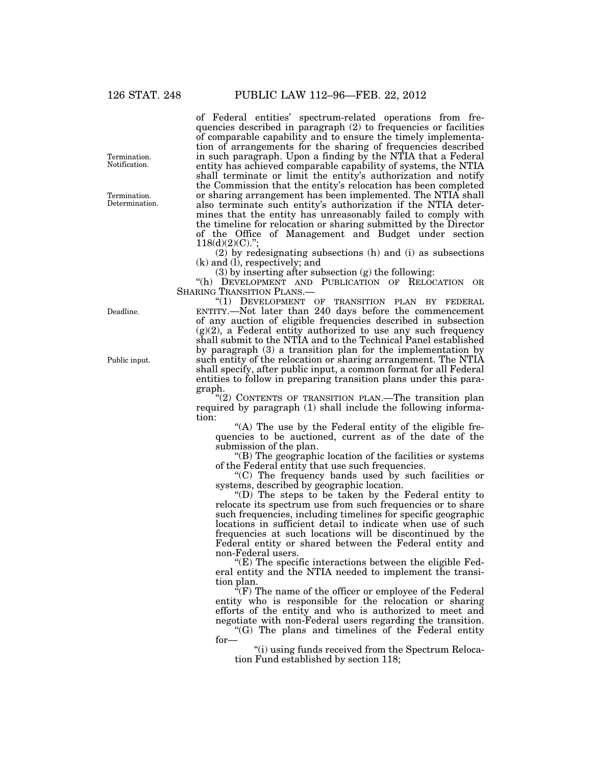of Federal entities' spectrum-related operations from frequencies described in paragraph (2) to frequencies or facilities of comparable capability and to ensure the timely implementation of arrangements for the sharing of frequencies described in such paragraph. Upon a finding by the NTIA that a Federal entity has achieved comparable capability of systems, the NTIA shall terminate or limit the entity's authorization and notify the Commission that the entity's relocation has been completed or sharing arrangement has been implemented. The NTIA shall also terminate such entity's authorization if the NTIA determines that the entity has unreasonably failed to comply with the timeline for relocation or sharing submitted by the Director of the Office of Management and Budget under section 118(d)(2)(C).";

Termination. Notification.

Termination. Determination.

(2) by redesignating subsections (h) and (i) as subsections (k) and (l), respectively; and

(3) by inserting after subsection (g) the following:

"(h) DEVELOPMENT AND PUBLICATION OF RELOCATION OR SHARING TRANSITION PLANS.—

"(1) DEVELOPMENT OF TRANSITION PLAN BY FEDERAL ENTITY.—Not later than 240 days before the commencement of any auction of eligible frequencies described in subsection (g)(2), a Federal entity authorized to use any such frequency shall submit to the NTIA and to the Technical Panel established by paragraph (3) a transition plan for the implementation by such entity of the relocation or sharing arrangement. The NTIA shall specify, after public input, a common format for all Federal entities to follow in preparing transition plans under this paragraph.

Deadline.

Public input.

"(2) CONTENTS OF TRANSITION PLAN.—The transition plan required by paragraph (1) shall include the following information:

"(A) The use by the Federal entity of the eligible frequencies to be auctioned, current as of the date of the submission of the plan.

"(B) The geographic location of the facilities or systems of the Federal entity that use such frequencies.

"(C) The frequency bands used by such facilities or systems, described by geographic location.

"(D) The steps to be taken by the Federal entity to relocate its spectrum use from such frequencies or to share such frequencies, including timelines for specific geographic locations in sufficient detail to indicate when use of such frequencies at such locations will be discontinued by the Federal entity or shared between the Federal entity and non-Federal users.

"(E) The specific interactions between the eligible Federal entity and the NTIA needed to implement the transition plan.

"(F) The name of the officer or employee of the Federal entity who is responsible for the relocation or sharing efforts of the entity and who is authorized to meet and negotiate with non-Federal users regarding the transition.

"(G) The plans and timelines of the Federal entity for—

"(i) using funds received from the Spectrum Relocation Fund established by section 118;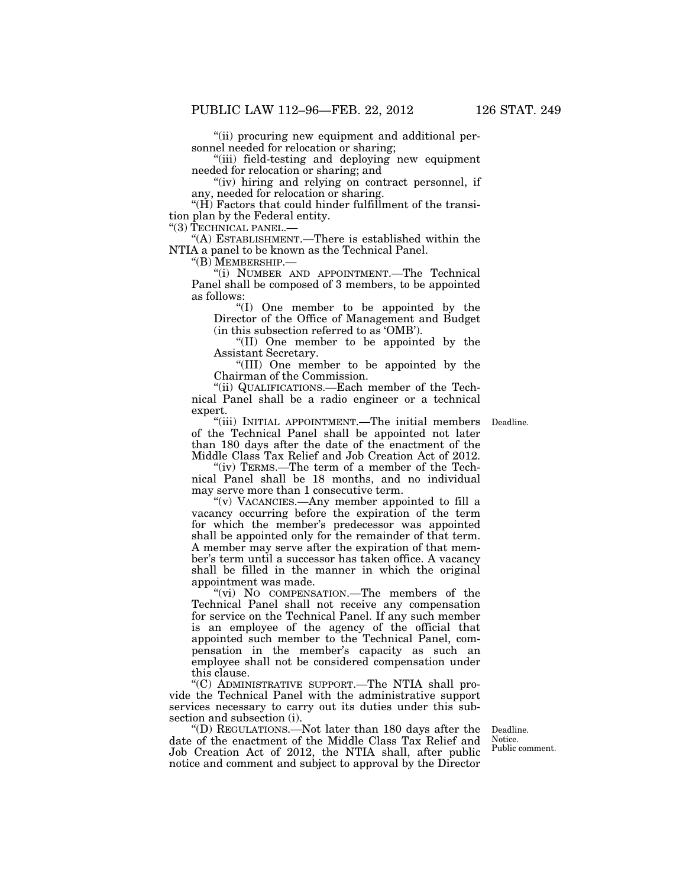"(ii) procuring new equipment and additional personnel needed for relocation or sharing;

"(iii) field-testing and deploying new equipment needed for relocation or sharing; and

"(iv) hiring and relying on contract personnel, if any, needed for relocation or sharing.

"(H) Factors that could hinder fulfillment of the transition plan by the Federal entity.

"(3) TECHNICAL PANEL.—

"(A) ESTABLISHMENT.—There is established within the NTIA a panel to be known as the Technical Panel.

"(B) MEMBERSHIP.—

"(i) NUMBER AND APPOINTMENT.—The Technical Panel shall be composed of 3 members, to be appointed as follows:

"(I) One member to be appointed by the Director of the Office of Management and Budget (in this subsection referred to as 'OMB').

"(II) One member to be appointed by the Assistant Secretary.

"(III) One member to be appointed by the Chairman of the Commission.

"(ii) QUALIFICATIONS.—Each member of the Technical Panel shall be a radio engineer or a technical expert.

Deadline.

"(iii) INITIAL APPOINTMENT.—The initial members of the Technical Panel shall be appointed not later than 180 days after the date of the enactment of the Middle Class Tax Relief and Job Creation Act of 2012.

"(iv) TERMS.—The term of a member of the Technical Panel shall be 18 months, and no individual may serve more than 1 consecutive term.

"(v) VACANCIES.—Any member appointed to fill a vacancy occurring before the expiration of the term for which the member's predecessor was appointed shall be appointed only for the remainder of that term. A member may serve after the expiration of that member's term until a successor has taken office. A vacancy shall be filled in the manner in which the original appointment was made.

"(vi) NO COMPENSATION.—The members of the Technical Panel shall not receive any compensation for service on the Technical Panel. If any such member is an employee of the agency of the official that appointed such member to the Technical Panel, compensation in the member's capacity as such an employee shall not be considered compensation under this clause.

"(C) ADMINISTRATIVE SUPPORT.—The NTIA shall provide the Technical Panel with the administrative support services necessary to carry out its duties under this subsection and subsection (i).

Deadline.
Notice.
Public comment.

"(D) REGULATIONS.—Not later than 180 days after the date of the enactment of the Middle Class Tax Relief and Job Creation Act of 2012, the NTIA shall, after public notice and comment and subject to approval by the Director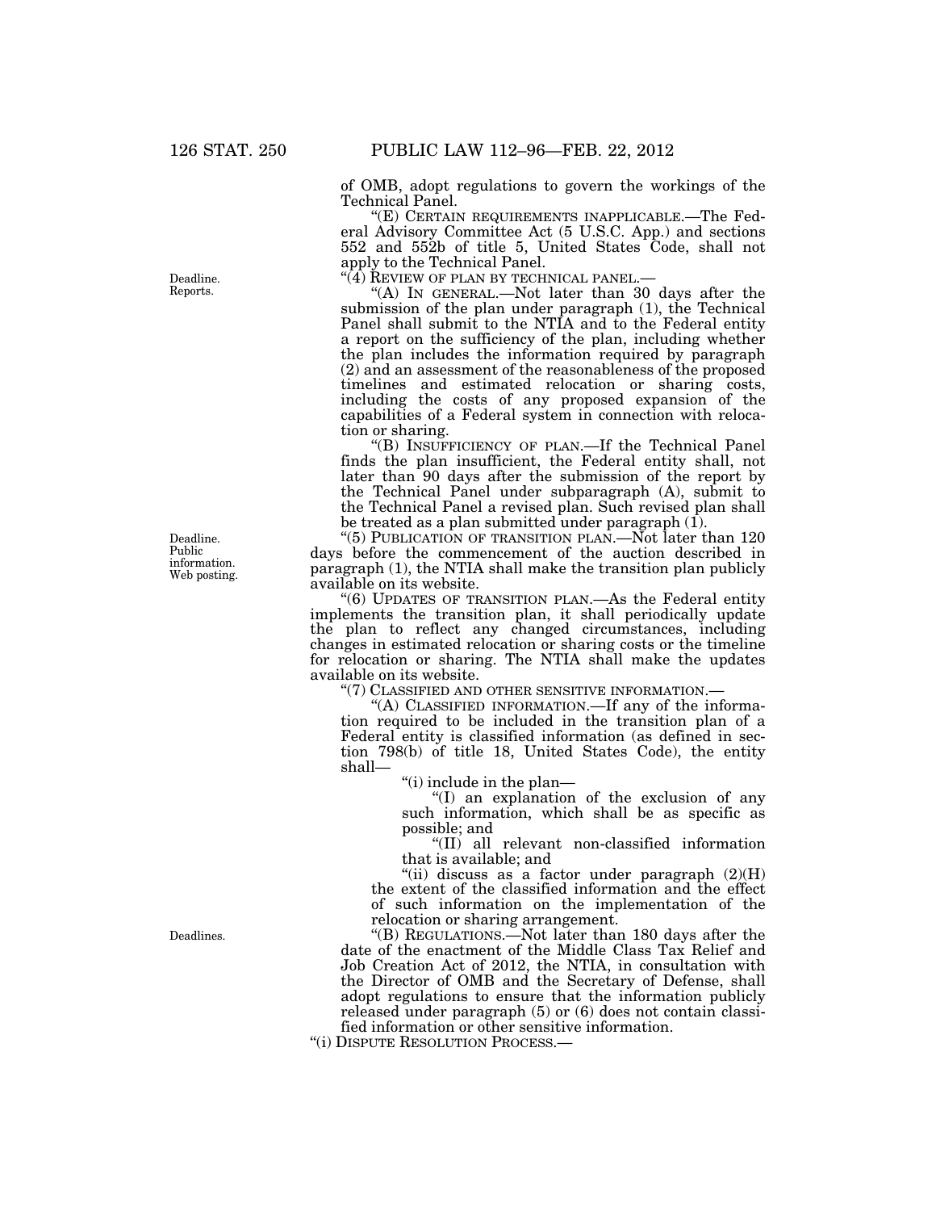of OMB, adopt regulations to govern the workings of the Technical Panel.

"(E) CERTAIN REQUIREMENTS INAPPLICABLE.—The Federal Advisory Committee Act (5 U.S.C. App.) and sections 552 and 552b of title 5, United States Code, shall not apply to the Technical Panel.

"(4) REVIEW OF PLAN BY TECHNICAL PANEL.—

Deadline. Reports.

"(A) IN GENERAL.—Not later than 30 days after the submission of the plan under paragraph (1), the Technical Panel shall submit to the NTIA and to the Federal entity a report on the sufficiency of the plan, including whether the plan includes the information required by paragraph (2) and an assessment of the reasonableness of the proposed timelines and estimated relocation or sharing costs, including the costs of any proposed expansion of the capabilities of a Federal system in connection with relocation or sharing.

"(B) INSUFFICIENCY OF PLAN.—If the Technical Panel finds the plan insufficient, the Federal entity shall, not later than 90 days after the submission of the report by the Technical Panel under subparagraph (A), submit to the Technical Panel a revised plan. Such revised plan shall be treated as a plan submitted under paragraph (1).

Deadline. Public information. Web posting.

"(5) PUBLICATION OF TRANSITION PLAN.—Not later than 120 days before the commencement of the auction described in paragraph (1), the NTIA shall make the transition plan publicly available on its website.

"(6) UPDATES OF TRANSITION PLAN.—As the Federal entity implements the transition plan, it shall periodically update the plan to reflect any changed circumstances, including changes in estimated relocation or sharing costs or the timeline for relocation or sharing. The NTIA shall make the updates available on its website.

"(7) CLASSIFIED AND OTHER SENSITIVE INFORMATION.—

"(A) CLASSIFIED INFORMATION.—If any of the information required to be included in the transition plan of a Federal entity is classified information (as defined in section 798(b) of title 18, United States Code), the entity shall—

"(i) include in the plan—

"(I) an explanation of the exclusion of any such information, which shall be as specific as possible; and

"(II) all relevant non-classified information that is available; and

"(ii) discuss as a factor under paragraph (2)(H) the extent of the classified information and the effect of such information on the implementation of the relocation or sharing arrangement.

Deadlines.

"(B) REGULATIONS.—Not later than 180 days after the date of the enactment of the Middle Class Tax Relief and Job Creation Act of 2012, the NTIA, in consultation with the Director of OMB and the Secretary of Defense, shall adopt regulations to ensure that the information publicly released under paragraph (5) or (6) does not contain classified information or other sensitive information.

"(i) DISPUTE RESOLUTION PROCESS.—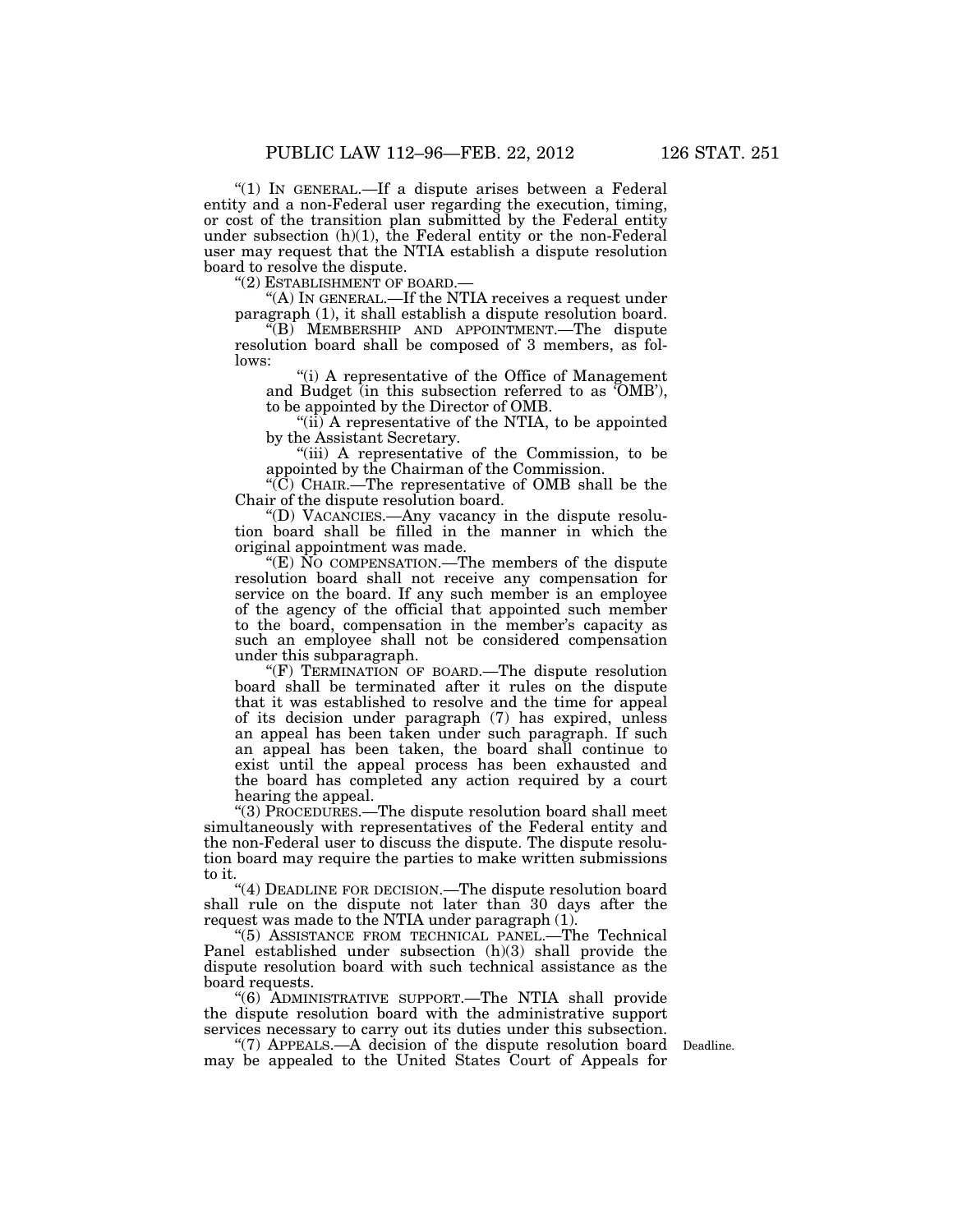"(1) IN GENERAL.—If a dispute arises between a Federal entity and a non-Federal user regarding the execution, timing, or cost of the transition plan submitted by the Federal entity under subsection (h)(1), the Federal entity or the non-Federal user may request that the NTIA establish a dispute resolution board to resolve the dispute.

"(2) ESTABLISHMENT OF BOARD.—

"(A) IN GENERAL.—If the NTIA receives a request under paragraph (1), it shall establish a dispute resolution board.

"(B) MEMBERSHIP AND APPOINTMENT.—The dispute resolution board shall be composed of 3 members, as follows:

"(i) A representative of the Office of Management and Budget (in this subsection referred to as 'OMB'), to be appointed by the Director of OMB.

"(ii) A representative of the NTIA, to be appointed by the Assistant Secretary.

"(iii) A representative of the Commission, to be appointed by the Chairman of the Commission.

"(C) CHAIR.—The representative of OMB shall be the Chair of the dispute resolution board.

"(D) VACANCIES.—Any vacancy in the dispute resolution board shall be filled in the manner in which the original appointment was made.

"(E) NO COMPENSATION.—The members of the dispute resolution board shall not receive any compensation for service on the board. If any such member is an employee of the agency of the official that appointed such member to the board, compensation in the member's capacity as such an employee shall not be considered compensation under this subparagraph.

"(F) TERMINATION OF BOARD.—The dispute resolution board shall be terminated after it rules on the dispute that it was established to resolve and the time for appeal of its decision under paragraph (7) has expired, unless an appeal has been taken under such paragraph. If such an appeal has been taken, the board shall continue to exist until the appeal process has been exhausted and the board has completed any action required by a court hearing the appeal.

"(3) PROCEDURES.—The dispute resolution board shall meet simultaneously with representatives of the Federal entity and the non-Federal user to discuss the dispute. The dispute resolution board may require the parties to make written submissions to it.

"(4) DEADLINE FOR DECISION.—The dispute resolution board shall rule on the dispute not later than 30 days after the request was made to the NTIA under paragraph (1).

"(5) ASSISTANCE FROM TECHNICAL PANEL.—The Technical Panel established under subsection (h)(3) shall provide the dispute resolution board with such technical assistance as the board requests.

"(6) ADMINISTRATIVE SUPPORT.—The NTIA shall provide the dispute resolution board with the administrative support services necessary to carry out its duties under this subsection.

Deadline.

"(7) APPEALS.—A decision of the dispute resolution board may be appealed to the United States Court of Appeals for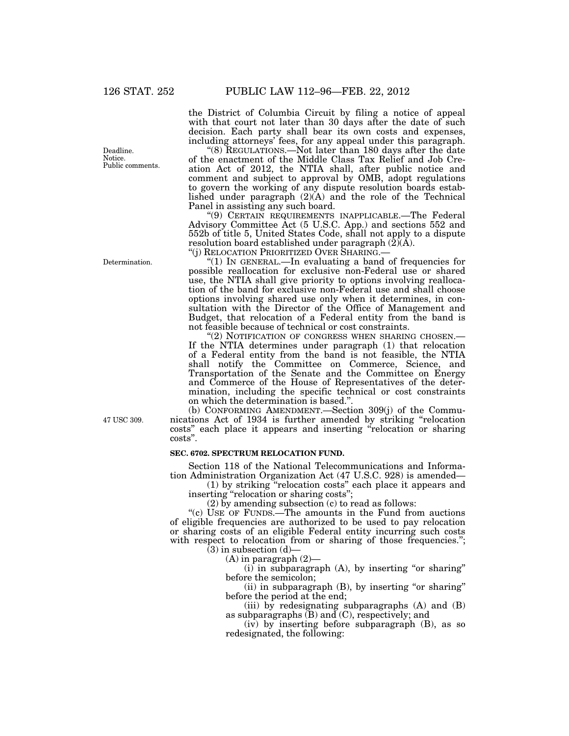the District of Columbia Circuit by filing a notice of appeal with that court not later than 30 days after the date of such decision. Each party shall bear its own costs and expenses, including attorneys' fees, for any appeal under this paragraph.

Deadline. Notice. Public comments.

"(8) REGULATIONS.—Not later than 180 days after the date of the enactment of the Middle Class Tax Relief and Job Creation Act of 2012, the NTIA shall, after public notice and comment and subject to approval by OMB, adopt regulations to govern the working of any dispute resolution boards established under paragraph (2)(A) and the role of the Technical Panel in assisting any such board.

"(9) CERTAIN REQUIREMENTS INAPPLICABLE.—The Federal Advisory Committee Act (5 U.S.C. App.) and sections 552 and 552b of title 5, United States Code, shall not apply to a dispute resolution board established under paragraph (2)(A).

"(j) RELOCATION PRIORITIZED OVER SHARING.—

Determination.

"(1) IN GENERAL.—In evaluating a band of frequencies for possible reallocation for exclusive non-Federal use or shared use, the NTIA shall give priority to options involving reallocation of the band for exclusive non-Federal use and shall choose options involving shared use only when it determines, in consultation with the Director of the Office of Management and Budget, that relocation of a Federal entity from the band is not feasible because of technical or cost constraints.

"(2) NOTIFICATION OF CONGRESS WHEN SHARING CHOSEN.—If the NTIA determines under paragraph (1) that relocation of a Federal entity from the band is not feasible, the NTIA shall notify the Committee on Commerce, Science, and Transportation of the Senate and the Committee on Energy and Commerce of the House of Representatives of the determination, including the specific technical or cost constraints on which the determination is based.".

47 USC 309.

(b) CONFORMING AMENDMENT.—Section 309(j) of the Communications Act of 1934 is further amended by striking "relocation costs" each place it appears and inserting "relocation or sharing costs".

**SEC. 6702. SPECTRUM RELOCATION FUND.**

Section 118 of the National Telecommunications and Information Administration Organization Act (47 U.S.C. 928) is amended—

(1) by striking "relocation costs" each place it appears and inserting "relocation or sharing costs";

(2) by amending subsection (c) to read as follows:

"(c) USE OF FUNDS.—The amounts in the Fund from auctions of eligible frequencies are authorized to be used to pay relocation or sharing costs of an eligible Federal entity incurring such costs with respect to relocation from or sharing of those frequencies.";

(3) in subsection (d)—

(A) in paragraph (2)—

(i) in subparagraph (A), by inserting "or sharing" before the semicolon;

(ii) in subparagraph (B), by inserting "or sharing" before the period at the end;

(iii) by redesignating subparagraphs (A) and (B) as subparagraphs (B) and (C), respectively; and

(iv) by inserting before subparagraph (B), as so redesignated, the following: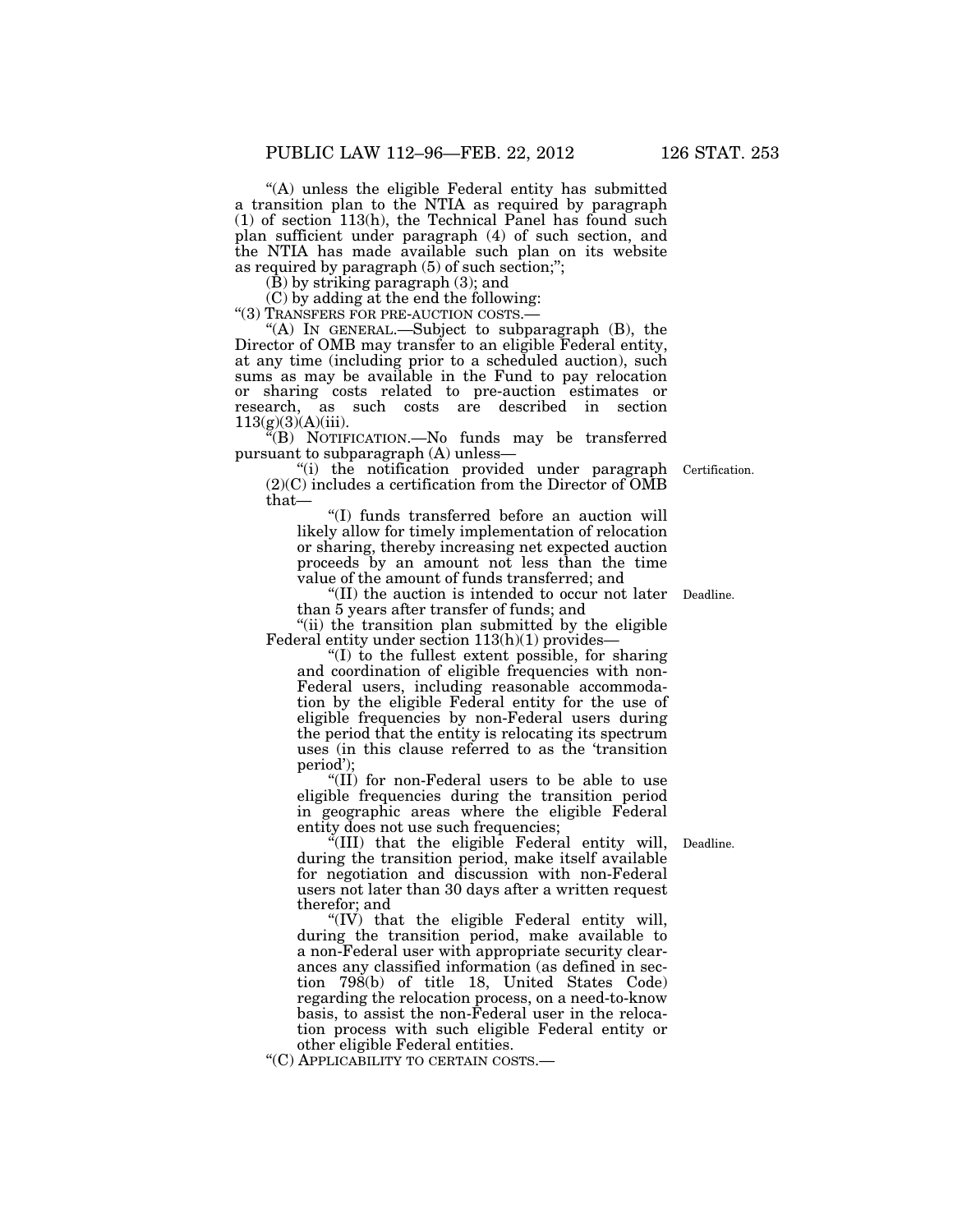"(A) unless the eligible Federal entity has submitted a transition plan to the NTIA as required by paragraph (1) of section 113(h), the Technical Panel has found such plan sufficient under paragraph (4) of such section, and the NTIA has made available such plan on its website as required by paragraph (5) of such section;";

(B) by striking paragraph (3); and

(C) by adding at the end the following:

"(3) TRANSFERS FOR PRE-AUCTION COSTS.—

"(A) IN GENERAL.—Subject to subparagraph (B), the Director of OMB may transfer to an eligible Federal entity, at any time (including prior to a scheduled auction), such sums as may be available in the Fund to pay relocation or sharing costs related to pre-auction estimates or research, as such costs are described in section 113(g)(3)(A)(iii).

"(B) NOTIFICATION.—No funds may be transferred pursuant to subparagraph (A) unless—

"(i) the notification provided under paragraph (2)(C) includes a certification from the Director of OMB that—

"(I) funds transferred before an auction will likely allow for timely implementation of relocation or sharing, thereby increasing net expected auction proceeds by an amount not less than the time value of the amount of funds transferred; and

"(II) the auction is intended to occur not later than 5 years after transfer of funds; and

"(ii) the transition plan submitted by the eligible Federal entity under section 113(h)(1) provides—

"(I) to the fullest extent possible, for sharing and coordination of eligible frequencies with non-Federal users, including reasonable accommodation by the eligible Federal entity for the use of eligible frequencies by non-Federal users during the period that the entity is relocating its spectrum uses (in this clause referred to as the 'transition period');

"(II) for non-Federal users to be able to use eligible frequencies during the transition period in geographic areas where the eligible Federal entity does not use such frequencies;

"(III) that the eligible Federal entity will, during the transition period, make itself available for negotiation and discussion with non-Federal users not later than 30 days after a written request therefor; and

"(IV) that the eligible Federal entity will, during the transition period, make available to a non-Federal user with appropriate security clearances any classified information (as defined in section 798(b) of title 18, United States Code) regarding the relocation process, on a need-to-know basis, to assist the non-Federal user in the relocation process with such eligible Federal entity or other eligible Federal entities.

"(C) APPLICABILITY TO CERTAIN COSTS.—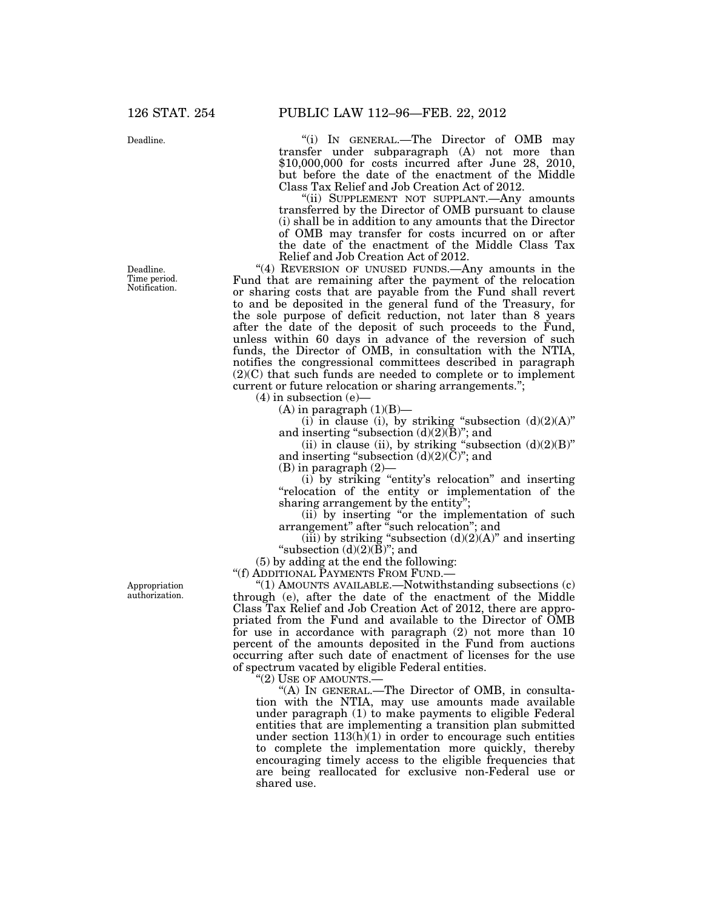"(i) IN GENERAL.—The Director of OMB may transfer under subparagraph (A) not more than $10,000,000 for costs incurred after June 28, 2010, but before the date of the enactment of the Middle Class Tax Relief and Job Creation Act of 2012.

"(ii) SUPPLEMENT NOT SUPPLANT.—Any amounts transferred by the Director of OMB pursuant to clause (i) shall be in addition to any amounts that the Director of OMB may transfer for costs incurred on or after the date of the enactment of the Middle Class Tax Relief and Job Creation Act of 2012.

"(4) REVERSION OF UNUSED FUNDS.—Any amounts in the Fund that are remaining after the payment of the relocation or sharing costs that are payable from the Fund shall revert to and be deposited in the general fund of the Treasury, for the sole purpose of deficit reduction, not later than 8 years after the date of the deposit of such proceeds to the Fund, unless within 60 days in advance of the reversion of such funds, the Director of OMB, in consultation with the NTIA, notifies the congressional committees described in paragraph (2)(C) that such funds are needed to complete or to implement current or future relocation or sharing arrangements.";

(4) in subsection (e)—

(A) in paragraph (1)(B)—

(i) in clause (i), by striking "subsection (d)(2)(A)" and inserting "subsection (d)(2)(B)"; and

(ii) in clause (ii), by striking "subsection (d)(2)(B)" and inserting "subsection (d)(2)(C)"; and

(B) in paragraph (2)—

(i) by striking "entity's relocation" and inserting "relocation of the entity or implementation of the sharing arrangement by the entity";

(ii) by inserting "or the implementation of such arrangement" after "such relocation"; and

(iii) by striking "subsection (d)(2)(A)" and inserting "subsection (d)(2)(B)"; and

(5) by adding at the end the following:

"(f) ADDITIONAL PAYMENTS FROM FUND.—

"(1) AMOUNTS AVAILABLE.—Notwithstanding subsections (c) through (e), after the date of the enactment of the Middle Class Tax Relief and Job Creation Act of 2012, there are appropriated from the Fund and available to the Director of OMB for use in accordance with paragraph (2) not more than 10 percent of the amounts deposited in the Fund from auctions occurring after such date of enactment of licenses for the use of spectrum vacated by eligible Federal entities.

"(2) USE OF AMOUNTS.—

"(A) IN GENERAL.—The Director of OMB, in consultation with the NTIA, may use amounts made available under paragraph (1) to make payments to eligible Federal entities that are implementing a transition plan submitted under section 113(h)(1) in order to encourage such entities to complete the implementation more quickly, thereby encouraging timely access to the eligible frequencies that are being reallocated for exclusive non-Federal use or shared use.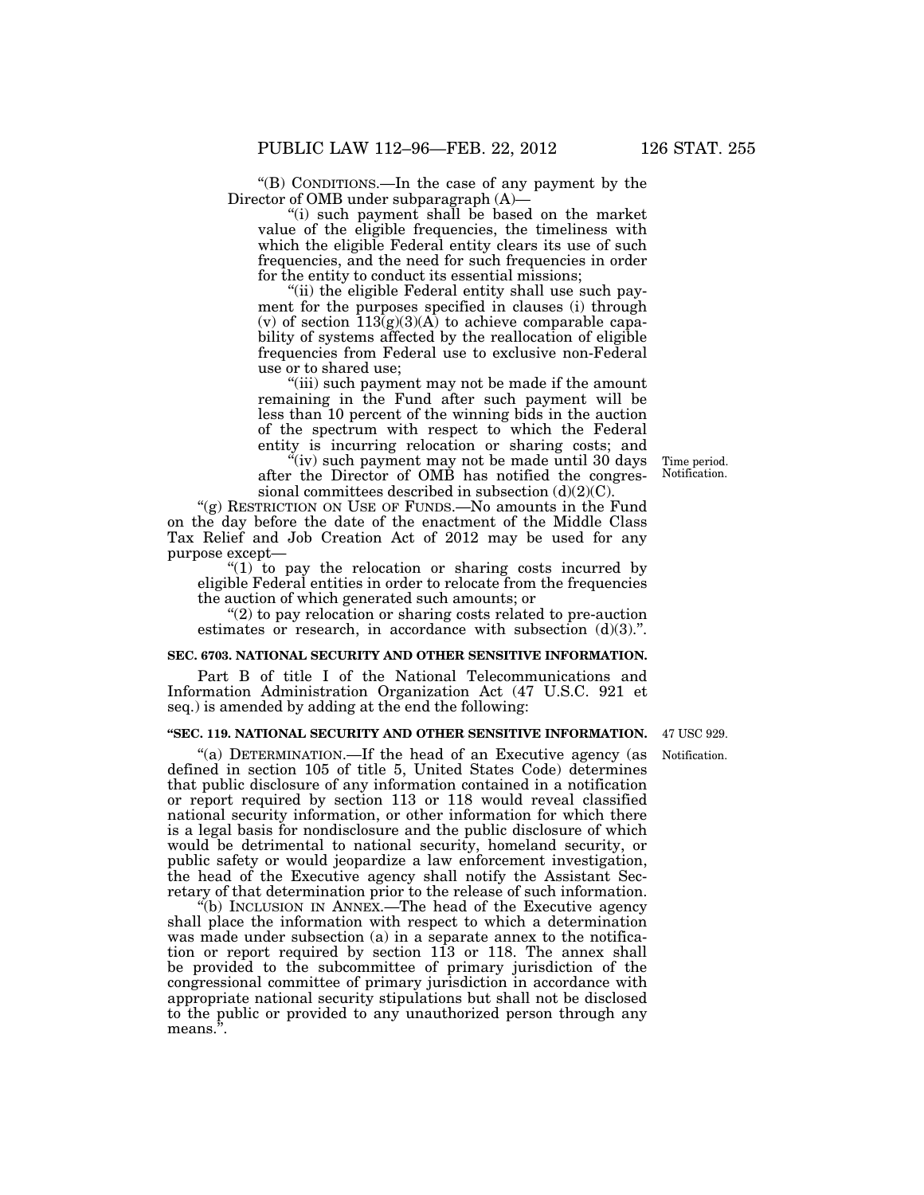"(B) CONDITIONS.—In the case of any payment by the Director of OMB under subparagraph (A)—

"(i) such payment shall be based on the market value of the eligible frequencies, the timeliness with which the eligible Federal entity clears its use of such frequencies, and the need for such frequencies in order for the entity to conduct its essential missions;

"(ii) the eligible Federal entity shall use such payment for the purposes specified in clauses (i) through (v) of section 113(g)(3)(A) to achieve comparable capability of systems affected by the reallocation of eligible frequencies from Federal use to exclusive non-Federal use or to shared use;

"(iii) such payment may not be made if the amount remaining in the Fund after such payment will be less than 10 percent of the winning bids in the auction of the spectrum with respect to which the Federal entity is incurring relocation or sharing costs; and

"(iv) such payment may not be made until 30 days after the Director of OMB has notified the congressional committees described in subsection (d)(2)(C).

Time period. Notification.

"(g) RESTRICTION ON USE OF FUNDS.—No amounts in the Fund on the day before the date of the enactment of the Middle Class Tax Relief and Job Creation Act of 2012 may be used for any purpose except—

"(1) to pay the relocation or sharing costs incurred by eligible Federal entities in order to relocate from the frequencies the auction of which generated such amounts; or

"(2) to pay relocation or sharing costs related to pre-auction estimates or research, in accordance with subsection (d)(3).".

**SEC. 6703. NATIONAL SECURITY AND OTHER SENSITIVE INFORMATION.**

Part B of title I of the National Telecommunications and Information Administration Organization Act (47 U.S.C. 921 et seq.) is amended by adding at the end the following:

**"SEC. 119. NATIONAL SECURITY AND OTHER SENSITIVE INFORMATION.**

47 USC 929.

Notification.

"(a) DETERMINATION.—If the head of an Executive agency (as defined in section 105 of title 5, United States Code) determines that public disclosure of any information contained in a notification or report required by section 113 or 118 would reveal classified national security information, or other information for which there is a legal basis for nondisclosure and the public disclosure of which would be detrimental to national security, homeland security, or public safety or would jeopardize a law enforcement investigation, the head of the Executive agency shall notify the Assistant Secretary of that determination prior to the release of such information.

"(b) INCLUSION IN ANNEX.—The head of the Executive agency shall place the information with respect to which a determination was made under subsection (a) in a separate annex to the notification or report required by section 113 or 118. The annex shall be provided to the subcommittee of primary jurisdiction of the congressional committee of primary jurisdiction in accordance with appropriate national security stipulations but shall not be disclosed to the public or provided to any unauthorized person through any means.".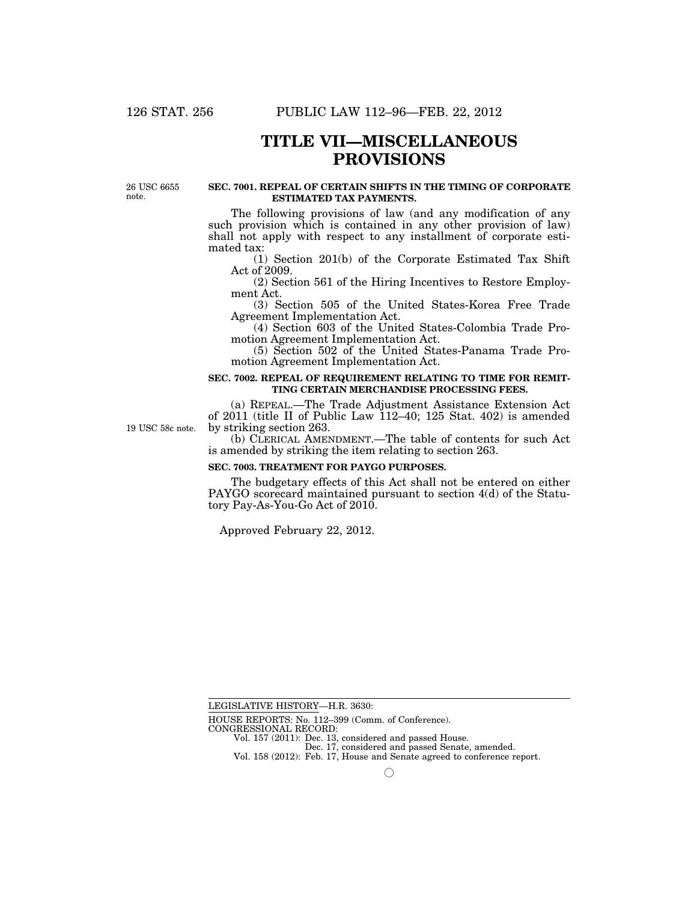# TITLE VII—MISCELLANEOUS PROVISIONS

26 USC 6655 note.

**SEC. 7001. REPEAL OF CERTAIN SHIFTS IN THE TIMING OF CORPORATE ESTIMATED TAX PAYMENTS.**

The following provisions of law (and any modification of any such provision which is contained in any other provision of law) shall not apply with respect to any installment of corporate estimated tax:

(1) Section 201(b) of the Corporate Estimated Tax Shift Act of 2009.

(2) Section 561 of the Hiring Incentives to Restore Employment Act.

(3) Section 505 of the United States-Korea Free Trade Agreement Implementation Act.

(4) Section 603 of the United States-Colombia Trade Promotion Agreement Implementation Act.

(5) Section 502 of the United States-Panama Trade Promotion Agreement Implementation Act.

**SEC. 7002. REPEAL OF REQUIREMENT RELATING TO TIME FOR REMITTING CERTAIN MERCHANDISE PROCESSING FEES.**

(a) REPEAL.—The Trade Adjustment Assistance Extension Act of 2011 (title II of Public Law 112–40; 125 Stat. 402) is amended by striking section 263.

19 USC 58c note.

(b) CLERICAL AMENDMENT.—The table of contents for such Act is amended by striking the item relating to section 263.

**SEC. 7003. TREATMENT FOR PAYGO PURPOSES.**

The budgetary effects of this Act shall not be entered on either PAYGO scorecard maintained pursuant to section 4(d) of the Statutory Pay-As-You-Go Act of 2010.

Approved February 22, 2012.

LEGISLATIVE HISTORY—H.R. 3630:

HOUSE REPORTS: No. 112–399 (Comm. of Conference).

CONGRESSIONAL RECORD:

Vol. 157 (2011): Dec. 13, considered and passed House.

Dec. 17, considered and passed Senate, amended.

Vol. 158 (2012): Feb. 17, House and Senate agreed to conference report.